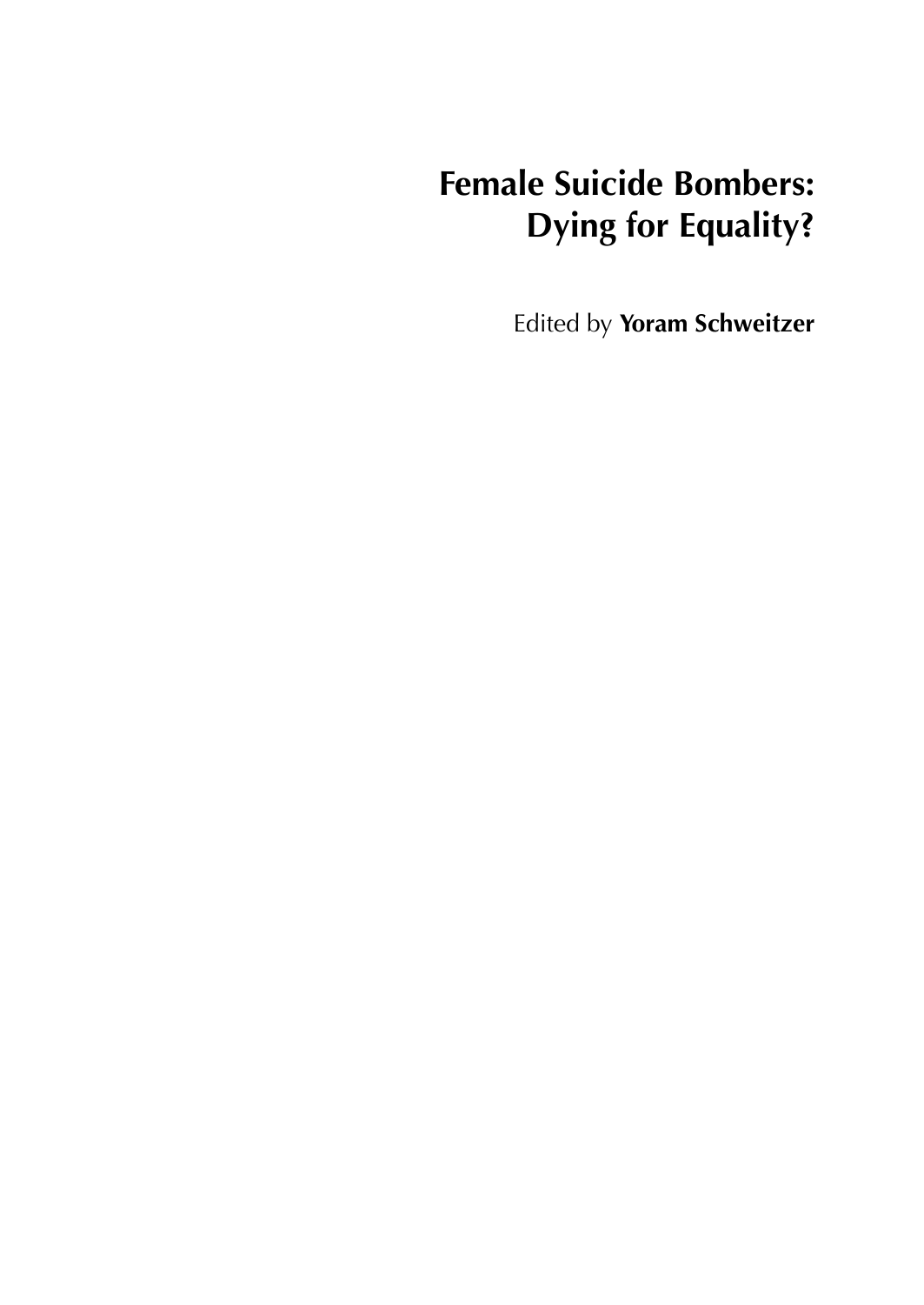# Female Suicide Bombers: Dying for Equality?

Edited by **Yoram Schweitzer**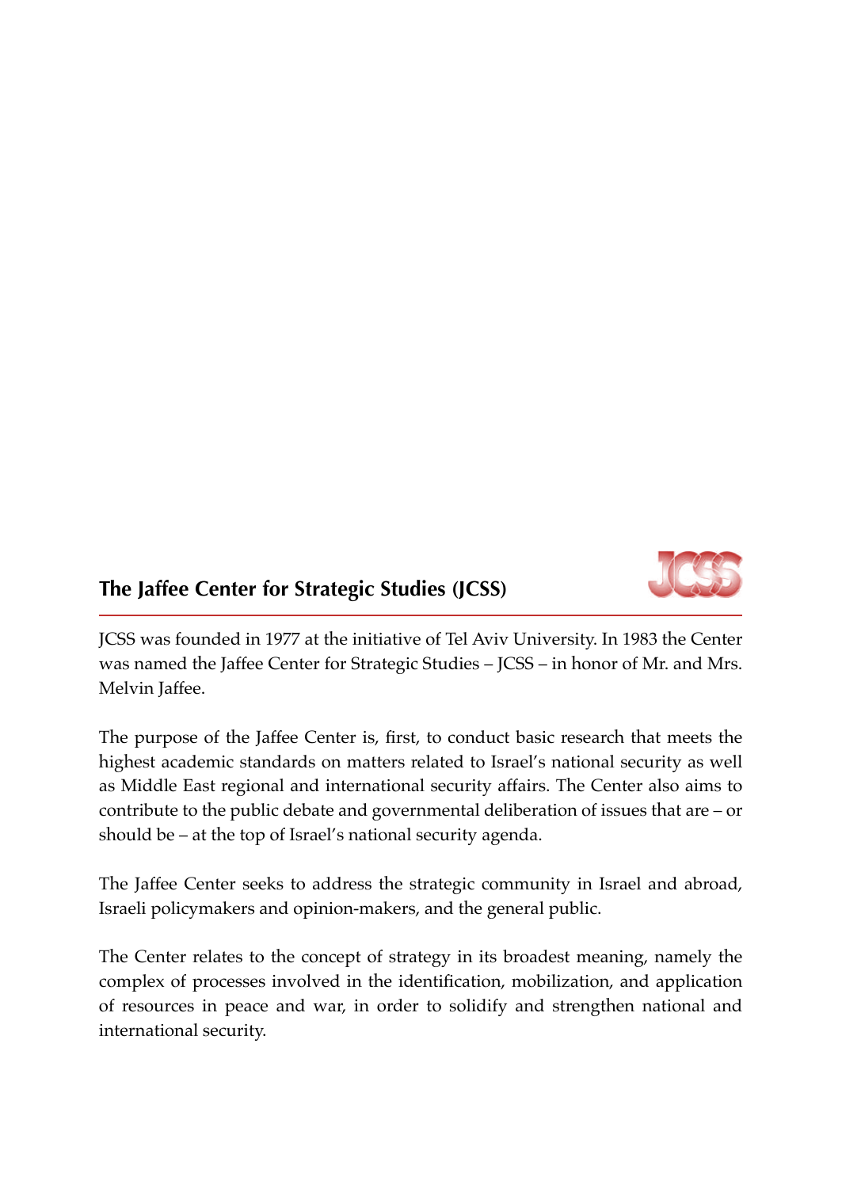## The Jaffee Center for Strategic Studies (JCSS)

JCSS was founded in 1977 at the initiative of Tel Aviv University. In 1983 the Center was named the Jaffee Center for Strategic Studies – JCSS – in honor of Mr. and Mrs. Melvin Jaffee.

The purpose of the Jaffee Center is, first, to conduct basic research that meets the highest academic standards on matters related to Israel's national security as well as Middle East regional and international security affairs. The Center also aims to contribute to the public debate and governmental deliberation of issues that are – or should be – at the top of Israel's national security agenda.

The Jaffee Center seeks to address the strategic community in Israel and abroad, Israeli policymakers and opinion-makers, and the general public.

The Center relates to the concept of strategy in its broadest meaning, namely the complex of processes involved in the identification, mobilization, and application of resources in peace and war, in order to solidify and strengthen national and international security.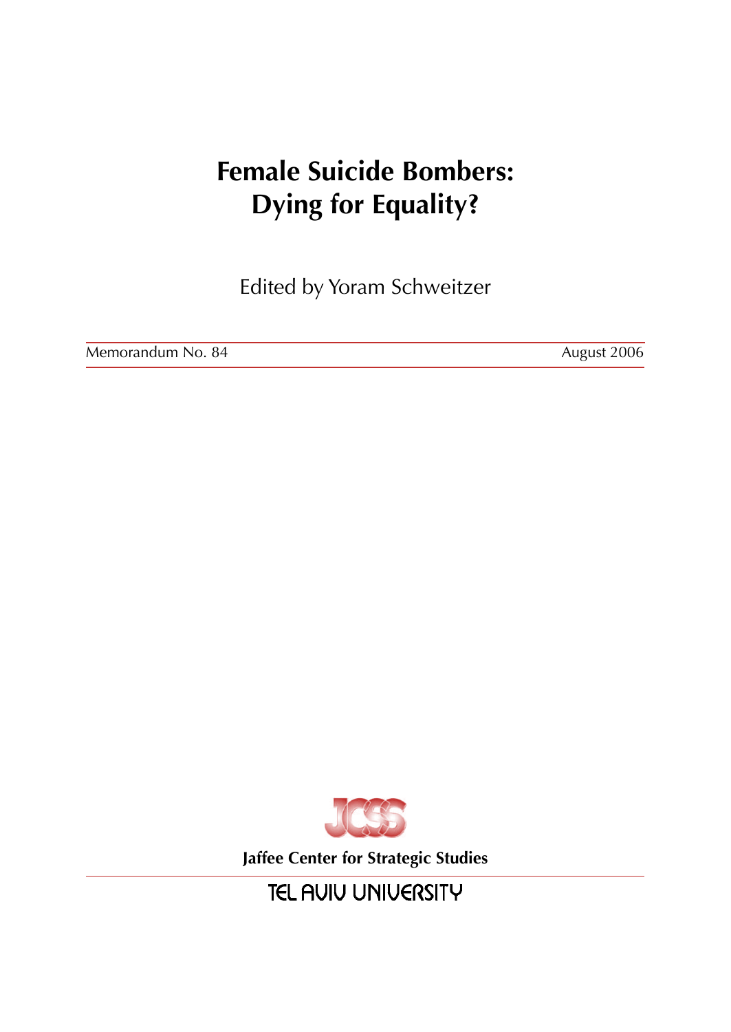# Female Suicide Bombers: Dying for Equality?

Edited by Yoram Schweitzer

Memorandum No. 84 August 2006

JCSS

**Jaffee Center for Strategic Studies**

TEL AVIV UNIVERSITY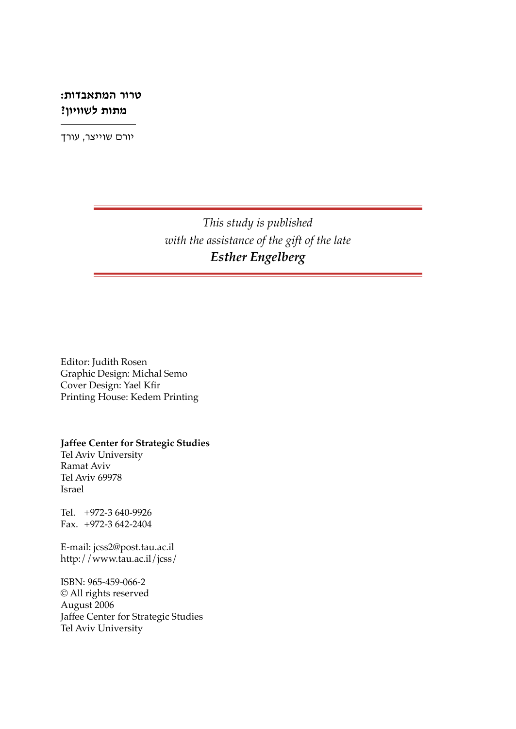**טרור המתאבדות:**
**מתות לשוויון?**

---

יורם שוייצר, עורך

*This study is published*
*with the assistance of the gift of the late*
***Esther Engelberg***

Editor: Judith Rosen
Graphic Design: Michal Semo
Cover Design: Yael Kfir
Printing House: Kedem Printing

**Jaffee Center for Strategic Studies**
Tel Aviv University
Ramat Aviv
Tel Aviv 69978
Israel

Tel. +972-3 640-9926
Fax. +972-3 642-2404

E-mail: jcss2@post.tau.ac.il
http://www.tau.ac.il/jcss/

ISBN: 965-459-066-2
© All rights reserved
August 2006
Jaffee Center for Strategic Studies
Tel Aviv University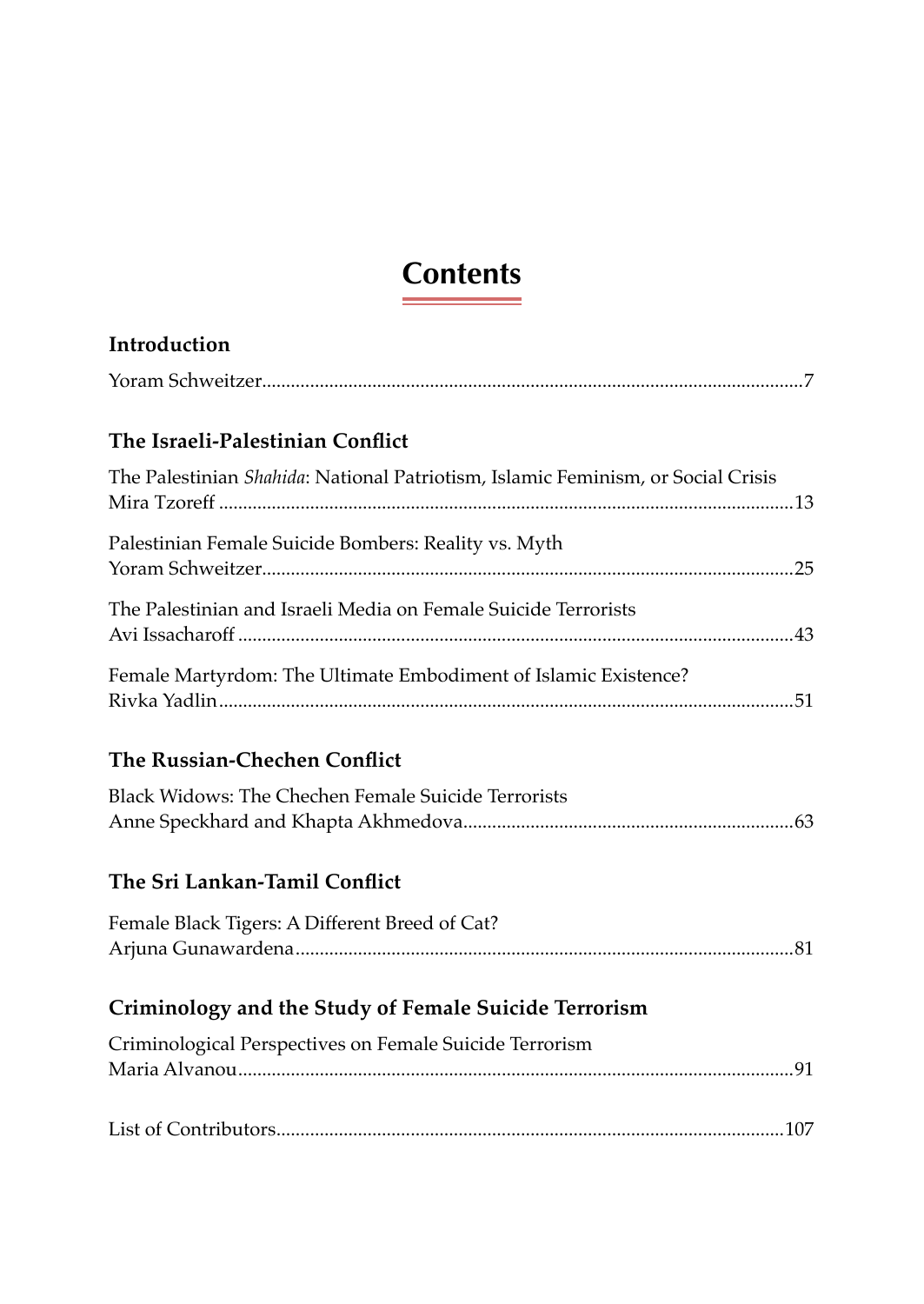# Contents

## Introduction

Yoram Schweitzer....7

## The Israeli-Palestinian Conflict

The Palestinian *Shahida*: National Patriotism, Islamic Feminism, or Social Crisis
Mira Tzoreff....13

Palestinian Female Suicide Bombers: Reality vs. Myth
Yoram Schweitzer....25

The Palestinian and Israeli Media on Female Suicide Terrorists
Avi Issacharoff....43

Female Martyrdom: The Ultimate Embodiment of Islamic Existence?
Rivka Yadlin....51

## The Russian-Chechen Conflict

Black Widows: The Chechen Female Suicide Terrorists
Anne Speckhard and Khapta Akhmedova....63

## The Sri Lankan-Tamil Conflict

Female Black Tigers: A Different Breed of Cat?
Arjuna Gunawardena....81

## Criminology and the Study of Female Suicide Terrorism

Criminological Perspectives on Female Suicide Terrorism
Maria Alvanou....91

List of Contributors....107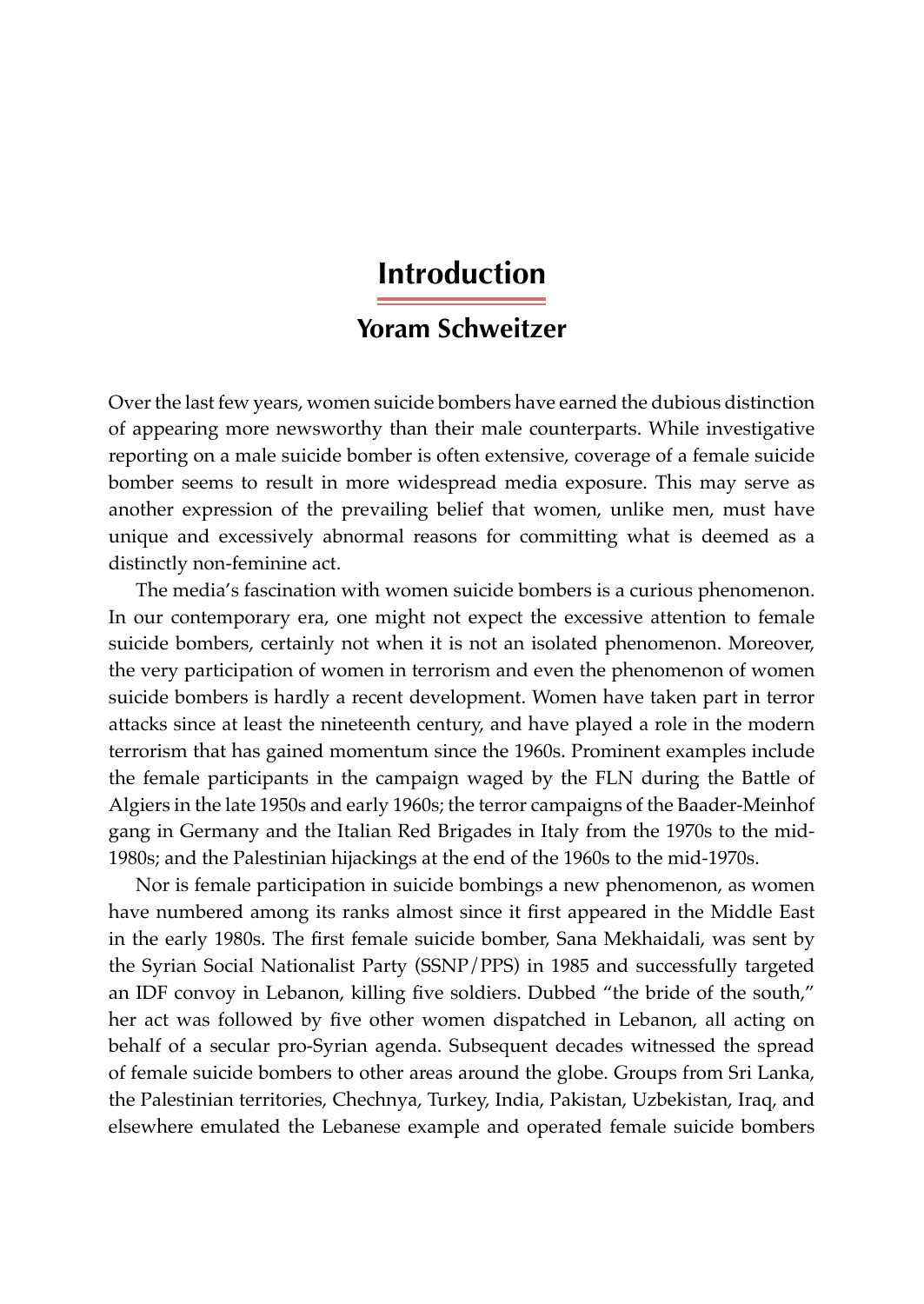# Introduction

## Yoram Schweitzer

Over the last few years, women suicide bombers have earned the dubious distinction of appearing more newsworthy than their male counterparts. While investigative reporting on a male suicide bomber is often extensive, coverage of a female suicide bomber seems to result in more widespread media exposure. This may serve as another expression of the prevailing belief that women, unlike men, must have unique and excessively abnormal reasons for committing what is deemed as a distinctly non-feminine act.

The media's fascination with women suicide bombers is a curious phenomenon. In our contemporary era, one might not expect the excessive attention to female suicide bombers, certainly not when it is not an isolated phenomenon. Moreover, the very participation of women in terrorism and even the phenomenon of women suicide bombers is hardly a recent development. Women have taken part in terror attacks since at least the nineteenth century, and have played a role in the modern terrorism that has gained momentum since the 1960s. Prominent examples include the female participants in the campaign waged by the FLN during the Battle of Algiers in the late 1950s and early 1960s; the terror campaigns of the Baader-Meinhof gang in Germany and the Italian Red Brigades in Italy from the 1970s to the mid-1980s; and the Palestinian hijackings at the end of the 1960s to the mid-1970s.

Nor is female participation in suicide bombings a new phenomenon, as women have numbered among its ranks almost since it first appeared in the Middle East in the early 1980s. The first female suicide bomber, Sana Mekhaidali, was sent by the Syrian Social Nationalist Party (SSNP/PPS) in 1985 and successfully targeted an IDF convoy in Lebanon, killing five soldiers. Dubbed "the bride of the south," her act was followed by five other women dispatched in Lebanon, all acting on behalf of a secular pro-Syrian agenda. Subsequent decades witnessed the spread of female suicide bombers to other areas around the globe. Groups from Sri Lanka, the Palestinian territories, Chechnya, Turkey, India, Pakistan, Uzbekistan, Iraq, and elsewhere emulated the Lebanese example and operated female suicide bombers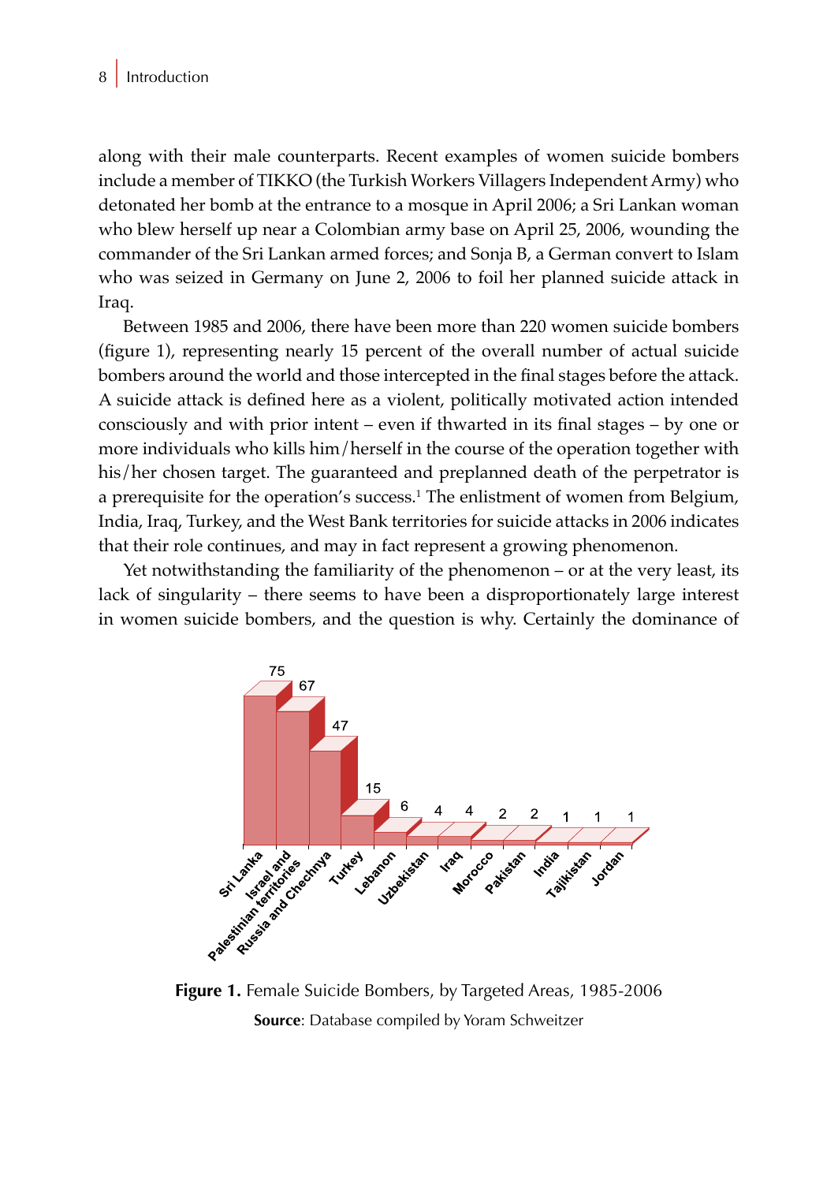along with their male counterparts. Recent examples of women suicide bombers include a member of TIKKO (the Turkish Workers Villagers Independent Army) who detonated her bomb at the entrance to a mosque in April 2006; a Sri Lankan woman who blew herself up near a Colombian army base on April 25, 2006, wounding the commander of the Sri Lankan armed forces; and Sonja B, a German convert to Islam who was seized in Germany on June 2, 2006 to foil her planned suicide attack in Iraq.

Between 1985 and 2006, there have been more than 220 women suicide bombers (figure 1), representing nearly 15 percent of the overall number of actual suicide bombers around the world and those intercepted in the final stages before the attack. A suicide attack is defined here as a violent, politically motivated action intended consciously and with prior intent – even if thwarted in its final stages – by one or more individuals who kills him/herself in the course of the operation together with his/her chosen target. The guaranteed and preplanned death of the perpetrator is a prerequisite for the operation's success.[1] The enlistment of women from Belgium, India, Iraq, Turkey, and the West Bank territories for suicide attacks in 2006 indicates that their role continues, and may in fact represent a growing phenomenon.

Yet notwithstanding the familiarity of the phenomenon – or at the very least, its lack of singularity – there seems to have been a disproportionately large interest in women suicide bombers, and the question is why. Certainly the dominance of

| Targeted Area | Number |
|---|---|
| Sri Lanka | 75 |
| Israel and Palestinian territories | 67 |
| Russia and Chechnya | 47 |
| Turkey | 15 |
| Lebanon | 6 |
| Uzbekistan | 4 |
| Iraq | 4 |
| Morocco | 2 |
| Pakistan | 2 |
| India | 1 |
| Tajikistan | 1 |
| Jordan | 1 |

**Figure 1.** Female Suicide Bombers, by Targeted Areas, 1985-2006

**Source**: Database compiled by Yoram Schweitzer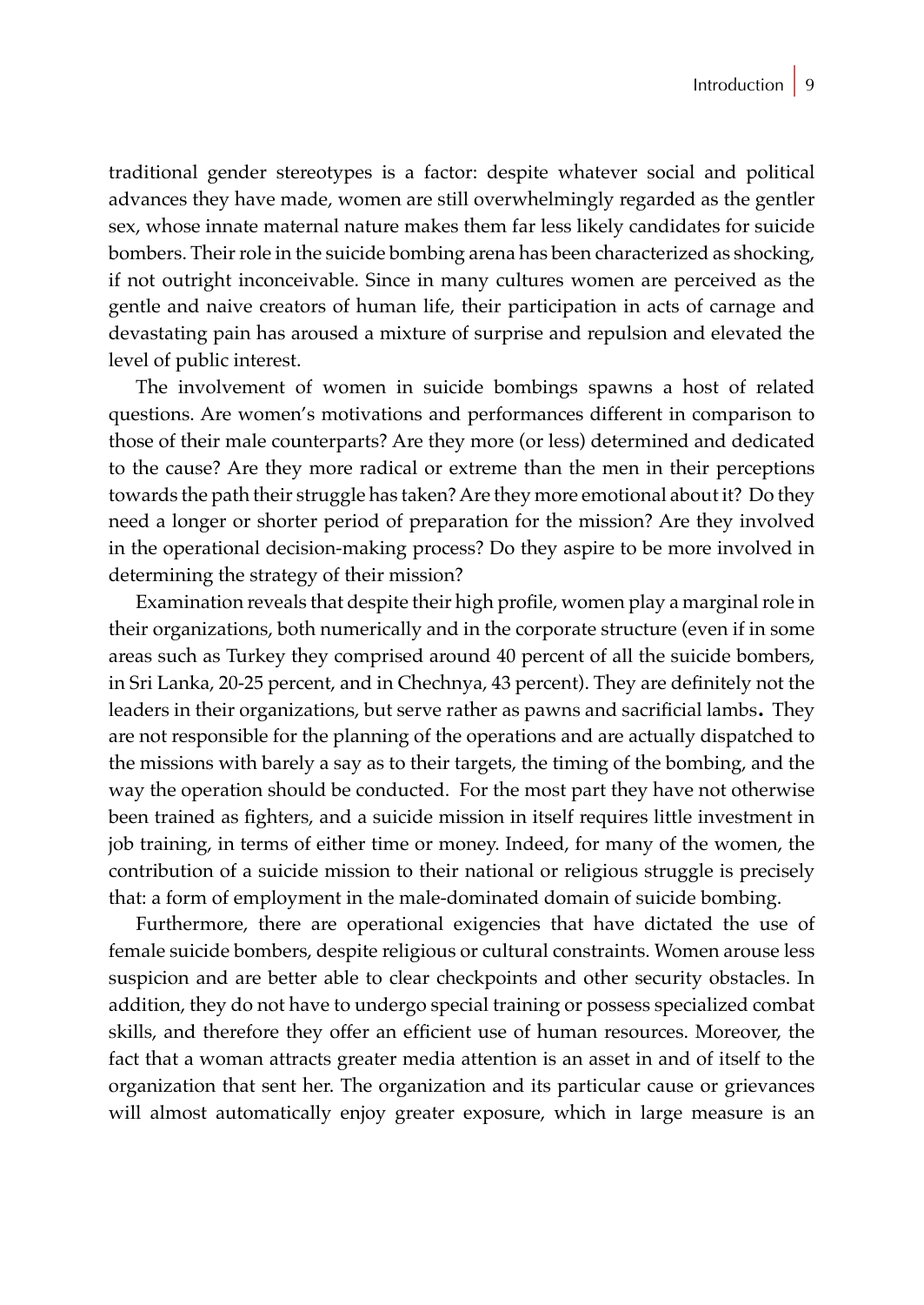traditional gender stereotypes is a factor: despite whatever social and political advances they have made, women are still overwhelmingly regarded as the gentler sex, whose innate maternal nature makes them far less likely candidates for suicide bombers. Their role in the suicide bombing arena has been characterized as shocking, if not outright inconceivable. Since in many cultures women are perceived as the gentle and naive creators of human life, their participation in acts of carnage and devastating pain has aroused a mixture of surprise and repulsion and elevated the level of public interest.

The involvement of women in suicide bombings spawns a host of related questions. Are women's motivations and performances different in comparison to those of their male counterparts? Are they more (or less) determined and dedicated to the cause? Are they more radical or extreme than the men in their perceptions towards the path their struggle has taken? Are they more emotional about it? Do they need a longer or shorter period of preparation for the mission? Are they involved in the operational decision-making process? Do they aspire to be more involved in determining the strategy of their mission?

Examination reveals that despite their high profile, women play a marginal role in their organizations, both numerically and in the corporate structure (even if in some areas such as Turkey they comprised around 40 percent of all the suicide bombers, in Sri Lanka, 20-25 percent, and in Chechnya, 43 percent). They are definitely not the leaders in their organizations, but serve rather as pawns and sacrificial lambs**.** They are not responsible for the planning of the operations and are actually dispatched to the missions with barely a say as to their targets, the timing of the bombing, and the way the operation should be conducted. For the most part they have not otherwise been trained as fighters, and a suicide mission in itself requires little investment in job training, in terms of either time or money. Indeed, for many of the women, the contribution of a suicide mission to their national or religious struggle is precisely that: a form of employment in the male-dominated domain of suicide bombing.

Furthermore, there are operational exigencies that have dictated the use of female suicide bombers, despite religious or cultural constraints. Women arouse less suspicion and are better able to clear checkpoints and other security obstacles. In addition, they do not have to undergo special training or possess specialized combat skills, and therefore they offer an efficient use of human resources. Moreover, the fact that a woman attracts greater media attention is an asset in and of itself to the organization that sent her. The organization and its particular cause or grievances will almost automatically enjoy greater exposure, which in large measure is an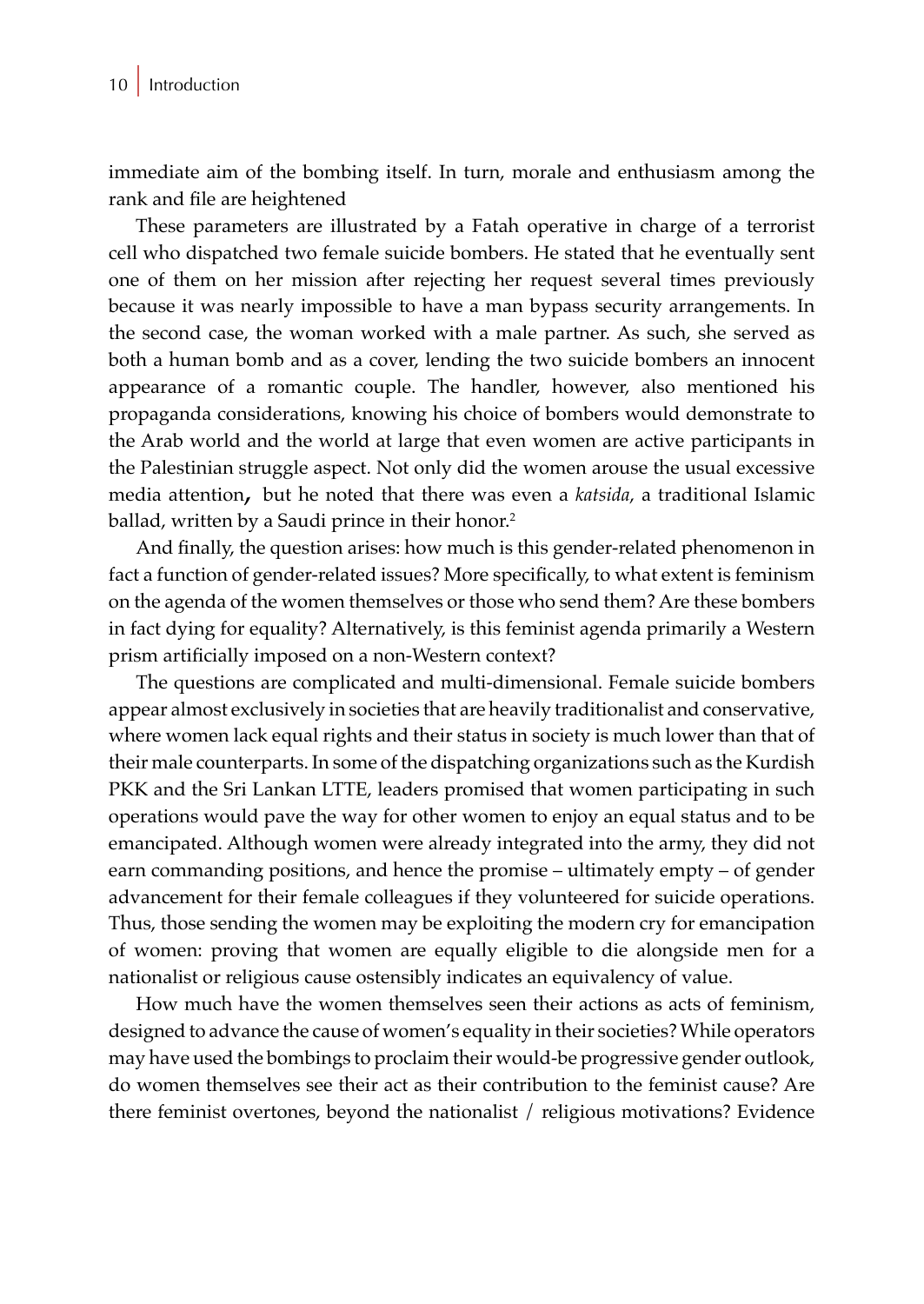immediate aim of the bombing itself. In turn, morale and enthusiasm among the rank and file are heightened

These parameters are illustrated by a Fatah operative in charge of a terrorist cell who dispatched two female suicide bombers. He stated that he eventually sent one of them on her mission after rejecting her request several times previously because it was nearly impossible to have a man bypass security arrangements. In the second case, the woman worked with a male partner. As such, she served as both a human bomb and as a cover, lending the two suicide bombers an innocent appearance of a romantic couple. The handler, however, also mentioned his propaganda considerations, knowing his choice of bombers would demonstrate to the Arab world and the world at large that even women are active participants in the Palestinian struggle aspect. Not only did the women arouse the usual excessive media attention**,** but he noted that there was even a *katsida*, a traditional Islamic ballad, written by a Saudi prince in their honor.[2]

And finally, the question arises: how much is this gender-related phenomenon in fact a function of gender-related issues? More specifically, to what extent is feminism on the agenda of the women themselves or those who send them? Are these bombers in fact dying for equality? Alternatively, is this feminist agenda primarily a Western prism artificially imposed on a non-Western context?

The questions are complicated and multi-dimensional. Female suicide bombers appear almost exclusively in societies that are heavily traditionalist and conservative, where women lack equal rights and their status in society is much lower than that of their male counterparts. In some of the dispatching organizations such as the Kurdish PKK and the Sri Lankan LTTE, leaders promised that women participating in such operations would pave the way for other women to enjoy an equal status and to be emancipated. Although women were already integrated into the army, they did not earn commanding positions, and hence the promise – ultimately empty – of gender advancement for their female colleagues if they volunteered for suicide operations. Thus, those sending the women may be exploiting the modern cry for emancipation of women: proving that women are equally eligible to die alongside men for a nationalist or religious cause ostensibly indicates an equivalency of value.

How much have the women themselves seen their actions as acts of feminism, designed to advance the cause of women's equality in their societies? While operators may have used the bombings to proclaim their would-be progressive gender outlook, do women themselves see their act as their contribution to the feminist cause? Are there feminist overtones, beyond the nationalist / religious motivations? Evidence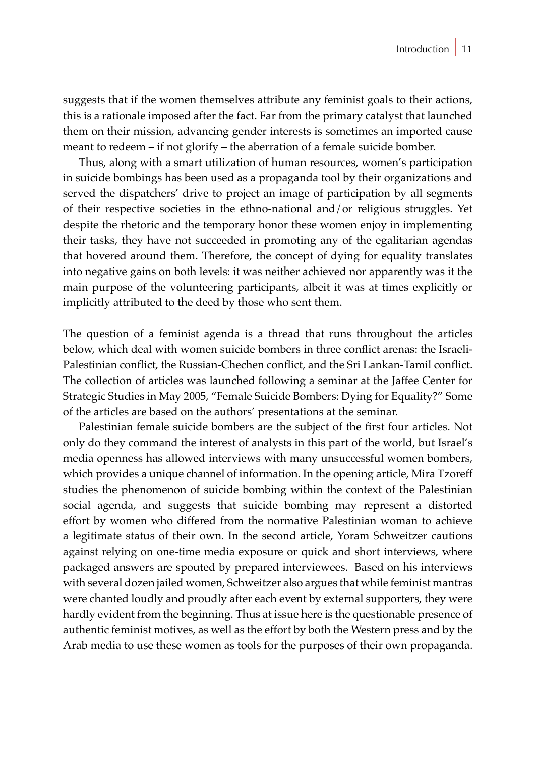suggests that if the women themselves attribute any feminist goals to their actions, this is a rationale imposed after the fact. Far from the primary catalyst that launched them on their mission, advancing gender interests is sometimes an imported cause meant to redeem – if not glorify – the aberration of a female suicide bomber.

Thus, along with a smart utilization of human resources, women's participation in suicide bombings has been used as a propaganda tool by their organizations and served the dispatchers' drive to project an image of participation by all segments of their respective societies in the ethno-national and/or religious struggles. Yet despite the rhetoric and the temporary honor these women enjoy in implementing their tasks, they have not succeeded in promoting any of the egalitarian agendas that hovered around them. Therefore, the concept of dying for equality translates into negative gains on both levels: it was neither achieved nor apparently was it the main purpose of the volunteering participants, albeit it was at times explicitly or implicitly attributed to the deed by those who sent them.

The question of a feminist agenda is a thread that runs throughout the articles below, which deal with women suicide bombers in three conflict arenas: the Israeli-Palestinian conflict, the Russian-Chechen conflict, and the Sri Lankan-Tamil conflict. The collection of articles was launched following a seminar at the Jaffee Center for Strategic Studies in May 2005, "Female Suicide Bombers: Dying for Equality?" Some of the articles are based on the authors' presentations at the seminar.

Palestinian female suicide bombers are the subject of the first four articles. Not only do they command the interest of analysts in this part of the world, but Israel's media openness has allowed interviews with many unsuccessful women bombers, which provides a unique channel of information. In the opening article, Mira Tzoreff studies the phenomenon of suicide bombing within the context of the Palestinian social agenda, and suggests that suicide bombing may represent a distorted effort by women who differed from the normative Palestinian woman to achieve a legitimate status of their own. In the second article, Yoram Schweitzer cautions against relying on one-time media exposure or quick and short interviews, where packaged answers are spouted by prepared interviewees. Based on his interviews with several dozen jailed women, Schweitzer also argues that while feminist mantras were chanted loudly and proudly after each event by external supporters, they were hardly evident from the beginning. Thus at issue here is the questionable presence of authentic feminist motives, as well as the effort by both the Western press and by the Arab media to use these women as tools for the purposes of their own propaganda.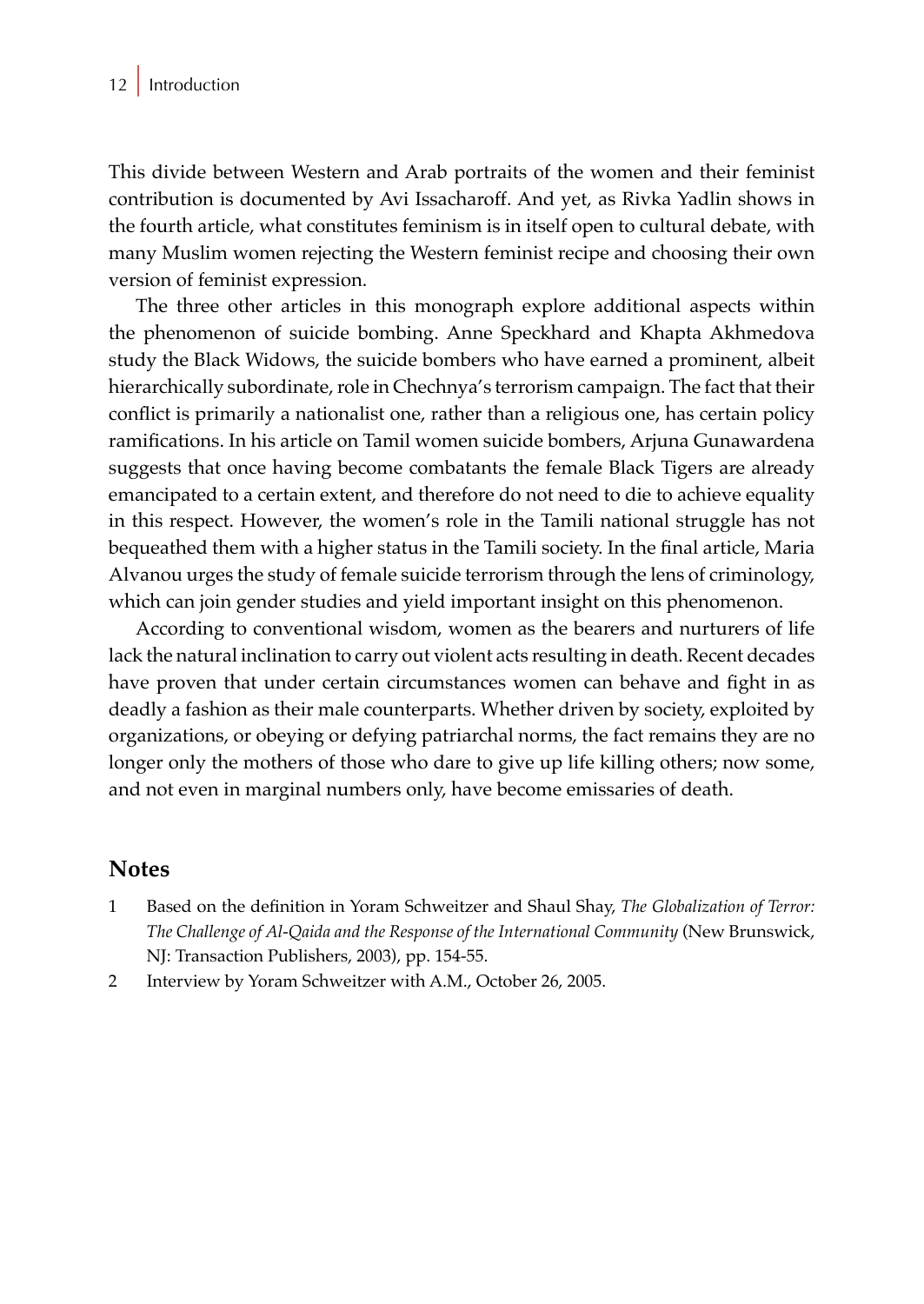This divide between Western and Arab portraits of the women and their feminist contribution is documented by Avi Issacharoff. And yet, as Rivka Yadlin shows in the fourth article, what constitutes feminism is in itself open to cultural debate, with many Muslim women rejecting the Western feminist recipe and choosing their own version of feminist expression.

The three other articles in this monograph explore additional aspects within the phenomenon of suicide bombing. Anne Speckhard and Khapta Akhmedova study the Black Widows, the suicide bombers who have earned a prominent, albeit hierarchically subordinate, role in Chechnya's terrorism campaign. The fact that their conflict is primarily a nationalist one, rather than a religious one, has certain policy ramifications. In his article on Tamil women suicide bombers, Arjuna Gunawardena suggests that once having become combatants the female Black Tigers are already emancipated to a certain extent, and therefore do not need to die to achieve equality in this respect. However, the women's role in the Tamili national struggle has not bequeathed them with a higher status in the Tamili society. In the final article, Maria Alvanou urges the study of female suicide terrorism through the lens of criminology, which can join gender studies and yield important insight on this phenomenon.

According to conventional wisdom, women as the bearers and nurturers of life lack the natural inclination to carry out violent acts resulting in death. Recent decades have proven that under certain circumstances women can behave and fight in as deadly a fashion as their male counterparts. Whether driven by society, exploited by organizations, or obeying or defying patriarchal norms, the fact remains they are no longer only the mothers of those who dare to give up life killing others; now some, and not even in marginal numbers only, have become emissaries of death.

## Notes

1 Based on the definition in Yoram Schweitzer and Shaul Shay, *The Globalization of Terror: The Challenge of Al-Qaida and the Response of the International Community* (New Brunswick, NJ: Transaction Publishers, 2003), pp. 154-55.

2 Interview by Yoram Schweitzer with A.M., October 26, 2005.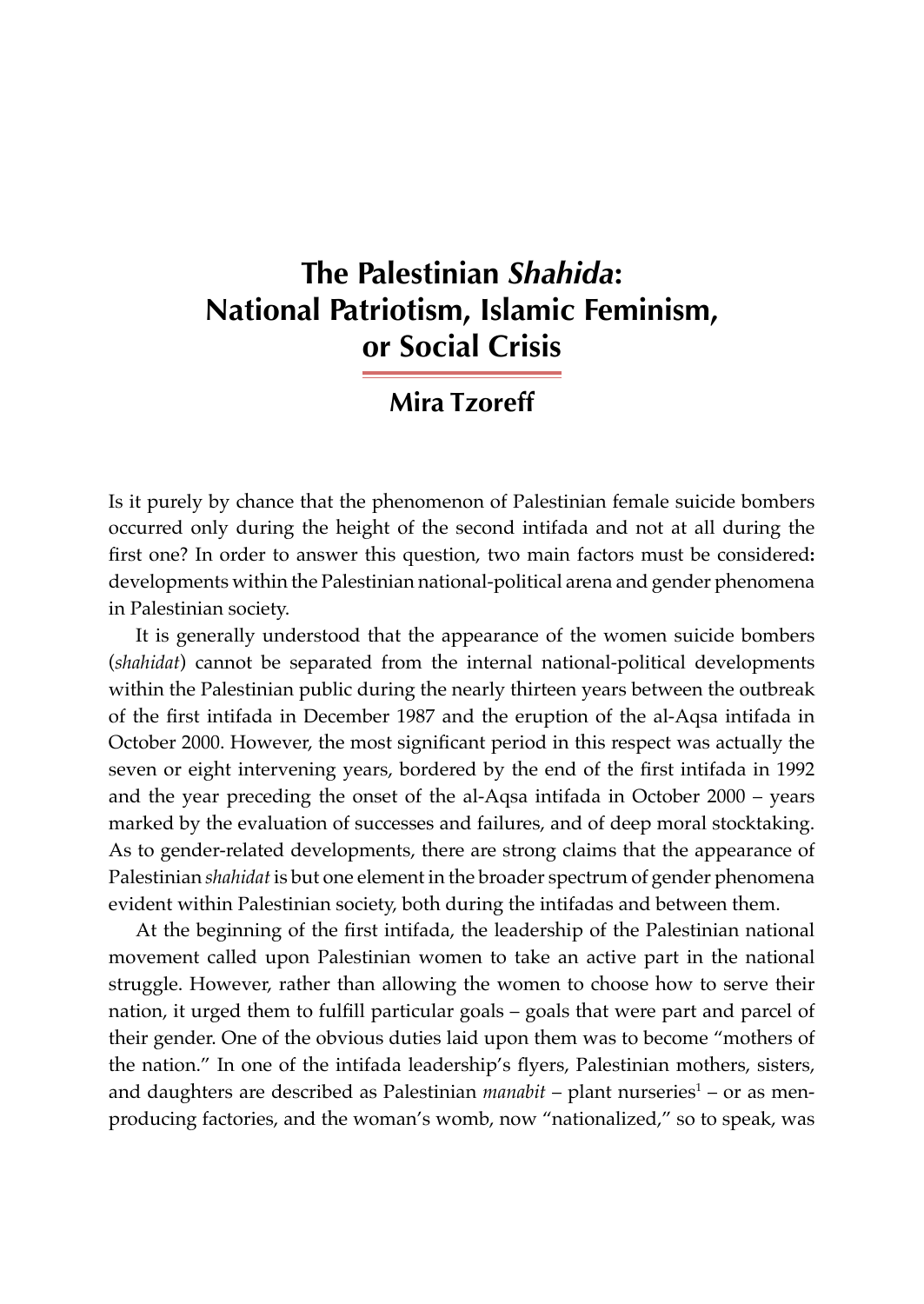# The Palestinian *Shahida*: National Patriotism, Islamic Feminism, or Social Crisis

## Mira Tzoreff

Is it purely by chance that the phenomenon of Palestinian female suicide bombers occurred only during the height of the second intifada and not at all during the first one? In order to answer this question, two main factors must be considered: developments within the Palestinian national-political arena and gender phenomena in Palestinian society.

It is generally understood that the appearance of the women suicide bombers (*shahidat*) cannot be separated from the internal national-political developments within the Palestinian public during the nearly thirteen years between the outbreak of the first intifada in December 1987 and the eruption of the al-Aqsa intifada in October 2000. However, the most significant period in this respect was actually the seven or eight intervening years, bordered by the end of the first intifada in 1992 and the year preceding the onset of the al-Aqsa intifada in October 2000 – years marked by the evaluation of successes and failures, and of deep moral stocktaking. As to gender-related developments, there are strong claims that the appearance of Palestinian *shahidat* is but one element in the broader spectrum of gender phenomena evident within Palestinian society, both during the intifadas and between them.

At the beginning of the first intifada, the leadership of the Palestinian national movement called upon Palestinian women to take an active part in the national struggle. However, rather than allowing the women to choose how to serve their nation, it urged them to fulfill particular goals – goals that were part and parcel of their gender. One of the obvious duties laid upon them was to become "mothers of the nation." In one of the intifada leadership's flyers, Palestinian mothers, sisters, and daughters are described as Palestinian *manabit* – plant nurseries[1] – or as men-producing factories, and the woman's womb, now "nationalized," so to speak, was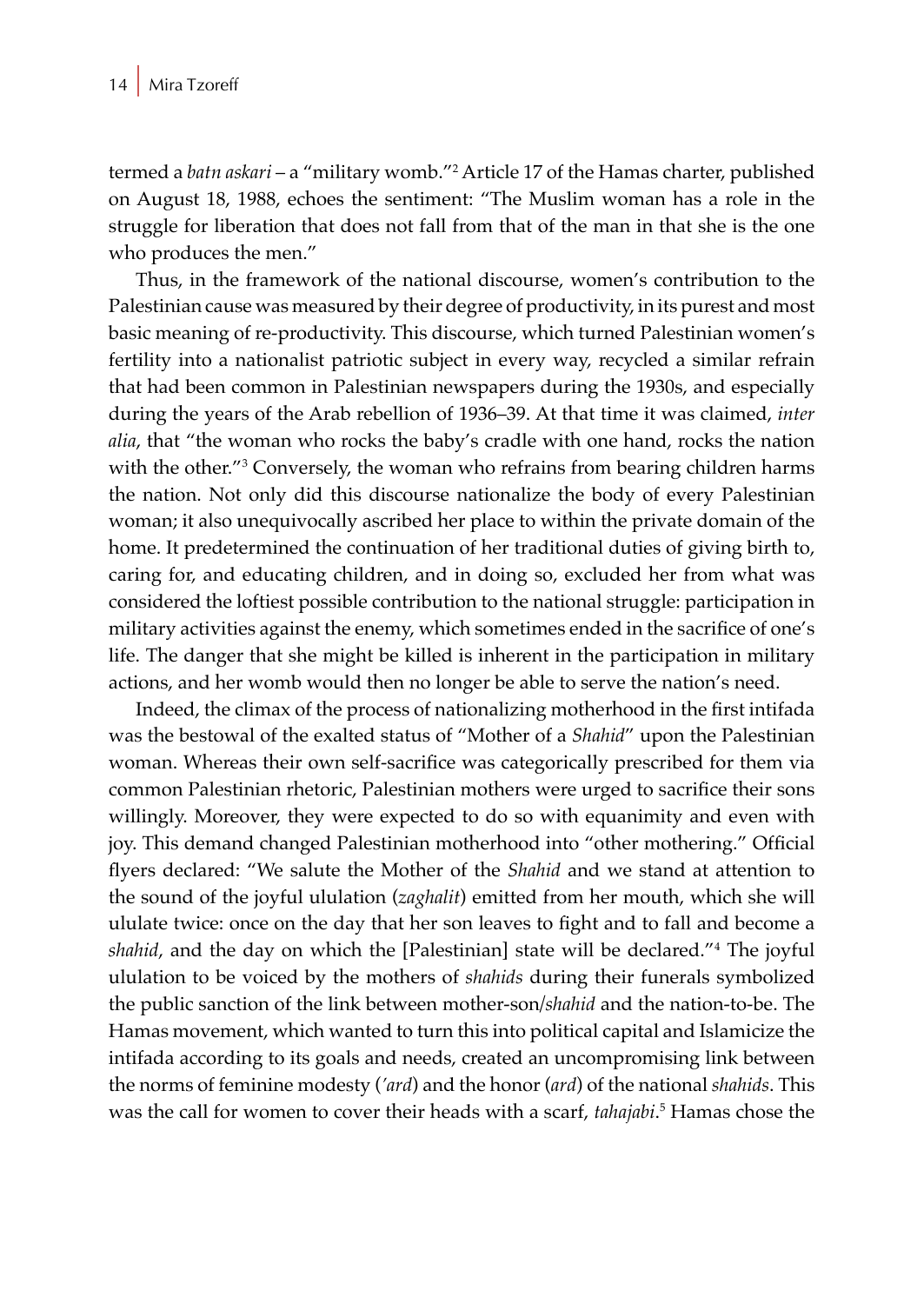termed a *batn askari* – a "military womb."[2] Article 17 of the Hamas charter, published on August 18, 1988, echoes the sentiment: "The Muslim woman has a role in the struggle for liberation that does not fall from that of the man in that she is the one who produces the men."

Thus, in the framework of the national discourse, women's contribution to the Palestinian cause was measured by their degree of productivity, in its purest and most basic meaning of re-productivity. This discourse, which turned Palestinian women's fertility into a nationalist patriotic subject in every way, recycled a similar refrain that had been common in Palestinian newspapers during the 1930s, and especially during the years of the Arab rebellion of 1936–39. At that time it was claimed, *inter alia*, that "the woman who rocks the baby's cradle with one hand, rocks the nation with the other."[3] Conversely, the woman who refrains from bearing children harms the nation. Not only did this discourse nationalize the body of every Palestinian woman; it also unequivocally ascribed her place to within the private domain of the home. It predetermined the continuation of her traditional duties of giving birth to, caring for, and educating children, and in doing so, excluded her from what was considered the loftiest possible contribution to the national struggle: participation in military activities against the enemy, which sometimes ended in the sacrifice of one's life. The danger that she might be killed is inherent in the participation in military actions, and her womb would then no longer be able to serve the nation's need.

Indeed, the climax of the process of nationalizing motherhood in the first intifada was the bestowal of the exalted status of "Mother of a *Shahid*" upon the Palestinian woman. Whereas their own self-sacrifice was categorically prescribed for them via common Palestinian rhetoric, Palestinian mothers were urged to sacrifice their sons willingly. Moreover, they were expected to do so with equanimity and even with joy. This demand changed Palestinian motherhood into "other mothering." Official flyers declared: "We salute the Mother of the *Shahid* and we stand at attention to the sound of the joyful ululation (*zaghalit*) emitted from her mouth, which she will ululate twice: once on the day that her son leaves to fight and to fall and become a *shahid*, and the day on which the [Palestinian] state will be declared."[4] The joyful ululation to be voiced by the mothers of *shahids* during their funerals symbolized the public sanction of the link between mother-son/*shahid* and the nation-to-be. The Hamas movement, which wanted to turn this into political capital and Islamicize the intifada according to its goals and needs, created an uncompromising link between the norms of feminine modesty (*'ard*) and the honor (*ard*) of the national *shahids*. This was the call for women to cover their heads with a scarf, *tahajabi*.[5] Hamas chose the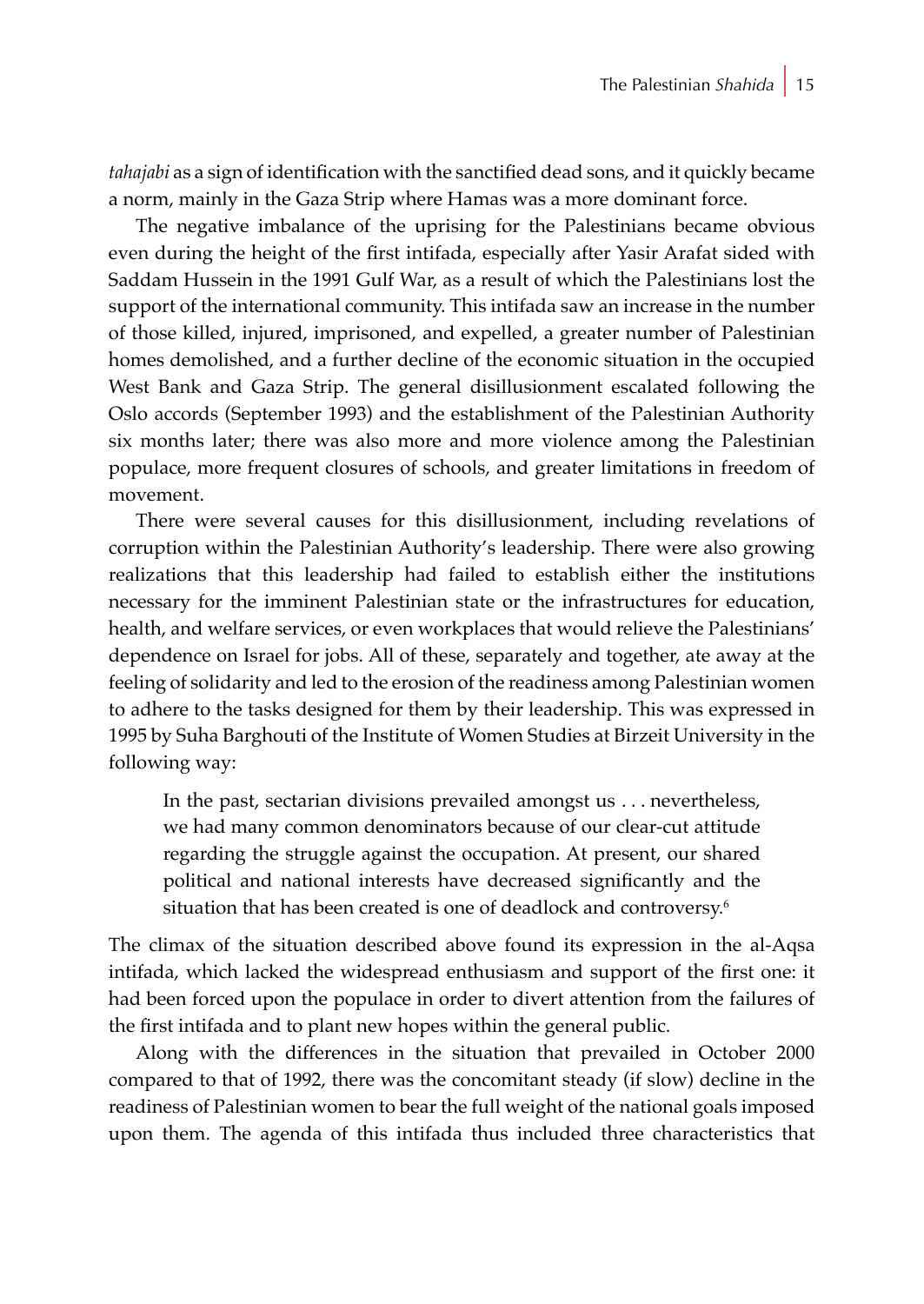*tahajabi* as a sign of identification with the sanctified dead sons, and it quickly became a norm, mainly in the Gaza Strip where Hamas was a more dominant force.

The negative imbalance of the uprising for the Palestinians became obvious even during the height of the first intifada, especially after Yasir Arafat sided with Saddam Hussein in the 1991 Gulf War, as a result of which the Palestinians lost the support of the international community. This intifada saw an increase in the number of those killed, injured, imprisoned, and expelled, a greater number of Palestinian homes demolished, and a further decline of the economic situation in the occupied West Bank and Gaza Strip. The general disillusionment escalated following the Oslo accords (September 1993) and the establishment of the Palestinian Authority six months later; there was also more and more violence among the Palestinian populace, more frequent closures of schools, and greater limitations in freedom of movement.

There were several causes for this disillusionment, including revelations of corruption within the Palestinian Authority's leadership. There were also growing realizations that this leadership had failed to establish either the institutions necessary for the imminent Palestinian state or the infrastructures for education, health, and welfare services, or even workplaces that would relieve the Palestinians' dependence on Israel for jobs. All of these, separately and together, ate away at the feeling of solidarity and led to the erosion of the readiness among Palestinian women to adhere to the tasks designed for them by their leadership. This was expressed in 1995 by Suha Barghouti of the Institute of Women Studies at Birzeit University in the following way:

> In the past, sectarian divisions prevailed amongst us . . . nevertheless, we had many common denominators because of our clear-cut attitude regarding the struggle against the occupation. At present, our shared political and national interests have decreased significantly and the situation that has been created is one of deadlock and controversy.[6]

The climax of the situation described above found its expression in the al-Aqsa intifada, which lacked the widespread enthusiasm and support of the first one: it had been forced upon the populace in order to divert attention from the failures of the first intifada and to plant new hopes within the general public.

Along with the differences in the situation that prevailed in October 2000 compared to that of 1992, there was the concomitant steady (if slow) decline in the readiness of Palestinian women to bear the full weight of the national goals imposed upon them. The agenda of this intifada thus included three characteristics that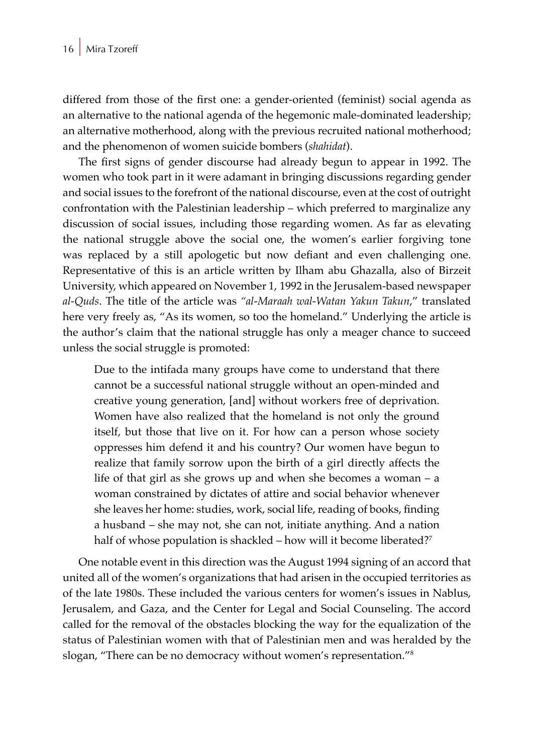differed from those of the first one: a gender-oriented (feminist) social agenda as an alternative to the national agenda of the hegemonic male-dominated leadership; an alternative motherhood, along with the previous recruited national motherhood; and the phenomenon of women suicide bombers (*shahidat*).

The first signs of gender discourse had already begun to appear in 1992. The women who took part in it were adamant in bringing discussions regarding gender and social issues to the forefront of the national discourse, even at the cost of outright confrontation with the Palestinian leadership – which preferred to marginalize any discussion of social issues, including those regarding women. As far as elevating the national struggle above the social one, the women's earlier forgiving tone was replaced by a still apologetic but now defiant and even challenging one. Representative of this is an article written by Ilham abu Ghazalla, also of Birzeit University, which appeared on November 1, 1992 in the Jerusalem-based newspaper *al-Quds*. The title of the article was *"al-Maraah wal-Watan Yakun Takun*," translated here very freely as, "As its women, so too the homeland." Underlying the article is the author's claim that the national struggle has only a meager chance to succeed unless the social struggle is promoted:

> Due to the intifada many groups have come to understand that there cannot be a successful national struggle without an open-minded and creative young generation, [and] without workers free of deprivation. Women have also realized that the homeland is not only the ground itself, but those that live on it. For how can a person whose society oppresses him defend it and his country? Our women have begun to realize that family sorrow upon the birth of a girl directly affects the life of that girl as she grows up and when she becomes a woman – a woman constrained by dictates of attire and social behavior whenever she leaves her home: studies, work, social life, reading of books, finding a husband – she may not, she can not, initiate anything. And a nation half of whose population is shackled – how will it become liberated?[7]

One notable event in this direction was the August 1994 signing of an accord that united all of the women's organizations that had arisen in the occupied territories as of the late 1980s. These included the various centers for women's issues in Nablus, Jerusalem, and Gaza, and the Center for Legal and Social Counseling. The accord called for the removal of the obstacles blocking the way for the equalization of the status of Palestinian women with that of Palestinian men and was heralded by the slogan, "There can be no democracy without women's representation."[8]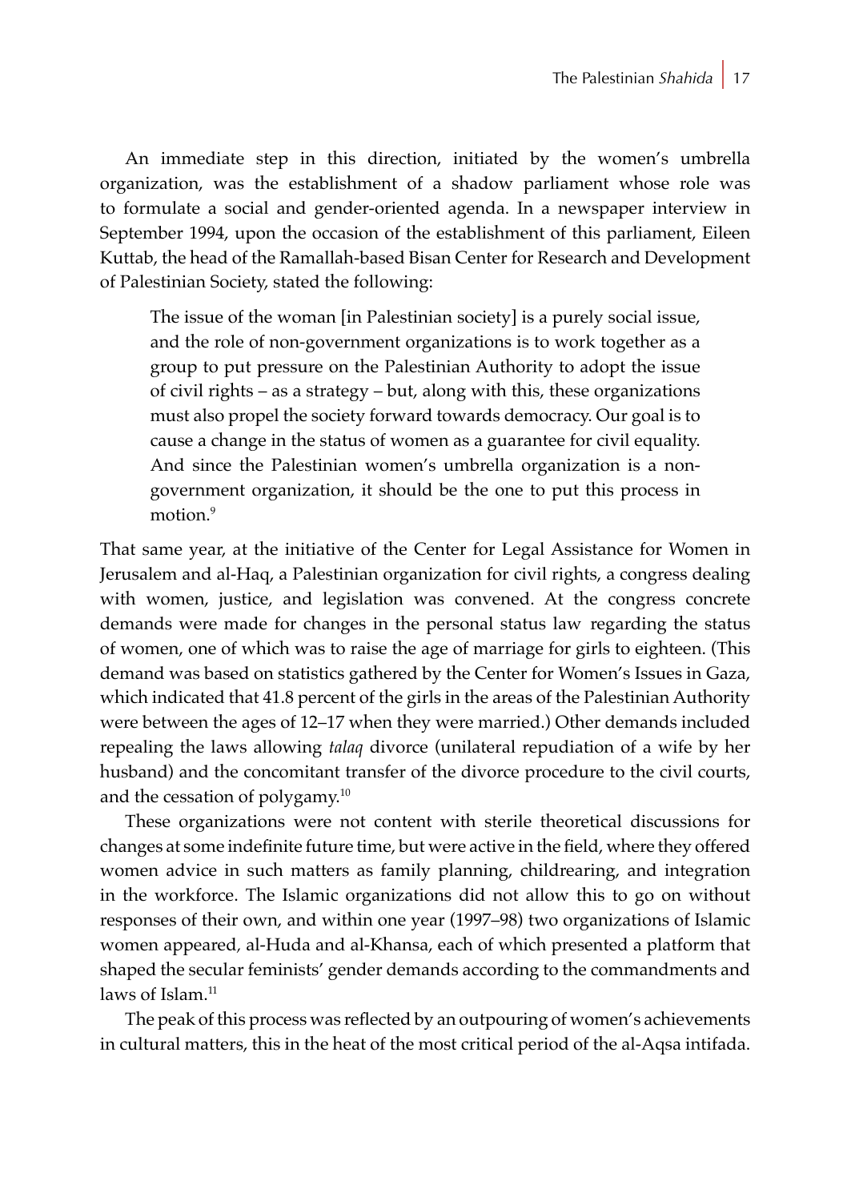An immediate step in this direction, initiated by the women's umbrella organization, was the establishment of a shadow parliament whose role was to formulate a social and gender-oriented agenda. In a newspaper interview in September 1994, upon the occasion of the establishment of this parliament, Eileen Kuttab, the head of the Ramallah-based Bisan Center for Research and Development of Palestinian Society, stated the following:

> The issue of the woman [in Palestinian society] is a purely social issue, and the role of non-government organizations is to work together as a group to put pressure on the Palestinian Authority to adopt the issue of civil rights – as a strategy – but, along with this, these organizations must also propel the society forward towards democracy. Our goal is to cause a change in the status of women as a guarantee for civil equality. And since the Palestinian women's umbrella organization is a non-government organization, it should be the one to put this process in motion.[9]

That same year, at the initiative of the Center for Legal Assistance for Women in Jerusalem and al-Haq, a Palestinian organization for civil rights, a congress dealing with women, justice, and legislation was convened. At the congress concrete demands were made for changes in the personal status law regarding the status of women, one of which was to raise the age of marriage for girls to eighteen. (This demand was based on statistics gathered by the Center for Women's Issues in Gaza, which indicated that 41.8 percent of the girls in the areas of the Palestinian Authority were between the ages of 12–17 when they were married.) Other demands included repealing the laws allowing *talaq* divorce (unilateral repudiation of a wife by her husband) and the concomitant transfer of the divorce procedure to the civil courts, and the cessation of polygamy.[10]

These organizations were not content with sterile theoretical discussions for changes at some indefinite future time, but were active in the field, where they offered women advice in such matters as family planning, childrearing, and integration in the workforce. The Islamic organizations did not allow this to go on without responses of their own, and within one year (1997–98) two organizations of Islamic women appeared, al-Huda and al-Khansa, each of which presented a platform that shaped the secular feminists' gender demands according to the commandments and laws of Islam.[11]

The peak of this process was reflected by an outpouring of women's achievements in cultural matters, this in the heat of the most critical period of the al-Aqsa intifada.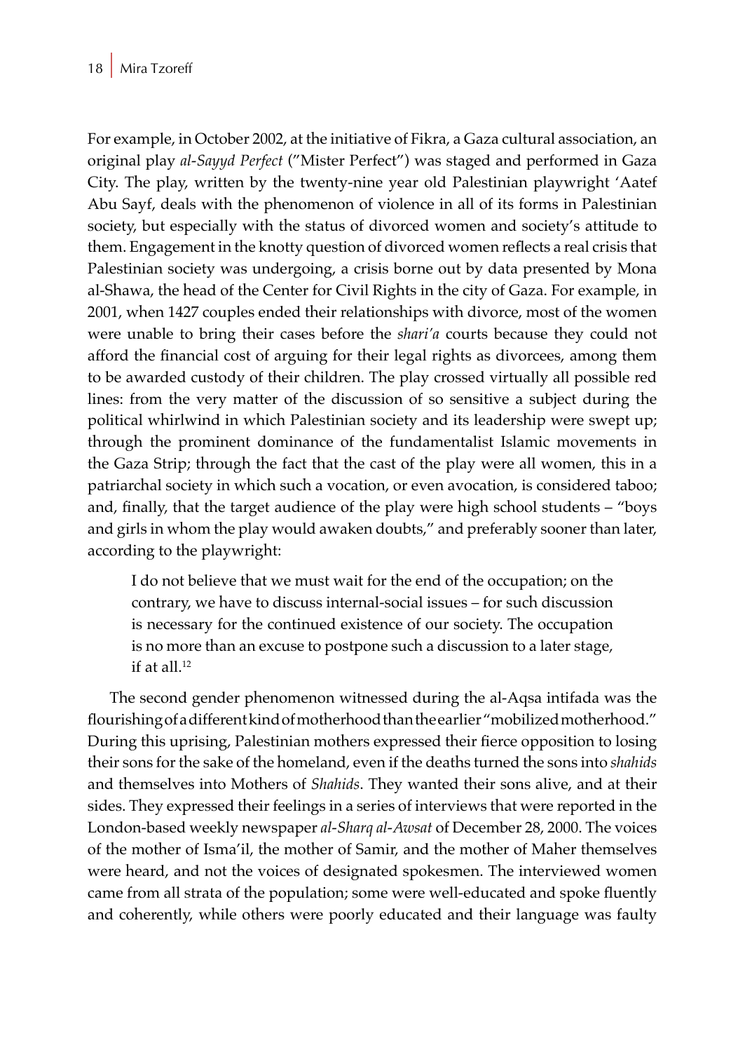For example, in October 2002, at the initiative of Fikra, a Gaza cultural association, an original play *al-Sayyd Perfect* ("Mister Perfect") was staged and performed in Gaza City. The play, written by the twenty-nine year old Palestinian playwright 'Aatef Abu Sayf, deals with the phenomenon of violence in all of its forms in Palestinian society, but especially with the status of divorced women and society's attitude to them. Engagement in the knotty question of divorced women reflects a real crisis that Palestinian society was undergoing, a crisis borne out by data presented by Mona al-Shawa, the head of the Center for Civil Rights in the city of Gaza. For example, in 2001, when 1427 couples ended their relationships with divorce, most of the women were unable to bring their cases before the *shari'a* courts because they could not afford the financial cost of arguing for their legal rights as divorcees, among them to be awarded custody of their children. The play crossed virtually all possible red lines: from the very matter of the discussion of so sensitive a subject during the political whirlwind in which Palestinian society and its leadership were swept up; through the prominent dominance of the fundamentalist Islamic movements in the Gaza Strip; through the fact that the cast of the play were all women, this in a patriarchal society in which such a vocation, or even avocation, is considered taboo; and, finally, that the target audience of the play were high school students – "boys and girls in whom the play would awaken doubts," and preferably sooner than later, according to the playwright:

> I do not believe that we must wait for the end of the occupation; on the contrary, we have to discuss internal-social issues – for such discussion is necessary for the continued existence of our society. The occupation is no more than an excuse to postpone such a discussion to a later stage, if at all.[12]

The second gender phenomenon witnessed during the al-Aqsa intifada was the flourishing of a different kind of motherhood than the earlier "mobilized motherhood." During this uprising, Palestinian mothers expressed their fierce opposition to losing their sons for the sake of the homeland, even if the deaths turned the sons into *shahids* and themselves into Mothers of *Shahids*. They wanted their sons alive, and at their sides. They expressed their feelings in a series of interviews that were reported in the London-based weekly newspaper *al-Sharq al-Awsat* of December 28, 2000. The voices of the mother of Isma'il, the mother of Samir, and the mother of Maher themselves were heard, and not the voices of designated spokesmen. The interviewed women came from all strata of the population; some were well-educated and spoke fluently and coherently, while others were poorly educated and their language was faulty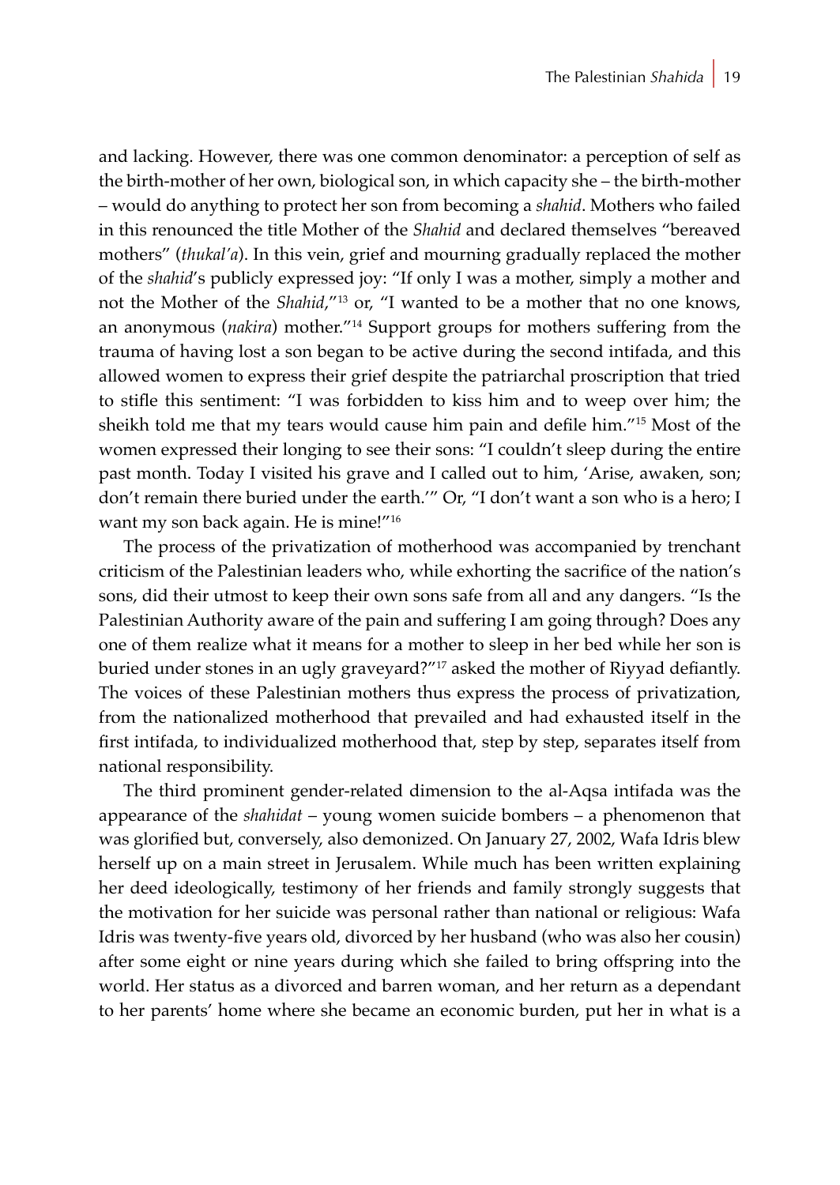and lacking. However, there was one common denominator: a perception of self as the birth-mother of her own, biological son, in which capacity she – the birth-mother – would do anything to protect her son from becoming a *shahid*. Mothers who failed in this renounced the title Mother of the *Shahid* and declared themselves "bereaved mothers" (*thukal'a*). In this vein, grief and mourning gradually replaced the mother of the *shahid*'s publicly expressed joy: "If only I was a mother, simply a mother and not the Mother of the *Shahid*,"[13] or, "I wanted to be a mother that no one knows, an anonymous (*nakira*) mother."[14] Support groups for mothers suffering from the trauma of having lost a son began to be active during the second intifada, and this allowed women to express their grief despite the patriarchal proscription that tried to stifle this sentiment: "I was forbidden to kiss him and to weep over him; the sheikh told me that my tears would cause him pain and defile him."[15] Most of the women expressed their longing to see their sons: "I couldn't sleep during the entire past month. Today I visited his grave and I called out to him, 'Arise, awaken, son; don't remain there buried under the earth.'" Or, "I don't want a son who is a hero; I want my son back again. He is mine!"[16]

The process of the privatization of motherhood was accompanied by trenchant criticism of the Palestinian leaders who, while exhorting the sacrifice of the nation's sons, did their utmost to keep their own sons safe from all and any dangers. "Is the Palestinian Authority aware of the pain and suffering I am going through? Does any one of them realize what it means for a mother to sleep in her bed while her son is buried under stones in an ugly graveyard?"[17] asked the mother of Riyyad defiantly. The voices of these Palestinian mothers thus express the process of privatization, from the nationalized motherhood that prevailed and had exhausted itself in the first intifada, to individualized motherhood that, step by step, separates itself from national responsibility.

The third prominent gender-related dimension to the al-Aqsa intifada was the appearance of the *shahidat* – young women suicide bombers – a phenomenon that was glorified but, conversely, also demonized. On January 27, 2002, Wafa Idris blew herself up on a main street in Jerusalem. While much has been written explaining her deed ideologically, testimony of her friends and family strongly suggests that the motivation for her suicide was personal rather than national or religious: Wafa Idris was twenty-five years old, divorced by her husband (who was also her cousin) after some eight or nine years during which she failed to bring offspring into the world. Her status as a divorced and barren woman, and her return as a dependant to her parents' home where she became an economic burden, put her in what is a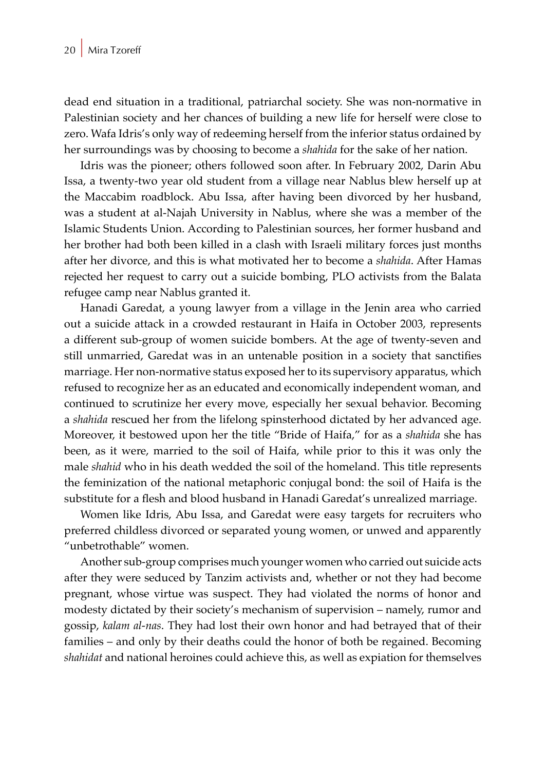dead end situation in a traditional, patriarchal society. She was non-normative in Palestinian society and her chances of building a new life for herself were close to zero. Wafa Idris's only way of redeeming herself from the inferior status ordained by her surroundings was by choosing to become a *shahida* for the sake of her nation.

Idris was the pioneer; others followed soon after. In February 2002, Darin Abu Issa, a twenty-two year old student from a village near Nablus blew herself up at the Maccabim roadblock. Abu Issa, after having been divorced by her husband, was a student at al-Najah University in Nablus, where she was a member of the Islamic Students Union. According to Palestinian sources, her former husband and her brother had both been killed in a clash with Israeli military forces just months after her divorce, and this is what motivated her to become a *shahida*. After Hamas rejected her request to carry out a suicide bombing, PLO activists from the Balata refugee camp near Nablus granted it.

Hanadi Garedat, a young lawyer from a village in the Jenin area who carried out a suicide attack in a crowded restaurant in Haifa in October 2003, represents a different sub-group of women suicide bombers. At the age of twenty-seven and still unmarried, Garedat was in an untenable position in a society that sanctifies marriage. Her non-normative status exposed her to its supervisory apparatus, which refused to recognize her as an educated and economically independent woman, and continued to scrutinize her every move, especially her sexual behavior. Becoming a *shahida* rescued her from the lifelong spinsterhood dictated by her advanced age. Moreover, it bestowed upon her the title "Bride of Haifa," for as a *shahida* she has been, as it were, married to the soil of Haifa, while prior to this it was only the male *shahid* who in his death wedded the soil of the homeland. This title represents the feminization of the national metaphoric conjugal bond: the soil of Haifa is the substitute for a flesh and blood husband in Hanadi Garedat's unrealized marriage.

Women like Idris, Abu Issa, and Garedat were easy targets for recruiters who preferred childless divorced or separated young women, or unwed and apparently "unbetrothable" women.

Another sub-group comprises much younger women who carried out suicide acts after they were seduced by Tanzim activists and, whether or not they had become pregnant, whose virtue was suspect. They had violated the norms of honor and modesty dictated by their society's mechanism of supervision – namely, rumor and gossip, *kalam al-nas*. They had lost their own honor and had betrayed that of their families – and only by their deaths could the honor of both be regained. Becoming *shahidat* and national heroines could achieve this, as well as expiation for themselves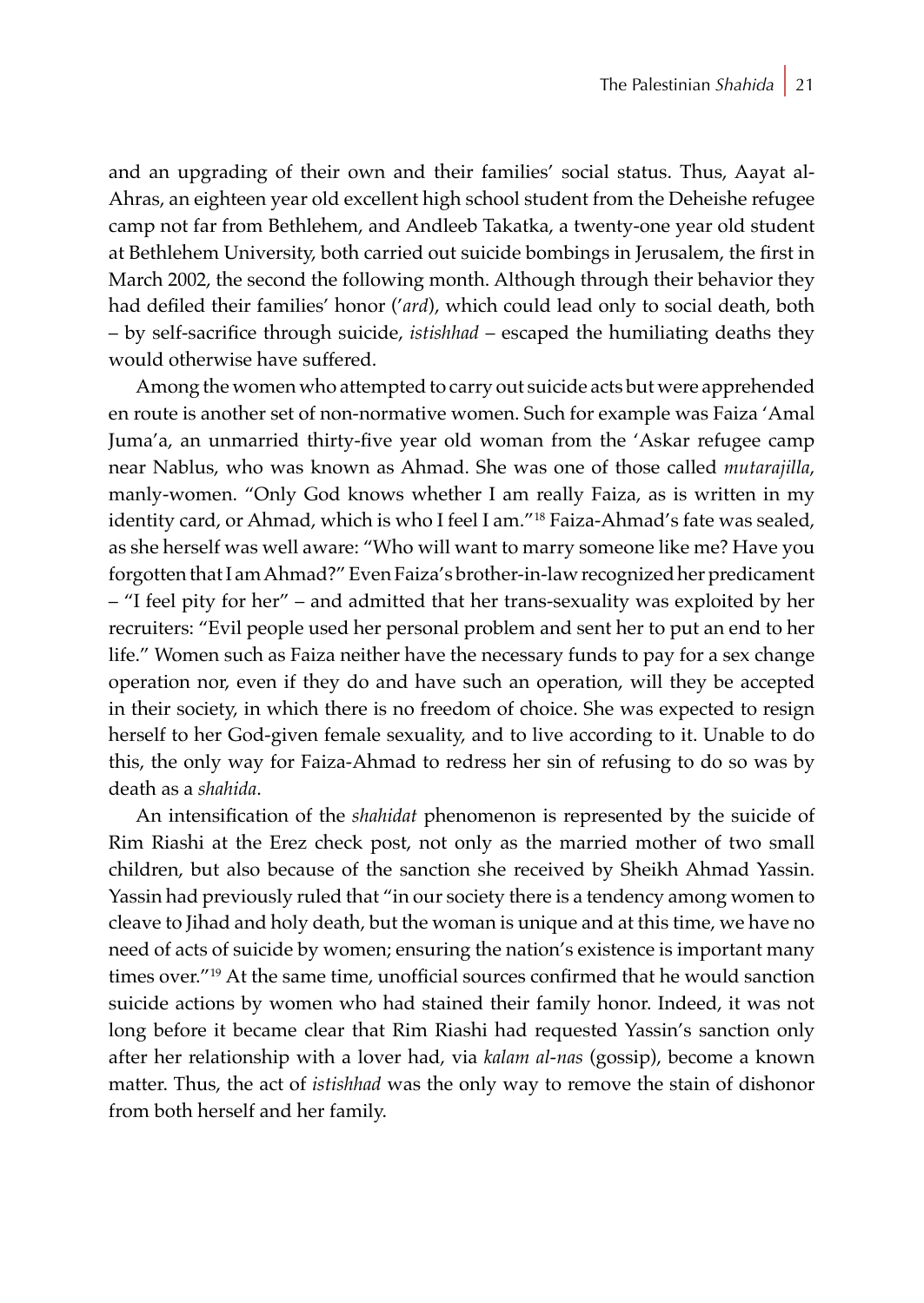and an upgrading of their own and their families' social status. Thus, Aayat al-Ahras, an eighteen year old excellent high school student from the Deheishe refugee camp not far from Bethlehem, and Andleeb Takatka, a twenty-one year old student at Bethlehem University, both carried out suicide bombings in Jerusalem, the first in March 2002, the second the following month. Although through their behavior they had defiled their families' honor (*'ard*), which could lead only to social death, both – by self-sacrifice through suicide, *istishhad* – escaped the humiliating deaths they would otherwise have suffered.

Among the women who attempted to carry out suicide acts but were apprehended en route is another set of non-normative women. Such for example was Faiza 'Amal Juma'a, an unmarried thirty-five year old woman from the 'Askar refugee camp near Nablus, who was known as Ahmad. She was one of those called *mutarajilla*, manly-women. "Only God knows whether I am really Faiza, as is written in my identity card, or Ahmad, which is who I feel I am."[18] Faiza-Ahmad's fate was sealed, as she herself was well aware: "Who will want to marry someone like me? Have you forgotten that I am Ahmad?" Even Faiza's brother-in-law recognized her predicament – "I feel pity for her" – and admitted that her trans-sexuality was exploited by her recruiters: "Evil people used her personal problem and sent her to put an end to her life." Women such as Faiza neither have the necessary funds to pay for a sex change operation nor, even if they do and have such an operation, will they be accepted in their society, in which there is no freedom of choice. She was expected to resign herself to her God-given female sexuality, and to live according to it. Unable to do this, the only way for Faiza-Ahmad to redress her sin of refusing to do so was by death as a *shahida*.

An intensification of the *shahidat* phenomenon is represented by the suicide of Rim Riashi at the Erez check post, not only as the married mother of two small children, but also because of the sanction she received by Sheikh Ahmad Yassin. Yassin had previously ruled that "in our society there is a tendency among women to cleave to Jihad and holy death, but the woman is unique and at this time, we have no need of acts of suicide by women; ensuring the nation's existence is important many times over."[19] At the same time, unofficial sources confirmed that he would sanction suicide actions by women who had stained their family honor. Indeed, it was not long before it became clear that Rim Riashi had requested Yassin's sanction only after her relationship with a lover had, via *kalam al-nas* (gossip), become a known matter. Thus, the act of *istishhad* was the only way to remove the stain of dishonor from both herself and her family.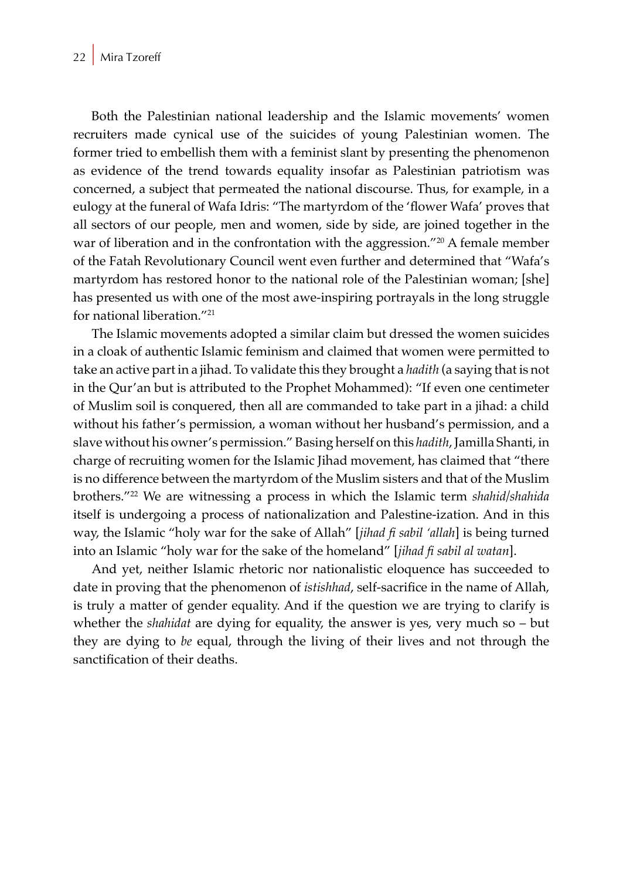Both the Palestinian national leadership and the Islamic movements' women recruiters made cynical use of the suicides of young Palestinian women. The former tried to embellish them with a feminist slant by presenting the phenomenon as evidence of the trend towards equality insofar as Palestinian patriotism was concerned, a subject that permeated the national discourse. Thus, for example, in a eulogy at the funeral of Wafa Idris: "The martyrdom of the 'flower Wafa' proves that all sectors of our people, men and women, side by side, are joined together in the war of liberation and in the confrontation with the aggression."[20] A female member of the Fatah Revolutionary Council went even further and determined that "Wafa's martyrdom has restored honor to the national role of the Palestinian woman; [she] has presented us with one of the most awe-inspiring portrayals in the long struggle for national liberation."[21]

The Islamic movements adopted a similar claim but dressed the women suicides in a cloak of authentic Islamic feminism and claimed that women were permitted to take an active part in a jihad. To validate this they brought a *hadith* (a saying that is not in the Qur'an but is attributed to the Prophet Mohammed): "If even one centimeter of Muslim soil is conquered, then all are commanded to take part in a jihad: a child without his father's permission, a woman without her husband's permission, and a slave without his owner's permission." Basing herself on this *hadith*, Jamilla Shanti, in charge of recruiting women for the Islamic Jihad movement, has claimed that "there is no difference between the martyrdom of the Muslim sisters and that of the Muslim brothers."[22] We are witnessing a process in which the Islamic term *shahid/shahida* itself is undergoing a process of nationalization and Palestine-ization. And in this way, the Islamic "holy war for the sake of Allah" [*jihad fi sabil 'allah*] is being turned into an Islamic "holy war for the sake of the homeland" [*jihad fi sabil al watan*].

And yet, neither Islamic rhetoric nor nationalistic eloquence has succeeded to date in proving that the phenomenon of *istishhad*, self-sacrifice in the name of Allah, is truly a matter of gender equality. And if the question we are trying to clarify is whether the *shahidat* are dying for equality, the answer is yes, very much so – but they are dying to *be* equal, through the living of their lives and not through the sanctification of their deaths.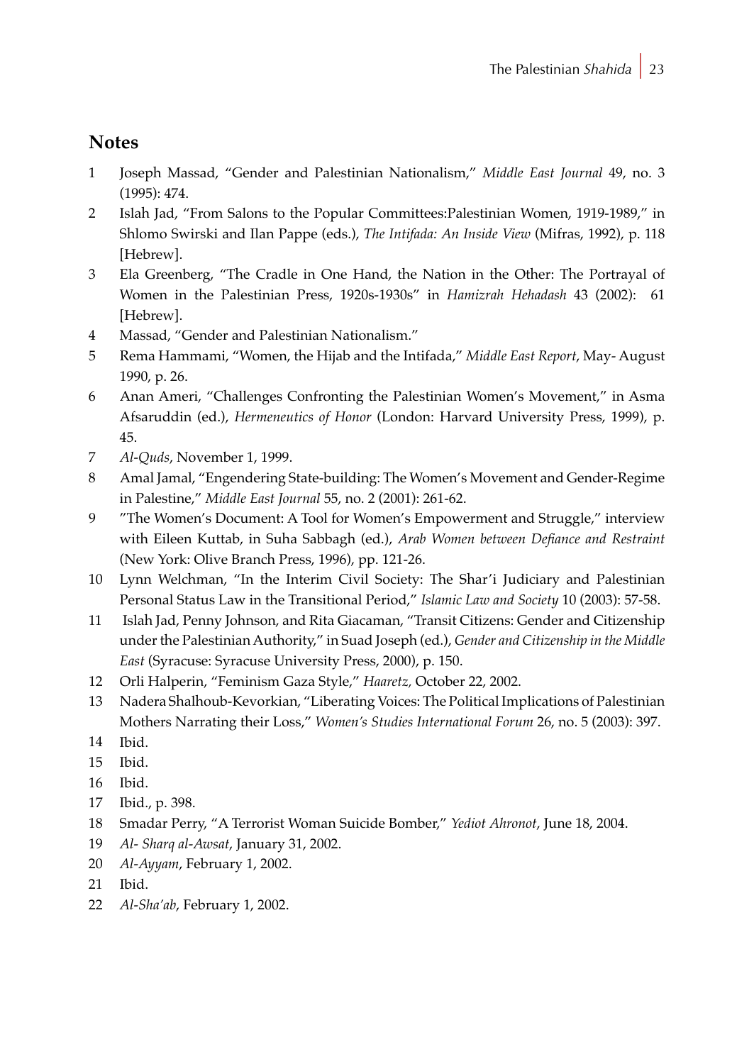## Notes

1 Joseph Massad, "Gender and Palestinian Nationalism," *Middle East Journal* 49, no. 3 (1995): 474.

2 Islah Jad, "From Salons to the Popular Committees:Palestinian Women, 1919-1989," in Shlomo Swirski and Ilan Pappe (eds.), *The Intifada: An Inside View* (Mifras, 1992), p. 118 [Hebrew].

3 Ela Greenberg, "The Cradle in One Hand, the Nation in the Other: The Portrayal of Women in the Palestinian Press, 1920s-1930s" in *Hamizrah Hehadash* 43 (2002): 61 [Hebrew].

4 Massad, "Gender and Palestinian Nationalism."

5 Rema Hammami, "Women, the Hijab and the Intifada," *Middle East Report*, May- August 1990, p. 26.

6 Anan Ameri, "Challenges Confronting the Palestinian Women's Movement," in Asma Afsaruddin (ed.), *Hermeneutics of Honor* (London: Harvard University Press, 1999), p. 45.

7 *Al-Quds*, November 1, 1999.

8 Amal Jamal, "Engendering State-building: The Women's Movement and Gender-Regime in Palestine," *Middle East Journal* 55, no. 2 (2001): 261-62.

9 "The Women's Document: A Tool for Women's Empowerment and Struggle," interview with Eileen Kuttab, in Suha Sabbagh (ed.), *Arab Women between Defiance and Restraint* (New York: Olive Branch Press, 1996), pp. 121-26.

10 Lynn Welchman, "In the Interim Civil Society: The Shar'i Judiciary and Palestinian Personal Status Law in the Transitional Period," *Islamic Law and Society* 10 (2003): 57-58.

11 Islah Jad, Penny Johnson, and Rita Giacaman, "Transit Citizens: Gender and Citizenship under the Palestinian Authority," in Suad Joseph (ed.), *Gender and Citizenship in the Middle East* (Syracuse: Syracuse University Press, 2000), p. 150.

12 Orli Halperin, "Feminism Gaza Style," *Haaretz,* October 22, 2002.

13 Nadera Shalhoub-Kevorkian, "Liberating Voices: The Political Implications of Palestinian Mothers Narrating their Loss," *Women's Studies International Forum* 26, no. 5 (2003): 397.

14 Ibid.

15 Ibid.

16 Ibid.

17 Ibid., p. 398.

18 Smadar Perry, "A Terrorist Woman Suicide Bomber," *Yediot Ahronot*, June 18, 2004.

19 *Al- Sharq al-Awsat*, January 31, 2002.

20 *Al-Ayyam*, February 1, 2002.

21 Ibid.

22 *Al-Sha'ab*, February 1, 2002.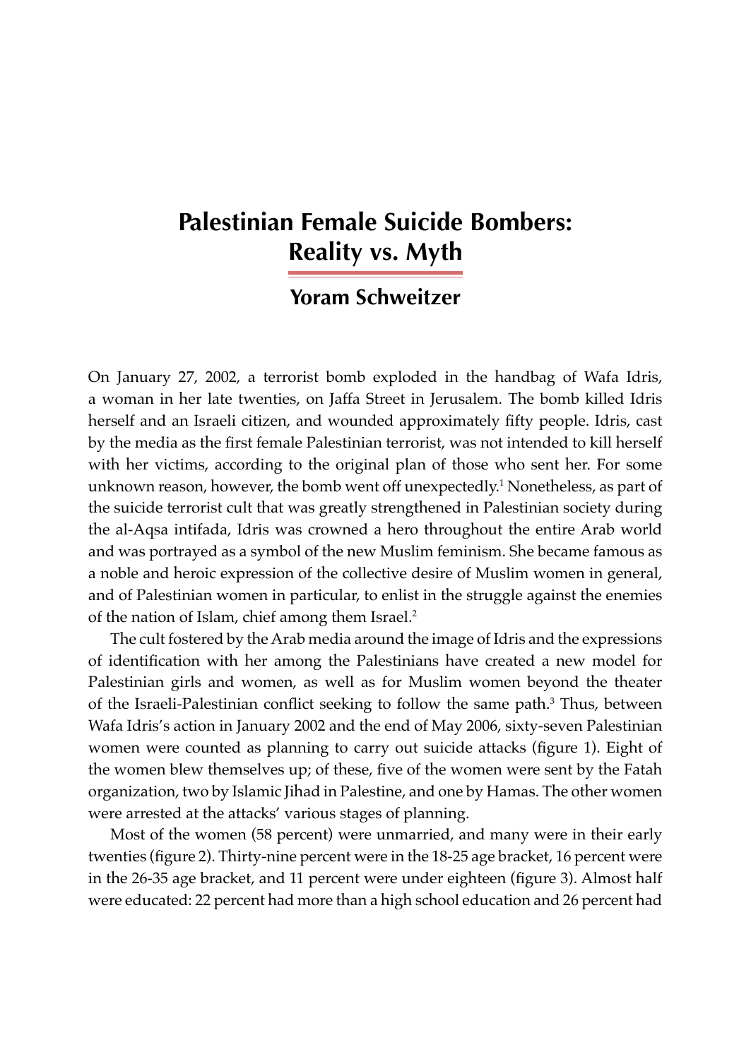# Palestinian Female Suicide Bombers: Reality vs. Myth

## Yoram Schweitzer

On January 27, 2002, a terrorist bomb exploded in the handbag of Wafa Idris, a woman in her late twenties, on Jaffa Street in Jerusalem. The bomb killed Idris herself and an Israeli citizen, and wounded approximately fifty people. Idris, cast by the media as the first female Palestinian terrorist, was not intended to kill herself with her victims, according to the original plan of those who sent her. For some unknown reason, however, the bomb went off unexpectedly.[1] Nonetheless, as part of the suicide terrorist cult that was greatly strengthened in Palestinian society during the al-Aqsa intifada, Idris was crowned a hero throughout the entire Arab world and was portrayed as a symbol of the new Muslim feminism. She became famous as a noble and heroic expression of the collective desire of Muslim women in general, and of Palestinian women in particular, to enlist in the struggle against the enemies of the nation of Islam, chief among them Israel.[2]

The cult fostered by the Arab media around the image of Idris and the expressions of identification with her among the Palestinians have created a new model for Palestinian girls and women, as well as for Muslim women beyond the theater of the Israeli-Palestinian conflict seeking to follow the same path.[3] Thus, between Wafa Idris's action in January 2002 and the end of May 2006, sixty-seven Palestinian women were counted as planning to carry out suicide attacks (figure 1). Eight of the women blew themselves up; of these, five of the women were sent by the Fatah organization, two by Islamic Jihad in Palestine, and one by Hamas. The other women were arrested at the attacks' various stages of planning.

Most of the women (58 percent) were unmarried, and many were in their early twenties (figure 2). Thirty-nine percent were in the 18-25 age bracket, 16 percent were in the 26-35 age bracket, and 11 percent were under eighteen (figure 3). Almost half were educated: 22 percent had more than a high school education and 26 percent had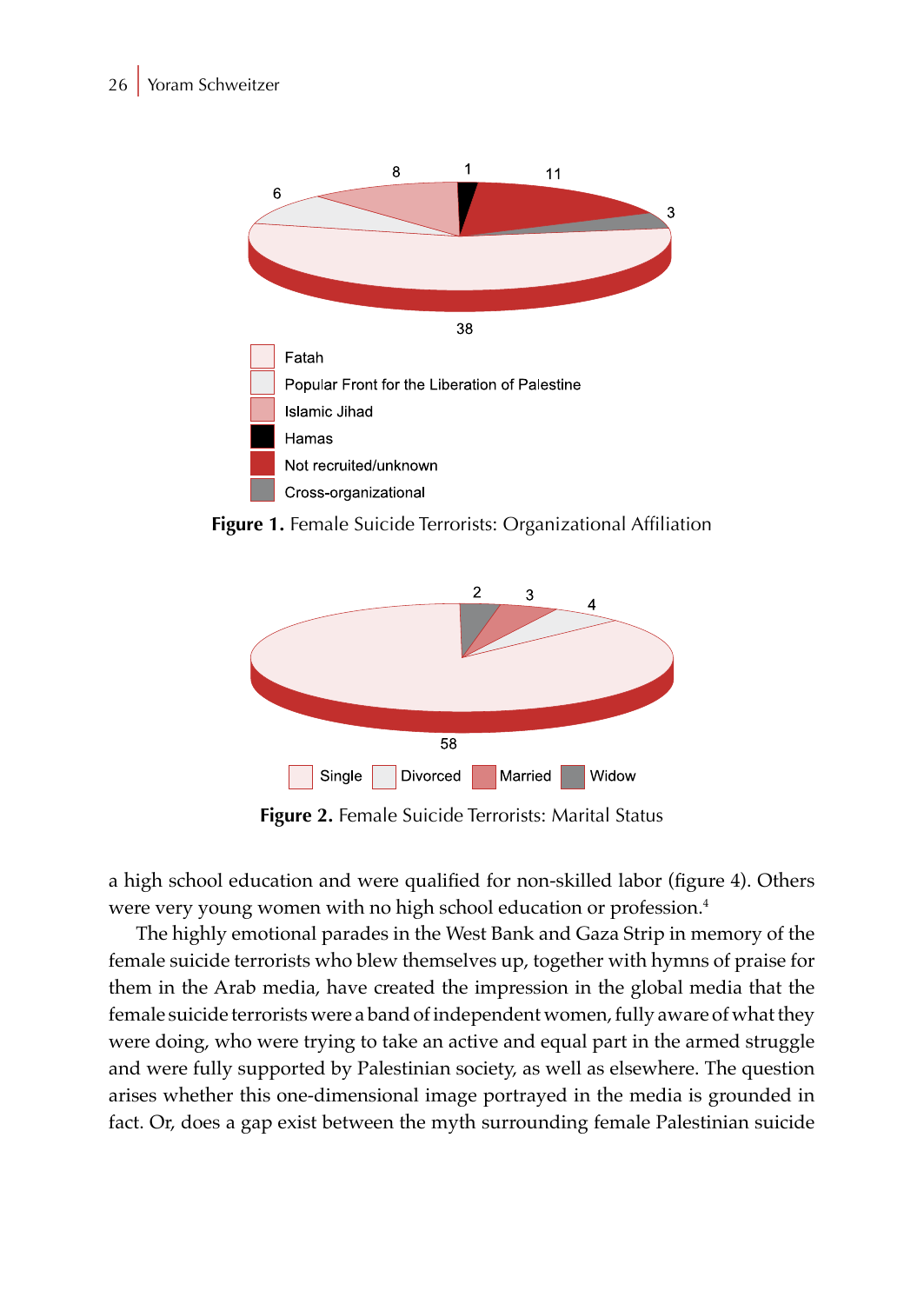Figure 1. Female Suicide Terrorists: Organizational Affiliation

Figure 2. Female Suicide Terrorists: Marital Status

a high school education and were qualified for non-skilled labor (figure 4). Others were very young women with no high school education or profession.[4]

The highly emotional parades in the West Bank and Gaza Strip in memory of the female suicide terrorists who blew themselves up, together with hymns of praise for them in the Arab media, have created the impression in the global media that the female suicide terrorists were a band of independent women, fully aware of what they were doing, who were trying to take an active and equal part in the armed struggle and were fully supported by Palestinian society, as well as elsewhere. The question arises whether this one-dimensional image portrayed in the media is grounded in fact. Or, does a gap exist between the myth surrounding female Palestinian suicide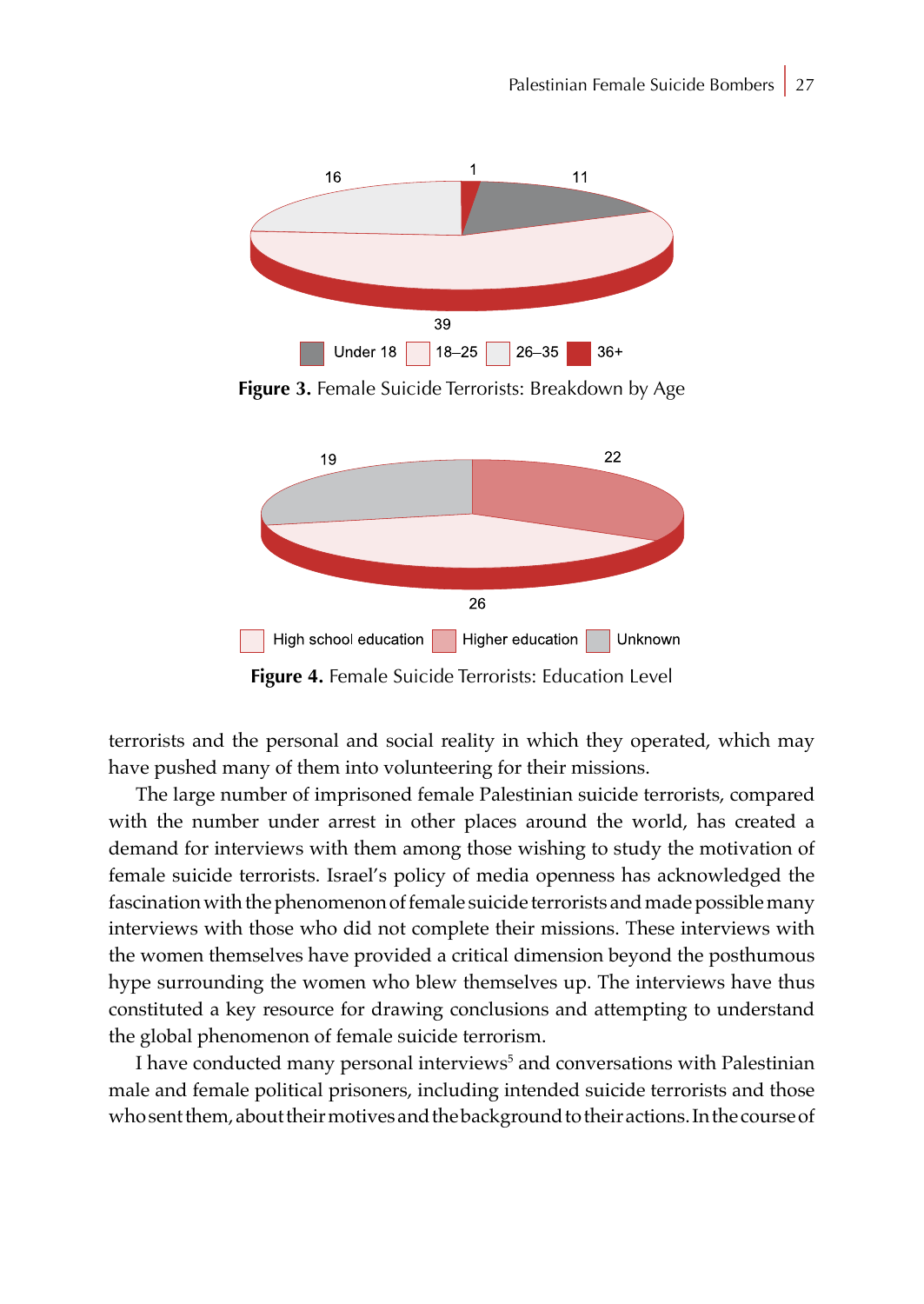**Figure 3.** Female Suicide Terrorists: Breakdown by Age

**Figure 4.** Female Suicide Terrorists: Education Level

terrorists and the personal and social reality in which they operated, which may have pushed many of them into volunteering for their missions.

The large number of imprisoned female Palestinian suicide terrorists, compared with the number under arrest in other places around the world, has created a demand for interviews with them among those wishing to study the motivation of female suicide terrorists. Israel's policy of media openness has acknowledged the fascination with the phenomenon of female suicide terrorists and made possible many interviews with those who did not complete their missions. These interviews with the women themselves have provided a critical dimension beyond the posthumous hype surrounding the women who blew themselves up. The interviews have thus constituted a key resource for drawing conclusions and attempting to understand the global phenomenon of female suicide terrorism.

I have conducted many personal interviews[5] and conversations with Palestinian male and female political prisoners, including intended suicide terrorists and those who sent them, about their motives and the background to their actions. In the course of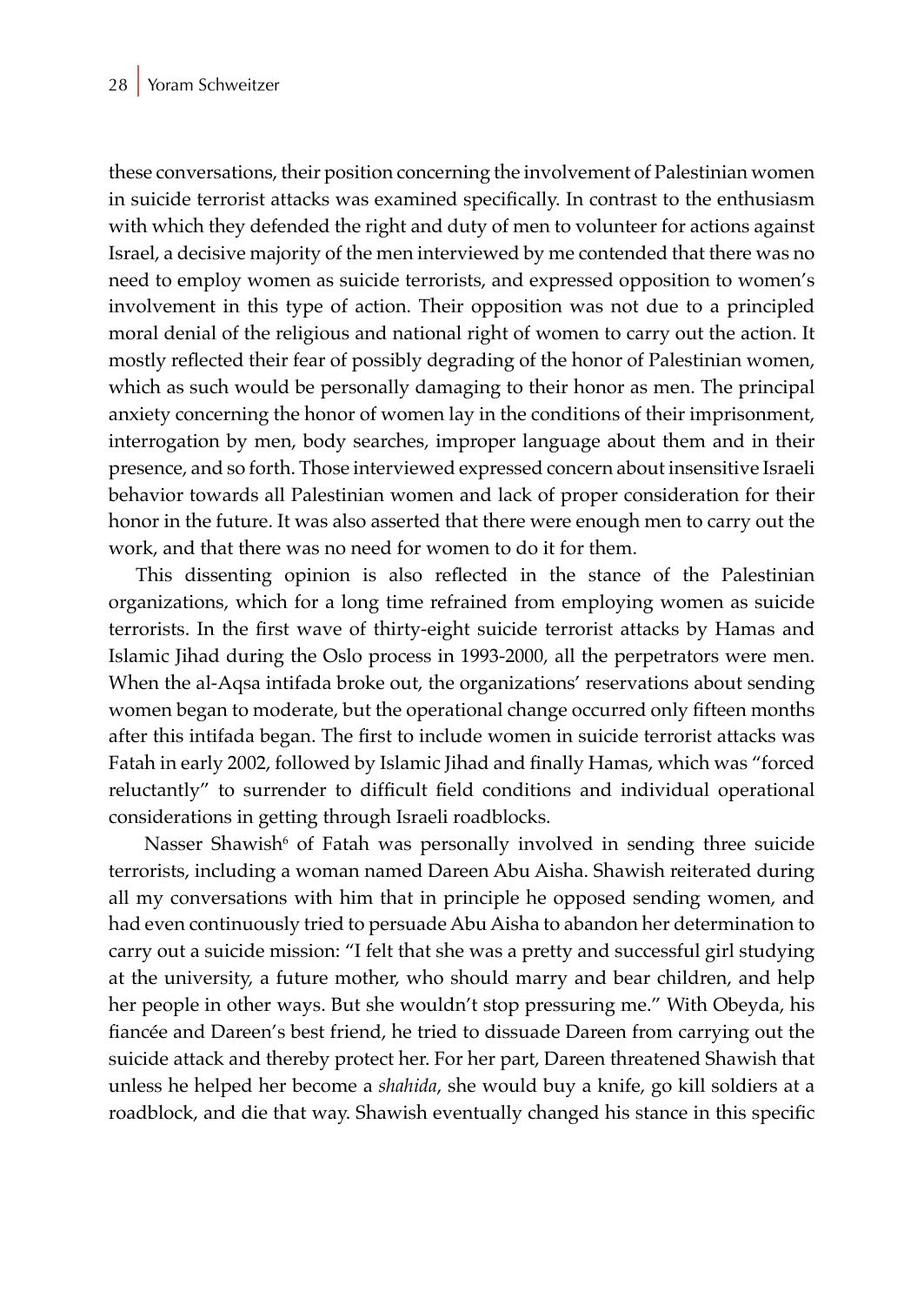these conversations, their position concerning the involvement of Palestinian women in suicide terrorist attacks was examined specifically. In contrast to the enthusiasm with which they defended the right and duty of men to volunteer for actions against Israel, a decisive majority of the men interviewed by me contended that there was no need to employ women as suicide terrorists, and expressed opposition to women's involvement in this type of action. Their opposition was not due to a principled moral denial of the religious and national right of women to carry out the action. It mostly reflected their fear of possibly degrading of the honor of Palestinian women, which as such would be personally damaging to their honor as men. The principal anxiety concerning the honor of women lay in the conditions of their imprisonment, interrogation by men, body searches, improper language about them and in their presence, and so forth. Those interviewed expressed concern about insensitive Israeli behavior towards all Palestinian women and lack of proper consideration for their honor in the future. It was also asserted that there were enough men to carry out the work, and that there was no need for women to do it for them.

This dissenting opinion is also reflected in the stance of the Palestinian organizations, which for a long time refrained from employing women as suicide terrorists. In the first wave of thirty-eight suicide terrorist attacks by Hamas and Islamic Jihad during the Oslo process in 1993-2000, all the perpetrators were men. When the al-Aqsa intifada broke out, the organizations' reservations about sending women began to moderate, but the operational change occurred only fifteen months after this intifada began. The first to include women in suicide terrorist attacks was Fatah in early 2002, followed by Islamic Jihad and finally Hamas, which was "forced reluctantly" to surrender to difficult field conditions and individual operational considerations in getting through Israeli roadblocks.

Nasser Shawish[6] of Fatah was personally involved in sending three suicide terrorists, including a woman named Dareen Abu Aisha. Shawish reiterated during all my conversations with him that in principle he opposed sending women, and had even continuously tried to persuade Abu Aisha to abandon her determination to carry out a suicide mission: "I felt that she was a pretty and successful girl studying at the university, a future mother, who should marry and bear children, and help her people in other ways. But she wouldn't stop pressuring me." With Obeyda, his fiancée and Dareen's best friend, he tried to dissuade Dareen from carrying out the suicide attack and thereby protect her. For her part, Dareen threatened Shawish that unless he helped her become a *shahida*, she would buy a knife, go kill soldiers at a roadblock, and die that way. Shawish eventually changed his stance in this specific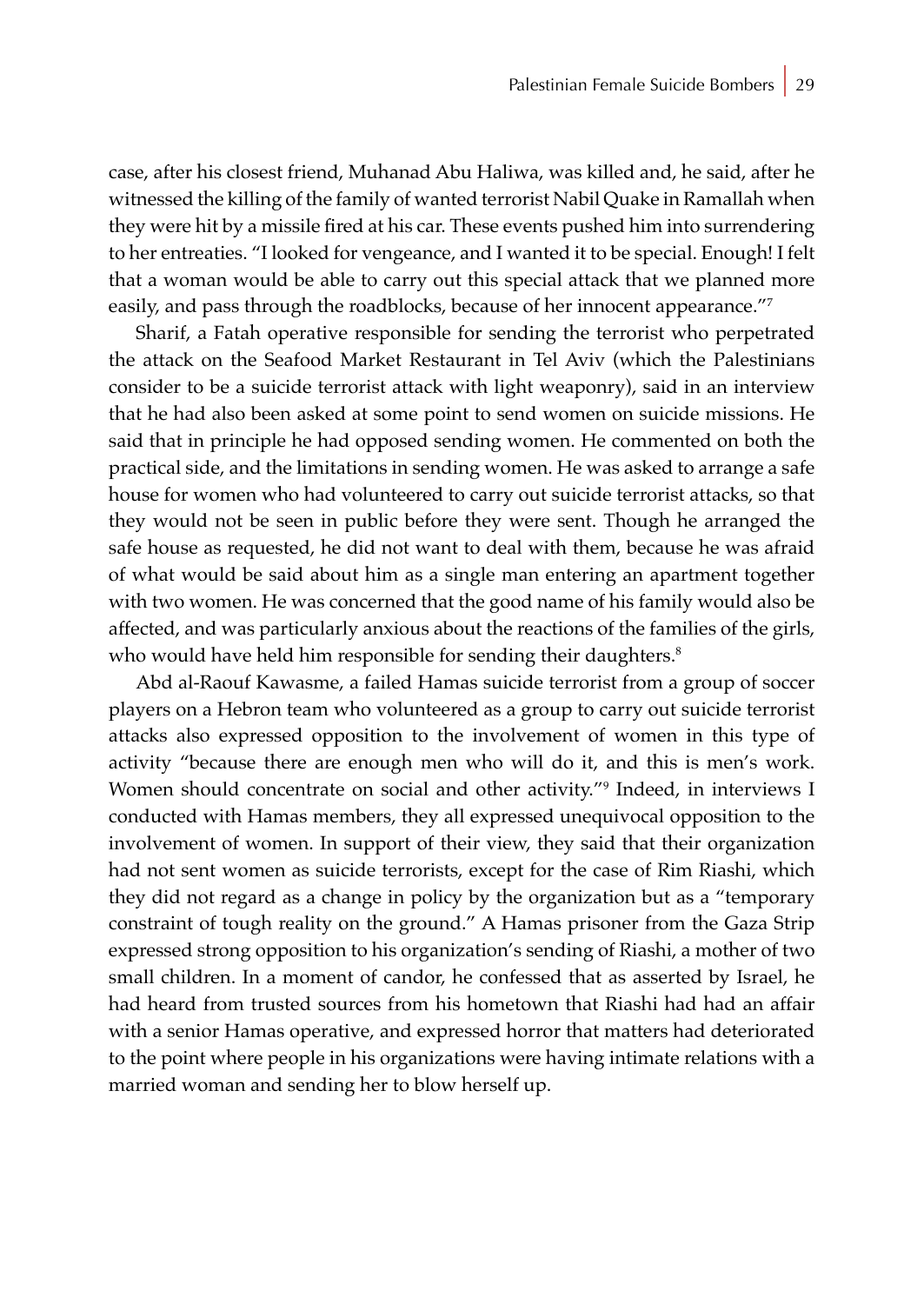case, after his closest friend, Muhanad Abu Haliwa, was killed and, he said, after he witnessed the killing of the family of wanted terrorist Nabil Quake in Ramallah when they were hit by a missile fired at his car. These events pushed him into surrendering to her entreaties. "I looked for vengeance, and I wanted it to be special. Enough! I felt that a woman would be able to carry out this special attack that we planned more easily, and pass through the roadblocks, because of her innocent appearance."[7]

Sharif, a Fatah operative responsible for sending the terrorist who perpetrated the attack on the Seafood Market Restaurant in Tel Aviv (which the Palestinians consider to be a suicide terrorist attack with light weaponry), said in an interview that he had also been asked at some point to send women on suicide missions. He said that in principle he had opposed sending women. He commented on both the practical side, and the limitations in sending women. He was asked to arrange a safe house for women who had volunteered to carry out suicide terrorist attacks, so that they would not be seen in public before they were sent. Though he arranged the safe house as requested, he did not want to deal with them, because he was afraid of what would be said about him as a single man entering an apartment together with two women. He was concerned that the good name of his family would also be affected, and was particularly anxious about the reactions of the families of the girls, who would have held him responsible for sending their daughters.[8]

Abd al-Raouf Kawasme, a failed Hamas suicide terrorist from a group of soccer players on a Hebron team who volunteered as a group to carry out suicide terrorist attacks also expressed opposition to the involvement of women in this type of activity "because there are enough men who will do it, and this is men's work. Women should concentrate on social and other activity."[9] Indeed, in interviews I conducted with Hamas members, they all expressed unequivocal opposition to the involvement of women. In support of their view, they said that their organization had not sent women as suicide terrorists, except for the case of Rim Riashi, which they did not regard as a change in policy by the organization but as a "temporary constraint of tough reality on the ground." A Hamas prisoner from the Gaza Strip expressed strong opposition to his organization's sending of Riashi, a mother of two small children. In a moment of candor, he confessed that as asserted by Israel, he had heard from trusted sources from his hometown that Riashi had had an affair with a senior Hamas operative, and expressed horror that matters had deteriorated to the point where people in his organizations were having intimate relations with a married woman and sending her to blow herself up.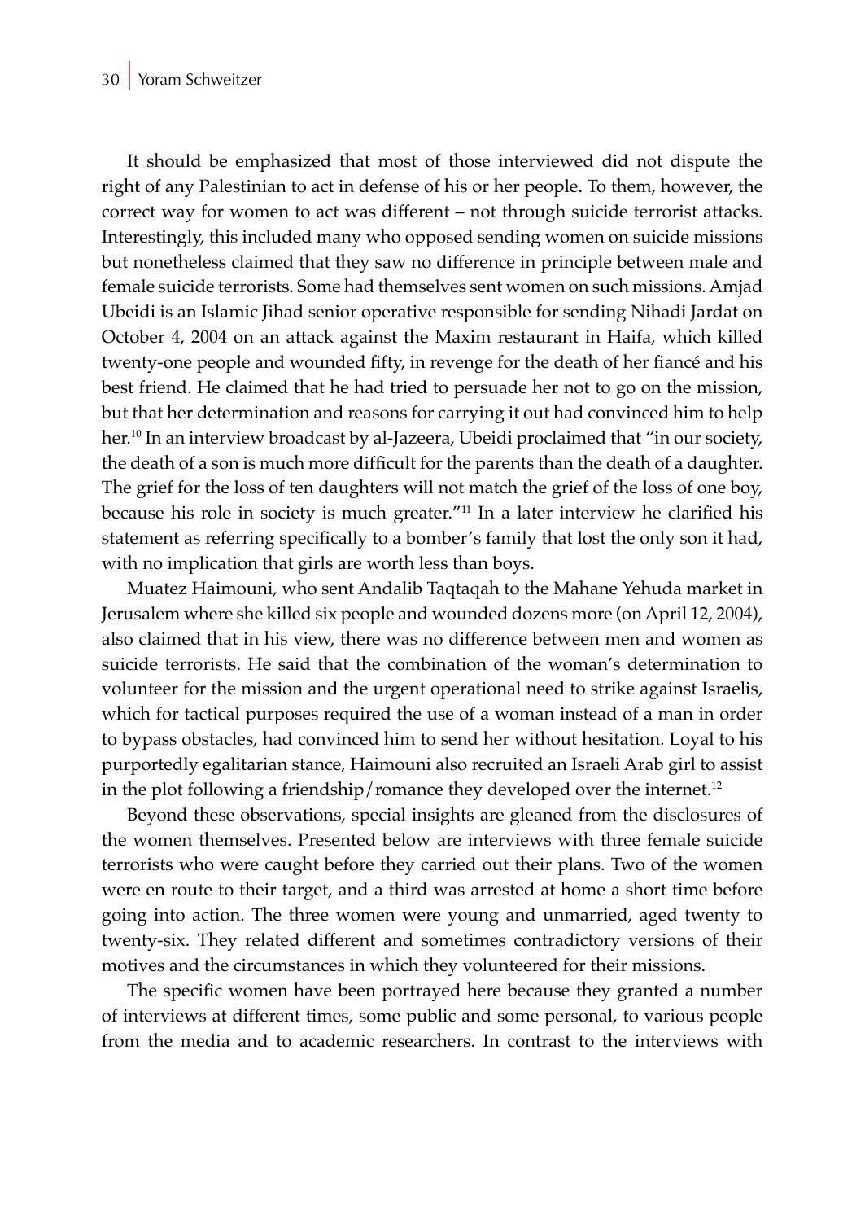It should be emphasized that most of those interviewed did not dispute the right of any Palestinian to act in defense of his or her people. To them, however, the correct way for women to act was different – not through suicide terrorist attacks. Interestingly, this included many who opposed sending women on suicide missions but nonetheless claimed that they saw no difference in principle between male and female suicide terrorists. Some had themselves sent women on such missions. Amjad Ubeidi is an Islamic Jihad senior operative responsible for sending Nihadi Jardat on October 4, 2004 on an attack against the Maxim restaurant in Haifa, which killed twenty-one people and wounded fifty, in revenge for the death of her fiancé and his best friend. He claimed that he had tried to persuade her not to go on the mission, but that her determination and reasons for carrying it out had convinced him to help her.[10] In an interview broadcast by al-Jazeera, Ubeidi proclaimed that "in our society, the death of a son is much more difficult for the parents than the death of a daughter. The grief for the loss of ten daughters will not match the grief of the loss of one boy, because his role in society is much greater."[11] In a later interview he clarified his statement as referring specifically to a bomber's family that lost the only son it had, with no implication that girls are worth less than boys.

Muatez Haimouni, who sent Andalib Taqtaqah to the Mahane Yehuda market in Jerusalem where she killed six people and wounded dozens more (on April 12, 2004), also claimed that in his view, there was no difference between men and women as suicide terrorists. He said that the combination of the woman's determination to volunteer for the mission and the urgent operational need to strike against Israelis, which for tactical purposes required the use of a woman instead of a man in order to bypass obstacles, had convinced him to send her without hesitation. Loyal to his purportedly egalitarian stance, Haimouni also recruited an Israeli Arab girl to assist in the plot following a friendship/romance they developed over the internet.[12]

Beyond these observations, special insights are gleaned from the disclosures of the women themselves. Presented below are interviews with three female suicide terrorists who were caught before they carried out their plans. Two of the women were en route to their target, and a third was arrested at home a short time before going into action. The three women were young and unmarried, aged twenty to twenty-six. They related different and sometimes contradictory versions of their motives and the circumstances in which they volunteered for their missions.

The specific women have been portrayed here because they granted a number of interviews at different times, some public and some personal, to various people from the media and to academic researchers. In contrast to the interviews with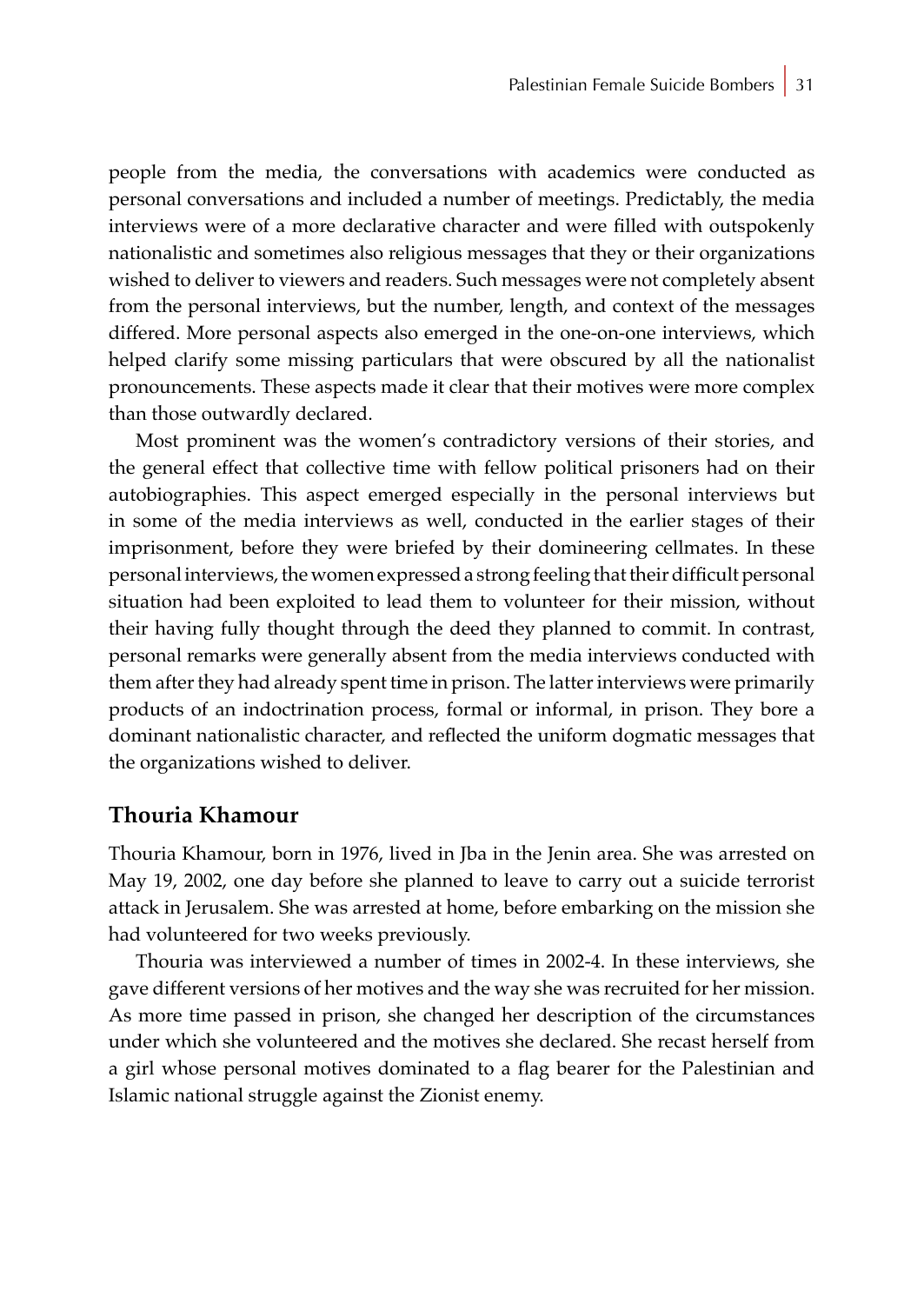people from the media, the conversations with academics were conducted as personal conversations and included a number of meetings. Predictably, the media interviews were of a more declarative character and were filled with outspokenly nationalistic and sometimes also religious messages that they or their organizations wished to deliver to viewers and readers. Such messages were not completely absent from the personal interviews, but the number, length, and context of the messages differed. More personal aspects also emerged in the one-on-one interviews, which helped clarify some missing particulars that were obscured by all the nationalist pronouncements. These aspects made it clear that their motives were more complex than those outwardly declared.

Most prominent was the women's contradictory versions of their stories, and the general effect that collective time with fellow political prisoners had on their autobiographies. This aspect emerged especially in the personal interviews but in some of the media interviews as well, conducted in the earlier stages of their imprisonment, before they were briefed by their domineering cellmates. In these personal interviews, the women expressed a strong feeling that their difficult personal situation had been exploited to lead them to volunteer for their mission, without their having fully thought through the deed they planned to commit. In contrast, personal remarks were generally absent from the media interviews conducted with them after they had already spent time in prison. The latter interviews were primarily products of an indoctrination process, formal or informal, in prison. They bore a dominant nationalistic character, and reflected the uniform dogmatic messages that the organizations wished to deliver.

## Thouria Khamour

Thouria Khamour, born in 1976, lived in Jba in the Jenin area. She was arrested on May 19, 2002, one day before she planned to leave to carry out a suicide terrorist attack in Jerusalem. She was arrested at home, before embarking on the mission she had volunteered for two weeks previously.

Thouria was interviewed a number of times in 2002-4. In these interviews, she gave different versions of her motives and the way she was recruited for her mission. As more time passed in prison, she changed her description of the circumstances under which she volunteered and the motives she declared. She recast herself from a girl whose personal motives dominated to a flag bearer for the Palestinian and Islamic national struggle against the Zionist enemy.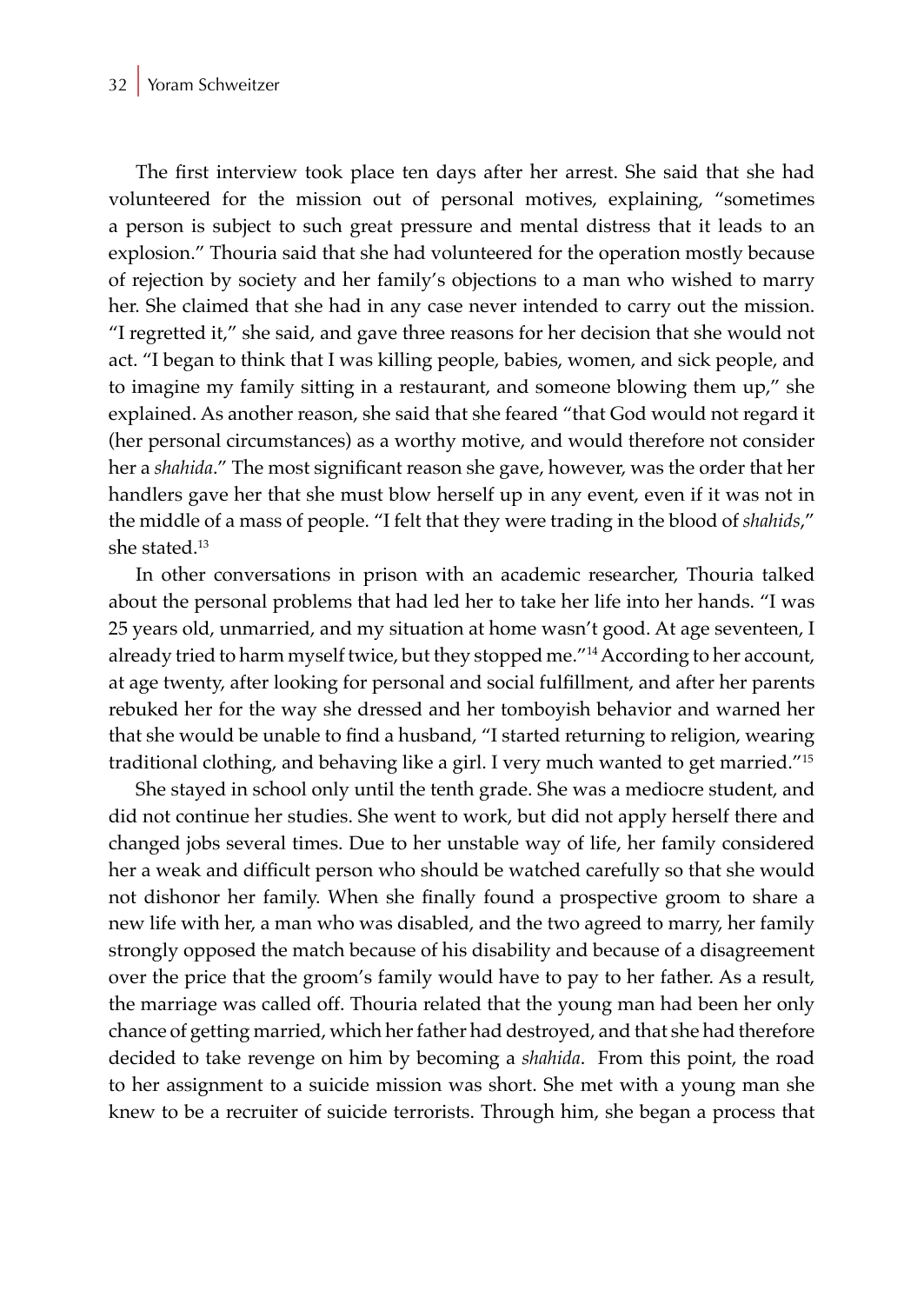The first interview took place ten days after her arrest. She said that she had volunteered for the mission out of personal motives, explaining, "sometimes a person is subject to such great pressure and mental distress that it leads to an explosion." Thouria said that she had volunteered for the operation mostly because of rejection by society and her family's objections to a man who wished to marry her. She claimed that she had in any case never intended to carry out the mission. "I regretted it," she said, and gave three reasons for her decision that she would not act. "I began to think that I was killing people, babies, women, and sick people, and to imagine my family sitting in a restaurant, and someone blowing them up," she explained. As another reason, she said that she feared "that God would not regard it (her personal circumstances) as a worthy motive, and would therefore not consider her a *shahida*." The most significant reason she gave, however, was the order that her handlers gave her that she must blow herself up in any event, even if it was not in the middle of a mass of people. "I felt that they were trading in the blood of *shahids*," she stated.[13]

In other conversations in prison with an academic researcher, Thouria talked about the personal problems that had led her to take her life into her hands. "I was 25 years old, unmarried, and my situation at home wasn't good. At age seventeen, I already tried to harm myself twice, but they stopped me."[14] According to her account, at age twenty, after looking for personal and social fulfillment, and after her parents rebuked her for the way she dressed and her tomboyish behavior and warned her that she would be unable to find a husband, "I started returning to religion, wearing traditional clothing, and behaving like a girl. I very much wanted to get married."[15]

She stayed in school only until the tenth grade. She was a mediocre student, and did not continue her studies. She went to work, but did not apply herself there and changed jobs several times. Due to her unstable way of life, her family considered her a weak and difficult person who should be watched carefully so that she would not dishonor her family. When she finally found a prospective groom to share a new life with her, a man who was disabled, and the two agreed to marry, her family strongly opposed the match because of his disability and because of a disagreement over the price that the groom's family would have to pay to her father. As a result, the marriage was called off. Thouria related that the young man had been her only chance of getting married, which her father had destroyed, and that she had therefore decided to take revenge on him by becoming a *shahida*. From this point, the road to her assignment to a suicide mission was short. She met with a young man she knew to be a recruiter of suicide terrorists. Through him, she began a process that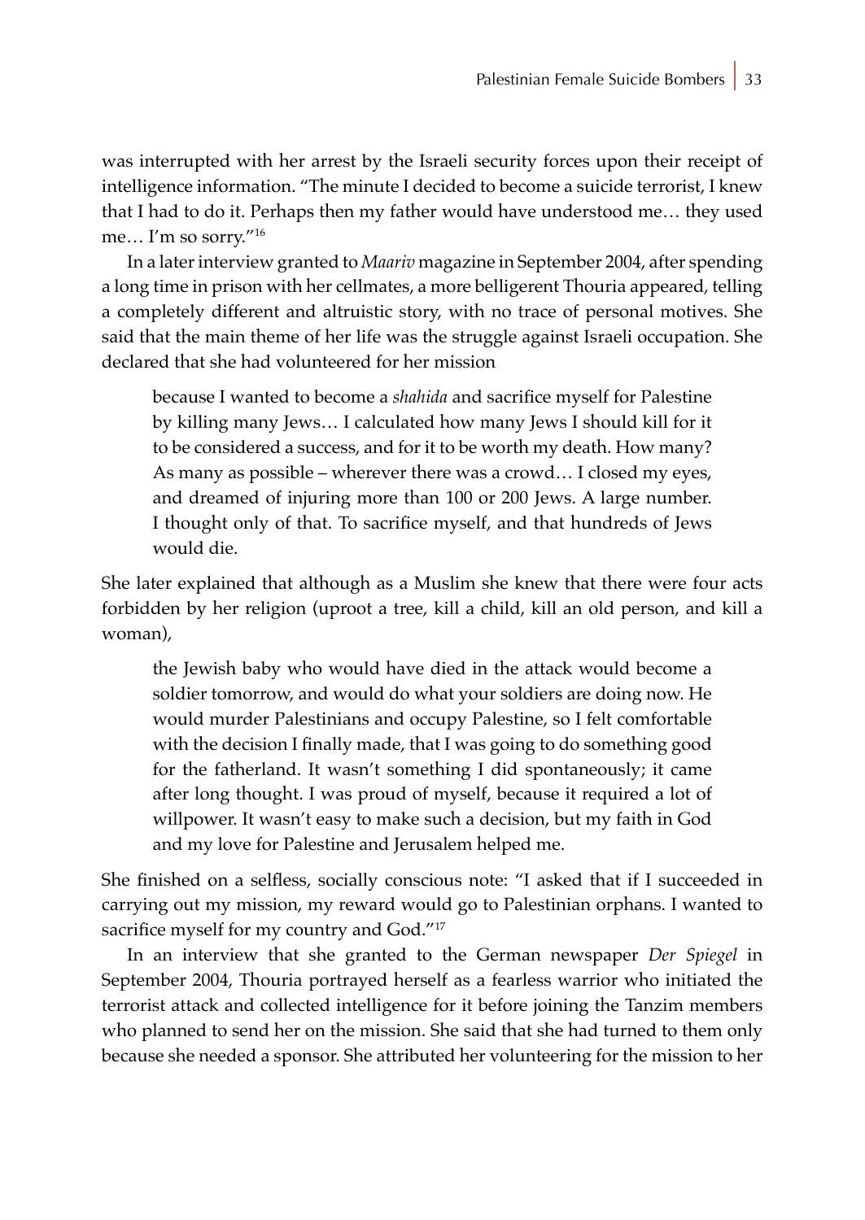was interrupted with her arrest by the Israeli security forces upon their receipt of intelligence information. "The minute I decided to become a suicide terrorist, I knew that I had to do it. Perhaps then my father would have understood me… they used me… I'm so sorry."[16]

In a later interview granted to *Maariv* magazine in September 2004, after spending a long time in prison with her cellmates, a more belligerent Thouria appeared, telling a completely different and altruistic story, with no trace of personal motives. She said that the main theme of her life was the struggle against Israeli occupation. She declared that she had volunteered for her mission

> because I wanted to become a *shahida* and sacrifice myself for Palestine by killing many Jews… I calculated how many Jews I should kill for it to be considered a success, and for it to be worth my death. How many? As many as possible – wherever there was a crowd… I closed my eyes, and dreamed of injuring more than 100 or 200 Jews. A large number. I thought only of that. To sacrifice myself, and that hundreds of Jews would die.

She later explained that although as a Muslim she knew that there were four acts forbidden by her religion (uproot a tree, kill a child, kill an old person, and kill a woman),

> the Jewish baby who would have died in the attack would become a soldier tomorrow, and would do what your soldiers are doing now. He would murder Palestinians and occupy Palestine, so I felt comfortable with the decision I finally made, that I was going to do something good for the fatherland. It wasn't something I did spontaneously; it came after long thought. I was proud of myself, because it required a lot of willpower. It wasn't easy to make such a decision, but my faith in God and my love for Palestine and Jerusalem helped me.

She finished on a selfless, socially conscious note: "I asked that if I succeeded in carrying out my mission, my reward would go to Palestinian orphans. I wanted to sacrifice myself for my country and God."[17]

In an interview that she granted to the German newspaper *Der Spiegel* in September 2004, Thouria portrayed herself as a fearless warrior who initiated the terrorist attack and collected intelligence for it before joining the Tanzim members who planned to send her on the mission. She said that she had turned to them only because she needed a sponsor. She attributed her volunteering for the mission to her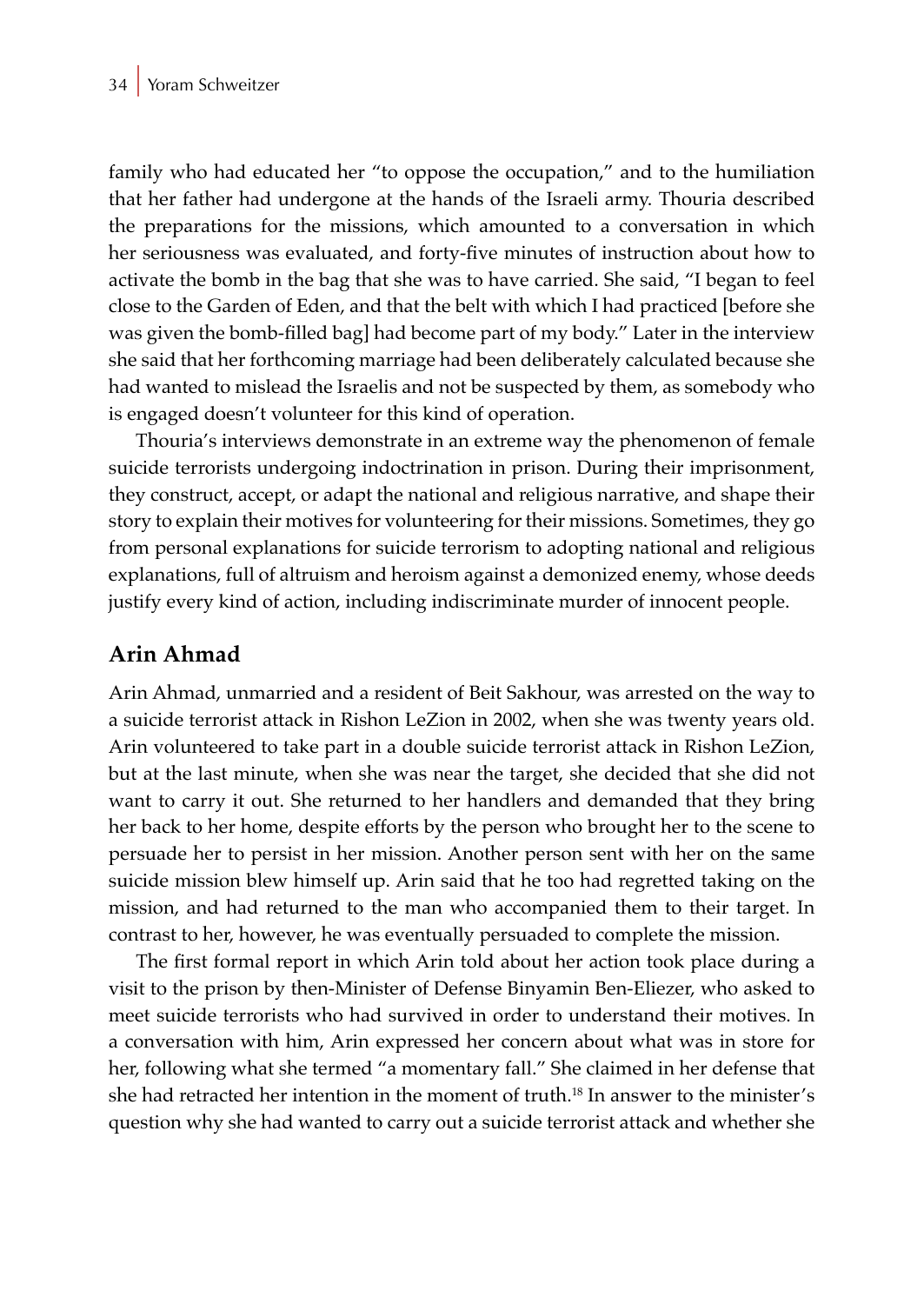family who had educated her "to oppose the occupation," and to the humiliation that her father had undergone at the hands of the Israeli army. Thouria described the preparations for the missions, which amounted to a conversation in which her seriousness was evaluated, and forty-five minutes of instruction about how to activate the bomb in the bag that she was to have carried. She said, "I began to feel close to the Garden of Eden, and that the belt with which I had practiced [before she was given the bomb-filled bag] had become part of my body." Later in the interview she said that her forthcoming marriage had been deliberately calculated because she had wanted to mislead the Israelis and not be suspected by them, as somebody who is engaged doesn't volunteer for this kind of operation.

Thouria's interviews demonstrate in an extreme way the phenomenon of female suicide terrorists undergoing indoctrination in prison. During their imprisonment, they construct, accept, or adapt the national and religious narrative, and shape their story to explain their motives for volunteering for their missions. Sometimes, they go from personal explanations for suicide terrorism to adopting national and religious explanations, full of altruism and heroism against a demonized enemy, whose deeds justify every kind of action, including indiscriminate murder of innocent people.

## Arin Ahmad

Arin Ahmad, unmarried and a resident of Beit Sakhour, was arrested on the way to a suicide terrorist attack in Rishon LeZion in 2002, when she was twenty years old. Arin volunteered to take part in a double suicide terrorist attack in Rishon LeZion, but at the last minute, when she was near the target, she decided that she did not want to carry it out. She returned to her handlers and demanded that they bring her back to her home, despite efforts by the person who brought her to the scene to persuade her to persist in her mission. Another person sent with her on the same suicide mission blew himself up. Arin said that he too had regretted taking on the mission, and had returned to the man who accompanied them to their target. In contrast to her, however, he was eventually persuaded to complete the mission.

The first formal report in which Arin told about her action took place during a visit to the prison by then-Minister of Defense Binyamin Ben-Eliezer, who asked to meet suicide terrorists who had survived in order to understand their motives. In a conversation with him, Arin expressed her concern about what was in store for her, following what she termed "a momentary fall." She claimed in her defense that she had retracted her intention in the moment of truth.[18] In answer to the minister's question why she had wanted to carry out a suicide terrorist attack and whether she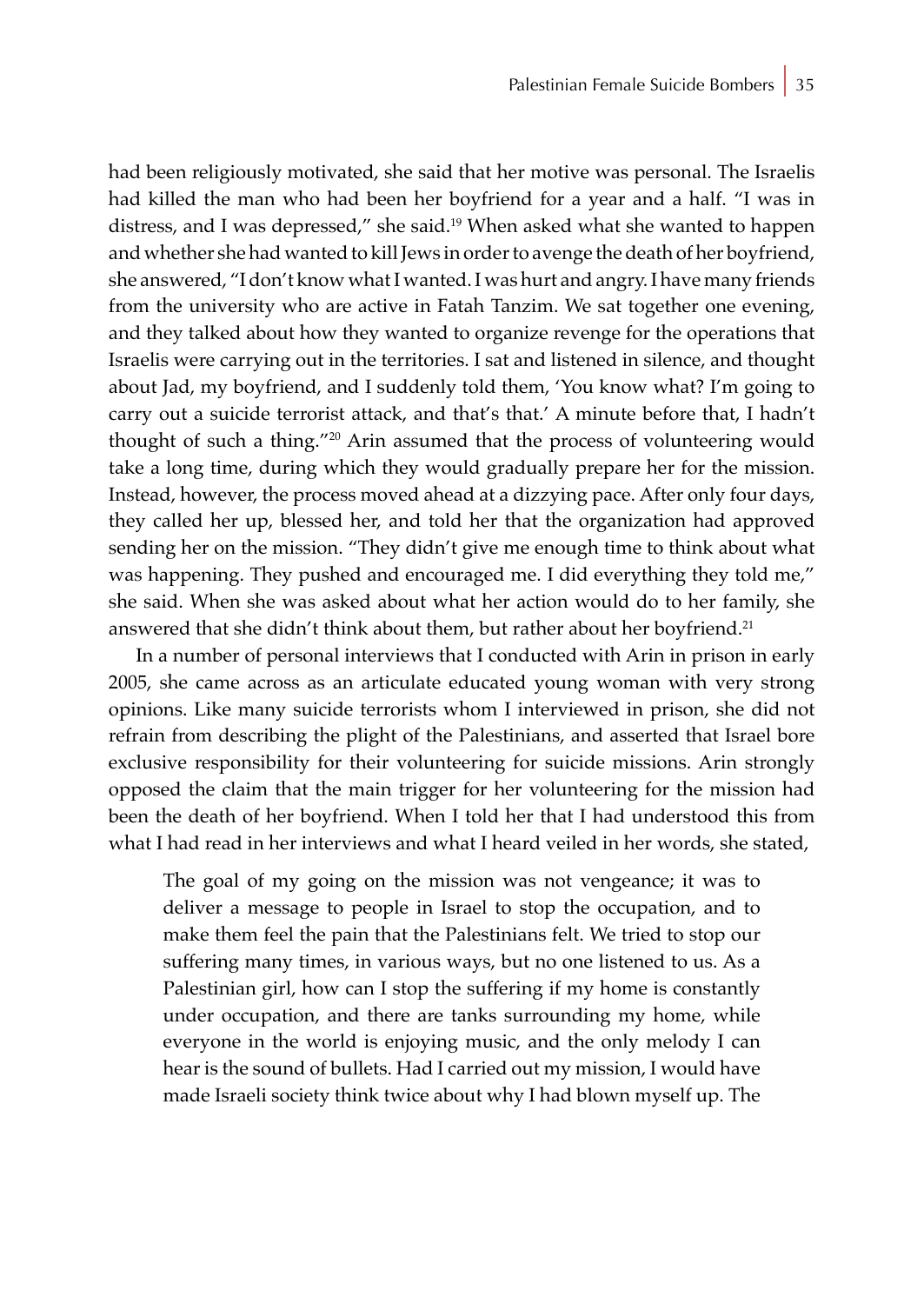had been religiously motivated, she said that her motive was personal. The Israelis had killed the man who had been her boyfriend for a year and a half. "I was in distress, and I was depressed," she said.[19] When asked what she wanted to happen and whether she had wanted to kill Jews in order to avenge the death of her boyfriend, she answered, "I don't know what I wanted. I was hurt and angry. I have many friends from the university who are active in Fatah Tanzim. We sat together one evening, and they talked about how they wanted to organize revenge for the operations that Israelis were carrying out in the territories. I sat and listened in silence, and thought about Jad, my boyfriend, and I suddenly told them, 'You know what? I'm going to carry out a suicide terrorist attack, and that's that.' A minute before that, I hadn't thought of such a thing."[20] Arin assumed that the process of volunteering would take a long time, during which they would gradually prepare her for the mission. Instead, however, the process moved ahead at a dizzying pace. After only four days, they called her up, blessed her, and told her that the organization had approved sending her on the mission. "They didn't give me enough time to think about what was happening. They pushed and encouraged me. I did everything they told me," she said. When she was asked about what her action would do to her family, she answered that she didn't think about them, but rather about her boyfriend.[21]

In a number of personal interviews that I conducted with Arin in prison in early 2005, she came across as an articulate educated young woman with very strong opinions. Like many suicide terrorists whom I interviewed in prison, she did not refrain from describing the plight of the Palestinians, and asserted that Israel bore exclusive responsibility for their volunteering for suicide missions. Arin strongly opposed the claim that the main trigger for her volunteering for the mission had been the death of her boyfriend. When I told her that I had understood this from what I had read in her interviews and what I heard veiled in her words, she stated,

> The goal of my going on the mission was not vengeance; it was to deliver a message to people in Israel to stop the occupation, and to make them feel the pain that the Palestinians felt. We tried to stop our suffering many times, in various ways, but no one listened to us. As a Palestinian girl, how can I stop the suffering if my home is constantly under occupation, and there are tanks surrounding my home, while everyone in the world is enjoying music, and the only melody I can hear is the sound of bullets. Had I carried out my mission, I would have made Israeli society think twice about why I had blown myself up. The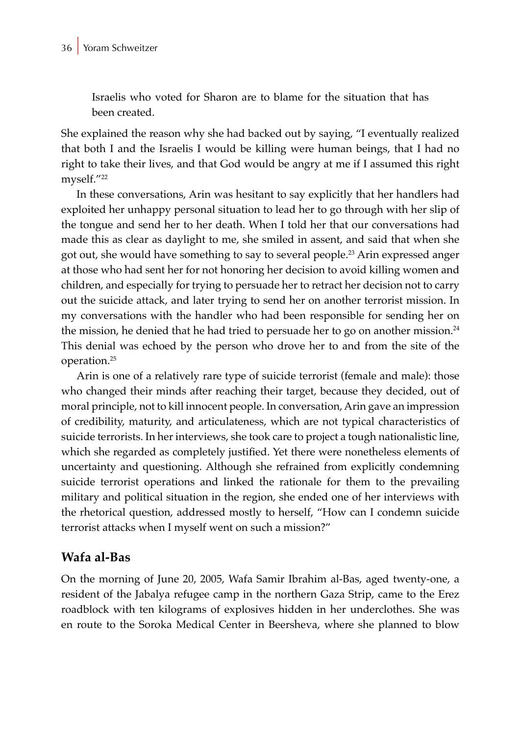Israelis who voted for Sharon are to blame for the situation that has been created.

She explained the reason why she had backed out by saying, "I eventually realized that both I and the Israelis I would be killing were human beings, that I had no right to take their lives, and that God would be angry at me if I assumed this right myself."[22]

In these conversations, Arin was hesitant to say explicitly that her handlers had exploited her unhappy personal situation to lead her to go through with her slip of the tongue and send her to her death. When I told her that our conversations had made this as clear as daylight to me, she smiled in assent, and said that when she got out, she would have something to say to several people.[23] Arin expressed anger at those who had sent her for not honoring her decision to avoid killing women and children, and especially for trying to persuade her to retract her decision not to carry out the suicide attack, and later trying to send her on another terrorist mission. In my conversations with the handler who had been responsible for sending her on the mission, he denied that he had tried to persuade her to go on another mission.[24] This denial was echoed by the person who drove her to and from the site of the operation.[25]

Arin is one of a relatively rare type of suicide terrorist (female and male): those who changed their minds after reaching their target, because they decided, out of moral principle, not to kill innocent people. In conversation, Arin gave an impression of credibility, maturity, and articulateness, which are not typical characteristics of suicide terrorists. In her interviews, she took care to project a tough nationalistic line, which she regarded as completely justified. Yet there were nonetheless elements of uncertainty and questioning. Although she refrained from explicitly condemning suicide terrorist operations and linked the rationale for them to the prevailing military and political situation in the region, she ended one of her interviews with the rhetorical question, addressed mostly to herself, "How can I condemn suicide terrorist attacks when I myself went on such a mission?"

## Wafa al-Bas

On the morning of June 20, 2005, Wafa Samir Ibrahim al-Bas, aged twenty-one, a resident of the Jabalya refugee camp in the northern Gaza Strip, came to the Erez roadblock with ten kilograms of explosives hidden in her underclothes. She was en route to the Soroka Medical Center in Beersheva, where she planned to blow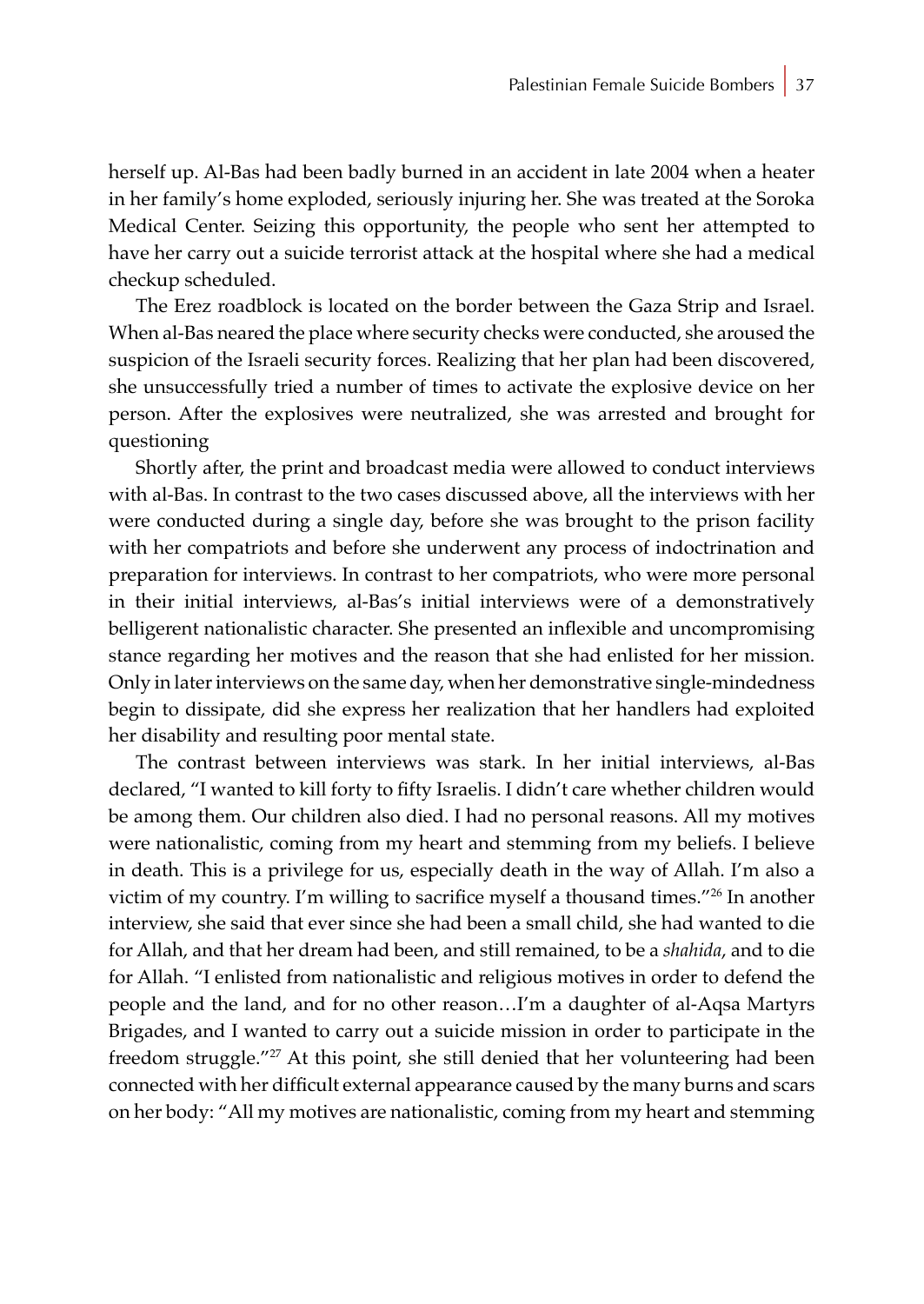herself up. Al-Bas had been badly burned in an accident in late 2004 when a heater in her family's home exploded, seriously injuring her. She was treated at the Soroka Medical Center. Seizing this opportunity, the people who sent her attempted to have her carry out a suicide terrorist attack at the hospital where she had a medical checkup scheduled.

The Erez roadblock is located on the border between the Gaza Strip and Israel. When al-Bas neared the place where security checks were conducted, she aroused the suspicion of the Israeli security forces. Realizing that her plan had been discovered, she unsuccessfully tried a number of times to activate the explosive device on her person. After the explosives were neutralized, she was arrested and brought for questioning

Shortly after, the print and broadcast media were allowed to conduct interviews with al-Bas. In contrast to the two cases discussed above, all the interviews with her were conducted during a single day, before she was brought to the prison facility with her compatriots and before she underwent any process of indoctrination and preparation for interviews. In contrast to her compatriots, who were more personal in their initial interviews, al-Bas's initial interviews were of a demonstratively belligerent nationalistic character. She presented an inflexible and uncompromising stance regarding her motives and the reason that she had enlisted for her mission. Only in later interviews on the same day, when her demonstrative single-mindedness begin to dissipate, did she express her realization that her handlers had exploited her disability and resulting poor mental state.

The contrast between interviews was stark. In her initial interviews, al-Bas declared, "I wanted to kill forty to fifty Israelis. I didn't care whether children would be among them. Our children also died. I had no personal reasons. All my motives were nationalistic, coming from my heart and stemming from my beliefs. I believe in death. This is a privilege for us, especially death in the way of Allah. I'm also a victim of my country. I'm willing to sacrifice myself a thousand times."[26] In another interview, she said that ever since she had been a small child, she had wanted to die for Allah, and that her dream had been, and still remained, to be a *shahida*, and to die for Allah. "I enlisted from nationalistic and religious motives in order to defend the people and the land, and for no other reason…I'm a daughter of al-Aqsa Martyrs Brigades, and I wanted to carry out a suicide mission in order to participate in the freedom struggle."[27] At this point, she still denied that her volunteering had been connected with her difficult external appearance caused by the many burns and scars on her body: "All my motives are nationalistic, coming from my heart and stemming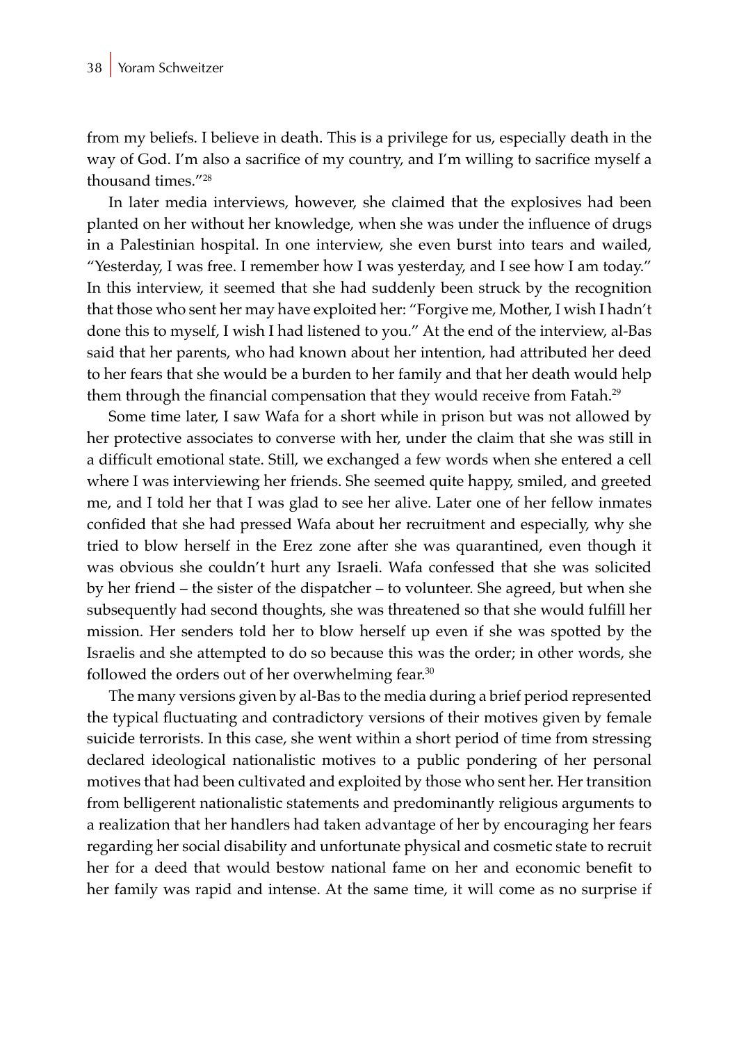from my beliefs. I believe in death. This is a privilege for us, especially death in the way of God. I'm also a sacrifice of my country, and I'm willing to sacrifice myself a thousand times."[28]

In later media interviews, however, she claimed that the explosives had been planted on her without her knowledge, when she was under the influence of drugs in a Palestinian hospital. In one interview, she even burst into tears and wailed, "Yesterday, I was free. I remember how I was yesterday, and I see how I am today." In this interview, it seemed that she had suddenly been struck by the recognition that those who sent her may have exploited her: "Forgive me, Mother, I wish I hadn't done this to myself, I wish I had listened to you." At the end of the interview, al-Bas said that her parents, who had known about her intention, had attributed her deed to her fears that she would be a burden to her family and that her death would help them through the financial compensation that they would receive from Fatah.[29]

Some time later, I saw Wafa for a short while in prison but was not allowed by her protective associates to converse with her, under the claim that she was still in a difficult emotional state. Still, we exchanged a few words when she entered a cell where I was interviewing her friends. She seemed quite happy, smiled, and greeted me, and I told her that I was glad to see her alive. Later one of her fellow inmates confided that she had pressed Wafa about her recruitment and especially, why she tried to blow herself in the Erez zone after she was quarantined, even though it was obvious she couldn't hurt any Israeli. Wafa confessed that she was solicited by her friend – the sister of the dispatcher – to volunteer. She agreed, but when she subsequently had second thoughts, she was threatened so that she would fulfill her mission. Her senders told her to blow herself up even if she was spotted by the Israelis and she attempted to do so because this was the order; in other words, she followed the orders out of her overwhelming fear.[30]

The many versions given by al-Bas to the media during a brief period represented the typical fluctuating and contradictory versions of their motives given by female suicide terrorists. In this case, she went within a short period of time from stressing declared ideological nationalistic motives to a public pondering of her personal motives that had been cultivated and exploited by those who sent her. Her transition from belligerent nationalistic statements and predominantly religious arguments to a realization that her handlers had taken advantage of her by encouraging her fears regarding her social disability and unfortunate physical and cosmetic state to recruit her for a deed that would bestow national fame on her and economic benefit to her family was rapid and intense. At the same time, it will come as no surprise if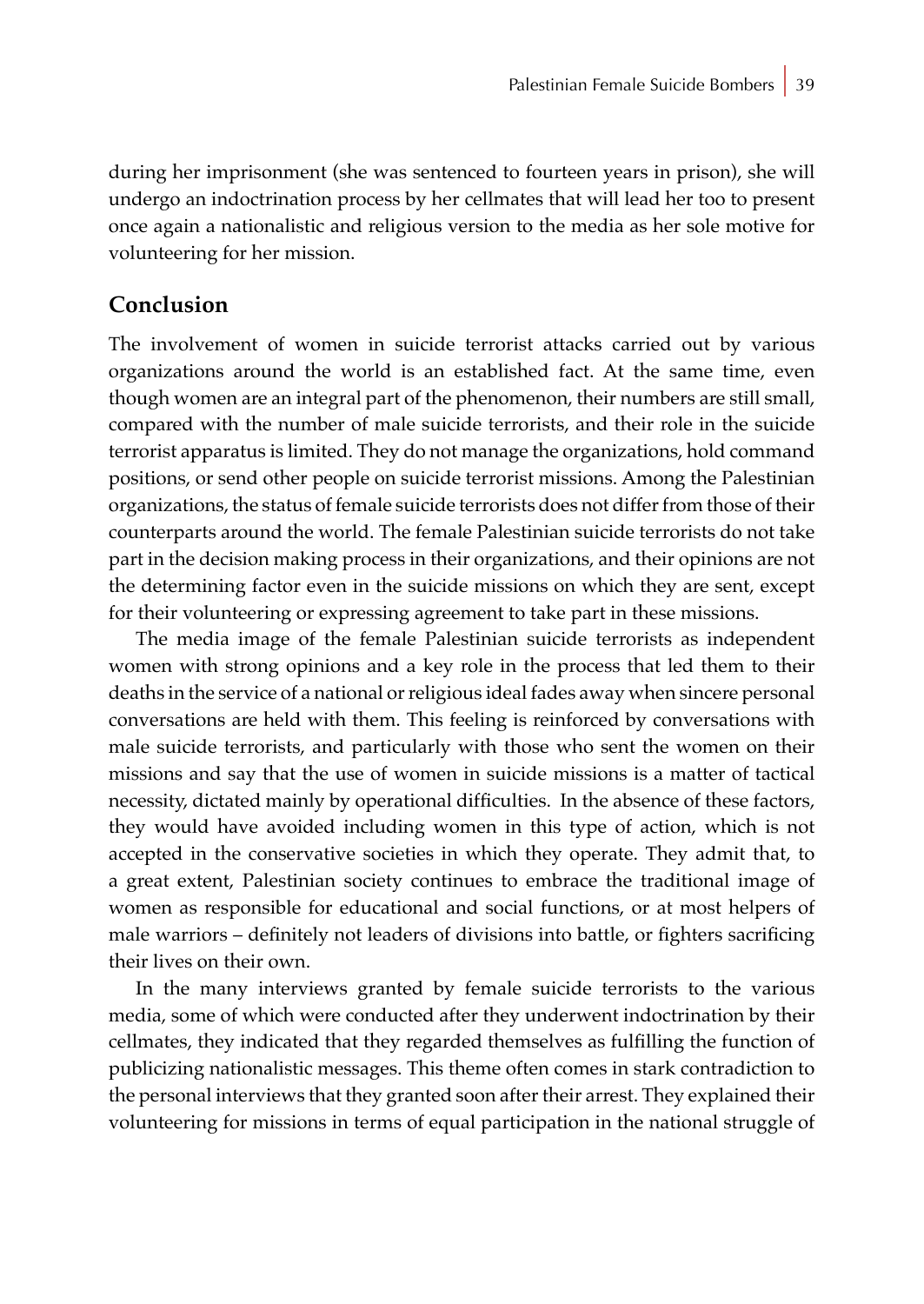during her imprisonment (she was sentenced to fourteen years in prison), she will undergo an indoctrination process by her cellmates that will lead her too to present once again a nationalistic and religious version to the media as her sole motive for volunteering for her mission.

## Conclusion

The involvement of women in suicide terrorist attacks carried out by various organizations around the world is an established fact. At the same time, even though women are an integral part of the phenomenon, their numbers are still small, compared with the number of male suicide terrorists, and their role in the suicide terrorist apparatus is limited. They do not manage the organizations, hold command positions, or send other people on suicide terrorist missions. Among the Palestinian organizations, the status of female suicide terrorists does not differ from those of their counterparts around the world. The female Palestinian suicide terrorists do not take part in the decision making process in their organizations, and their opinions are not the determining factor even in the suicide missions on which they are sent, except for their volunteering or expressing agreement to take part in these missions.

The media image of the female Palestinian suicide terrorists as independent women with strong opinions and a key role in the process that led them to their deaths in the service of a national or religious ideal fades away when sincere personal conversations are held with them. This feeling is reinforced by conversations with male suicide terrorists, and particularly with those who sent the women on their missions and say that the use of women in suicide missions is a matter of tactical necessity, dictated mainly by operational difficulties. In the absence of these factors, they would have avoided including women in this type of action, which is not accepted in the conservative societies in which they operate. They admit that, to a great extent, Palestinian society continues to embrace the traditional image of women as responsible for educational and social functions, or at most helpers of male warriors – definitely not leaders of divisions into battle, or fighters sacrificing their lives on their own.

In the many interviews granted by female suicide terrorists to the various media, some of which were conducted after they underwent indoctrination by their cellmates, they indicated that they regarded themselves as fulfilling the function of publicizing nationalistic messages. This theme often comes in stark contradiction to the personal interviews that they granted soon after their arrest. They explained their volunteering for missions in terms of equal participation in the national struggle of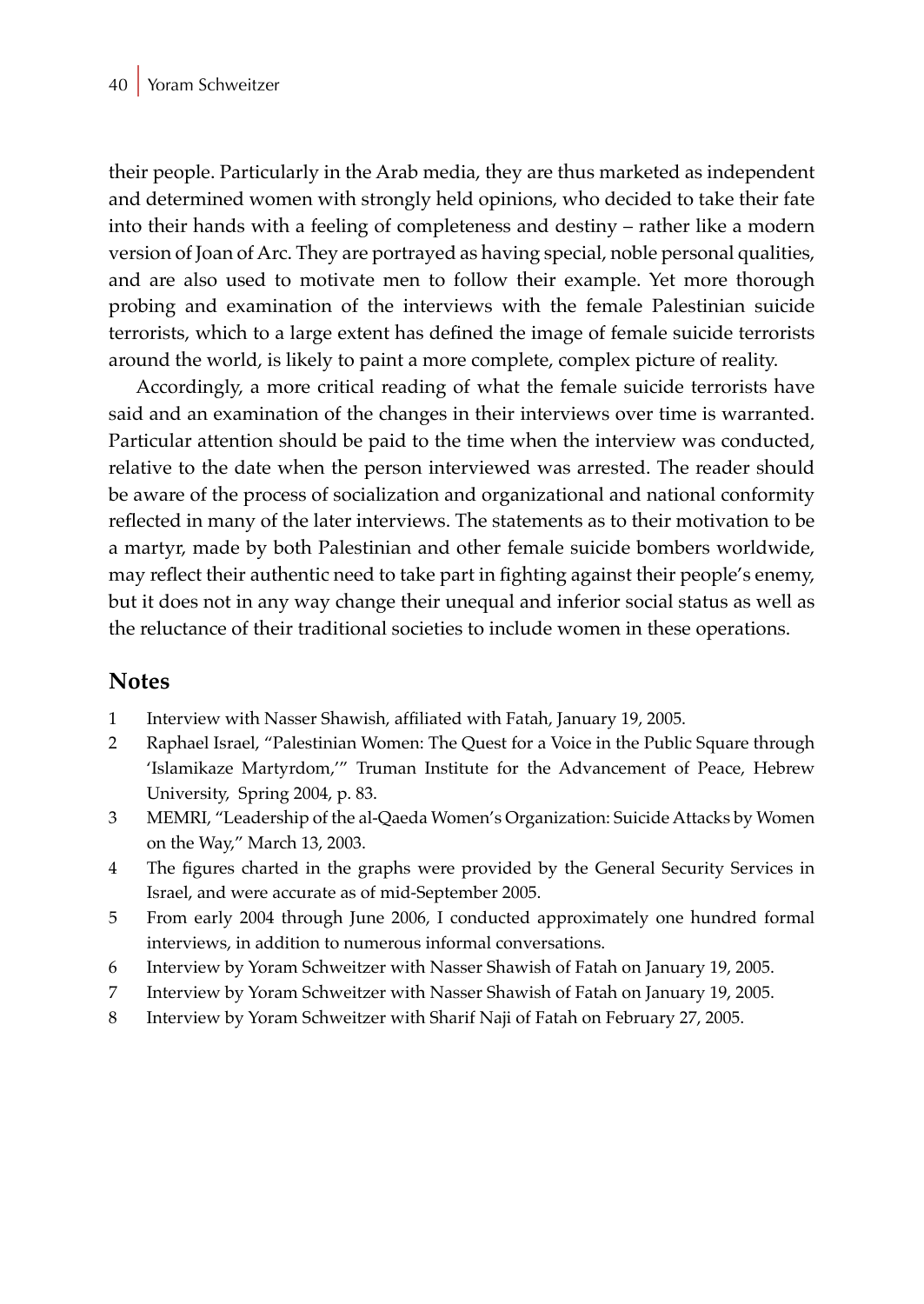their people. Particularly in the Arab media, they are thus marketed as independent and determined women with strongly held opinions, who decided to take their fate into their hands with a feeling of completeness and destiny – rather like a modern version of Joan of Arc. They are portrayed as having special, noble personal qualities, and are also used to motivate men to follow their example. Yet more thorough probing and examination of the interviews with the female Palestinian suicide terrorists, which to a large extent has defined the image of female suicide terrorists around the world, is likely to paint a more complete, complex picture of reality.

Accordingly, a more critical reading of what the female suicide terrorists have said and an examination of the changes in their interviews over time is warranted. Particular attention should be paid to the time when the interview was conducted, relative to the date when the person interviewed was arrested. The reader should be aware of the process of socialization and organizational and national conformity reflected in many of the later interviews. The statements as to their motivation to be a martyr, made by both Palestinian and other female suicide bombers worldwide, may reflect their authentic need to take part in fighting against their people's enemy, but it does not in any way change their unequal and inferior social status as well as the reluctance of their traditional societies to include women in these operations.

## Notes

1. Interview with Nasser Shawish, affiliated with Fatah, January 19, 2005.
2. Raphael Israel, "Palestinian Women: The Quest for a Voice in the Public Square through 'Islamikaze Martyrdom,'" Truman Institute for the Advancement of Peace, Hebrew University, Spring 2004, p. 83.
3. MEMRI, "Leadership of the al-Qaeda Women's Organization: Suicide Attacks by Women on the Way," March 13, 2003.
4. The figures charted in the graphs were provided by the General Security Services in Israel, and were accurate as of mid-September 2005.
5. From early 2004 through June 2006, I conducted approximately one hundred formal interviews, in addition to numerous informal conversations.
6. Interview by Yoram Schweitzer with Nasser Shawish of Fatah on January 19, 2005.
7. Interview by Yoram Schweitzer with Nasser Shawish of Fatah on January 19, 2005.
8. Interview by Yoram Schweitzer with Sharif Naji of Fatah on February 27, 2005.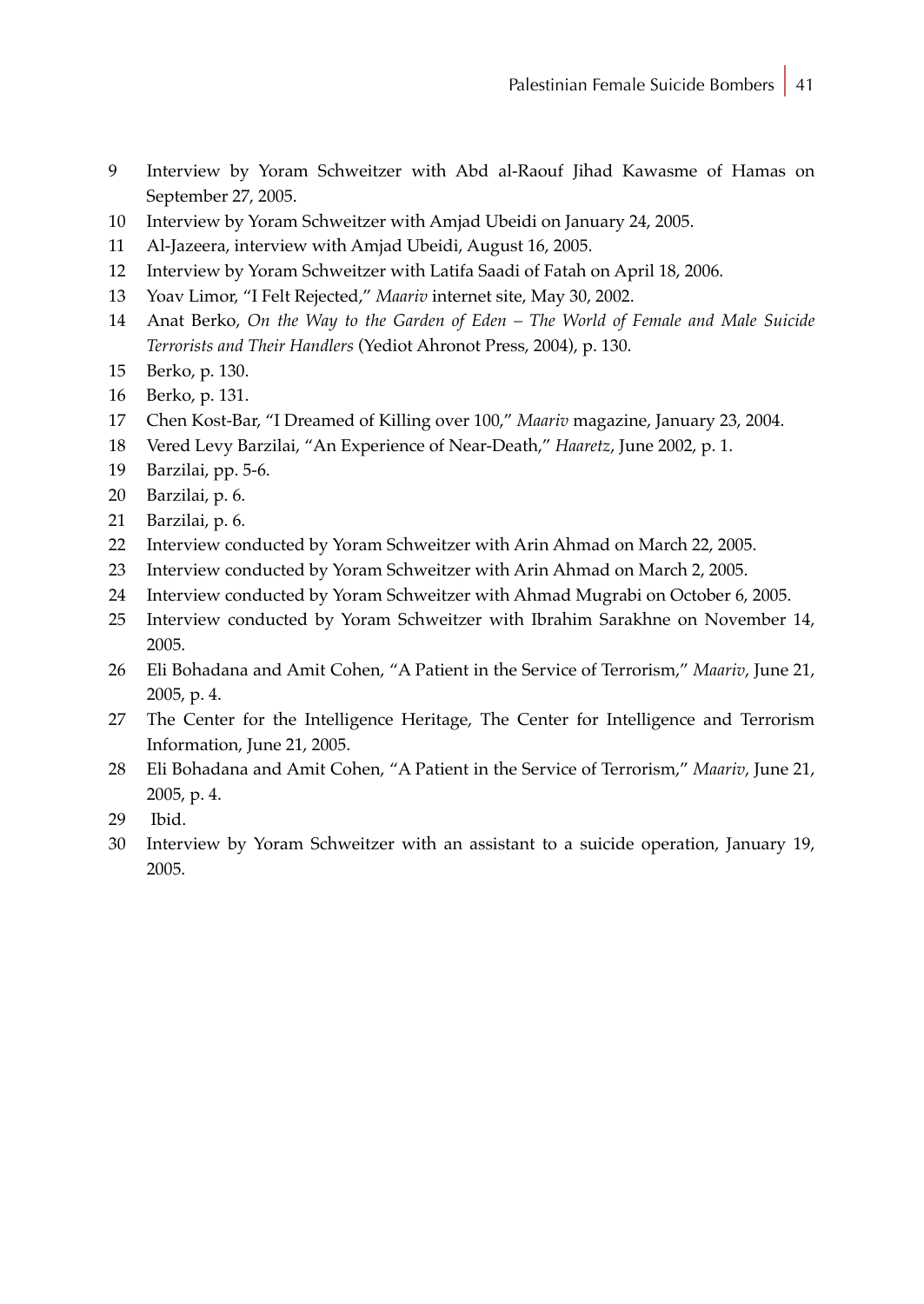9 Interview by Yoram Schweitzer with Abd al-Raouf Jihad Kawasme of Hamas on September 27, 2005.

10 Interview by Yoram Schweitzer with Amjad Ubeidi on January 24, 2005.

11 Al-Jazeera, interview with Amjad Ubeidi, August 16, 2005.

12 Interview by Yoram Schweitzer with Latifa Saadi of Fatah on April 18, 2006.

13 Yoav Limor, "I Felt Rejected," *Maariv* internet site, May 30, 2002.

14 Anat Berko, *On the Way to the Garden of Eden – The World of Female and Male Suicide Terrorists and Their Handlers* (Yediot Ahronot Press, 2004), p. 130.

15 Berko, p. 130.

16 Berko, p. 131.

17 Chen Kost-Bar, "I Dreamed of Killing over 100," *Maariv* magazine, January 23, 2004.

18 Vered Levy Barzilai, "An Experience of Near-Death," *Haaretz*, June 2002, p. 1.

19 Barzilai, pp. 5-6.

20 Barzilai, p. 6.

21 Barzilai, p. 6.

22 Interview conducted by Yoram Schweitzer with Arin Ahmad on March 22, 2005.

23 Interview conducted by Yoram Schweitzer with Arin Ahmad on March 2, 2005.

24 Interview conducted by Yoram Schweitzer with Ahmad Mugrabi on October 6, 2005.

25 Interview conducted by Yoram Schweitzer with Ibrahim Sarakhne on November 14, 2005.

26 Eli Bohadana and Amit Cohen, "A Patient in the Service of Terrorism," *Maariv*, June 21, 2005, p. 4.

27 The Center for the Intelligence Heritage, The Center for Intelligence and Terrorism Information, June 21, 2005.

28 Eli Bohadana and Amit Cohen, "A Patient in the Service of Terrorism," *Maariv*, June 21, 2005, p. 4.

29 Ibid.

30 Interview by Yoram Schweitzer with an assistant to a suicide operation, January 19, 2005.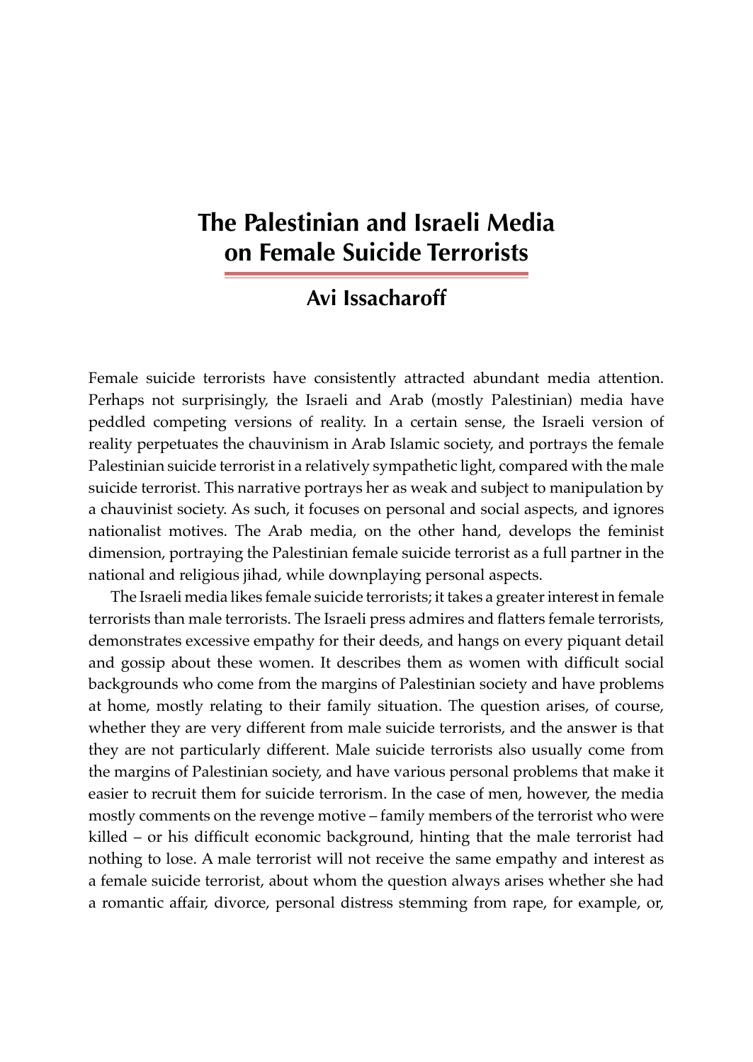# The Palestinian and Israeli Media on Female Suicide Terrorists

## Avi Issacharoff

Female suicide terrorists have consistently attracted abundant media attention. Perhaps not surprisingly, the Israeli and Arab (mostly Palestinian) media have peddled competing versions of reality. In a certain sense, the Israeli version of reality perpetuates the chauvinism in Arab Islamic society, and portrays the female Palestinian suicide terrorist in a relatively sympathetic light, compared with the male suicide terrorist. This narrative portrays her as weak and subject to manipulation by a chauvinist society. As such, it focuses on personal and social aspects, and ignores nationalist motives. The Arab media, on the other hand, develops the feminist dimension, portraying the Palestinian female suicide terrorist as a full partner in the national and religious jihad, while downplaying personal aspects.

The Israeli media likes female suicide terrorists; it takes a greater interest in female terrorists than male terrorists. The Israeli press admires and flatters female terrorists, demonstrates excessive empathy for their deeds, and hangs on every piquant detail and gossip about these women. It describes them as women with difficult social backgrounds who come from the margins of Palestinian society and have problems at home, mostly relating to their family situation. The question arises, of course, whether they are very different from male suicide terrorists, and the answer is that they are not particularly different. Male suicide terrorists also usually come from the margins of Palestinian society, and have various personal problems that make it easier to recruit them for suicide terrorism. In the case of men, however, the media mostly comments on the revenge motive – family members of the terrorist who were killed – or his difficult economic background, hinting that the male terrorist had nothing to lose. A male terrorist will not receive the same empathy and interest as a female suicide terrorist, about whom the question always arises whether she had a romantic affair, divorce, personal distress stemming from rape, for example, or,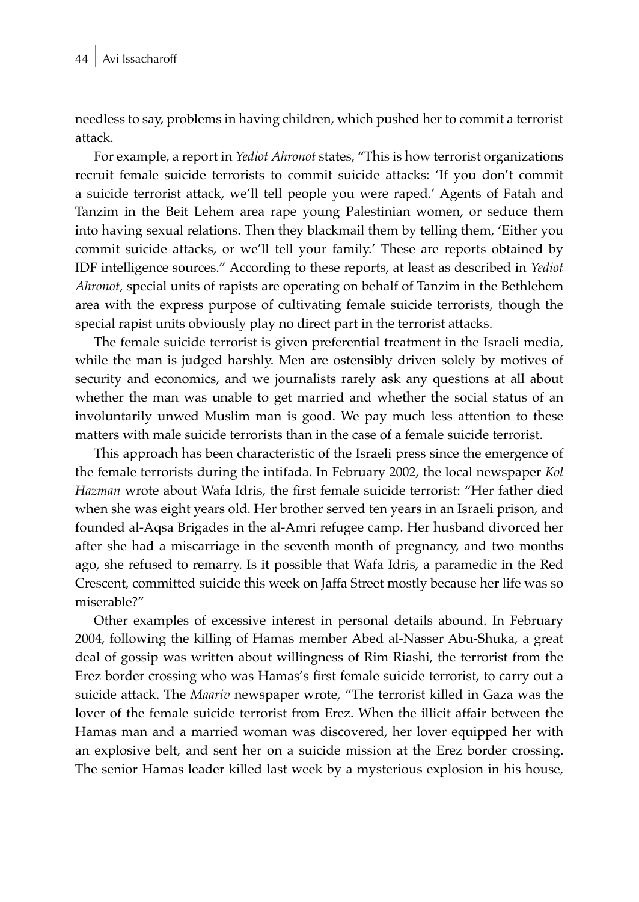needless to say, problems in having children, which pushed her to commit a terrorist attack.

For example, a report in *Yediot Ahronot* states, "This is how terrorist organizations recruit female suicide terrorists to commit suicide attacks: 'If you don't commit a suicide terrorist attack, we'll tell people you were raped.' Agents of Fatah and Tanzim in the Beit Lehem area rape young Palestinian women, or seduce them into having sexual relations. Then they blackmail them by telling them, 'Either you commit suicide attacks, or we'll tell your family.' These are reports obtained by IDF intelligence sources." According to these reports, at least as described in *Yediot Ahronot*, special units of rapists are operating on behalf of Tanzim in the Bethlehem area with the express purpose of cultivating female suicide terrorists, though the special rapist units obviously play no direct part in the terrorist attacks.

The female suicide terrorist is given preferential treatment in the Israeli media, while the man is judged harshly. Men are ostensibly driven solely by motives of security and economics, and we journalists rarely ask any questions at all about whether the man was unable to get married and whether the social status of an involuntarily unwed Muslim man is good. We pay much less attention to these matters with male suicide terrorists than in the case of a female suicide terrorist.

This approach has been characteristic of the Israeli press since the emergence of the female terrorists during the intifada. In February 2002, the local newspaper *Kol Hazman* wrote about Wafa Idris, the first female suicide terrorist: "Her father died when she was eight years old. Her brother served ten years in an Israeli prison, and founded al-Aqsa Brigades in the al-Amri refugee camp. Her husband divorced her after she had a miscarriage in the seventh month of pregnancy, and two months ago, she refused to remarry. Is it possible that Wafa Idris, a paramedic in the Red Crescent, committed suicide this week on Jaffa Street mostly because her life was so miserable?"

Other examples of excessive interest in personal details abound. In February 2004, following the killing of Hamas member Abed al-Nasser Abu-Shuka, a great deal of gossip was written about willingness of Rim Riashi, the terrorist from the Erez border crossing who was Hamas's first female suicide terrorist, to carry out a suicide attack. The *Maariv* newspaper wrote, "The terrorist killed in Gaza was the lover of the female suicide terrorist from Erez. When the illicit affair between the Hamas man and a married woman was discovered, her lover equipped her with an explosive belt, and sent her on a suicide mission at the Erez border crossing. The senior Hamas leader killed last week by a mysterious explosion in his house,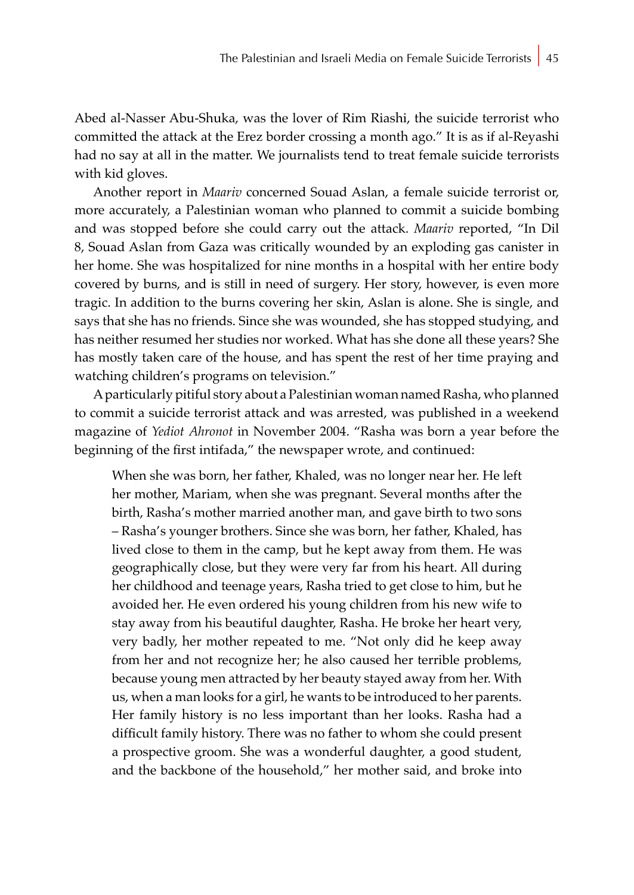Abed al-Nasser Abu-Shuka, was the lover of Rim Riashi, the suicide terrorist who committed the attack at the Erez border crossing a month ago." It is as if al-Reyashi had no say at all in the matter. We journalists tend to treat female suicide terrorists with kid gloves.

Another report in *Maariv* concerned Souad Aslan, a female suicide terrorist or, more accurately, a Palestinian woman who planned to commit a suicide bombing and was stopped before she could carry out the attack. *Maariv* reported, "In Dil 8, Souad Aslan from Gaza was critically wounded by an exploding gas canister in her home. She was hospitalized for nine months in a hospital with her entire body covered by burns, and is still in need of surgery. Her story, however, is even more tragic. In addition to the burns covering her skin, Aslan is alone. She is single, and says that she has no friends. Since she was wounded, she has stopped studying, and has neither resumed her studies nor worked. What has she done all these years? She has mostly taken care of the house, and has spent the rest of her time praying and watching children's programs on television."

A particularly pitiful story about a Palestinian woman named Rasha, who planned to commit a suicide terrorist attack and was arrested, was published in a weekend magazine of *Yediot Ahronot* in November 2004. "Rasha was born a year before the beginning of the first intifada," the newspaper wrote, and continued:

> When she was born, her father, Khaled, was no longer near her. He left her mother, Mariam, when she was pregnant. Several months after the birth, Rasha's mother married another man, and gave birth to two sons – Rasha's younger brothers. Since she was born, her father, Khaled, has lived close to them in the camp, but he kept away from them. He was geographically close, but they were very far from his heart. All during her childhood and teenage years, Rasha tried to get close to him, but he avoided her. He even ordered his young children from his new wife to stay away from his beautiful daughter, Rasha. He broke her heart very, very badly, her mother repeated to me. "Not only did he keep away from her and not recognize her; he also caused her terrible problems, because young men attracted by her beauty stayed away from her. With us, when a man looks for a girl, he wants to be introduced to her parents. Her family history is no less important than her looks. Rasha had a difficult family history. There was no father to whom she could present a prospective groom. She was a wonderful daughter, a good student, and the backbone of the household," her mother said, and broke into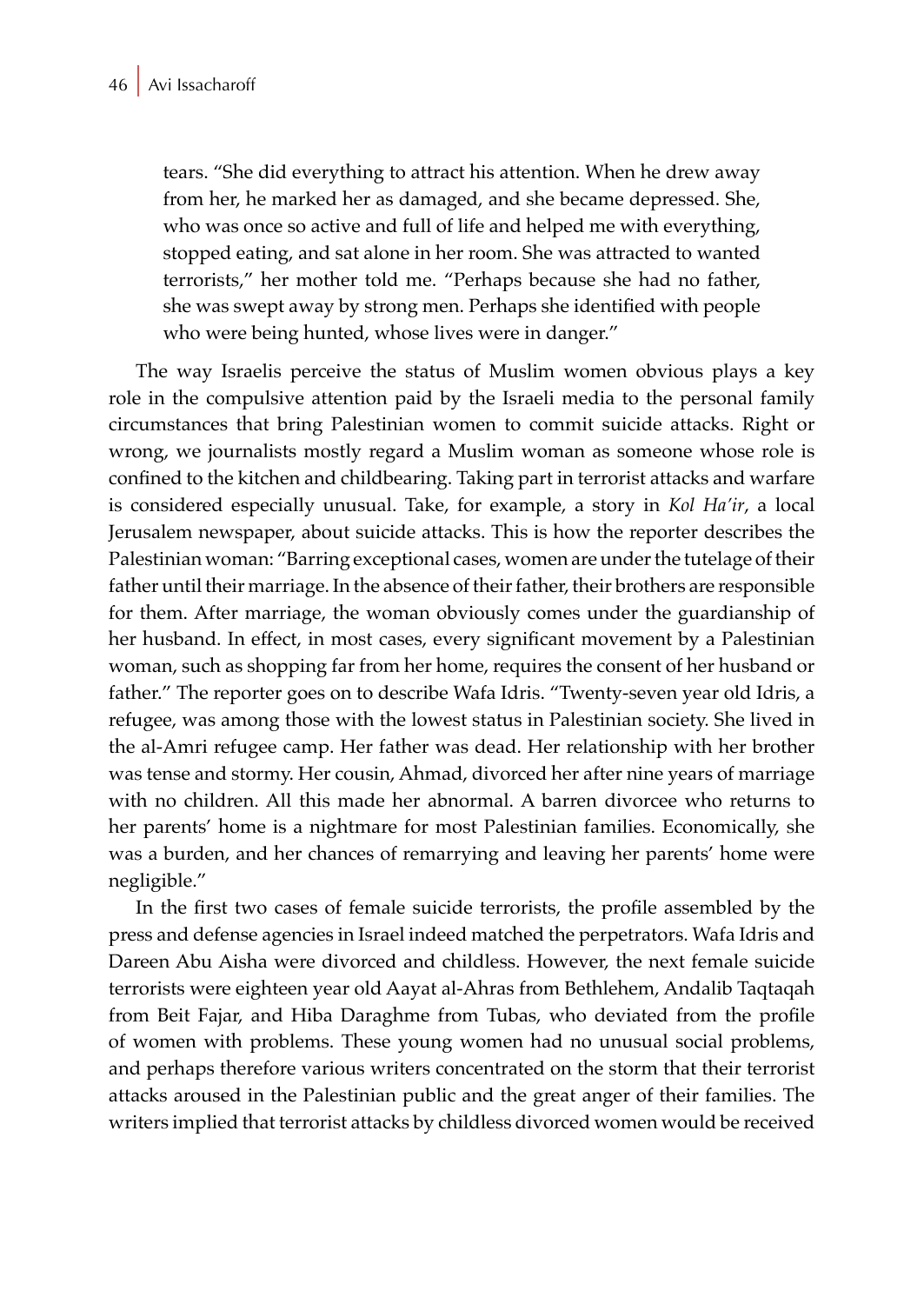> tears. "She did everything to attract his attention. When he drew away from her, he marked her as damaged, and she became depressed. She, who was once so active and full of life and helped me with everything, stopped eating, and sat alone in her room. She was attracted to wanted terrorists," her mother told me. "Perhaps because she had no father, she was swept away by strong men. Perhaps she identified with people who were being hunted, whose lives were in danger."

The way Israelis perceive the status of Muslim women obvious plays a key role in the compulsive attention paid by the Israeli media to the personal family circumstances that bring Palestinian women to commit suicide attacks. Right or wrong, we journalists mostly regard a Muslim woman as someone whose role is confined to the kitchen and childbearing. Taking part in terrorist attacks and warfare is considered especially unusual. Take, for example, a story in *Kol Ha'ir*, a local Jerusalem newspaper, about suicide attacks. This is how the reporter describes the Palestinian woman: "Barring exceptional cases, women are under the tutelage of their father until their marriage. In the absence of their father, their brothers are responsible for them. After marriage, the woman obviously comes under the guardianship of her husband. In effect, in most cases, every significant movement by a Palestinian woman, such as shopping far from her home, requires the consent of her husband or father." The reporter goes on to describe Wafa Idris. "Twenty-seven year old Idris, a refugee, was among those with the lowest status in Palestinian society. She lived in the al-Amri refugee camp. Her father was dead. Her relationship with her brother was tense and stormy. Her cousin, Ahmad, divorced her after nine years of marriage with no children. All this made her abnormal. A barren divorcee who returns to her parents' home is a nightmare for most Palestinian families. Economically, she was a burden, and her chances of remarrying and leaving her parents' home were negligible."

In the first two cases of female suicide terrorists, the profile assembled by the press and defense agencies in Israel indeed matched the perpetrators. Wafa Idris and Dareen Abu Aisha were divorced and childless. However, the next female suicide terrorists were eighteen year old Aayat al-Ahras from Bethlehem, Andalib Taqtaqah from Beit Fajar, and Hiba Daraghme from Tubas, who deviated from the profile of women with problems. These young women had no unusual social problems, and perhaps therefore various writers concentrated on the storm that their terrorist attacks aroused in the Palestinian public and the great anger of their families. The writers implied that terrorist attacks by childless divorced women would be received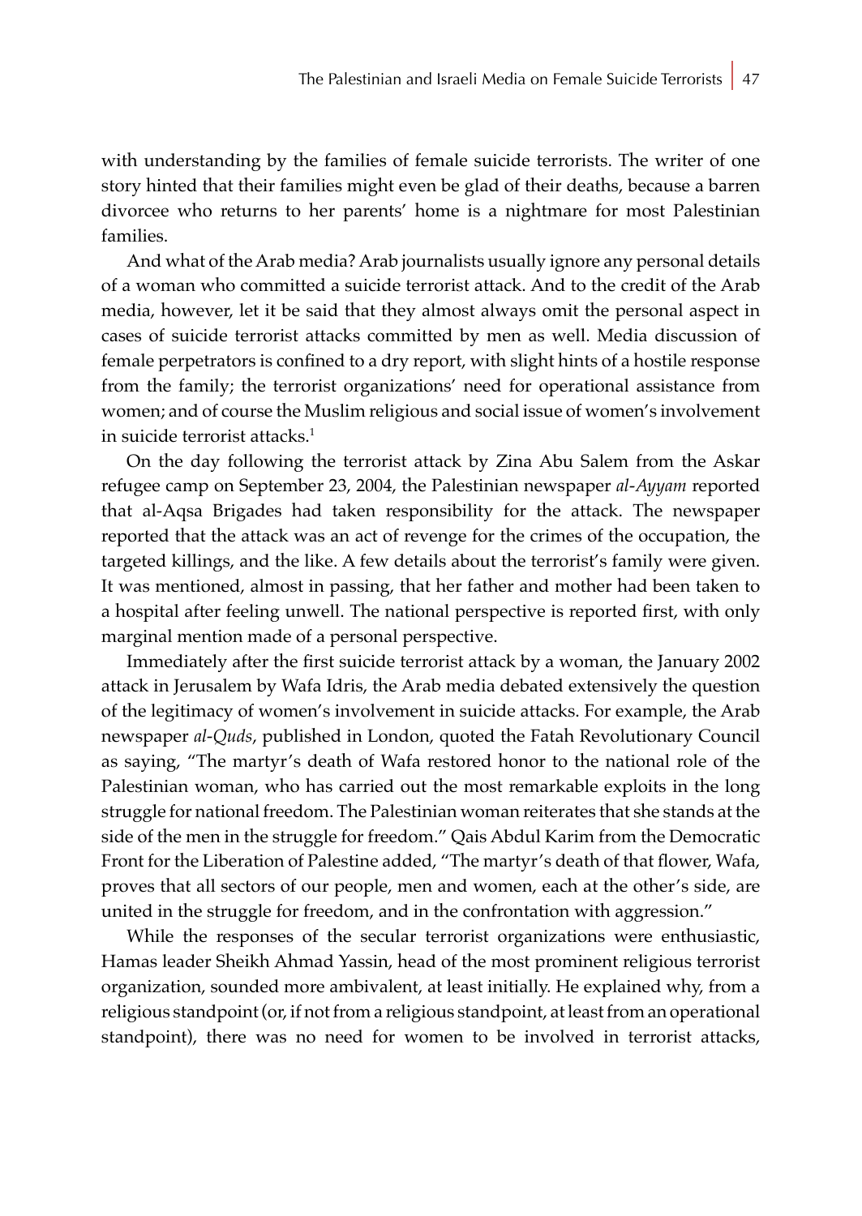with understanding by the families of female suicide terrorists. The writer of one story hinted that their families might even be glad of their deaths, because a barren divorcee who returns to her parents' home is a nightmare for most Palestinian families.

And what of the Arab media? Arab journalists usually ignore any personal details of a woman who committed a suicide terrorist attack. And to the credit of the Arab media, however, let it be said that they almost always omit the personal aspect in cases of suicide terrorist attacks committed by men as well. Media discussion of female perpetrators is confined to a dry report, with slight hints of a hostile response from the family; the terrorist organizations' need for operational assistance from women; and of course the Muslim religious and social issue of women's involvement in suicide terrorist attacks.[1]

On the day following the terrorist attack by Zina Abu Salem from the Askar refugee camp on September 23, 2004, the Palestinian newspaper *al-Ayyam* reported that al-Aqsa Brigades had taken responsibility for the attack. The newspaper reported that the attack was an act of revenge for the crimes of the occupation, the targeted killings, and the like. A few details about the terrorist's family were given. It was mentioned, almost in passing, that her father and mother had been taken to a hospital after feeling unwell. The national perspective is reported first, with only marginal mention made of a personal perspective.

Immediately after the first suicide terrorist attack by a woman, the January 2002 attack in Jerusalem by Wafa Idris, the Arab media debated extensively the question of the legitimacy of women's involvement in suicide attacks. For example, the Arab newspaper *al-Quds*, published in London, quoted the Fatah Revolutionary Council as saying, "The martyr's death of Wafa restored honor to the national role of the Palestinian woman, who has carried out the most remarkable exploits in the long struggle for national freedom. The Palestinian woman reiterates that she stands at the side of the men in the struggle for freedom." Qais Abdul Karim from the Democratic Front for the Liberation of Palestine added, "The martyr's death of that flower, Wafa, proves that all sectors of our people, men and women, each at the other's side, are united in the struggle for freedom, and in the confrontation with aggression."

While the responses of the secular terrorist organizations were enthusiastic, Hamas leader Sheikh Ahmad Yassin, head of the most prominent religious terrorist organization, sounded more ambivalent, at least initially. He explained why, from a religious standpoint (or, if not from a religious standpoint, at least from an operational standpoint), there was no need for women to be involved in terrorist attacks,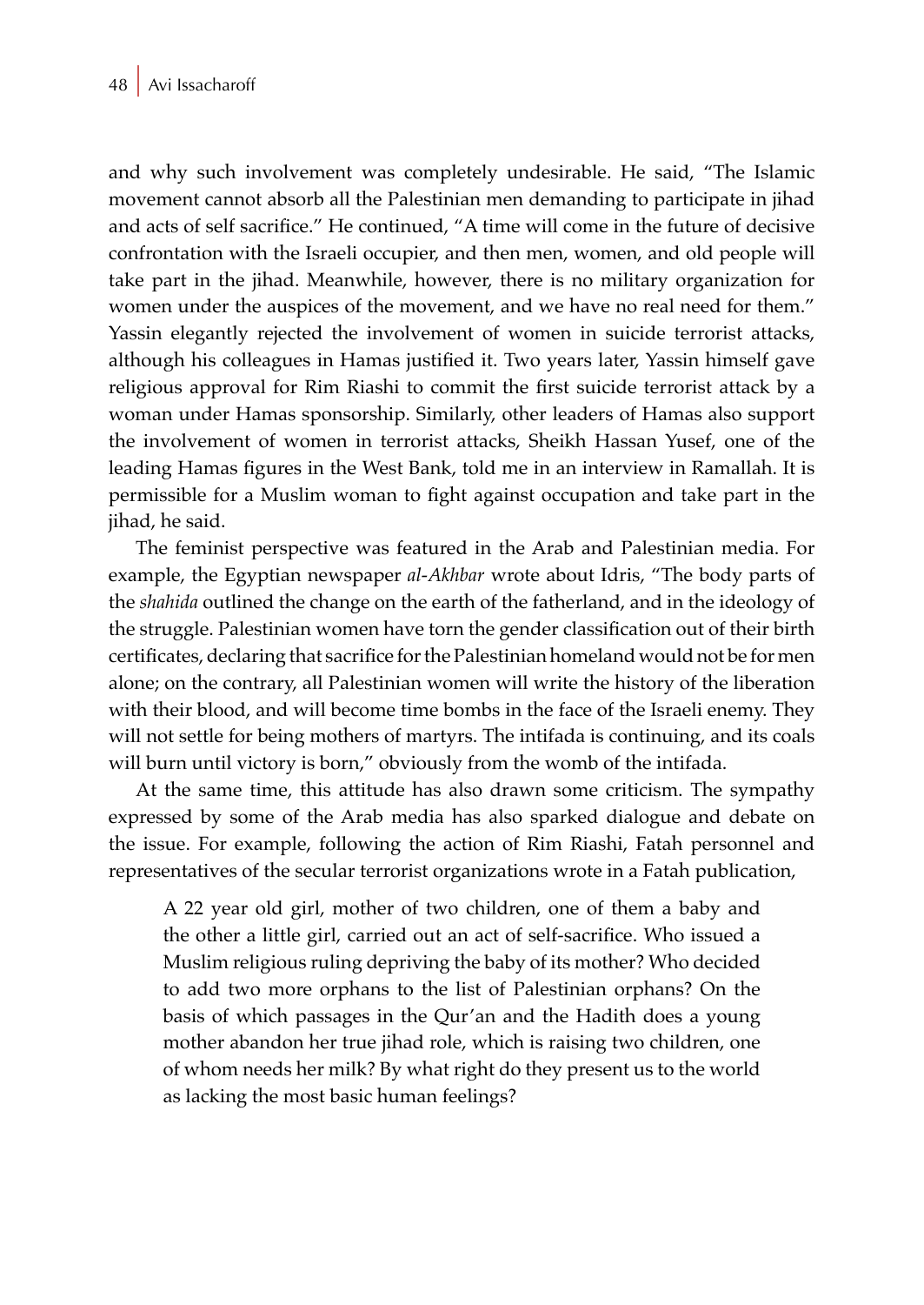and why such involvement was completely undesirable. He said, "The Islamic movement cannot absorb all the Palestinian men demanding to participate in jihad and acts of self sacrifice." He continued, "A time will come in the future of decisive confrontation with the Israeli occupier, and then men, women, and old people will take part in the jihad. Meanwhile, however, there is no military organization for women under the auspices of the movement, and we have no real need for them." Yassin elegantly rejected the involvement of women in suicide terrorist attacks, although his colleagues in Hamas justified it. Two years later, Yassin himself gave religious approval for Rim Riashi to commit the first suicide terrorist attack by a woman under Hamas sponsorship. Similarly, other leaders of Hamas also support the involvement of women in terrorist attacks, Sheikh Hassan Yusef, one of the leading Hamas figures in the West Bank, told me in an interview in Ramallah. It is permissible for a Muslim woman to fight against occupation and take part in the jihad, he said.

The feminist perspective was featured in the Arab and Palestinian media. For example, the Egyptian newspaper *al-Akhbar* wrote about Idris, "The body parts of the *shahida* outlined the change on the earth of the fatherland, and in the ideology of the struggle. Palestinian women have torn the gender classification out of their birth certificates, declaring that sacrifice for the Palestinian homeland would not be for men alone; on the contrary, all Palestinian women will write the history of the liberation with their blood, and will become time bombs in the face of the Israeli enemy. They will not settle for being mothers of martyrs. The intifada is continuing, and its coals will burn until victory is born," obviously from the womb of the intifada.

At the same time, this attitude has also drawn some criticism. The sympathy expressed by some of the Arab media has also sparked dialogue and debate on the issue. For example, following the action of Rim Riashi, Fatah personnel and representatives of the secular terrorist organizations wrote in a Fatah publication,

> A 22 year old girl, mother of two children, one of them a baby and the other a little girl, carried out an act of self-sacrifice. Who issued a Muslim religious ruling depriving the baby of its mother? Who decided to add two more orphans to the list of Palestinian orphans? On the basis of which passages in the Qur'an and the Hadith does a young mother abandon her true jihad role, which is raising two children, one of whom needs her milk? By what right do they present us to the world as lacking the most basic human feelings?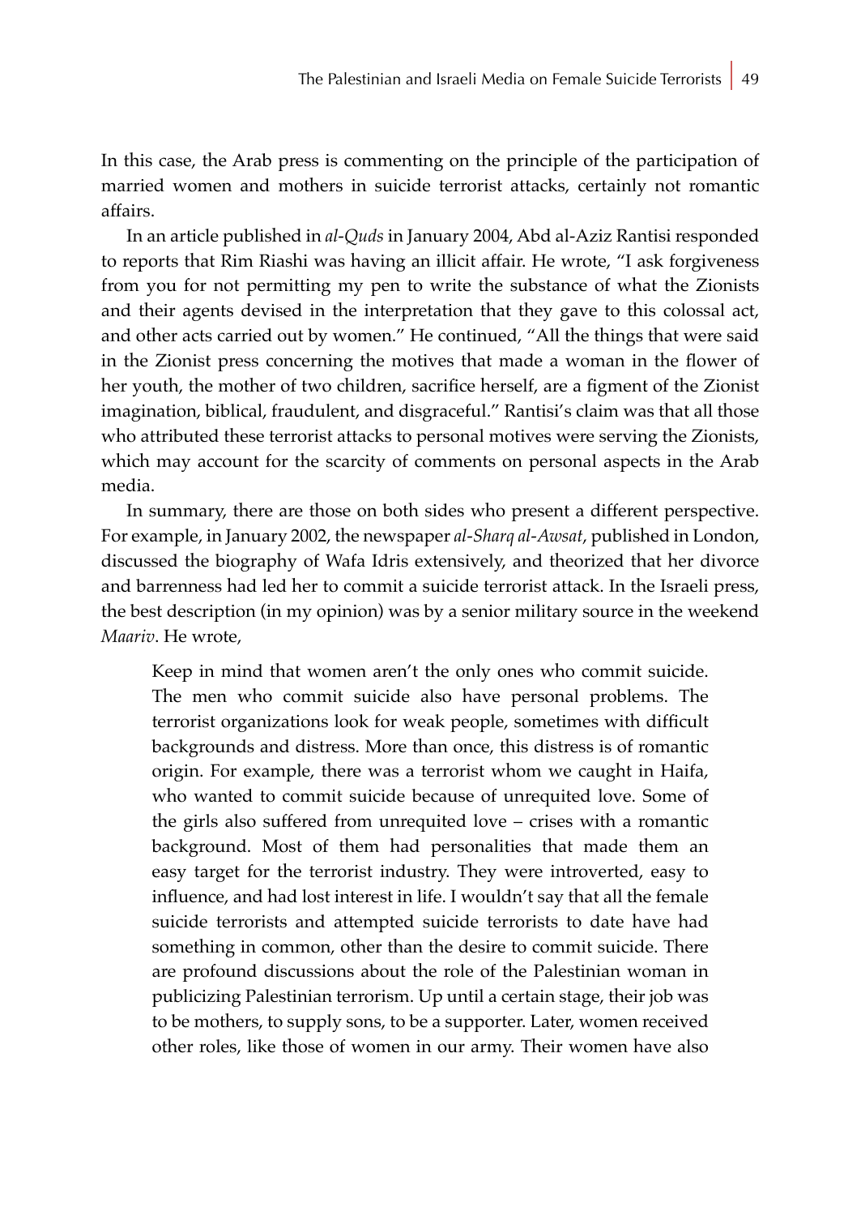In this case, the Arab press is commenting on the principle of the participation of married women and mothers in suicide terrorist attacks, certainly not romantic affairs.

In an article published in *al-Quds* in January 2004, Abd al-Aziz Rantisi responded to reports that Rim Riashi was having an illicit affair. He wrote, "I ask forgiveness from you for not permitting my pen to write the substance of what the Zionists and their agents devised in the interpretation that they gave to this colossal act, and other acts carried out by women." He continued, "All the things that were said in the Zionist press concerning the motives that made a woman in the flower of her youth, the mother of two children, sacrifice herself, are a figment of the Zionist imagination, biblical, fraudulent, and disgraceful." Rantisi's claim was that all those who attributed these terrorist attacks to personal motives were serving the Zionists, which may account for the scarcity of comments on personal aspects in the Arab media.

In summary, there are those on both sides who present a different perspective. For example, in January 2002, the newspaper *al-Sharq al-Awsat*, published in London, discussed the biography of Wafa Idris extensively, and theorized that her divorce and barrenness had led her to commit a suicide terrorist attack. In the Israeli press, the best description (in my opinion) was by a senior military source in the weekend *Maariv*. He wrote,

> Keep in mind that women aren't the only ones who commit suicide. The men who commit suicide also have personal problems. The terrorist organizations look for weak people, sometimes with difficult backgrounds and distress. More than once, this distress is of romantic origin. For example, there was a terrorist whom we caught in Haifa, who wanted to commit suicide because of unrequited love. Some of the girls also suffered from unrequited love – crises with a romantic background. Most of them had personalities that made them an easy target for the terrorist industry. They were introverted, easy to influence, and had lost interest in life. I wouldn't say that all the female suicide terrorists and attempted suicide terrorists to date have had something in common, other than the desire to commit suicide. There are profound discussions about the role of the Palestinian woman in publicizing Palestinian terrorism. Up until a certain stage, their job was to be mothers, to supply sons, to be a supporter. Later, women received other roles, like those of women in our army. Their women have also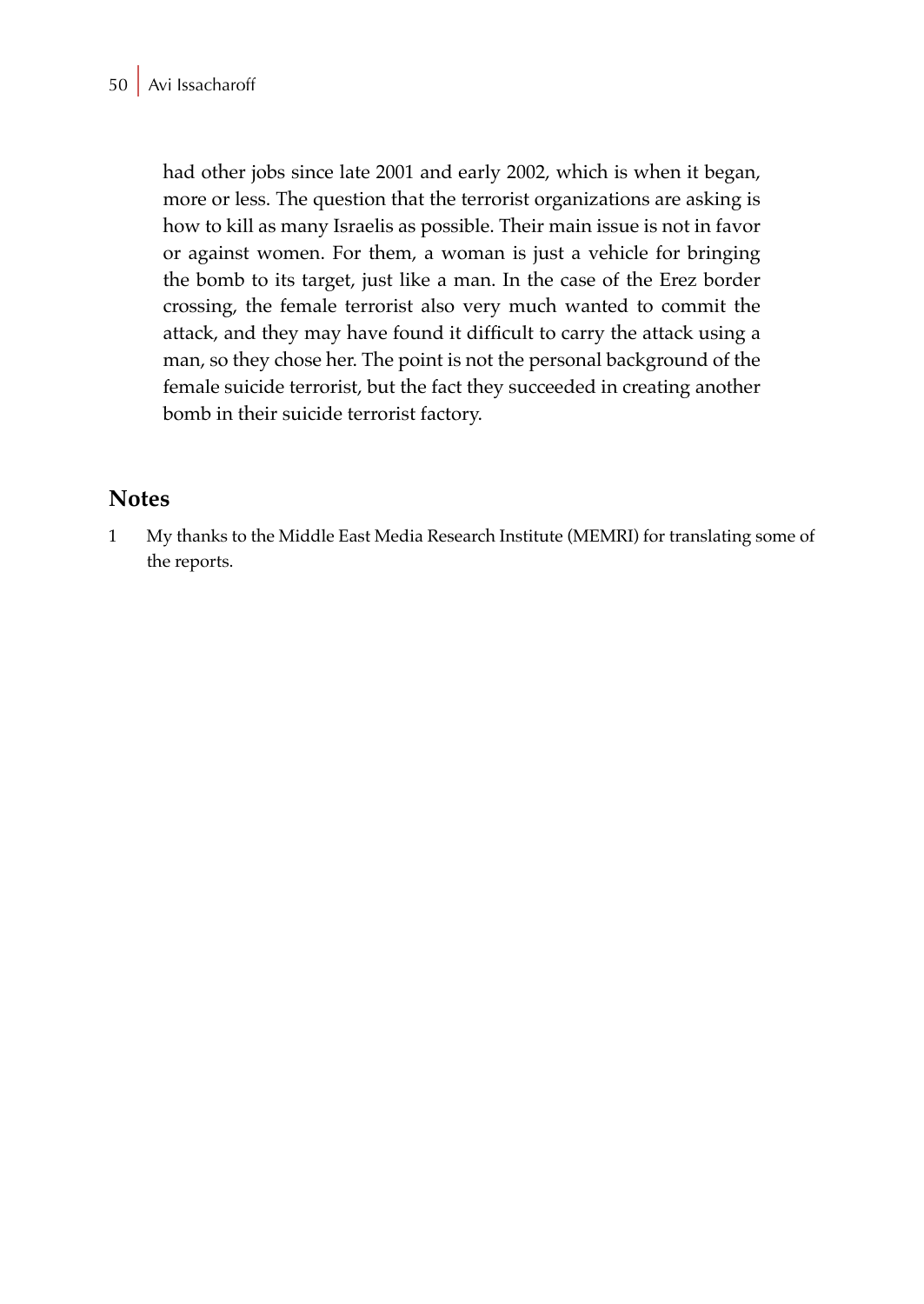had other jobs since late 2001 and early 2002, which is when it began, more or less. The question that the terrorist organizations are asking is how to kill as many Israelis as possible. Their main issue is not in favor or against women. For them, a woman is just a vehicle for bringing the bomb to its target, just like a man. In the case of the Erez border crossing, the female terrorist also very much wanted to commit the attack, and they may have found it difficult to carry the attack using a man, so they chose her. The point is not the personal background of the female suicide terrorist, but the fact they succeeded in creating another bomb in their suicide terrorist factory.

## Notes

1 My thanks to the Middle East Media Research Institute (MEMRI) for translating some of the reports.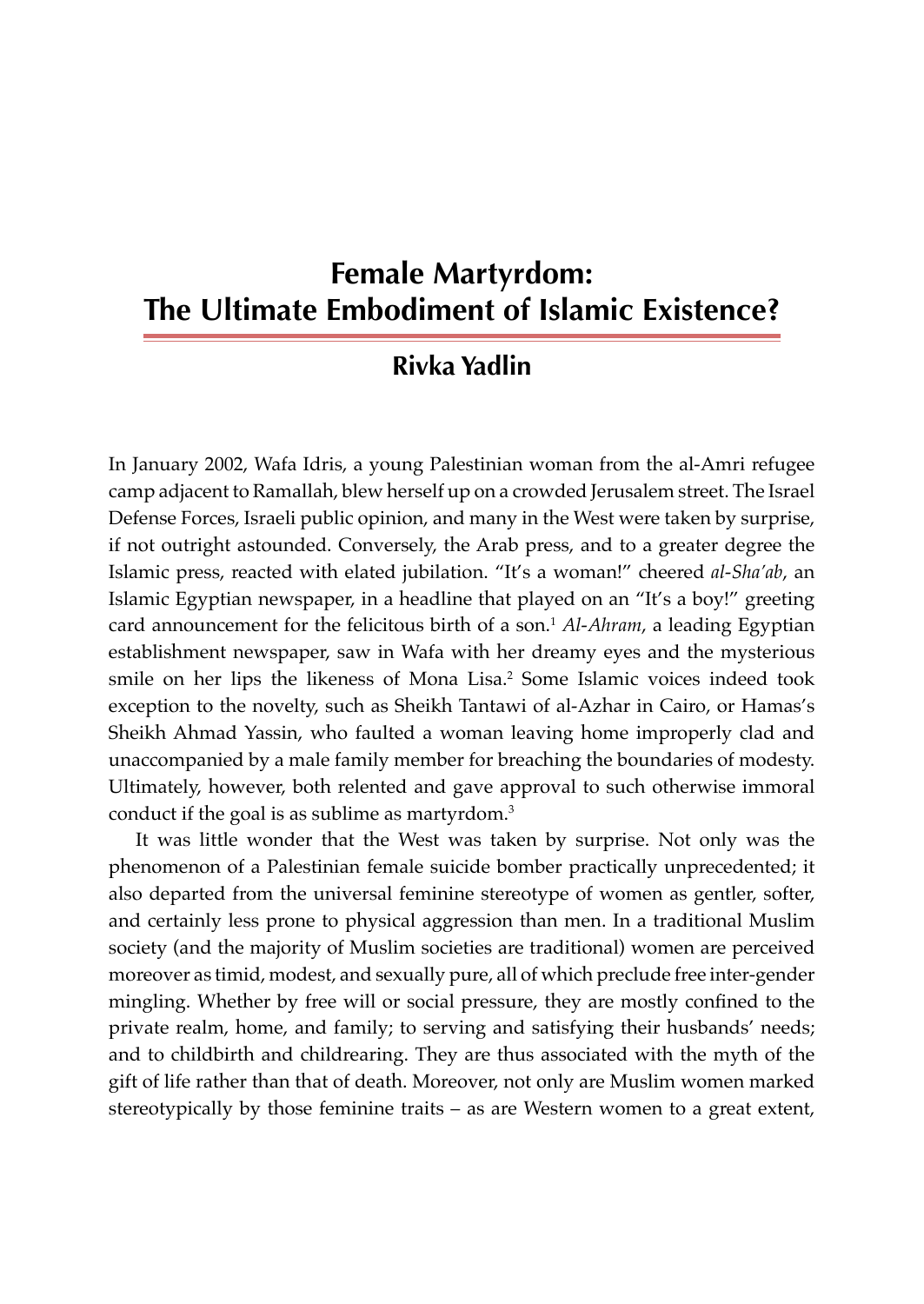# Female Martyrdom: The Ultimate Embodiment of Islamic Existence?

## Rivka Yadlin

In January 2002, Wafa Idris, a young Palestinian woman from the al-Amri refugee camp adjacent to Ramallah, blew herself up on a crowded Jerusalem street. The Israel Defense Forces, Israeli public opinion, and many in the West were taken by surprise, if not outright astounded. Conversely, the Arab press, and to a greater degree the Islamic press, reacted with elated jubilation. "It's a woman!" cheered *al-Sha'ab*, an Islamic Egyptian newspaper, in a headline that played on an "It's a boy!" greeting card announcement for the felicitous birth of a son.[1] *Al-Ahram*, a leading Egyptian establishment newspaper, saw in Wafa with her dreamy eyes and the mysterious smile on her lips the likeness of Mona Lisa.[2] Some Islamic voices indeed took exception to the novelty, such as Sheikh Tantawi of al-Azhar in Cairo, or Hamas's Sheikh Ahmad Yassin, who faulted a woman leaving home improperly clad and unaccompanied by a male family member for breaching the boundaries of modesty. Ultimately, however, both relented and gave approval to such otherwise immoral conduct if the goal is as sublime as martyrdom.[3]

It was little wonder that the West was taken by surprise. Not only was the phenomenon of a Palestinian female suicide bomber practically unprecedented; it also departed from the universal feminine stereotype of women as gentler, softer, and certainly less prone to physical aggression than men. In a traditional Muslim society (and the majority of Muslim societies are traditional) women are perceived moreover as timid, modest, and sexually pure, all of which preclude free inter-gender mingling. Whether by free will or social pressure, they are mostly confined to the private realm, home, and family; to serving and satisfying their husbands' needs; and to childbirth and childrearing. They are thus associated with the myth of the gift of life rather than that of death. Moreover, not only are Muslim women marked stereotypically by those feminine traits – as are Western women to a great extent,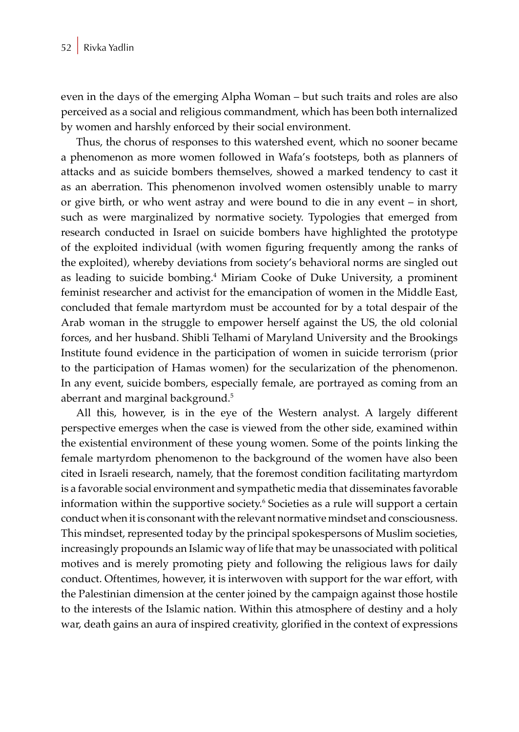even in the days of the emerging Alpha Woman – but such traits and roles are also perceived as a social and religious commandment, which has been both internalized by women and harshly enforced by their social environment.

Thus, the chorus of responses to this watershed event, which no sooner became a phenomenon as more women followed in Wafa's footsteps, both as planners of attacks and as suicide bombers themselves, showed a marked tendency to cast it as an aberration. This phenomenon involved women ostensibly unable to marry or give birth, or who went astray and were bound to die in any event – in short, such as were marginalized by normative society. Typologies that emerged from research conducted in Israel on suicide bombers have highlighted the prototype of the exploited individual (with women figuring frequently among the ranks of the exploited), whereby deviations from society's behavioral norms are singled out as leading to suicide bombing.[4] Miriam Cooke of Duke University, a prominent feminist researcher and activist for the emancipation of women in the Middle East, concluded that female martyrdom must be accounted for by a total despair of the Arab woman in the struggle to empower herself against the US, the old colonial forces, and her husband. Shibli Telhami of Maryland University and the Brookings Institute found evidence in the participation of women in suicide terrorism (prior to the participation of Hamas women) for the secularization of the phenomenon. In any event, suicide bombers, especially female, are portrayed as coming from an aberrant and marginal background.[5]

All this, however, is in the eye of the Western analyst. A largely different perspective emerges when the case is viewed from the other side, examined within the existential environment of these young women. Some of the points linking the female martyrdom phenomenon to the background of the women have also been cited in Israeli research, namely, that the foremost condition facilitating martyrdom is a favorable social environment and sympathetic media that disseminates favorable information within the supportive society.[6] Societies as a rule will support a certain conduct when it is consonant with the relevant normative mindset and consciousness. This mindset, represented today by the principal spokespersons of Muslim societies, increasingly propounds an Islamic way of life that may be unassociated with political motives and is merely promoting piety and following the religious laws for daily conduct. Oftentimes, however, it is interwoven with support for the war effort, with the Palestinian dimension at the center joined by the campaign against those hostile to the interests of the Islamic nation. Within this atmosphere of destiny and a holy war, death gains an aura of inspired creativity, glorified in the context of expressions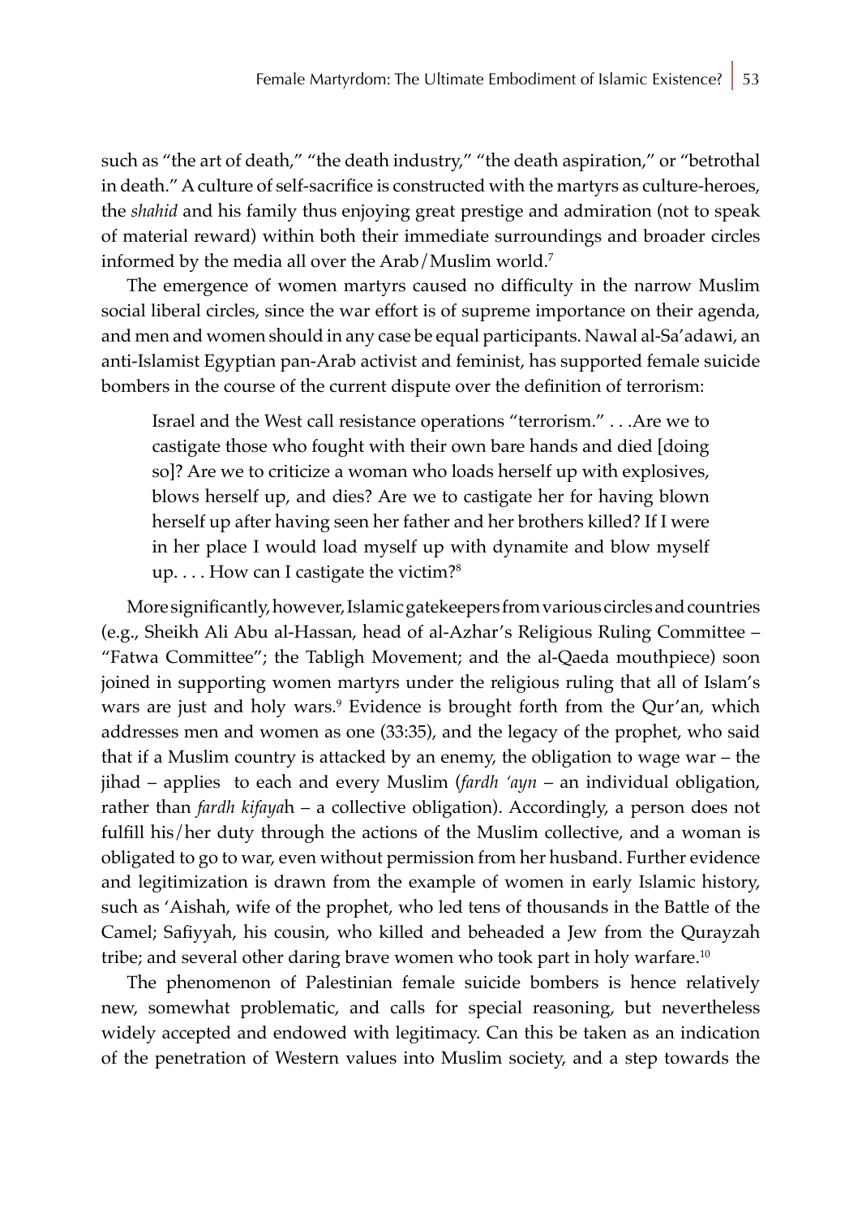such as “the art of death,” “the death industry,” “the death aspiration,” or “betrothal in death.” A culture of self-sacrifice is constructed with the martyrs as culture-heroes, the *shahid* and his family thus enjoying great prestige and admiration (not to speak of material reward) within both their immediate surroundings and broader circles informed by the media all over the Arab/Muslim world.[7]

The emergence of women martyrs caused no difficulty in the narrow Muslim social liberal circles, since the war effort is of supreme importance on their agenda, and men and women should in any case be equal participants. Nawal al-Sa’adawi, an anti-Islamist Egyptian pan-Arab activist and feminist, has supported female suicide bombers in the course of the current dispute over the definition of terrorism:

> Israel and the West call resistance operations “terrorism.” . . .Are we to castigate those who fought with their own bare hands and died [doing so]? Are we to criticize a woman who loads herself up with explosives, blows herself up, and dies? Are we to castigate her for having blown herself up after having seen her father and her brothers killed? If I were in her place I would load myself up with dynamite and blow myself up. . . . How can I castigate the victim?[8]

More significantly, however, Islamic gatekeepers from various circles and countries (e.g., Sheikh Ali Abu al-Hassan, head of al-Azhar’s Religious Ruling Committee – “Fatwa Committee”; the Tabligh Movement; and the al-Qaeda mouthpiece) soon joined in supporting women martyrs under the religious ruling that all of Islam’s wars are just and holy wars.[9] Evidence is brought forth from the Qur’an, which addresses men and women as one (33:35), and the legacy of the prophet, who said that if a Muslim country is attacked by an enemy, the obligation to wage war – the jihad – applies to each and every Muslim (*fardh ‘ayn* – an individual obligation, rather than *fardh kifaya*h – a collective obligation). Accordingly, a person does not fulfill his/her duty through the actions of the Muslim collective, and a woman is obligated to go to war, even without permission from her husband. Further evidence and legitimization is drawn from the example of women in early Islamic history, such as ‘Aishah, wife of the prophet, who led tens of thousands in the Battle of the Camel; Safiyyah, his cousin, who killed and beheaded a Jew from the Qurayzah tribe; and several other daring brave women who took part in holy warfare.[10]

The phenomenon of Palestinian female suicide bombers is hence relatively new, somewhat problematic, and calls for special reasoning, but nevertheless widely accepted and endowed with legitimacy. Can this be taken as an indication of the penetration of Western values into Muslim society, and a step towards the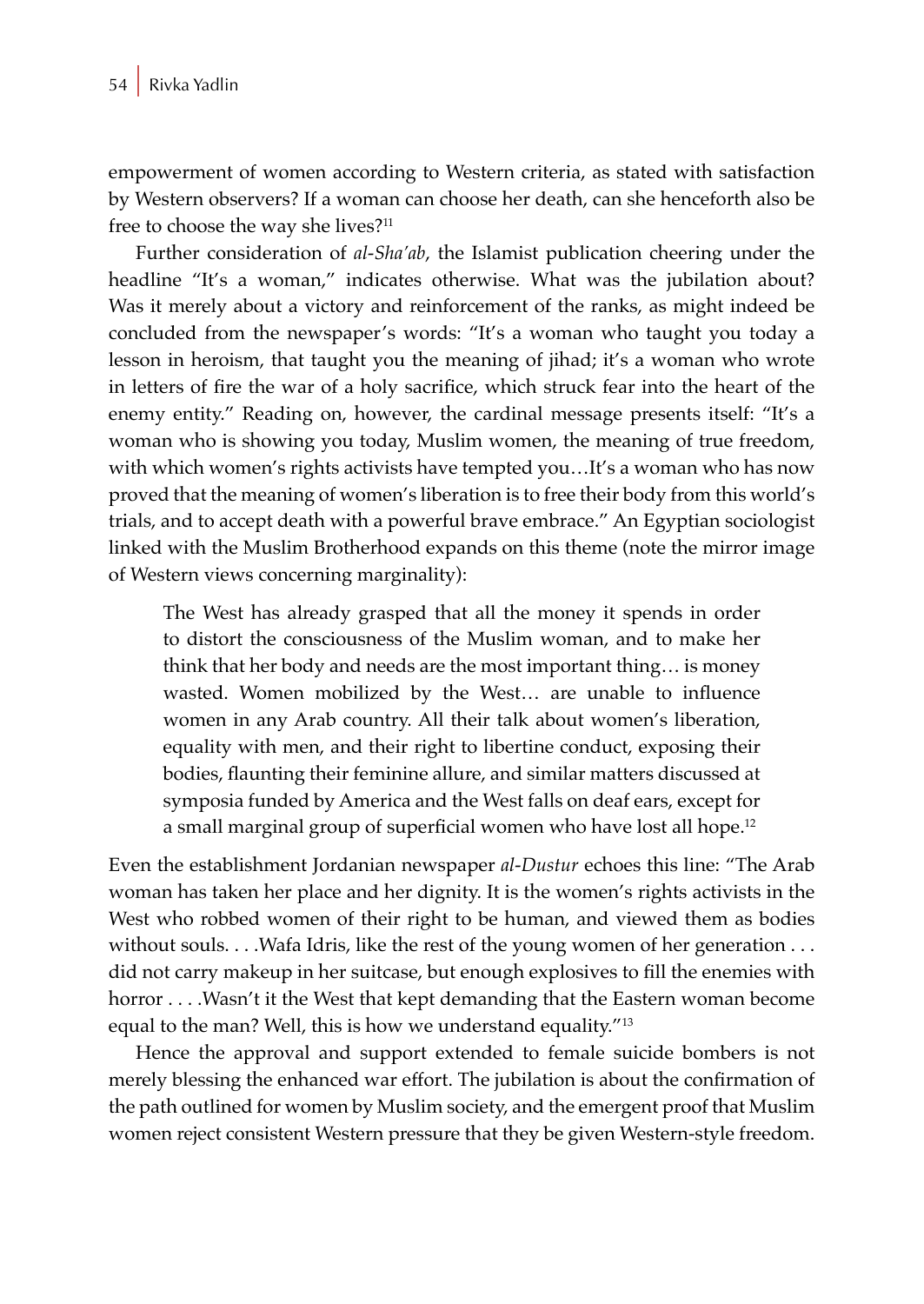empowerment of women according to Western criteria, as stated with satisfaction by Western observers? If a woman can choose her death, can she henceforth also be free to choose the way she lives?[11]

Further consideration of *al-Sha'ab*, the Islamist publication cheering under the headline "It's a woman," indicates otherwise. What was the jubilation about? Was it merely about a victory and reinforcement of the ranks, as might indeed be concluded from the newspaper's words: "It's a woman who taught you today a lesson in heroism, that taught you the meaning of jihad; it's a woman who wrote in letters of fire the war of a holy sacrifice, which struck fear into the heart of the enemy entity." Reading on, however, the cardinal message presents itself: "It's a woman who is showing you today, Muslim women, the meaning of true freedom, with which women's rights activists have tempted you…It's a woman who has now proved that the meaning of women's liberation is to free their body from this world's trials, and to accept death with a powerful brave embrace." An Egyptian sociologist linked with the Muslim Brotherhood expands on this theme (note the mirror image of Western views concerning marginality):

> The West has already grasped that all the money it spends in order to distort the consciousness of the Muslim woman, and to make her think that her body and needs are the most important thing… is money wasted. Women mobilized by the West… are unable to influence women in any Arab country. All their talk about women's liberation, equality with men, and their right to libertine conduct, exposing their bodies, flaunting their feminine allure, and similar matters discussed at symposia funded by America and the West falls on deaf ears, except for a small marginal group of superficial women who have lost all hope.[12]

Even the establishment Jordanian newspaper *al-Dustur* echoes this line: "The Arab woman has taken her place and her dignity. It is the women's rights activists in the West who robbed women of their right to be human, and viewed them as bodies without souls. . . .Wafa Idris, like the rest of the young women of her generation . . . did not carry makeup in her suitcase, but enough explosives to fill the enemies with horror . . . .Wasn't it the West that kept demanding that the Eastern woman become equal to the man? Well, this is how we understand equality."[13]

Hence the approval and support extended to female suicide bombers is not merely blessing the enhanced war effort. The jubilation is about the confirmation of the path outlined for women by Muslim society, and the emergent proof that Muslim women reject consistent Western pressure that they be given Western-style freedom.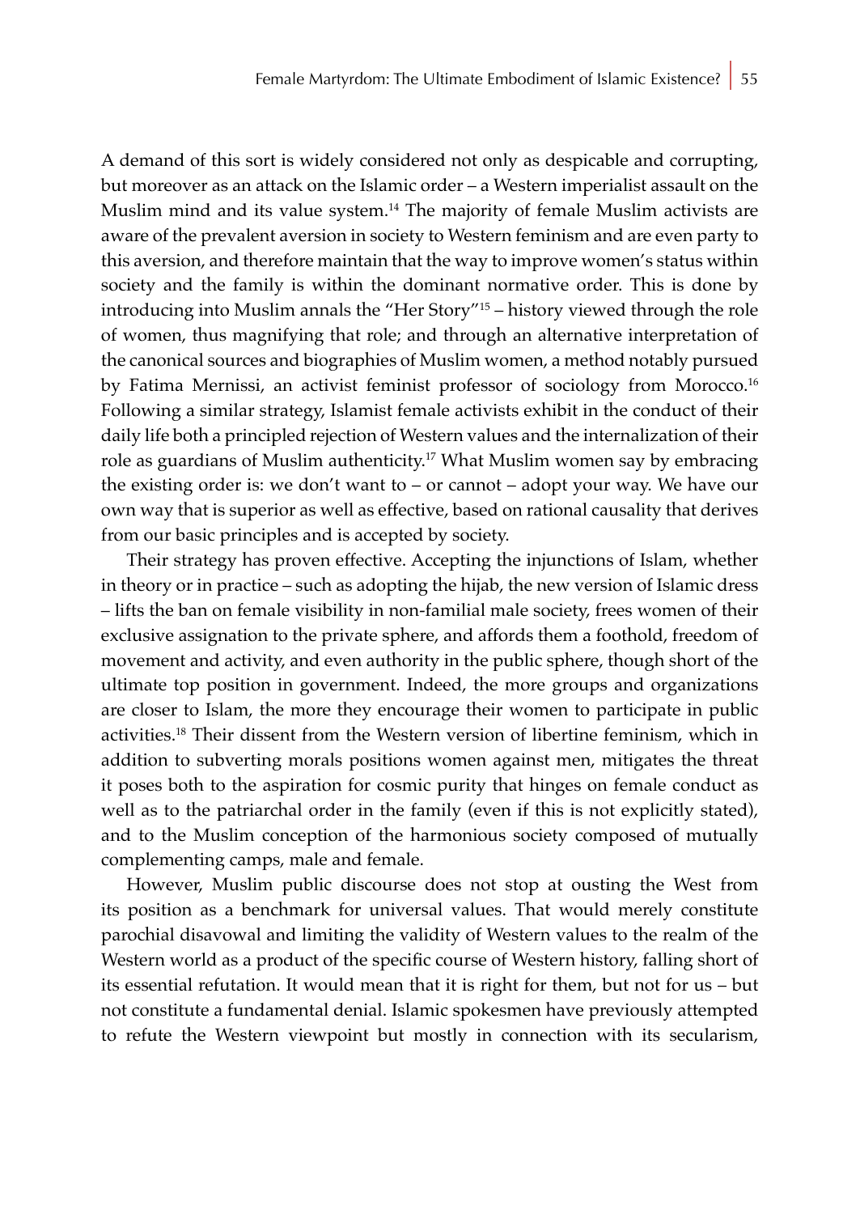A demand of this sort is widely considered not only as despicable and corrupting, but moreover as an attack on the Islamic order – a Western imperialist assault on the Muslim mind and its value system.[14] The majority of female Muslim activists are aware of the prevalent aversion in society to Western feminism and are even party to this aversion, and therefore maintain that the way to improve women's status within society and the family is within the dominant normative order. This is done by introducing into Muslim annals the "Her Story"[15] – history viewed through the role of women, thus magnifying that role; and through an alternative interpretation of the canonical sources and biographies of Muslim women, a method notably pursued by Fatima Mernissi, an activist feminist professor of sociology from Morocco.[16] Following a similar strategy, Islamist female activists exhibit in the conduct of their daily life both a principled rejection of Western values and the internalization of their role as guardians of Muslim authenticity.[17] What Muslim women say by embracing the existing order is: we don't want to – or cannot – adopt your way. We have our own way that is superior as well as effective, based on rational causality that derives from our basic principles and is accepted by society.

Their strategy has proven effective. Accepting the injunctions of Islam, whether in theory or in practice – such as adopting the hijab, the new version of Islamic dress – lifts the ban on female visibility in non-familial male society, frees women of their exclusive assignation to the private sphere, and affords them a foothold, freedom of movement and activity, and even authority in the public sphere, though short of the ultimate top position in government. Indeed, the more groups and organizations are closer to Islam, the more they encourage their women to participate in public activities.[18] Their dissent from the Western version of libertine feminism, which in addition to subverting morals positions women against men, mitigates the threat it poses both to the aspiration for cosmic purity that hinges on female conduct as well as to the patriarchal order in the family (even if this is not explicitly stated), and to the Muslim conception of the harmonious society composed of mutually complementing camps, male and female.

However, Muslim public discourse does not stop at ousting the West from its position as a benchmark for universal values. That would merely constitute parochial disavowal and limiting the validity of Western values to the realm of the Western world as a product of the specific course of Western history, falling short of its essential refutation. It would mean that it is right for them, but not for us – but not constitute a fundamental denial. Islamic spokesmen have previously attempted to refute the Western viewpoint but mostly in connection with its secularism,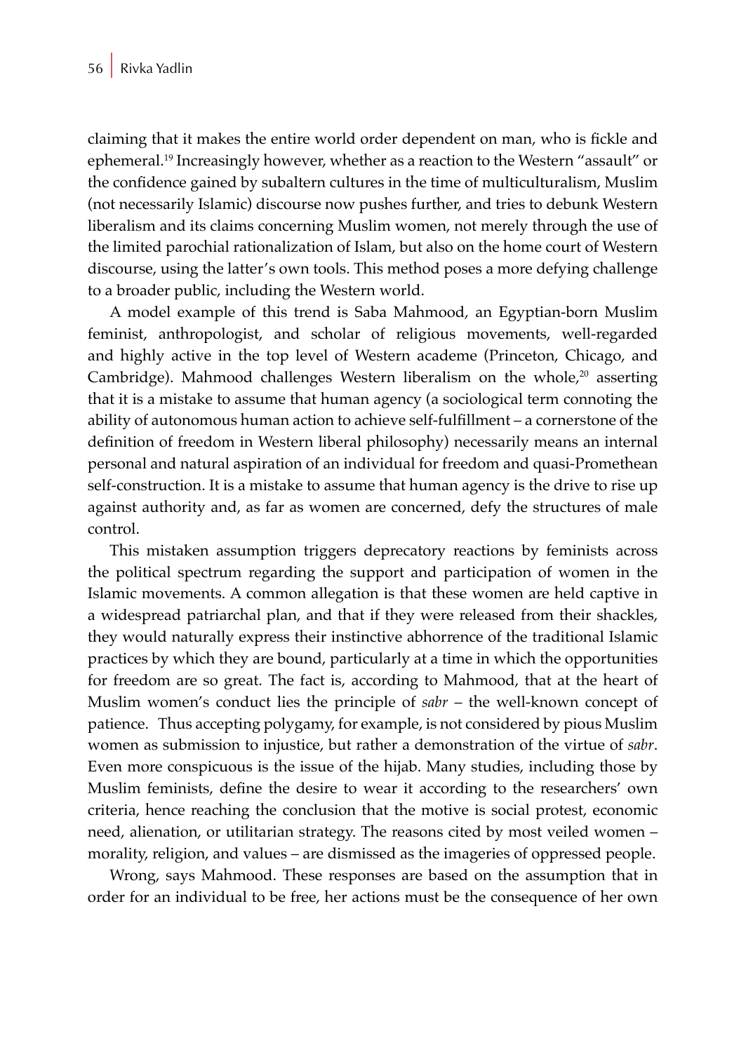claiming that it makes the entire world order dependent on man, who is fickle and ephemeral.[19] Increasingly however, whether as a reaction to the Western "assault" or the confidence gained by subaltern cultures in the time of multiculturalism, Muslim (not necessarily Islamic) discourse now pushes further, and tries to debunk Western liberalism and its claims concerning Muslim women, not merely through the use of the limited parochial rationalization of Islam, but also on the home court of Western discourse, using the latter's own tools. This method poses a more defying challenge to a broader public, including the Western world.

A model example of this trend is Saba Mahmood, an Egyptian-born Muslim feminist, anthropologist, and scholar of religious movements, well-regarded and highly active in the top level of Western academe (Princeton, Chicago, and Cambridge). Mahmood challenges Western liberalism on the whole,[20] asserting that it is a mistake to assume that human agency (a sociological term connoting the ability of autonomous human action to achieve self-fulfillment – a cornerstone of the definition of freedom in Western liberal philosophy) necessarily means an internal personal and natural aspiration of an individual for freedom and quasi-Promethean self-construction. It is a mistake to assume that human agency is the drive to rise up against authority and, as far as women are concerned, defy the structures of male control.

This mistaken assumption triggers deprecatory reactions by feminists across the political spectrum regarding the support and participation of women in the Islamic movements. A common allegation is that these women are held captive in a widespread patriarchal plan, and that if they were released from their shackles, they would naturally express their instinctive abhorrence of the traditional Islamic practices by which they are bound, particularly at a time in which the opportunities for freedom are so great. The fact is, according to Mahmood, that at the heart of Muslim women's conduct lies the principle of *sabr* – the well-known concept of patience. Thus accepting polygamy, for example, is not considered by pious Muslim women as submission to injustice, but rather a demonstration of the virtue of *sabr*. Even more conspicuous is the issue of the hijab. Many studies, including those by Muslim feminists, define the desire to wear it according to the researchers' own criteria, hence reaching the conclusion that the motive is social protest, economic need, alienation, or utilitarian strategy. The reasons cited by most veiled women – morality, religion, and values – are dismissed as the imageries of oppressed people.

Wrong, says Mahmood. These responses are based on the assumption that in order for an individual to be free, her actions must be the consequence of her own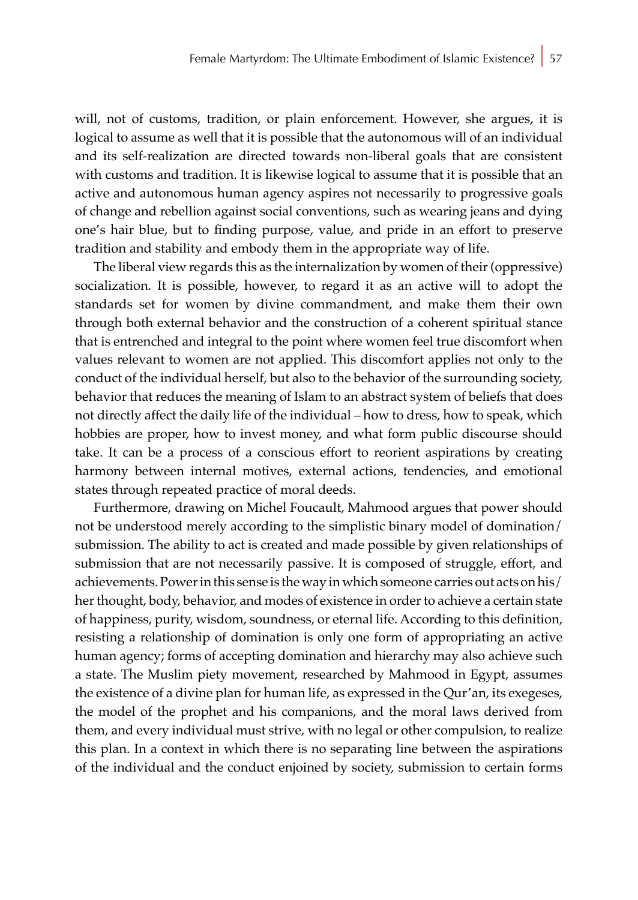will, not of customs, tradition, or plain enforcement. However, she argues, it is logical to assume as well that it is possible that the autonomous will of an individual and its self-realization are directed towards non-liberal goals that are consistent with customs and tradition. It is likewise logical to assume that it is possible that an active and autonomous human agency aspires not necessarily to progressive goals of change and rebellion against social conventions, such as wearing jeans and dying one's hair blue, but to finding purpose, value, and pride in an effort to preserve tradition and stability and embody them in the appropriate way of life.

The liberal view regards this as the internalization by women of their (oppressive) socialization. It is possible, however, to regard it as an active will to adopt the standards set for women by divine commandment, and make them their own through both external behavior and the construction of a coherent spiritual stance that is entrenched and integral to the point where women feel true discomfort when values relevant to women are not applied. This discomfort applies not only to the conduct of the individual herself, but also to the behavior of the surrounding society, behavior that reduces the meaning of Islam to an abstract system of beliefs that does not directly affect the daily life of the individual – how to dress, how to speak, which hobbies are proper, how to invest money, and what form public discourse should take. It can be a process of a conscious effort to reorient aspirations by creating harmony between internal motives, external actions, tendencies, and emotional states through repeated practice of moral deeds.

Furthermore, drawing on Michel Foucault, Mahmood argues that power should not be understood merely according to the simplistic binary model of domination/submission. The ability to act is created and made possible by given relationships of submission that are not necessarily passive. It is composed of struggle, effort, and achievements. Power in this sense is the way in which someone carries out acts on his/her thought, body, behavior, and modes of existence in order to achieve a certain state of happiness, purity, wisdom, soundness, or eternal life. According to this definition, resisting a relationship of domination is only one form of appropriating an active human agency; forms of accepting domination and hierarchy may also achieve such a state. The Muslim piety movement, researched by Mahmood in Egypt, assumes the existence of a divine plan for human life, as expressed in the Qur'an, its exegeses, the model of the prophet and his companions, and the moral laws derived from them, and every individual must strive, with no legal or other compulsion, to realize this plan. In a context in which there is no separating line between the aspirations of the individual and the conduct enjoined by society, submission to certain forms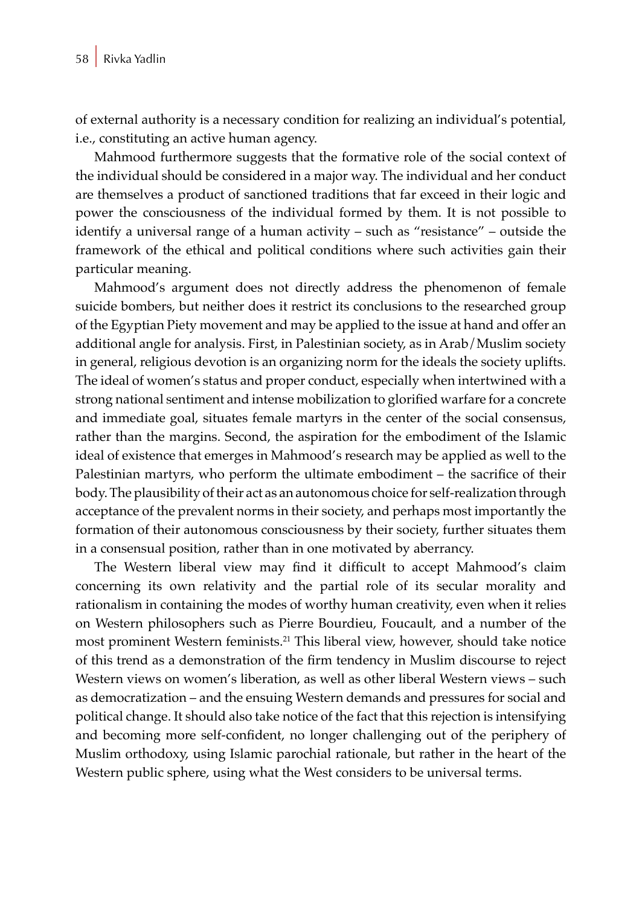of external authority is a necessary condition for realizing an individual's potential, i.e., constituting an active human agency.

Mahmood furthermore suggests that the formative role of the social context of the individual should be considered in a major way. The individual and her conduct are themselves a product of sanctioned traditions that far exceed in their logic and power the consciousness of the individual formed by them. It is not possible to identify a universal range of a human activity – such as "resistance" – outside the framework of the ethical and political conditions where such activities gain their particular meaning.

Mahmood's argument does not directly address the phenomenon of female suicide bombers, but neither does it restrict its conclusions to the researched group of the Egyptian Piety movement and may be applied to the issue at hand and offer an additional angle for analysis. First, in Palestinian society, as in Arab/Muslim society in general, religious devotion is an organizing norm for the ideals the society uplifts. The ideal of women's status and proper conduct, especially when intertwined with a strong national sentiment and intense mobilization to glorified warfare for a concrete and immediate goal, situates female martyrs in the center of the social consensus, rather than the margins. Second, the aspiration for the embodiment of the Islamic ideal of existence that emerges in Mahmood's research may be applied as well to the Palestinian martyrs, who perform the ultimate embodiment – the sacrifice of their body. The plausibility of their act as an autonomous choice for self-realization through acceptance of the prevalent norms in their society, and perhaps most importantly the formation of their autonomous consciousness by their society, further situates them in a consensual position, rather than in one motivated by aberrancy.

The Western liberal view may find it difficult to accept Mahmood's claim concerning its own relativity and the partial role of its secular morality and rationalism in containing the modes of worthy human creativity, even when it relies on Western philosophers such as Pierre Bourdieu, Foucault, and a number of the most prominent Western feminists.[21] This liberal view, however, should take notice of this trend as a demonstration of the firm tendency in Muslim discourse to reject Western views on women's liberation, as well as other liberal Western views – such as democratization – and the ensuing Western demands and pressures for social and political change. It should also take notice of the fact that this rejection is intensifying and becoming more self-confident, no longer challenging out of the periphery of Muslim orthodoxy, using Islamic parochial rationale, but rather in the heart of the Western public sphere, using what the West considers to be universal terms.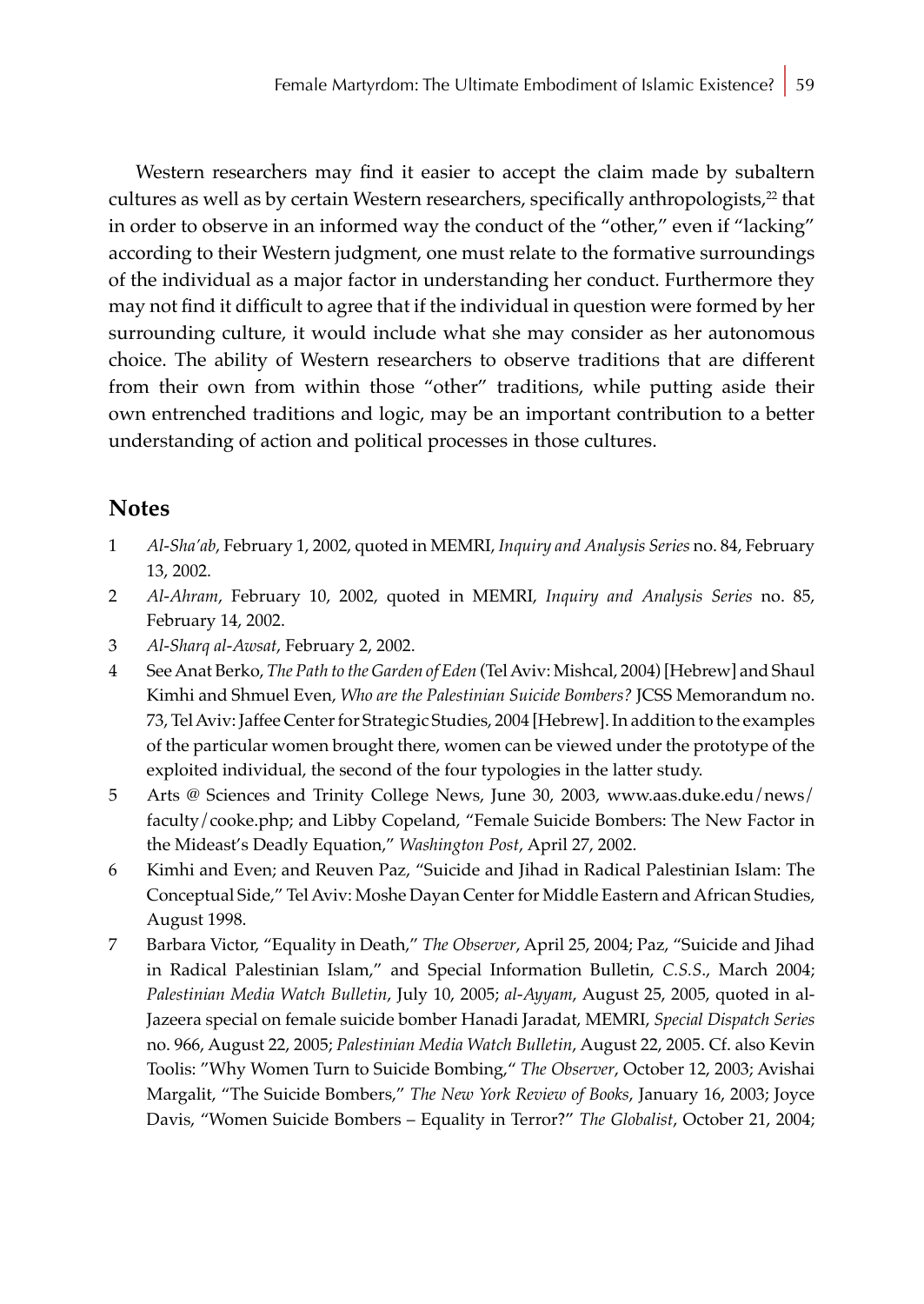Western researchers may find it easier to accept the claim made by subaltern cultures as well as by certain Western researchers, specifically anthropologists,[22] that in order to observe in an informed way the conduct of the "other," even if "lacking" according to their Western judgment, one must relate to the formative surroundings of the individual as a major factor in understanding her conduct. Furthermore they may not find it difficult to agree that if the individual in question were formed by her surrounding culture, it would include what she may consider as her autonomous choice. The ability of Western researchers to observe traditions that are different from their own from within those "other" traditions, while putting aside their own entrenched traditions and logic, may be an important contribution to a better understanding of action and political processes in those cultures.

## Notes

1 *Al-Sha'ab*, February 1, 2002, quoted in MEMRI, *Inquiry and Analysis Series* no. 84, February 13, 2002.

2 *Al-Ahram*, February 10, 2002, quoted in MEMRI, *Inquiry and Analysis Series* no. 85, February 14, 2002.

3 *Al-Sharq al-Awsat*, February 2, 2002.

4 See Anat Berko, *The Path to the Garden of Eden* (Tel Aviv: Mishcal, 2004) [Hebrew] and Shaul Kimhi and Shmuel Even, *Who are the Palestinian Suicide Bombers?* JCSS Memorandum no. 73, Tel Aviv: Jaffee Center for Strategic Studies, 2004 [Hebrew]. In addition to the examples of the particular women brought there, women can be viewed under the prototype of the exploited individual, the second of the four typologies in the latter study.

5 Arts @ Sciences and Trinity College News, June 30, 2003, www.aas.duke.edu/news/faculty/cooke.php; and Libby Copeland, "Female Suicide Bombers: The New Factor in the Mideast's Deadly Equation," *Washington Post*, April 27, 2002.

6 Kimhi and Even; and Reuven Paz, "Suicide and Jihad in Radical Palestinian Islam: The Conceptual Side," Tel Aviv: Moshe Dayan Center for Middle Eastern and African Studies, August 1998.

7 Barbara Victor, "Equality in Death," *The Observer*, April 25, 2004; Paz, "Suicide and Jihad in Radical Palestinian Islam," and Special Information Bulletin, *C.S.S.*, March 2004; *Palestinian Media Watch Bulletin*, July 10, 2005; *al-Ayyam*, August 25, 2005, quoted in al-Jazeera special on female suicide bomber Hanadi Jaradat, MEMRI, *Special Dispatch Series* no. 966, August 22, 2005; *Palestinian Media Watch Bulletin*, August 22, 2005. Cf. also Kevin Toolis: "Why Women Turn to Suicide Bombing," *The Observer*, October 12, 2003; Avishai Margalit, "The Suicide Bombers," *The New York Review of Books*, January 16, 2003; Joyce Davis, "Women Suicide Bombers – Equality in Terror?" *The Globalist*, October 21, 2004;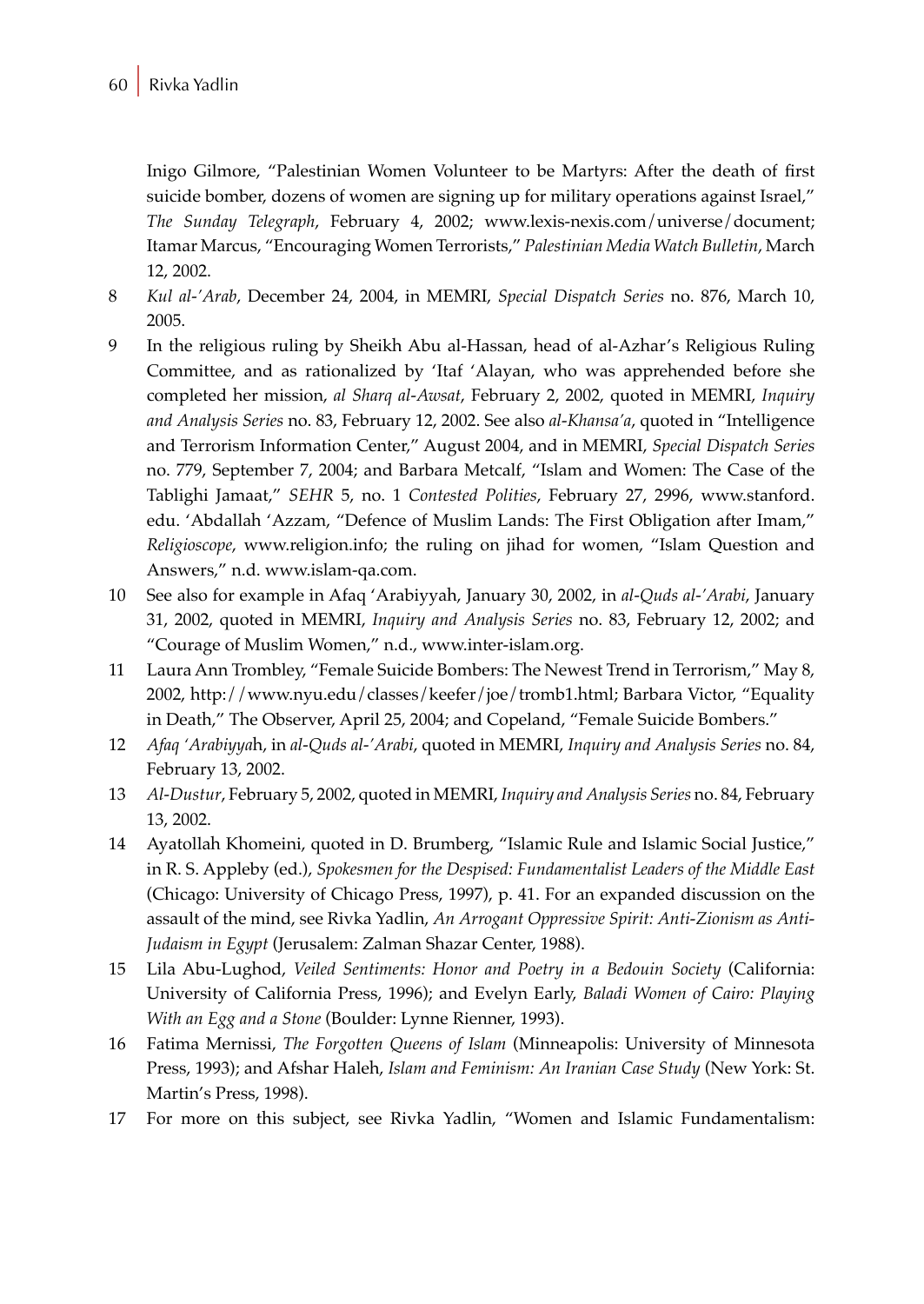Inigo Gilmore, "Palestinian Women Volunteer to be Martyrs: After the death of first suicide bomber, dozens of women are signing up for military operations against Israel," *The Sunday Telegraph*, February 4, 2002; www.lexis-nexis.com/universe/document; Itamar Marcus, "Encouraging Women Terrorists," *Palestinian Media Watch Bulletin*, March 12, 2002.

8 *Kul al-'Arab*, December 24, 2004, in MEMRI, *Special Dispatch Series* no. 876, March 10, 2005.

9 In the religious ruling by Sheikh Abu al-Hassan, head of al-Azhar's Religious Ruling Committee, and as rationalized by 'Itaf 'Alayan, who was apprehended before she completed her mission, *al Sharq al-Awsat*, February 2, 2002, quoted in MEMRI, *Inquiry and Analysis Series* no. 83, February 12, 2002. See also *al-Khansa'a*, quoted in "Intelligence and Terrorism Information Center," August 2004, and in MEMRI, *Special Dispatch Series* no. 779, September 7, 2004; and Barbara Metcalf, "Islam and Women: The Case of the Tablighi Jamaat," *SEHR* 5, no. 1 *Contested Polities*, February 27, 2996, www.stanford.edu. 'Abdallah 'Azzam, "Defence of Muslim Lands: The First Obligation after Imam," *Religioscope*, www.religion.info; the ruling on jihad for women, "Islam Question and Answers," n.d. www.islam-qa.com.

10 See also for example in Afaq 'Arabiyyah, January 30, 2002, in *al-Quds al-'Arabi*, January 31, 2002, quoted in MEMRI, *Inquiry and Analysis Series* no. 83, February 12, 2002; and "Courage of Muslim Women," n.d., www.inter-islam.org.

11 Laura Ann Trombley, "Female Suicide Bombers: The Newest Trend in Terrorism," May 8, 2002, http://www.nyu.edu/classes/keefer/joe/tromb1.html; Barbara Victor, "Equality in Death," The Observer, April 25, 2004; and Copeland, "Female Suicide Bombers."

12 *Afaq 'Arabiyya*h, in *al-Quds al-'Arabi*, quoted in MEMRI, *Inquiry and Analysis Series* no. 84, February 13, 2002.

13 *Al-Dustur*, February 5, 2002, quoted in MEMRI, *Inquiry and Analysis Series* no. 84, February 13, 2002.

14 Ayatollah Khomeini, quoted in D. Brumberg, "Islamic Rule and Islamic Social Justice," in R. S. Appleby (ed.), *Spokesmen for the Despised: Fundamentalist Leaders of the Middle East* (Chicago: University of Chicago Press, 1997), p. 41. For an expanded discussion on the assault of the mind, see Rivka Yadlin, *An Arrogant Oppressive Spirit: Anti-Zionism as Anti-Judaism in Egypt* (Jerusalem: Zalman Shazar Center, 1988).

15 Lila Abu-Lughod, *Veiled Sentiments: Honor and Poetry in a Bedouin Society* (California: University of California Press, 1996); and Evelyn Early, *Baladi Women of Cairo: Playing With an Egg and a Stone* (Boulder: Lynne Rienner, 1993).

16 Fatima Mernissi, *The Forgotten Queens of Islam* (Minneapolis: University of Minnesota Press, 1993); and Afshar Haleh, *Islam and Feminism: An Iranian Case Study* (New York: St. Martin's Press, 1998).

17 For more on this subject, see Rivka Yadlin, "Women and Islamic Fundamentalism: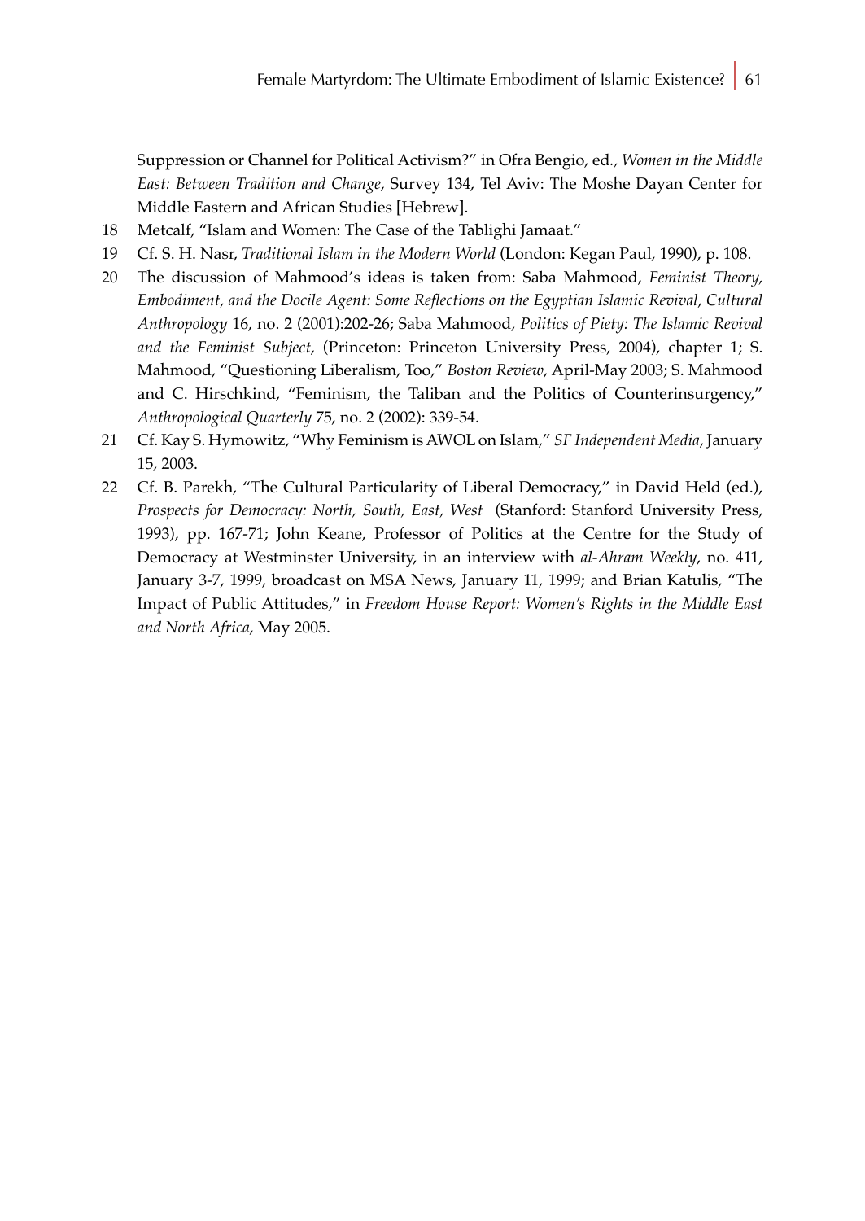Suppression or Channel for Political Activism?" in Ofra Bengio, ed., *Women in the Middle East: Between Tradition and Change*, Survey 134, Tel Aviv: The Moshe Dayan Center for Middle Eastern and African Studies [Hebrew].

18 Metcalf, "Islam and Women: The Case of the Tablighi Jamaat."

19 Cf. S. H. Nasr, *Traditional Islam in the Modern World* (London: Kegan Paul, 1990), p. 108.

20 The discussion of Mahmood's ideas is taken from: Saba Mahmood, *Feminist Theory, Embodiment, and the Docile Agent: Some Reflections on the Egyptian Islamic Revival*, *Cultural Anthropology* 16, no. 2 (2001):202-26; Saba Mahmood, *Politics of Piety: The Islamic Revival and the Feminist Subject*, (Princeton: Princeton University Press, 2004), chapter 1; S. Mahmood, "Questioning Liberalism, Too," *Boston Review*, April-May 2003; S. Mahmood and C. Hirschkind, "Feminism, the Taliban and the Politics of Counterinsurgency," *Anthropological Quarterly* 75, no. 2 (2002): 339-54.

21 Cf. Kay S. Hymowitz, "Why Feminism is AWOL on Islam," *SF Independent Media*, January 15, 2003.

22 Cf. B. Parekh, "The Cultural Particularity of Liberal Democracy," in David Held (ed.), *Prospects for Democracy: North, South, East, West* (Stanford: Stanford University Press, 1993), pp. 167-71; John Keane, Professor of Politics at the Centre for the Study of Democracy at Westminster University, in an interview with *al-Ahram Weekly*, no. 411, January 3-7, 1999, broadcast on MSA News, January 11, 1999; and Brian Katulis, "The Impact of Public Attitudes," in *Freedom House Report: Women's Rights in the Middle East and North Africa*, May 2005.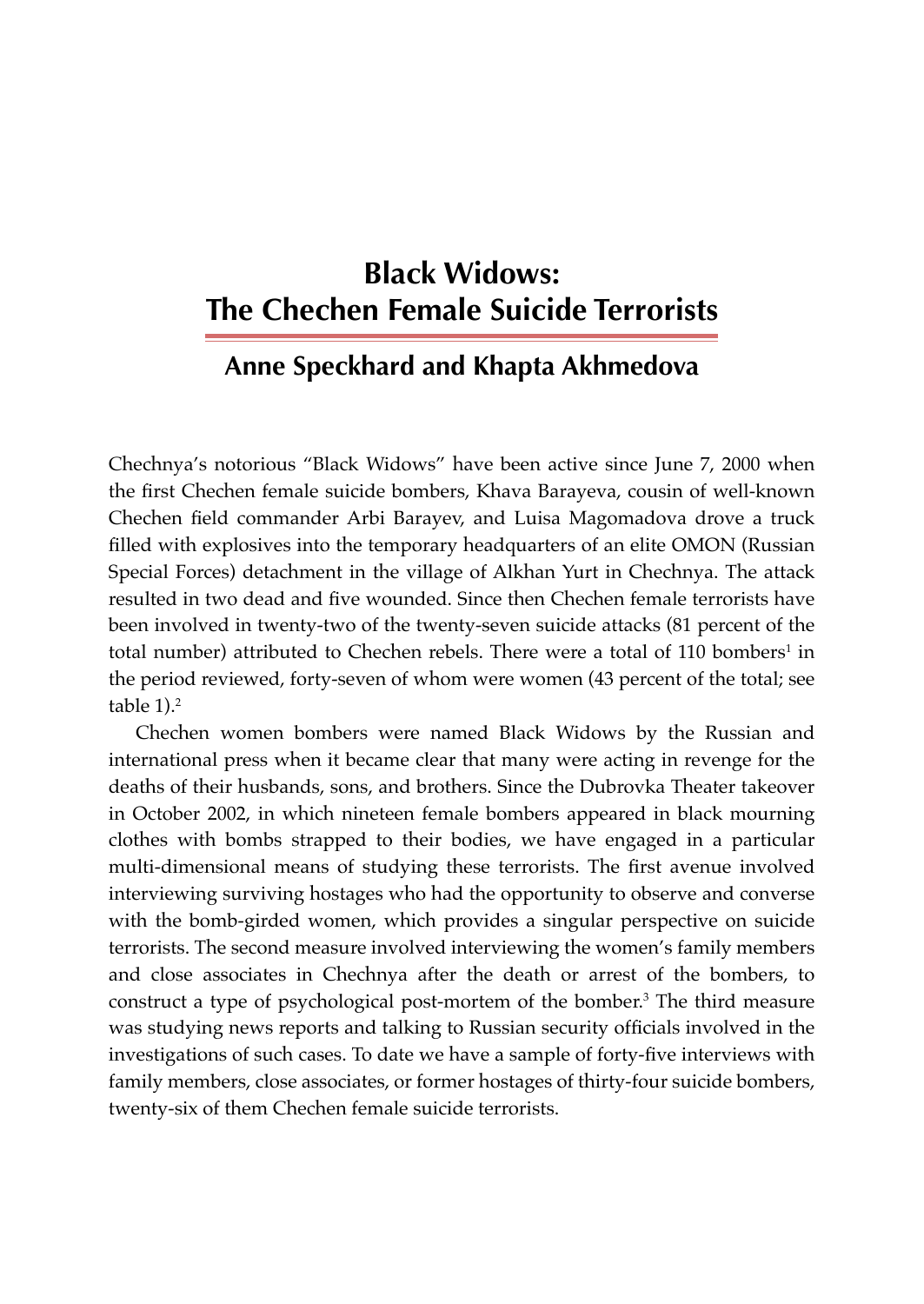# Black Widows: The Chechen Female Suicide Terrorists

## Anne Speckhard and Khapta Akhmedova

Chechnya's notorious "Black Widows" have been active since June 7, 2000 when the first Chechen female suicide bombers, Khava Barayeva, cousin of well-known Chechen field commander Arbi Barayev, and Luisa Magomadova drove a truck filled with explosives into the temporary headquarters of an elite OMON (Russian Special Forces) detachment in the village of Alkhan Yurt in Chechnya. The attack resulted in two dead and five wounded. Since then Chechen female terrorists have been involved in twenty-two of the twenty-seven suicide attacks (81 percent of the total number) attributed to Chechen rebels. There were a total of 110 bombers[1] in the period reviewed, forty-seven of whom were women (43 percent of the total; see table 1).[2]

Chechen women bombers were named Black Widows by the Russian and international press when it became clear that many were acting in revenge for the deaths of their husbands, sons, and brothers. Since the Dubrovka Theater takeover in October 2002, in which nineteen female bombers appeared in black mourning clothes with bombs strapped to their bodies, we have engaged in a particular multi-dimensional means of studying these terrorists. The first avenue involved interviewing surviving hostages who had the opportunity to observe and converse with the bomb-girded women, which provides a singular perspective on suicide terrorists. The second measure involved interviewing the women's family members and close associates in Chechnya after the death or arrest of the bombers, to construct a type of psychological post-mortem of the bomber.[3] The third measure was studying news reports and talking to Russian security officials involved in the investigations of such cases. To date we have a sample of forty-five interviews with family members, close associates, or former hostages of thirty-four suicide bombers, twenty-six of them Chechen female suicide terrorists.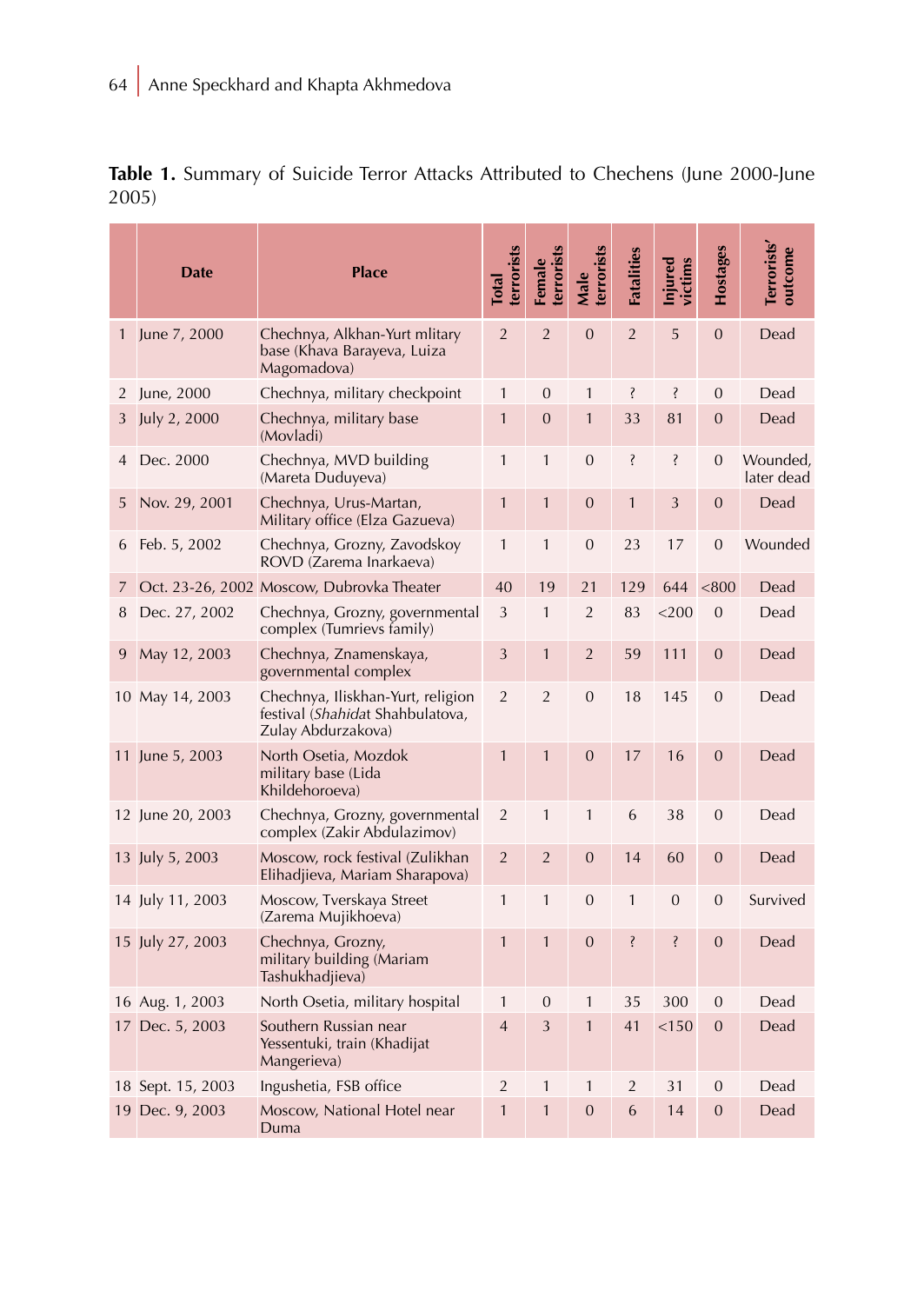**Table 1.** Summary of Suicide Terror Attacks Attributed to Chechens (June 2000-June 2005)

| | Date | Place | Total terrorists | Female terrorists | Male terrorists | Fatalities | Injured victims | Hostages | Terrorists' outcome |
|---|---|---|---|---|---|---|---|---|---|
| 1 | June 7, 2000 | Chechnya, Alkhan-Yurt mlitary base (Khava Barayeva, Luiza Magomadova) | 2 | 2 | 0 | 2 | 5 | 0 | Dead |
| 2 | June, 2000 | Chechnya, military checkpoint | 1 | 0 | 1 | ? | ? | 0 | Dead |
| 3 | July 2, 2000 | Chechnya, military base (Movladi) | 1 | 0 | 1 | 33 | 81 | 0 | Dead |
| 4 | Dec. 2000 | Chechnya, MVD building (Mareta Duduyeva) | 1 | 1 | 0 | ? | ? | 0 | Wounded, later dead |
| 5 | Nov. 29, 2001 | Chechnya, Urus-Martan, Military office (Elza Gazueva) | 1 | 1 | 0 | 1 | 3 | 0 | Dead |
| 6 | Feb. 5, 2002 | Chechnya, Grozny, Zavodskoy ROVD (Zarema Inarkaeva) | 1 | 1 | 0 | 23 | 17 | 0 | Wounded |
| 7 | Oct. 23-26, 2002 | Moscow, Dubrovka Theater | 40 | 19 | 21 | 129 | 644 | <800 | Dead |
| 8 | Dec. 27, 2002 | Chechnya, Grozny, governmental complex (Tumrievs family) | 3 | 1 | 2 | 83 | <200 | 0 | Dead |
| 9 | May 12, 2003 | Chechnya, Znamenskaya, governmental complex | 3 | 1 | 2 | 59 | 111 | 0 | Dead |
| 10 | May 14, 2003 | Chechnya, Iliskhan-Yurt, religion festival (*Shahid*at Shahbulatova, Zulay Abdurzakova) | 2 | 2 | 0 | 18 | 145 | 0 | Dead |
| 11 | June 5, 2003 | North Osetia, Mozdok military base (Lida Khildehoroeva) | 1 | 1 | 0 | 17 | 16 | 0 | Dead |
| 12 | June 20, 2003 | Chechnya, Grozny, governmental complex (Zakir Abdulazimov) | 2 | 1 | 1 | 6 | 38 | 0 | Dead |
| 13 | July 5, 2003 | Moscow, rock festival (Zulikhan Elihadjieva, Mariam Sharapova) | 2 | 2 | 0 | 14 | 60 | 0 | Dead |
| 14 | July 11, 2003 | Moscow, Tverskaya Street (Zarema Mujikhoeva) | 1 | 1 | 0 | 1 | 0 | 0 | Survived |
| 15 | July 27, 2003 | Chechnya, Grozny, military building (Mariam Tashukhadjieva) | 1 | 1 | 0 | ? | ? | 0 | Dead |
| 16 | Aug. 1, 2003 | North Osetia, military hospital | 1 | 0 | 1 | 35 | 300 | 0 | Dead |
| 17 | Dec. 5, 2003 | Southern Russian near Yessentuki, train (Khadijat Mangerieva) | 4 | 3 | 1 | 41 | <150 | 0 | Dead |
| 18 | Sept. 15, 2003 | Ingushetia, FSB office | 2 | 1 | 1 | 2 | 31 | 0 | Dead |
| 19 | Dec. 9, 2003 | Moscow, National Hotel near Duma | 1 | 1 | 0 | 6 | 14 | 0 | Dead |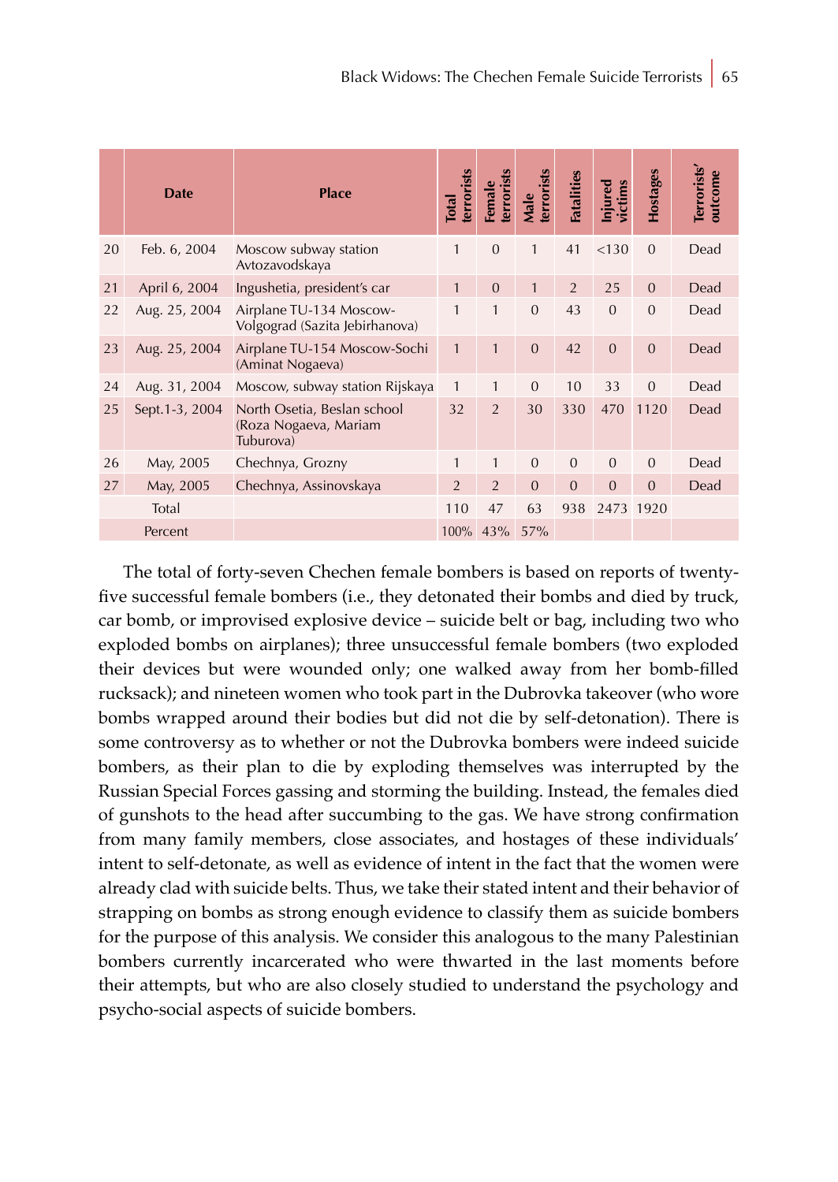| | Date | Place | Total terrorists | Female terrorists | Male terrorists | Fatalities | Injured victims | Hostages | Terrorists' outcome |
|---|---|---|---|---|---|---|---|---|---|
| 20 | Feb. 6, 2004 | Moscow subway station Avtozavodskaya | 1 | 0 | 1 | 41 | <130 | 0 | Dead |
| 21 | April 6, 2004 | Ingushetia, president's car | 1 | 0 | 1 | 2 | 25 | 0 | Dead |
| 22 | Aug. 25, 2004 | Airplane TU-134 Moscow-Volgograd (Sazita Jebirhanova) | 1 | 1 | 0 | 43 | 0 | 0 | Dead |
| 23 | Aug. 25, 2004 | Airplane TU-154 Moscow-Sochi (Aminat Nogaeva) | 1 | 1 | 0 | 42 | 0 | 0 | Dead |
| 24 | Aug. 31, 2004 | Moscow, subway station Rijskaya | 1 | 1 | 0 | 10 | 33 | 0 | Dead |
| 25 | Sept.1-3, 2004 | North Osetia, Beslan school (Roza Nogaeva, Mariam Tuburova) | 32 | 2 | 30 | 330 | 470 | 1120 | Dead |
| 26 | May, 2005 | Chechnya, Grozny | 1 | 1 | 0 | 0 | 0 | 0 | Dead |
| 27 | May, 2005 | Chechnya, Assinovskaya | 2 | 2 | 0 | 0 | 0 | 0 | Dead |
| | Total | | 110 | 47 | 63 | 938 | 2473 | 1920 | |
| | Percent | | 100% | 43% | 57% | | | | |

The total of forty-seven Chechen female bombers is based on reports of twenty-five successful female bombers (i.e., they detonated their bombs and died by truck, car bomb, or improvised explosive device – suicide belt or bag, including two who exploded bombs on airplanes); three unsuccessful female bombers (two exploded their devices but were wounded only; one walked away from her bomb-filled rucksack); and nineteen women who took part in the Dubrovka takeover (who wore bombs wrapped around their bodies but did not die by self-detonation). There is some controversy as to whether or not the Dubrovka bombers were indeed suicide bombers, as their plan to die by exploding themselves was interrupted by the Russian Special Forces gassing and storming the building. Instead, the females died of gunshots to the head after succumbing to the gas. We have strong confirmation from many family members, close associates, and hostages of these individuals' intent to self-detonate, as well as evidence of intent in the fact that the women were already clad with suicide belts. Thus, we take their stated intent and their behavior of strapping on bombs as strong enough evidence to classify them as suicide bombers for the purpose of this analysis. We consider this analogous to the many Palestinian bombers currently incarcerated who were thwarted in the last moments before their attempts, but who are also closely studied to understand the psychology and psycho-social aspects of suicide bombers.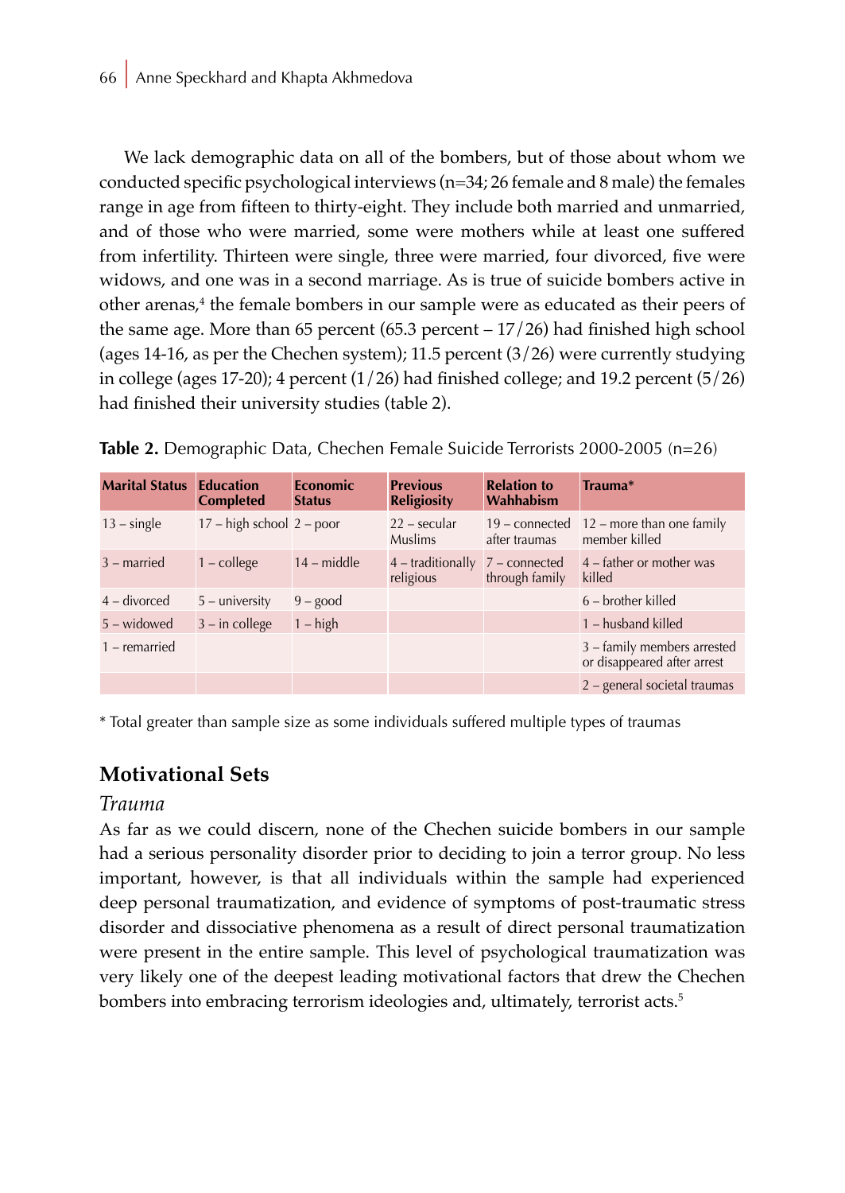We lack demographic data on all of the bombers, but of those about whom we conducted specific psychological interviews (n=34; 26 female and 8 male) the females range in age from fifteen to thirty-eight. They include both married and unmarried, and of those who were married, some were mothers while at least one suffered from infertility. Thirteen were single, three were married, four divorced, five were widows, and one was in a second marriage. As is true of suicide bombers active in other arenas,[4] the female bombers in our sample were as educated as their peers of the same age. More than 65 percent (65.3 percent – 17/26) had finished high school (ages 14-16, as per the Chechen system); 11.5 percent (3/26) were currently studying in college (ages 17-20); 4 percent (1/26) had finished college; and 19.2 percent (5/26) had finished their university studies (table 2).

**Table 2.** Demographic Data, Chechen Female Suicide Terrorists 2000-2005 (n=26)

| Marital Status | Education Completed | Economic Status | Previous Religiosity | Relation to Wahhabism | Trauma* |
|---|---|---|---|---|---|
| 13 – single | 17 – high school | 2 – poor | 22 – secular Muslims | 19 – connected after traumas | 12 – more than one family member killed |
| 3 – married | 1 – college | 14 – middle | 4 – traditionally religious | 7 – connected through family | 4 – father or mother was killed |
| 4 – divorced | 5 – university | 9 – good | | | 6 – brother killed |
| 5 – widowed | 3 – in college | 1 – high | | | 1 – husband killed |
| 1 – remarried | | | | | 3 – family members arrested or disappeared after arrest |
| | | | | | 2 – general societal traumas |

* Total greater than sample size as some individuals suffered multiple types of traumas

## Motivational Sets

### *Trauma*

As far as we could discern, none of the Chechen suicide bombers in our sample had a serious personality disorder prior to deciding to join a terror group. No less important, however, is that all individuals within the sample had experienced deep personal traumatization, and evidence of symptoms of post-traumatic stress disorder and dissociative phenomena as a result of direct personal traumatization were present in the entire sample. This level of psychological traumatization was very likely one of the deepest leading motivational factors that drew the Chechen bombers into embracing terrorism ideologies and, ultimately, terrorist acts.[5]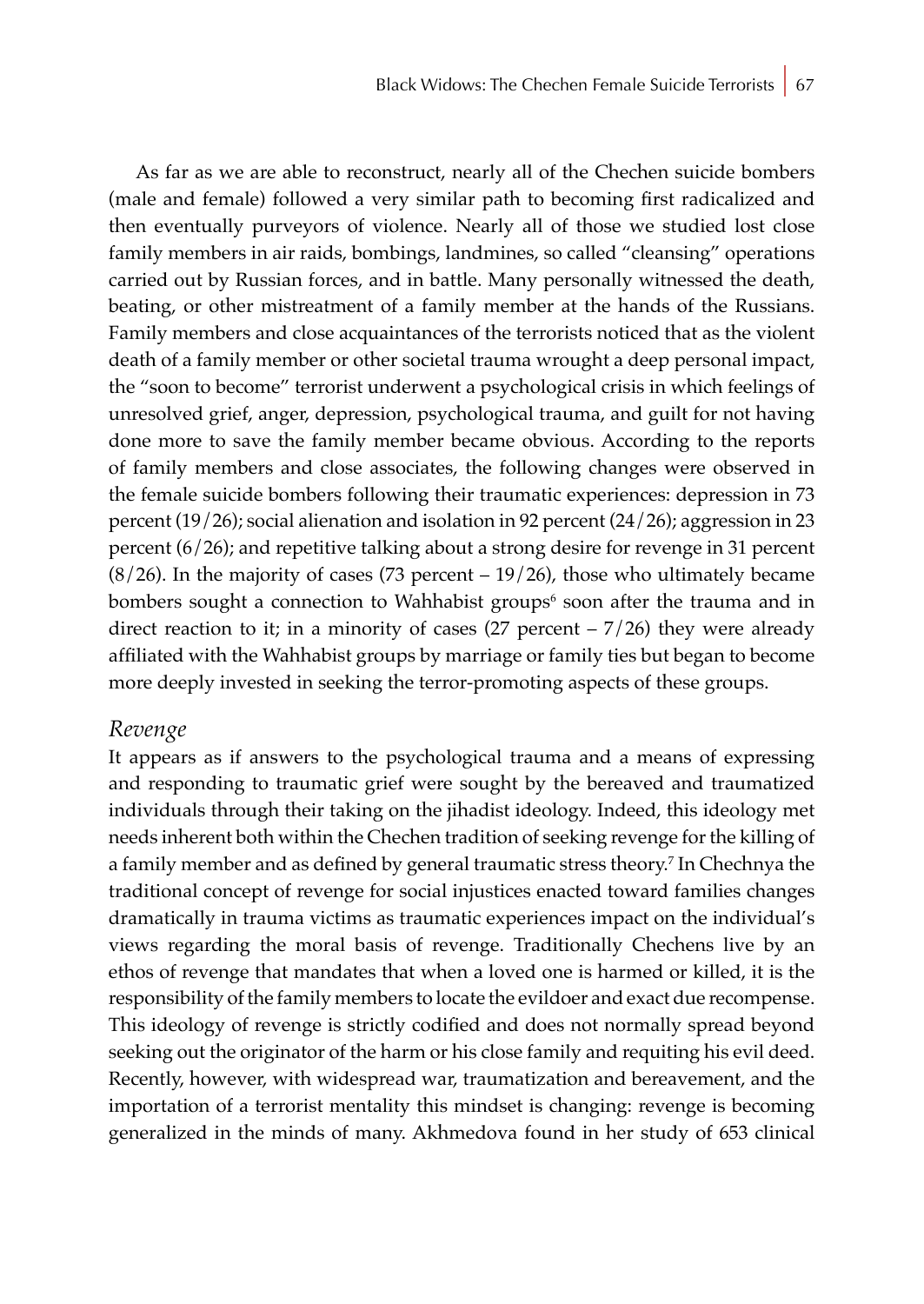As far as we are able to reconstruct, nearly all of the Chechen suicide bombers (male and female) followed a very similar path to becoming first radicalized and then eventually purveyors of violence. Nearly all of those we studied lost close family members in air raids, bombings, landmines, so called "cleansing" operations carried out by Russian forces, and in battle. Many personally witnessed the death, beating, or other mistreatment of a family member at the hands of the Russians. Family members and close acquaintances of the terrorists noticed that as the violent death of a family member or other societal trauma wrought a deep personal impact, the "soon to become" terrorist underwent a psychological crisis in which feelings of unresolved grief, anger, depression, psychological trauma, and guilt for not having done more to save the family member became obvious. According to the reports of family members and close associates, the following changes were observed in the female suicide bombers following their traumatic experiences: depression in 73 percent (19/26); social alienation and isolation in 92 percent (24/26); aggression in 23 percent (6/26); and repetitive talking about a strong desire for revenge in 31 percent (8/26). In the majority of cases (73 percent – 19/26), those who ultimately became bombers sought a connection to Wahhabist groups[6] soon after the trauma and in direct reaction to it; in a minority of cases (27 percent – 7/26) they were already affiliated with the Wahhabist groups by marriage or family ties but began to become more deeply invested in seeking the terror-promoting aspects of these groups.

## *Revenge*

It appears as if answers to the psychological trauma and a means of expressing and responding to traumatic grief were sought by the bereaved and traumatized individuals through their taking on the jihadist ideology. Indeed, this ideology met needs inherent both within the Chechen tradition of seeking revenge for the killing of a family member and as defined by general traumatic stress theory.[7] In Chechnya the traditional concept of revenge for social injustices enacted toward families changes dramatically in trauma victims as traumatic experiences impact on the individual's views regarding the moral basis of revenge. Traditionally Chechens live by an ethos of revenge that mandates that when a loved one is harmed or killed, it is the responsibility of the family members to locate the evildoer and exact due recompense. This ideology of revenge is strictly codified and does not normally spread beyond seeking out the originator of the harm or his close family and requiting his evil deed. Recently, however, with widespread war, traumatization and bereavement, and the importation of a terrorist mentality this mindset is changing: revenge is becoming generalized in the minds of many. Akhmedova found in her study of 653 clinical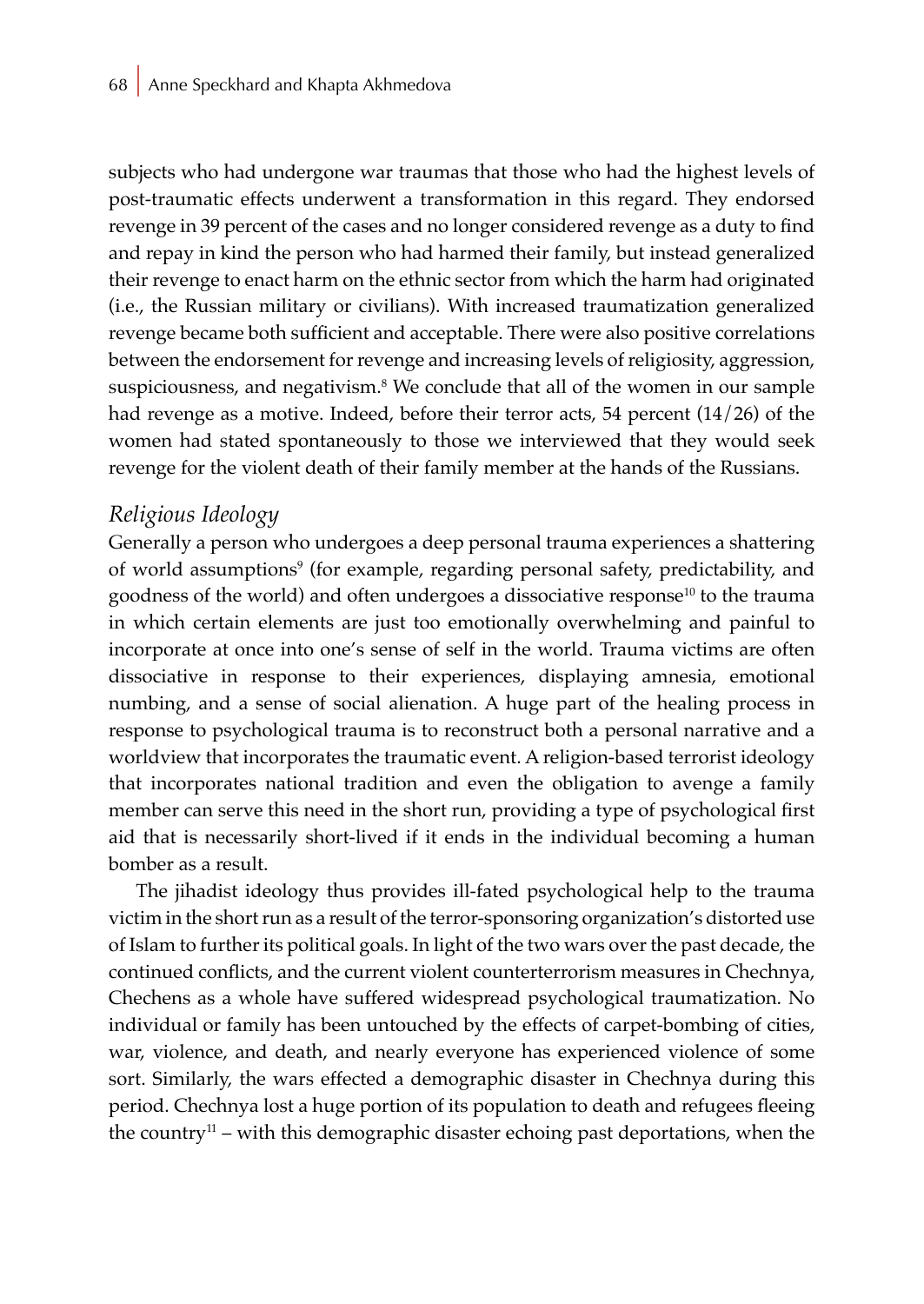subjects who had undergone war traumas that those who had the highest levels of post-traumatic effects underwent a transformation in this regard. They endorsed revenge in 39 percent of the cases and no longer considered revenge as a duty to find and repay in kind the person who had harmed their family, but instead generalized their revenge to enact harm on the ethnic sector from which the harm had originated (i.e., the Russian military or civilians). With increased traumatization generalized revenge became both sufficient and acceptable. There were also positive correlations between the endorsement for revenge and increasing levels of religiosity, aggression, suspiciousness, and negativism.[8] We conclude that all of the women in our sample had revenge as a motive. Indeed, before their terror acts, 54 percent (14/26) of the women had stated spontaneously to those we interviewed that they would seek revenge for the violent death of their family member at the hands of the Russians.

### *Religious Ideology*

Generally a person who undergoes a deep personal trauma experiences a shattering of world assumptions[9] (for example, regarding personal safety, predictability, and goodness of the world) and often undergoes a dissociative response[10] to the trauma in which certain elements are just too emotionally overwhelming and painful to incorporate at once into one's sense of self in the world. Trauma victims are often dissociative in response to their experiences, displaying amnesia, emotional numbing, and a sense of social alienation. A huge part of the healing process in response to psychological trauma is to reconstruct both a personal narrative and a worldview that incorporates the traumatic event. A religion-based terrorist ideology that incorporates national tradition and even the obligation to avenge a family member can serve this need in the short run, providing a type of psychological first aid that is necessarily short-lived if it ends in the individual becoming a human bomber as a result.

The jihadist ideology thus provides ill-fated psychological help to the trauma victim in the short run as a result of the terror-sponsoring organization's distorted use of Islam to further its political goals. In light of the two wars over the past decade, the continued conflicts, and the current violent counterterrorism measures in Chechnya, Chechens as a whole have suffered widespread psychological traumatization. No individual or family has been untouched by the effects of carpet-bombing of cities, war, violence, and death, and nearly everyone has experienced violence of some sort. Similarly, the wars effected a demographic disaster in Chechnya during this period. Chechnya lost a huge portion of its population to death and refugees fleeing the country[11] – with this demographic disaster echoing past deportations, when the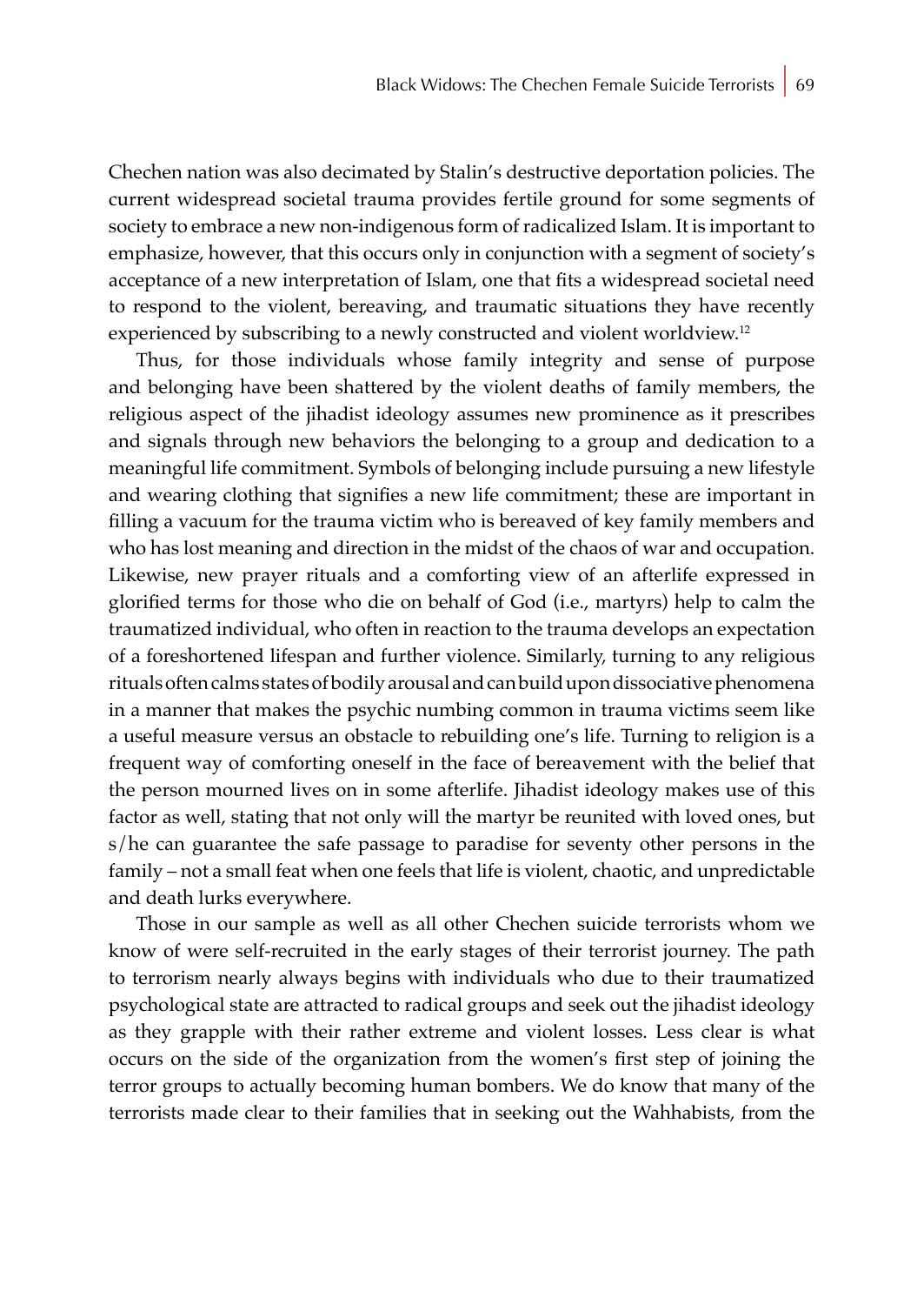Chechen nation was also decimated by Stalin's destructive deportation policies. The current widespread societal trauma provides fertile ground for some segments of society to embrace a new non-indigenous form of radicalized Islam. It is important to emphasize, however, that this occurs only in conjunction with a segment of society's acceptance of a new interpretation of Islam, one that fits a widespread societal need to respond to the violent, bereaving, and traumatic situations they have recently experienced by subscribing to a newly constructed and violent worldview.[12]

Thus, for those individuals whose family integrity and sense of purpose and belonging have been shattered by the violent deaths of family members, the religious aspect of the jihadist ideology assumes new prominence as it prescribes and signals through new behaviors the belonging to a group and dedication to a meaningful life commitment. Symbols of belonging include pursuing a new lifestyle and wearing clothing that signifies a new life commitment; these are important in filling a vacuum for the trauma victim who is bereaved of key family members and who has lost meaning and direction in the midst of the chaos of war and occupation. Likewise, new prayer rituals and a comforting view of an afterlife expressed in glorified terms for those who die on behalf of God (i.e., martyrs) help to calm the traumatized individual, who often in reaction to the trauma develops an expectation of a foreshortened lifespan and further violence. Similarly, turning to any religious rituals often calms states of bodily arousal and can build upon dissociative phenomena in a manner that makes the psychic numbing common in trauma victims seem like a useful measure versus an obstacle to rebuilding one's life. Turning to religion is a frequent way of comforting oneself in the face of bereavement with the belief that the person mourned lives on in some afterlife. Jihadist ideology makes use of this factor as well, stating that not only will the martyr be reunited with loved ones, but s/he can guarantee the safe passage to paradise for seventy other persons in the family – not a small feat when one feels that life is violent, chaotic, and unpredictable and death lurks everywhere.

Those in our sample as well as all other Chechen suicide terrorists whom we know of were self-recruited in the early stages of their terrorist journey. The path to terrorism nearly always begins with individuals who due to their traumatized psychological state are attracted to radical groups and seek out the jihadist ideology as they grapple with their rather extreme and violent losses. Less clear is what occurs on the side of the organization from the women's first step of joining the terror groups to actually becoming human bombers. We do know that many of the terrorists made clear to their families that in seeking out the Wahhabists, from the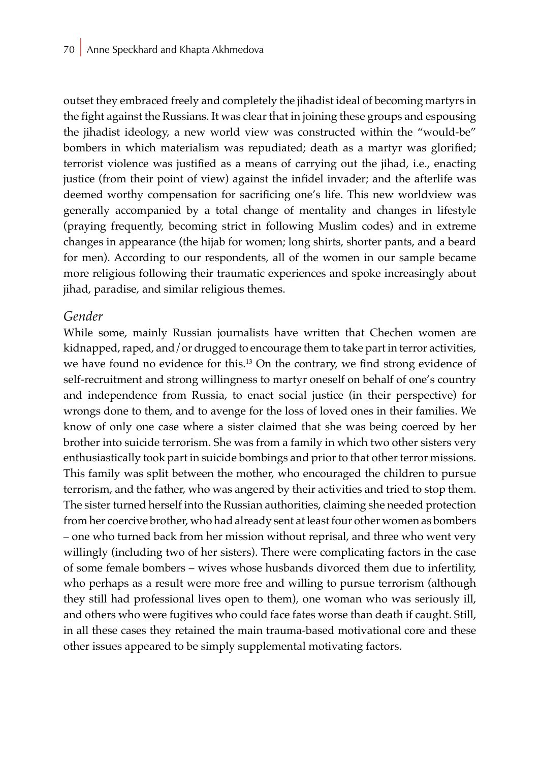outset they embraced freely and completely the jihadist ideal of becoming martyrs in the fight against the Russians. It was clear that in joining these groups and espousing the jihadist ideology, a new world view was constructed within the "would-be" bombers in which materialism was repudiated; death as a martyr was glorified; terrorist violence was justified as a means of carrying out the jihad, i.e., enacting justice (from their point of view) against the infidel invader; and the afterlife was deemed worthy compensation for sacrificing one's life. This new worldview was generally accompanied by a total change of mentality and changes in lifestyle (praying frequently, becoming strict in following Muslim codes) and in extreme changes in appearance (the hijab for women; long shirts, shorter pants, and a beard for men). According to our respondents, all of the women in our sample became more religious following their traumatic experiences and spoke increasingly about jihad, paradise, and similar religious themes.

### *Gender*

While some, mainly Russian journalists have written that Chechen women are kidnapped, raped, and/or drugged to encourage them to take part in terror activities, we have found no evidence for this.[13] On the contrary, we find strong evidence of self-recruitment and strong willingness to martyr oneself on behalf of one's country and independence from Russia, to enact social justice (in their perspective) for wrongs done to them, and to avenge for the loss of loved ones in their families. We know of only one case where a sister claimed that she was being coerced by her brother into suicide terrorism. She was from a family in which two other sisters very enthusiastically took part in suicide bombings and prior to that other terror missions. This family was split between the mother, who encouraged the children to pursue terrorism, and the father, who was angered by their activities and tried to stop them. The sister turned herself into the Russian authorities, claiming she needed protection from her coercive brother, who had already sent at least four other women as bombers – one who turned back from her mission without reprisal, and three who went very willingly (including two of her sisters). There were complicating factors in the case of some female bombers – wives whose husbands divorced them due to infertility, who perhaps as a result were more free and willing to pursue terrorism (although they still had professional lives open to them), one woman who was seriously ill, and others who were fugitives who could face fates worse than death if caught. Still, in all these cases they retained the main trauma-based motivational core and these other issues appeared to be simply supplemental motivating factors.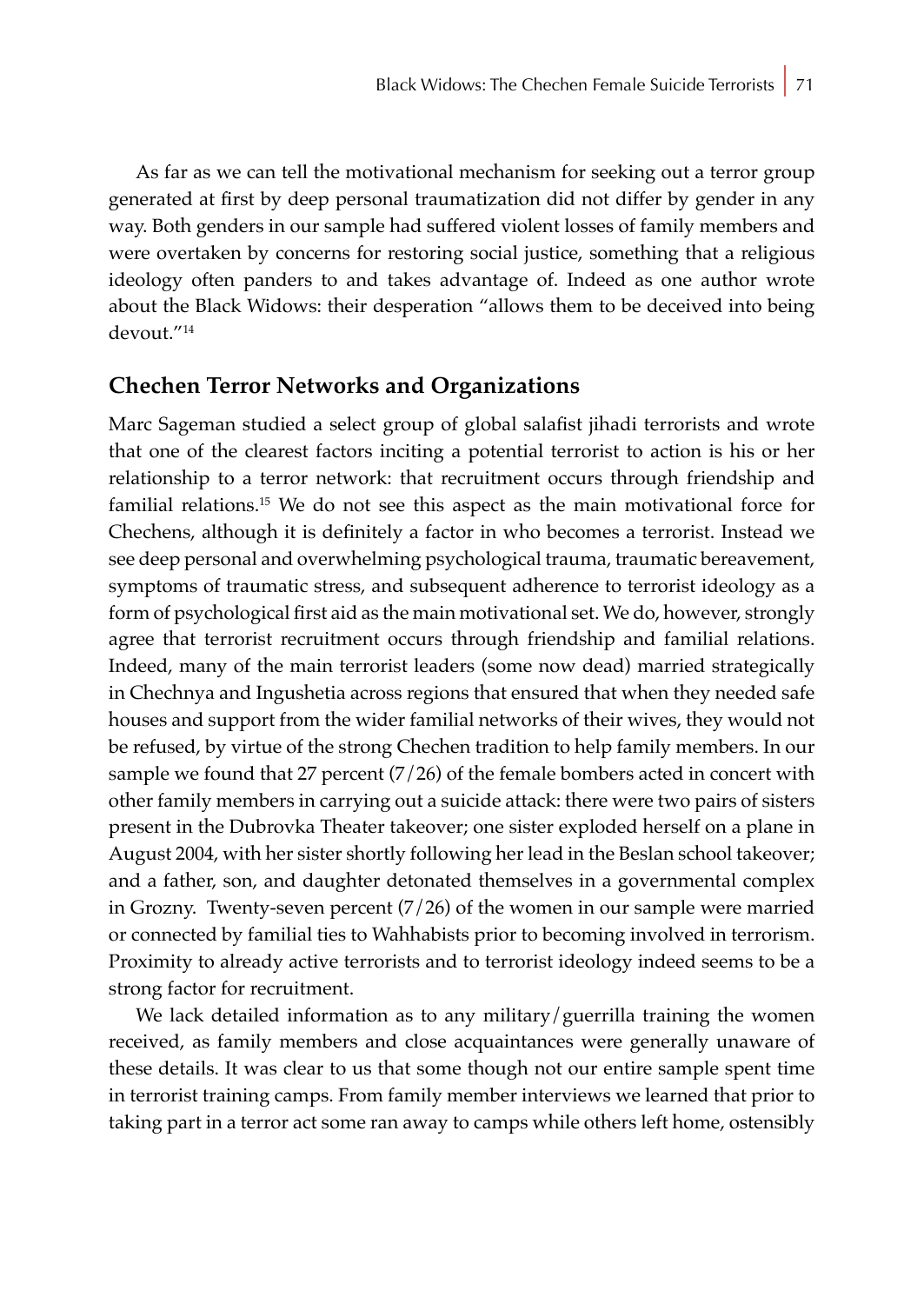As far as we can tell the motivational mechanism for seeking out a terror group generated at first by deep personal traumatization did not differ by gender in any way. Both genders in our sample had suffered violent losses of family members and were overtaken by concerns for restoring social justice, something that a religious ideology often panders to and takes advantage of. Indeed as one author wrote about the Black Widows: their desperation "allows them to be deceived into being devout."[14]

## Chechen Terror Networks and Organizations

Marc Sageman studied a select group of global salafist jihadi terrorists and wrote that one of the clearest factors inciting a potential terrorist to action is his or her relationship to a terror network: that recruitment occurs through friendship and familial relations.[15] We do not see this aspect as the main motivational force for Chechens, although it is definitely a factor in who becomes a terrorist. Instead we see deep personal and overwhelming psychological trauma, traumatic bereavement, symptoms of traumatic stress, and subsequent adherence to terrorist ideology as a form of psychological first aid as the main motivational set. We do, however, strongly agree that terrorist recruitment occurs through friendship and familial relations. Indeed, many of the main terrorist leaders (some now dead) married strategically in Chechnya and Ingushetia across regions that ensured that when they needed safe houses and support from the wider familial networks of their wives, they would not be refused, by virtue of the strong Chechen tradition to help family members. In our sample we found that 27 percent (7/26) of the female bombers acted in concert with other family members in carrying out a suicide attack: there were two pairs of sisters present in the Dubrovka Theater takeover; one sister exploded herself on a plane in August 2004, with her sister shortly following her lead in the Beslan school takeover; and a father, son, and daughter detonated themselves in a governmental complex in Grozny. Twenty-seven percent (7/26) of the women in our sample were married or connected by familial ties to Wahhabists prior to becoming involved in terrorism. Proximity to already active terrorists and to terrorist ideology indeed seems to be a strong factor for recruitment.

We lack detailed information as to any military/guerrilla training the women received, as family members and close acquaintances were generally unaware of these details. It was clear to us that some though not our entire sample spent time in terrorist training camps. From family member interviews we learned that prior to taking part in a terror act some ran away to camps while others left home, ostensibly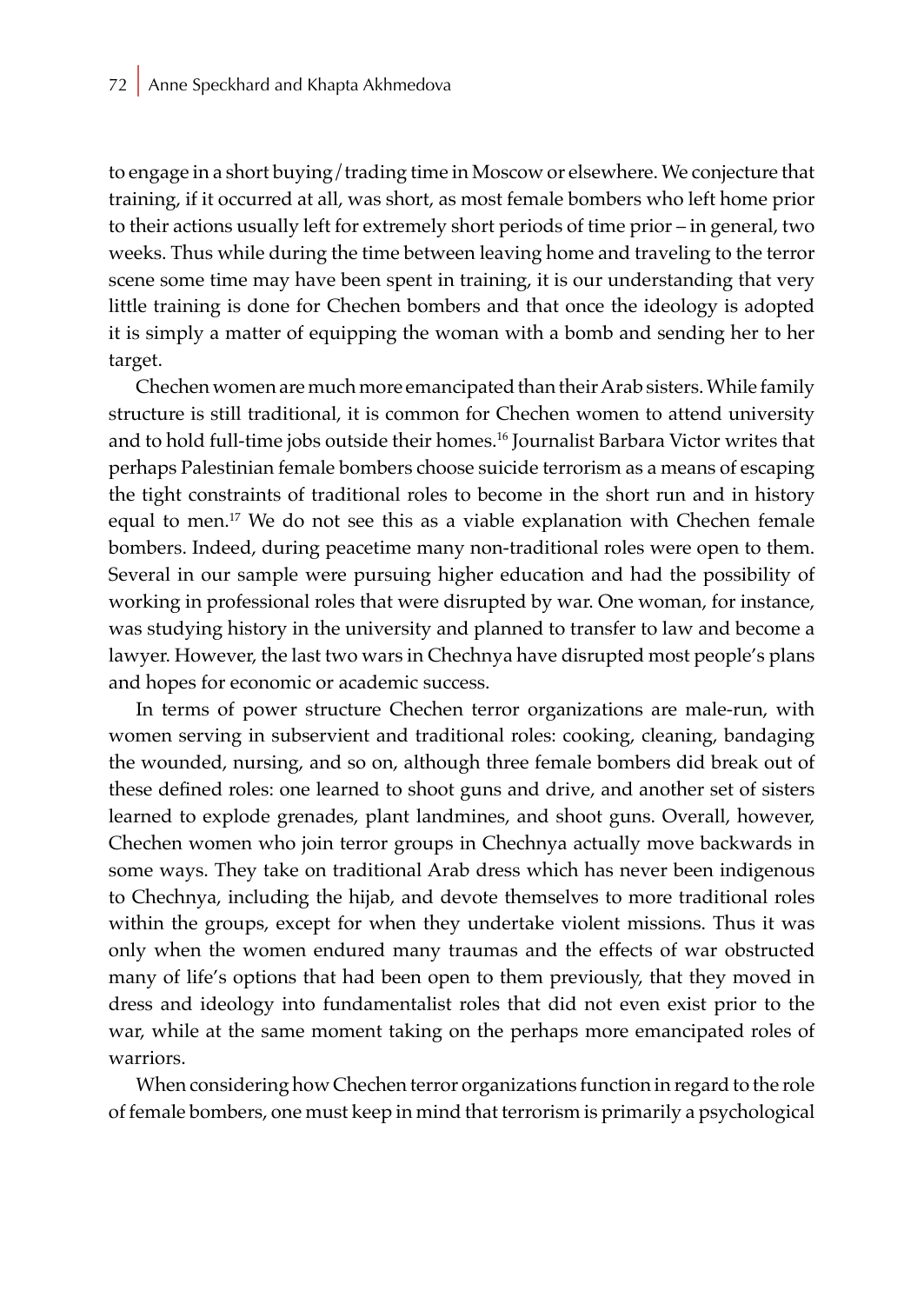to engage in a short buying / trading time in Moscow or elsewhere. We conjecture that training, if it occurred at all, was short, as most female bombers who left home prior to their actions usually left for extremely short periods of time prior – in general, two weeks. Thus while during the time between leaving home and traveling to the terror scene some time may have been spent in training, it is our understanding that very little training is done for Chechen bombers and that once the ideology is adopted it is simply a matter of equipping the woman with a bomb and sending her to her target.

Chechen women are much more emancipated than their Arab sisters. While family structure is still traditional, it is common for Chechen women to attend university and to hold full-time jobs outside their homes.[16] Journalist Barbara Victor writes that perhaps Palestinian female bombers choose suicide terrorism as a means of escaping the tight constraints of traditional roles to become in the short run and in history equal to men.[17] We do not see this as a viable explanation with Chechen female bombers. Indeed, during peacetime many non-traditional roles were open to them. Several in our sample were pursuing higher education and had the possibility of working in professional roles that were disrupted by war. One woman, for instance, was studying history in the university and planned to transfer to law and become a lawyer. However, the last two wars in Chechnya have disrupted most people's plans and hopes for economic or academic success.

In terms of power structure Chechen terror organizations are male-run, with women serving in subservient and traditional roles: cooking, cleaning, bandaging the wounded, nursing, and so on, although three female bombers did break out of these defined roles: one learned to shoot guns and drive, and another set of sisters learned to explode grenades, plant landmines, and shoot guns. Overall, however, Chechen women who join terror groups in Chechnya actually move backwards in some ways. They take on traditional Arab dress which has never been indigenous to Chechnya, including the hijab, and devote themselves to more traditional roles within the groups, except for when they undertake violent missions. Thus it was only when the women endured many traumas and the effects of war obstructed many of life's options that had been open to them previously, that they moved in dress and ideology into fundamentalist roles that did not even exist prior to the war, while at the same moment taking on the perhaps more emancipated roles of warriors.

When considering how Chechen terror organizations function in regard to the role of female bombers, one must keep in mind that terrorism is primarily a psychological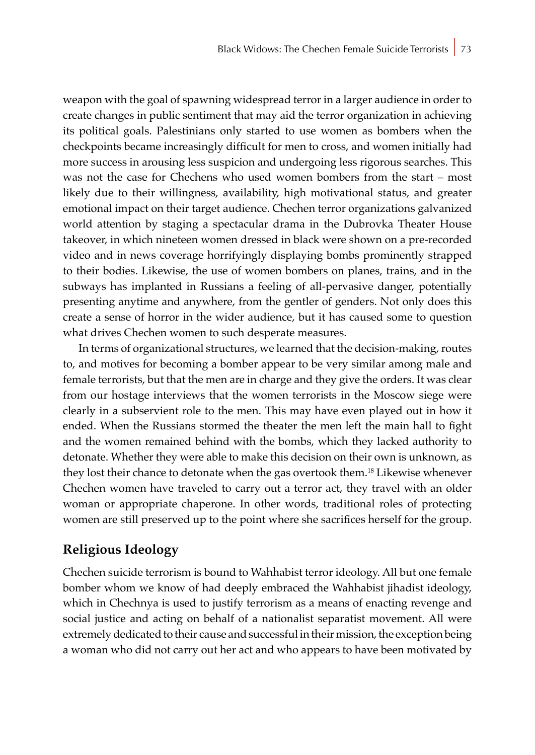weapon with the goal of spawning widespread terror in a larger audience in order to create changes in public sentiment that may aid the terror organization in achieving its political goals. Palestinians only started to use women as bombers when the checkpoints became increasingly difficult for men to cross, and women initially had more success in arousing less suspicion and undergoing less rigorous searches. This was not the case for Chechens who used women bombers from the start – most likely due to their willingness, availability, high motivational status, and greater emotional impact on their target audience. Chechen terror organizations galvanized world attention by staging a spectacular drama in the Dubrovka Theater House takeover, in which nineteen women dressed in black were shown on a pre-recorded video and in news coverage horrifyingly displaying bombs prominently strapped to their bodies. Likewise, the use of women bombers on planes, trains, and in the subways has implanted in Russians a feeling of all-pervasive danger, potentially presenting anytime and anywhere, from the gentler of genders. Not only does this create a sense of horror in the wider audience, but it has caused some to question what drives Chechen women to such desperate measures.

In terms of organizational structures, we learned that the decision-making, routes to, and motives for becoming a bomber appear to be very similar among male and female terrorists, but that the men are in charge and they give the orders. It was clear from our hostage interviews that the women terrorists in the Moscow siege were clearly in a subservient role to the men. This may have even played out in how it ended. When the Russians stormed the theater the men left the main hall to fight and the women remained behind with the bombs, which they lacked authority to detonate. Whether they were able to make this decision on their own is unknown, as they lost their chance to detonate when the gas overtook them.[18] Likewise whenever Chechen women have traveled to carry out a terror act, they travel with an older woman or appropriate chaperone. In other words, traditional roles of protecting women are still preserved up to the point where she sacrifices herself for the group.

## Religious Ideology

Chechen suicide terrorism is bound to Wahhabist terror ideology. All but one female bomber whom we know of had deeply embraced the Wahhabist jihadist ideology, which in Chechnya is used to justify terrorism as a means of enacting revenge and social justice and acting on behalf of a nationalist separatist movement. All were extremely dedicated to their cause and successful in their mission, the exception being a woman who did not carry out her act and who appears to have been motivated by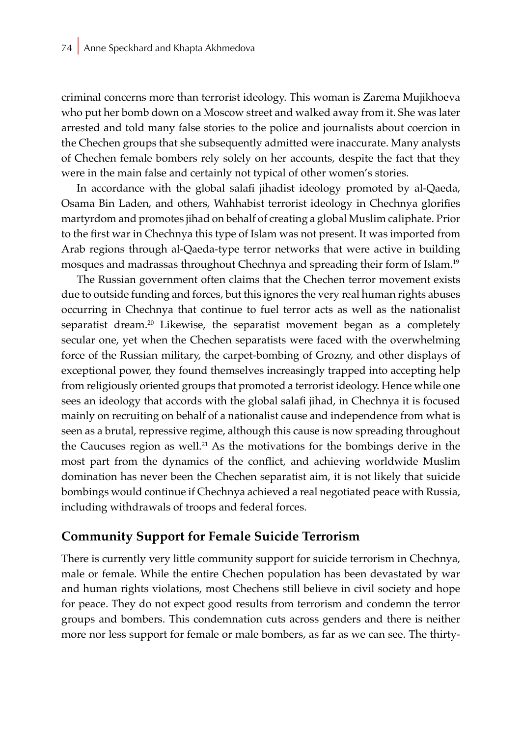criminal concerns more than terrorist ideology. This woman is Zarema Mujikhoeva who put her bomb down on a Moscow street and walked away from it. She was later arrested and told many false stories to the police and journalists about coercion in the Chechen groups that she subsequently admitted were inaccurate. Many analysts of Chechen female bombers rely solely on her accounts, despite the fact that they were in the main false and certainly not typical of other women's stories.

In accordance with the global salafi jihadist ideology promoted by al-Qaeda, Osama Bin Laden, and others, Wahhabist terrorist ideology in Chechnya glorifies martyrdom and promotes jihad on behalf of creating a global Muslim caliphate. Prior to the first war in Chechnya this type of Islam was not present. It was imported from Arab regions through al-Qaeda-type terror networks that were active in building mosques and madrassas throughout Chechnya and spreading their form of Islam.[19]

The Russian government often claims that the Chechen terror movement exists due to outside funding and forces, but this ignores the very real human rights abuses occurring in Chechnya that continue to fuel terror acts as well as the nationalist separatist dream.[20] Likewise, the separatist movement began as a completely secular one, yet when the Chechen separatists were faced with the overwhelming force of the Russian military, the carpet-bombing of Grozny, and other displays of exceptional power, they found themselves increasingly trapped into accepting help from religiously oriented groups that promoted a terrorist ideology. Hence while one sees an ideology that accords with the global salafi jihad, in Chechnya it is focused mainly on recruiting on behalf of a nationalist cause and independence from what is seen as a brutal, repressive regime, although this cause is now spreading throughout the Caucuses region as well.[21] As the motivations for the bombings derive in the most part from the dynamics of the conflict, and achieving worldwide Muslim domination has never been the Chechen separatist aim, it is not likely that suicide bombings would continue if Chechnya achieved a real negotiated peace with Russia, including withdrawals of troops and federal forces.

## Community Support for Female Suicide Terrorism

There is currently very little community support for suicide terrorism in Chechnya, male or female. While the entire Chechen population has been devastated by war and human rights violations, most Chechens still believe in civil society and hope for peace. They do not expect good results from terrorism and condemn the terror groups and bombers. This condemnation cuts across genders and there is neither more nor less support for female or male bombers, as far as we can see. The thirty-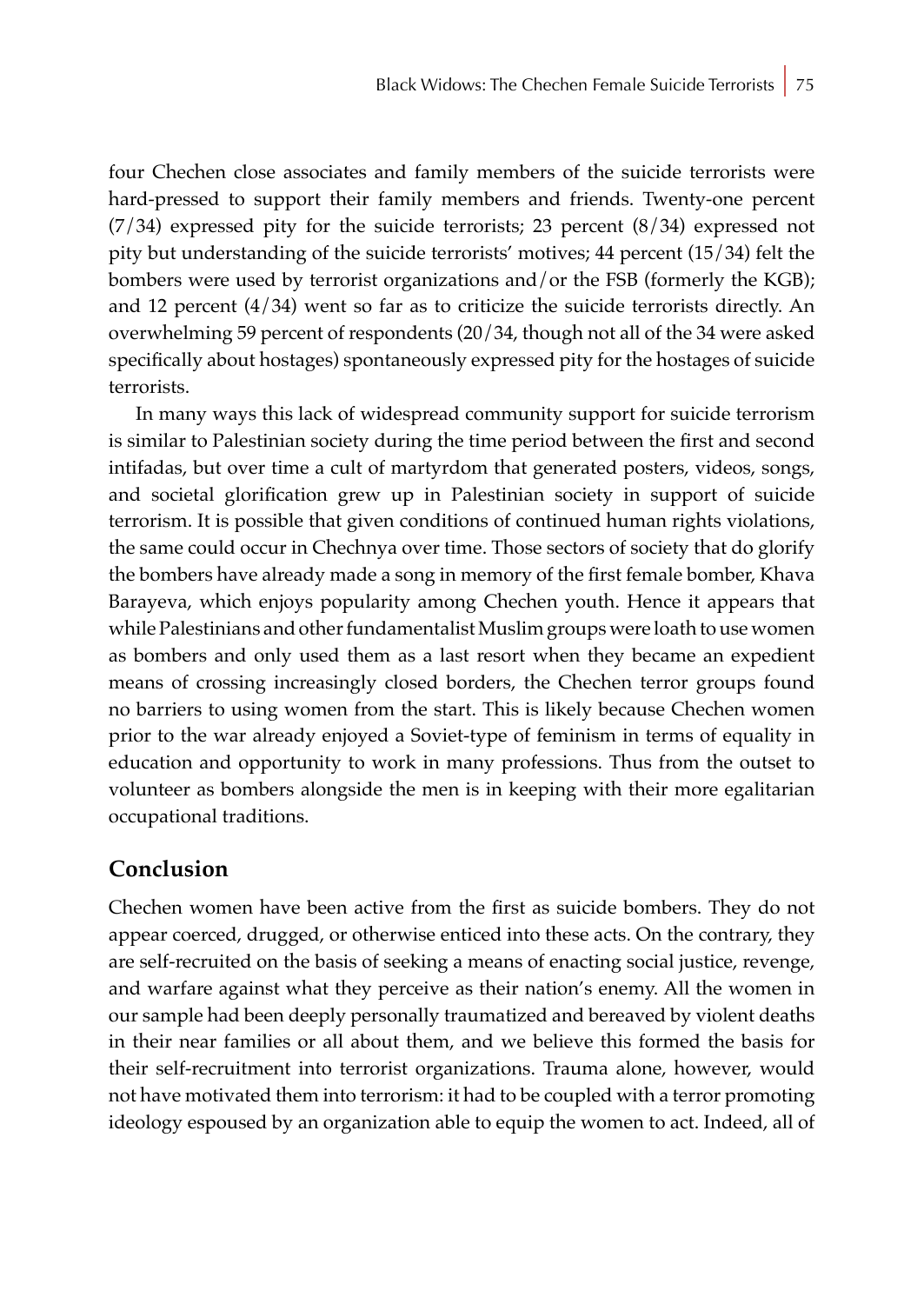four Chechen close associates and family members of the suicide terrorists were hard-pressed to support their family members and friends. Twenty-one percent (7/34) expressed pity for the suicide terrorists; 23 percent (8/34) expressed not pity but understanding of the suicide terrorists' motives; 44 percent (15/34) felt the bombers were used by terrorist organizations and/or the FSB (formerly the KGB); and 12 percent (4/34) went so far as to criticize the suicide terrorists directly. An overwhelming 59 percent of respondents (20/34, though not all of the 34 were asked specifically about hostages) spontaneously expressed pity for the hostages of suicide terrorists.

In many ways this lack of widespread community support for suicide terrorism is similar to Palestinian society during the time period between the first and second intifadas, but over time a cult of martyrdom that generated posters, videos, songs, and societal glorification grew up in Palestinian society in support of suicide terrorism. It is possible that given conditions of continued human rights violations, the same could occur in Chechnya over time. Those sectors of society that do glorify the bombers have already made a song in memory of the first female bomber, Khava Barayeva, which enjoys popularity among Chechen youth. Hence it appears that while Palestinians and other fundamentalist Muslim groups were loath to use women as bombers and only used them as a last resort when they became an expedient means of crossing increasingly closed borders, the Chechen terror groups found no barriers to using women from the start. This is likely because Chechen women prior to the war already enjoyed a Soviet-type of feminism in terms of equality in education and opportunity to work in many professions. Thus from the outset to volunteer as bombers alongside the men is in keeping with their more egalitarian occupational traditions.

## Conclusion

Chechen women have been active from the first as suicide bombers. They do not appear coerced, drugged, or otherwise enticed into these acts. On the contrary, they are self-recruited on the basis of seeking a means of enacting social justice, revenge, and warfare against what they perceive as their nation's enemy. All the women in our sample had been deeply personally traumatized and bereaved by violent deaths in their near families or all about them, and we believe this formed the basis for their self-recruitment into terrorist organizations. Trauma alone, however, would not have motivated them into terrorism: it had to be coupled with a terror promoting ideology espoused by an organization able to equip the women to act. Indeed, all of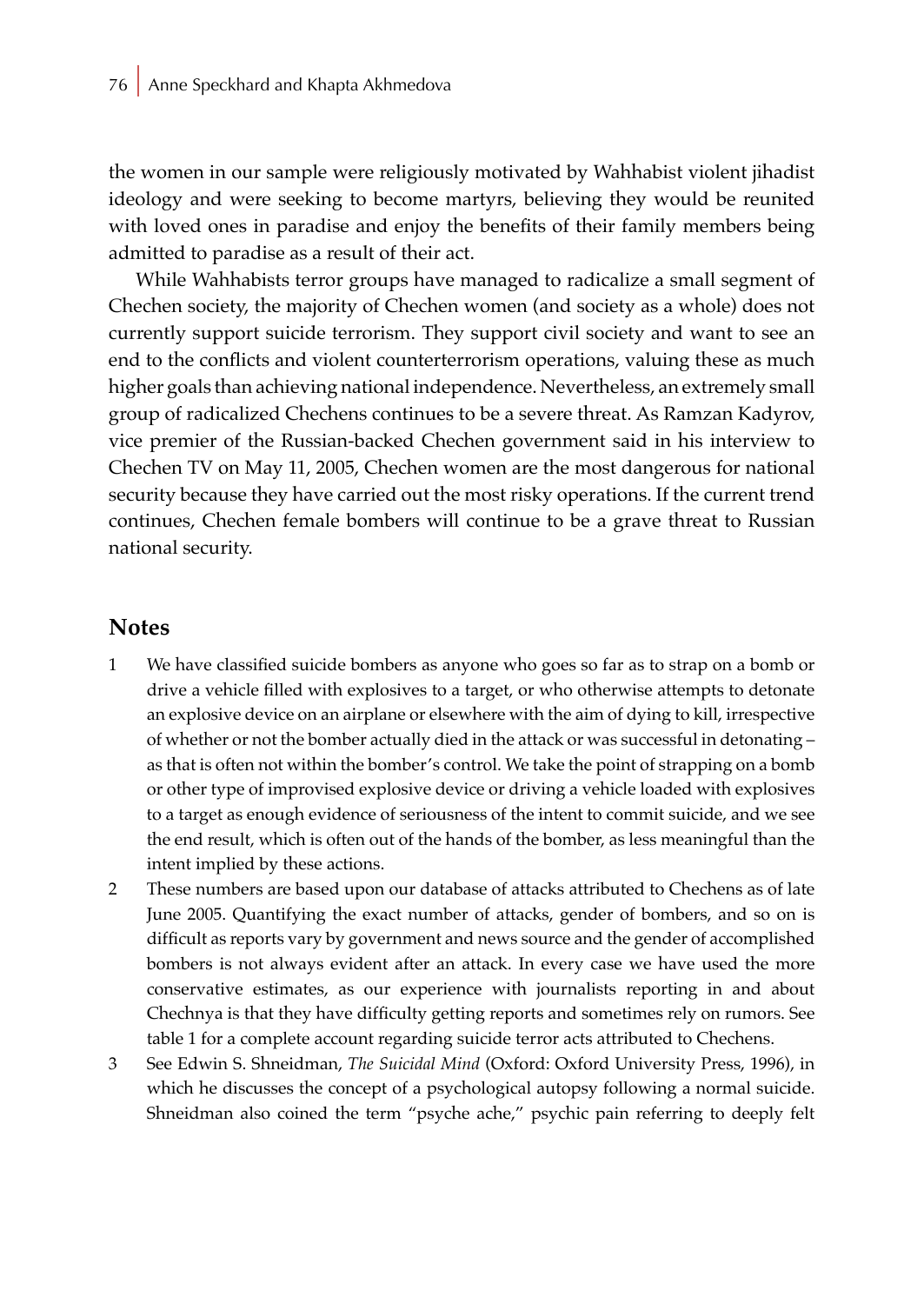the women in our sample were religiously motivated by Wahhabist violent jihadist ideology and were seeking to become martyrs, believing they would be reunited with loved ones in paradise and enjoy the benefits of their family members being admitted to paradise as a result of their act.

While Wahhabists terror groups have managed to radicalize a small segment of Chechen society, the majority of Chechen women (and society as a whole) does not currently support suicide terrorism. They support civil society and want to see an end to the conflicts and violent counterterrorism operations, valuing these as much higher goals than achieving national independence. Nevertheless, an extremely small group of radicalized Chechens continues to be a severe threat. As Ramzan Kadyrov, vice premier of the Russian-backed Chechen government said in his interview to Chechen TV on May 11, 2005, Chechen women are the most dangerous for national security because they have carried out the most risky operations. If the current trend continues, Chechen female bombers will continue to be a grave threat to Russian national security.

## Notes

1. We have classified suicide bombers as anyone who goes so far as to strap on a bomb or drive a vehicle filled with explosives to a target, or who otherwise attempts to detonate an explosive device on an airplane or elsewhere with the aim of dying to kill, irrespective of whether or not the bomber actually died in the attack or was successful in detonating – as that is often not within the bomber's control. We take the point of strapping on a bomb or other type of improvised explosive device or driving a vehicle loaded with explosives to a target as enough evidence of seriousness of the intent to commit suicide, and we see the end result, which is often out of the hands of the bomber, as less meaningful than the intent implied by these actions.
2. These numbers are based upon our database of attacks attributed to Chechens as of late June 2005. Quantifying the exact number of attacks, gender of bombers, and so on is difficult as reports vary by government and news source and the gender of accomplished bombers is not always evident after an attack. In every case we have used the more conservative estimates, as our experience with journalists reporting in and about Chechnya is that they have difficulty getting reports and sometimes rely on rumors. See table 1 for a complete account regarding suicide terror acts attributed to Chechens.
3. See Edwin S. Shneidman, *The Suicidal Mind* (Oxford: Oxford University Press, 1996), in which he discusses the concept of a psychological autopsy following a normal suicide. Shneidman also coined the term "psyche ache," psychic pain referring to deeply felt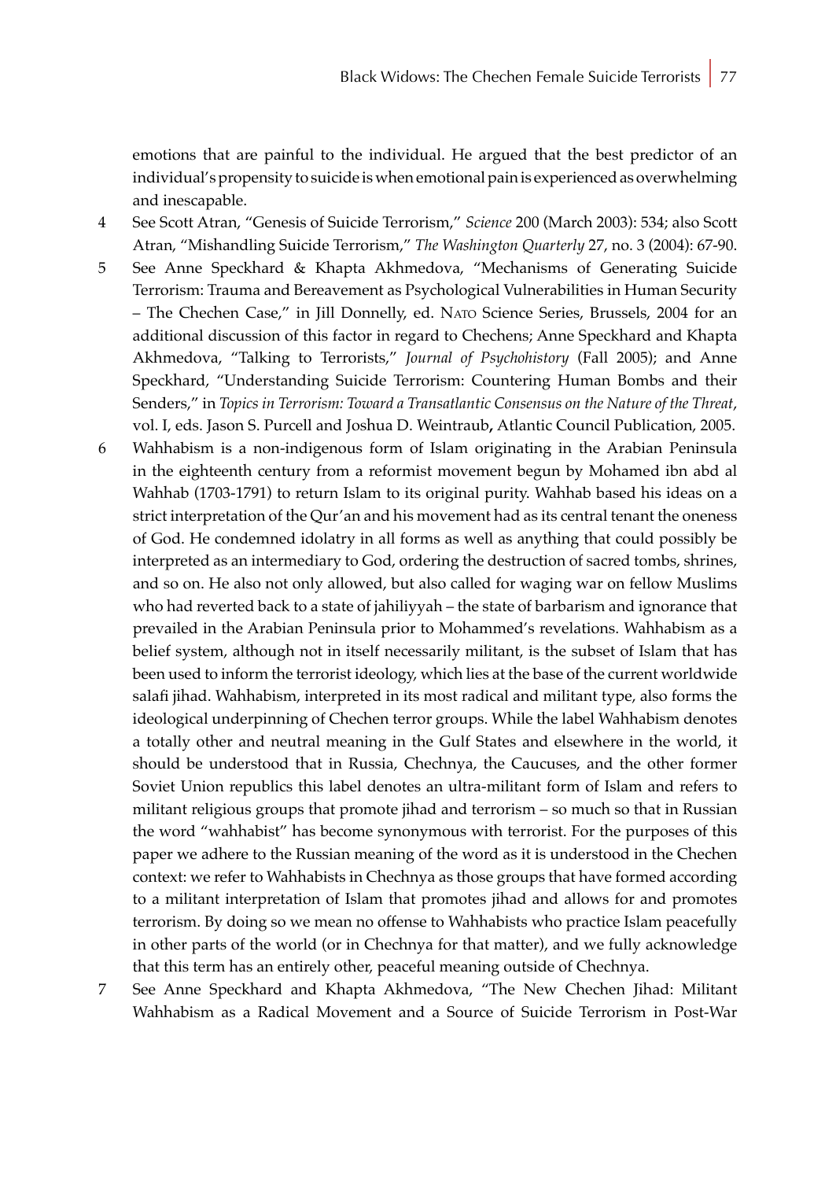emotions that are painful to the individual. He argued that the best predictor of an individual's propensity to suicide is when emotional pain is experienced as overwhelming and inescapable.

4 See Scott Atran, "Genesis of Suicide Terrorism," *Science* 200 (March 2003): 534; also Scott Atran, "Mishandling Suicide Terrorism," *The Washington Quarterly* 27, no. 3 (2004): 67-90.

5 See Anne Speckhard & Khapta Akhmedova, "Mechanisms of Generating Suicide Terrorism: Trauma and Bereavement as Psychological Vulnerabilities in Human Security – The Chechen Case," in Jill Donnelly, ed. NATO Science Series, Brussels, 2004 for an additional discussion of this factor in regard to Chechens; Anne Speckhard and Khapta Akhmedova, "Talking to Terrorists," *Journal of Psychohistory* (Fall 2005); and Anne Speckhard, "Understanding Suicide Terrorism: Countering Human Bombs and their Senders," in *Topics in Terrorism: Toward a Transatlantic Consensus on the Nature of the Threat*, vol. I, eds. Jason S. Purcell and Joshua D. Weintraub**,** Atlantic Council Publication, 2005.

6 Wahhabism is a non-indigenous form of Islam originating in the Arabian Peninsula in the eighteenth century from a reformist movement begun by Mohamed ibn abd al Wahhab (1703-1791) to return Islam to its original purity. Wahhab based his ideas on a strict interpretation of the Qur'an and his movement had as its central tenant the oneness of God. He condemned idolatry in all forms as well as anything that could possibly be interpreted as an intermediary to God, ordering the destruction of sacred tombs, shrines, and so on. He also not only allowed, but also called for waging war on fellow Muslims who had reverted back to a state of jahiliyyah – the state of barbarism and ignorance that prevailed in the Arabian Peninsula prior to Mohammed's revelations. Wahhabism as a belief system, although not in itself necessarily militant, is the subset of Islam that has been used to inform the terrorist ideology, which lies at the base of the current worldwide salafi jihad. Wahhabism, interpreted in its most radical and militant type, also forms the ideological underpinning of Chechen terror groups. While the label Wahhabism denotes a totally other and neutral meaning in the Gulf States and elsewhere in the world, it should be understood that in Russia, Chechnya, the Caucuses, and the other former Soviet Union republics this label denotes an ultra-militant form of Islam and refers to militant religious groups that promote jihad and terrorism – so much so that in Russian the word "wahhabist" has become synonymous with terrorist. For the purposes of this paper we adhere to the Russian meaning of the word as it is understood in the Chechen context: we refer to Wahhabists in Chechnya as those groups that have formed according to a militant interpretation of Islam that promotes jihad and allows for and promotes terrorism. By doing so we mean no offense to Wahhabists who practice Islam peacefully in other parts of the world (or in Chechnya for that matter), and we fully acknowledge that this term has an entirely other, peaceful meaning outside of Chechnya.

7 See Anne Speckhard and Khapta Akhmedova, "The New Chechen Jihad: Militant Wahhabism as a Radical Movement and a Source of Suicide Terrorism in Post-War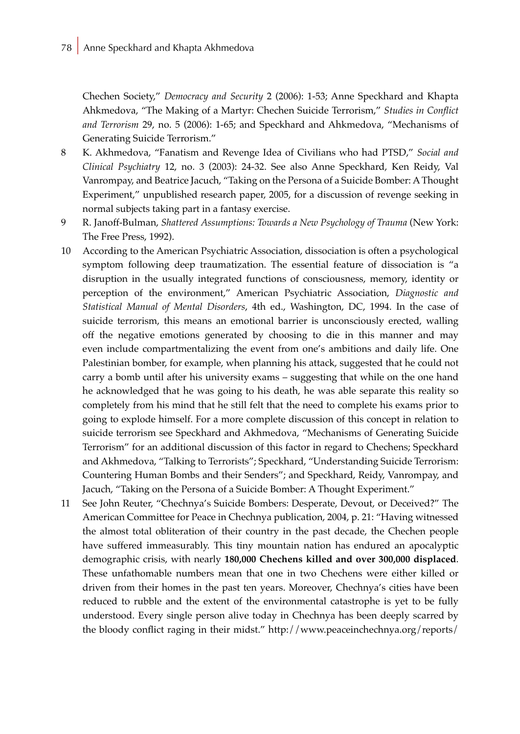Chechen Society," *Democracy and Security* 2 (2006): 1-53; Anne Speckhard and Khapta Ahkmedova, "The Making of a Martyr: Chechen Suicide Terrorism," *Studies in Conflict and Terrorism* 29, no. 5 (2006): 1-65; and Speckhard and Ahkmedova, "Mechanisms of Generating Suicide Terrorism."

8 K. Akhmedova, "Fanatism and Revenge Idea of Civilians who had PTSD," *Social and Clinical Psychiatry* 12, no. 3 (2003): 24-32. See also Anne Speckhard, Ken Reidy, Val Vanrompay, and Beatrice Jacuch, "Taking on the Persona of a Suicide Bomber: A Thought Experiment," unpublished research paper, 2005, for a discussion of revenge seeking in normal subjects taking part in a fantasy exercise.

9 R. Janoff-Bulman, *Shattered Assumptions: Towards a New Psychology of Trauma* (New York: The Free Press, 1992).

10 According to the American Psychiatric Association, dissociation is often a psychological symptom following deep traumatization. The essential feature of dissociation is "a disruption in the usually integrated functions of consciousness, memory, identity or perception of the environment," American Psychiatric Association, *Diagnostic and Statistical Manual of Mental Disorders*, 4th ed., Washington, DC, 1994. In the case of suicide terrorism, this means an emotional barrier is unconsciously erected, walling off the negative emotions generated by choosing to die in this manner and may even include compartmentalizing the event from one's ambitions and daily life. One Palestinian bomber, for example, when planning his attack, suggested that he could not carry a bomb until after his university exams – suggesting that while on the one hand he acknowledged that he was going to his death, he was able separate this reality so completely from his mind that he still felt that the need to complete his exams prior to going to explode himself. For a more complete discussion of this concept in relation to suicide terrorism see Speckhard and Akhmedova, "Mechanisms of Generating Suicide Terrorism" for an additional discussion of this factor in regard to Chechens; Speckhard and Akhmedova, "Talking to Terrorists"; Speckhard, "Understanding Suicide Terrorism: Countering Human Bombs and their Senders"; and Speckhard, Reidy, Vanrompay, and Jacuch, "Taking on the Persona of a Suicide Bomber: A Thought Experiment."

11 See John Reuter, "Chechnya's Suicide Bombers: Desperate, Devout, or Deceived?" The American Committee for Peace in Chechnya publication, 2004, p. 21: "Having witnessed the almost total obliteration of their country in the past decade, the Chechen people have suffered immeasurably. This tiny mountain nation has endured an apocalyptic demographic crisis, with nearly **180,000 Chechens killed and over 300,000 displaced**. These unfathomable numbers mean that one in two Chechens were either killed or driven from their homes in the past ten years. Moreover, Chechnya's cities have been reduced to rubble and the extent of the environmental catastrophe is yet to be fully understood. Every single person alive today in Chechnya has been deeply scarred by the bloody conflict raging in their midst." http://www.peaceinchechnya.org/reports/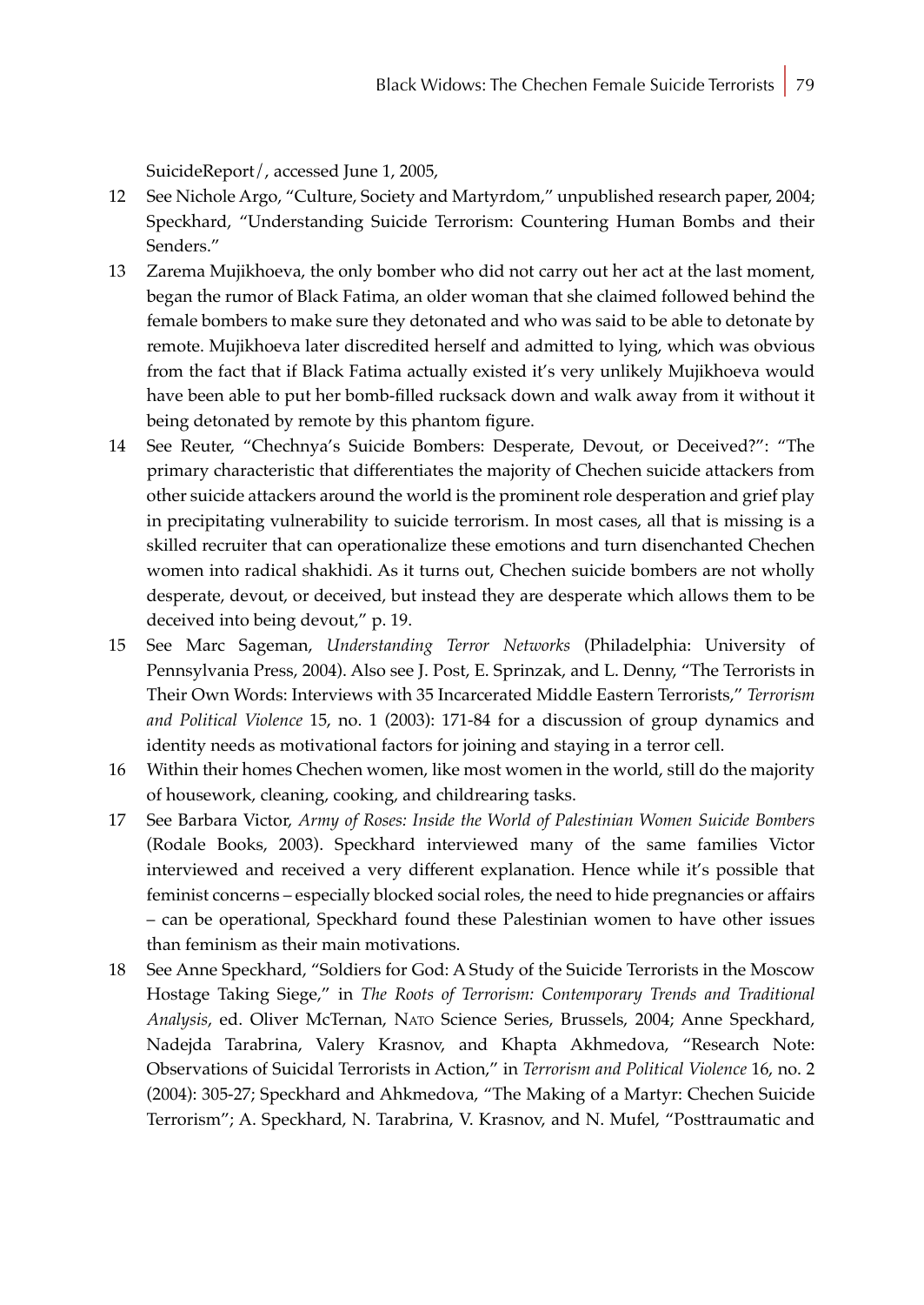SuicideReport/, accessed June 1, 2005,

12 See Nichole Argo, "Culture, Society and Martyrdom," unpublished research paper, 2004; Speckhard, "Understanding Suicide Terrorism: Countering Human Bombs and their Senders."

13 Zarema Mujikhoeva, the only bomber who did not carry out her act at the last moment, began the rumor of Black Fatima, an older woman that she claimed followed behind the female bombers to make sure they detonated and who was said to be able to detonate by remote. Mujikhoeva later discredited herself and admitted to lying, which was obvious from the fact that if Black Fatima actually existed it's very unlikely Mujikhoeva would have been able to put her bomb-filled rucksack down and walk away from it without it being detonated by remote by this phantom figure.

14 See Reuter, "Chechnya's Suicide Bombers: Desperate, Devout, or Deceived?": "The primary characteristic that differentiates the majority of Chechen suicide attackers from other suicide attackers around the world is the prominent role desperation and grief play in precipitating vulnerability to suicide terrorism. In most cases, all that is missing is a skilled recruiter that can operationalize these emotions and turn disenchanted Chechen women into radical shakhidi. As it turns out, Chechen suicide bombers are not wholly desperate, devout, or deceived, but instead they are desperate which allows them to be deceived into being devout," p. 19.

15 See Marc Sageman, *Understanding Terror Networks* (Philadelphia: University of Pennsylvania Press, 2004). Also see J. Post, E. Sprinzak, and L. Denny, "The Terrorists in Their Own Words: Interviews with 35 Incarcerated Middle Eastern Terrorists," *Terrorism and Political Violence* 15, no. 1 (2003): 171-84 for a discussion of group dynamics and identity needs as motivational factors for joining and staying in a terror cell.

16 Within their homes Chechen women, like most women in the world, still do the majority of housework, cleaning, cooking, and childrearing tasks.

17 See Barbara Victor, *Army of Roses: Inside the World of Palestinian Women Suicide Bombers* (Rodale Books, 2003). Speckhard interviewed many of the same families Victor interviewed and received a very different explanation. Hence while it's possible that feminist concerns – especially blocked social roles, the need to hide pregnancies or affairs – can be operational, Speckhard found these Palestinian women to have other issues than feminism as their main motivations.

18 See Anne Speckhard, "Soldiers for God: A Study of the Suicide Terrorists in the Moscow Hostage Taking Siege," in *The Roots of Terrorism: Contemporary Trends and Traditional Analysis*, ed. Oliver McTernan, NATO Science Series, Brussels, 2004; Anne Speckhard, Nadejda Tarabrina, Valery Krasnov, and Khapta Akhmedova, "Research Note: Observations of Suicidal Terrorists in Action," in *Terrorism and Political Violence* 16, no. 2 (2004): 305-27; Speckhard and Ahkmedova, "The Making of a Martyr: Chechen Suicide Terrorism"; A. Speckhard, N. Tarabrina, V. Krasnov, and N. Mufel, "Posttraumatic and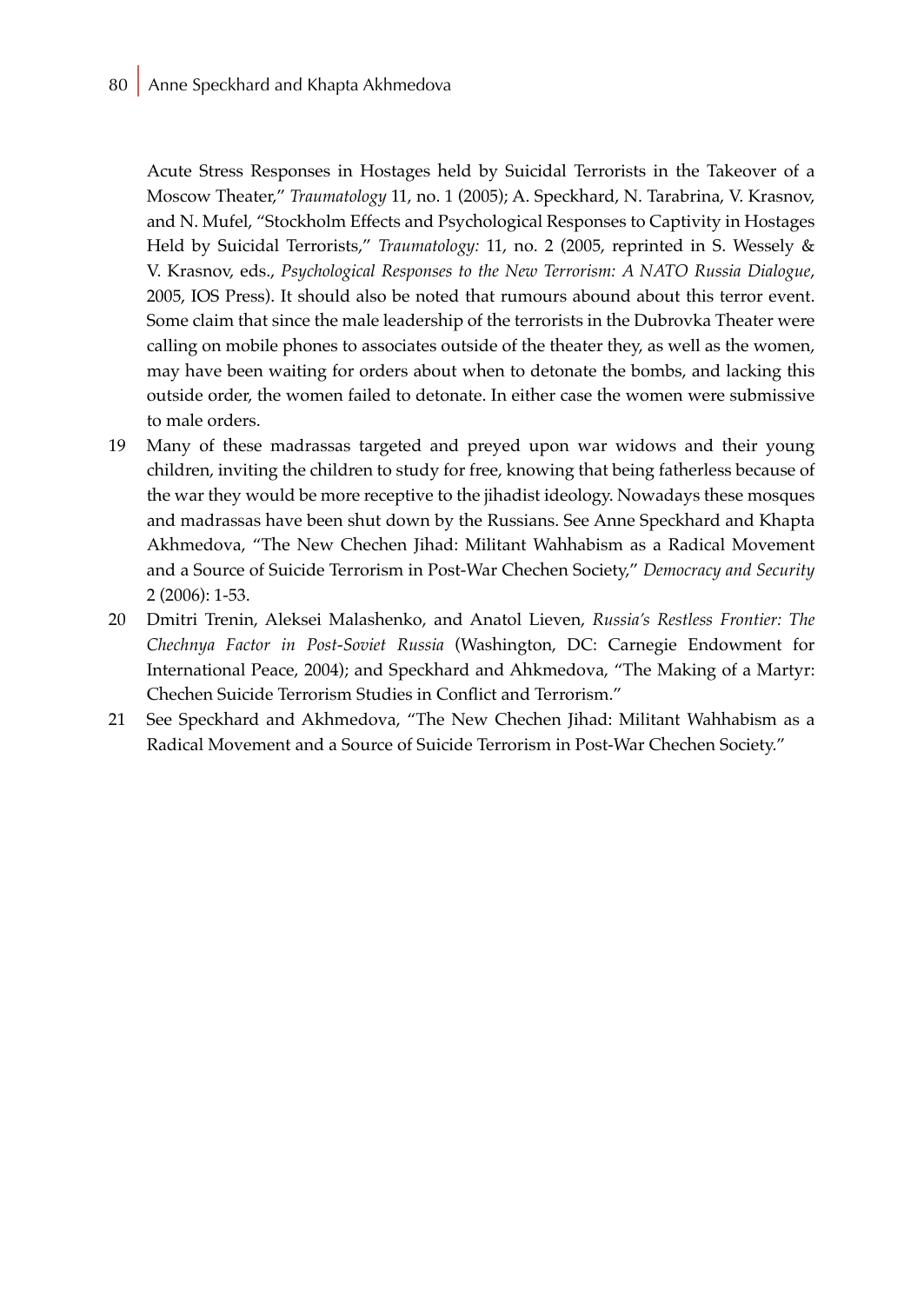Acute Stress Responses in Hostages held by Suicidal Terrorists in the Takeover of a Moscow Theater," *Traumatology* 11, no. 1 (2005); A. Speckhard, N. Tarabrina, V. Krasnov, and N. Mufel, "Stockholm Effects and Psychological Responses to Captivity in Hostages Held by Suicidal Terrorists," *Traumatology:* 11, no. 2 (2005, reprinted in S. Wessely & V. Krasnov, eds., *Psychological Responses to the New Terrorism: A NATO Russia Dialogue*, 2005, IOS Press). It should also be noted that rumours abound about this terror event. Some claim that since the male leadership of the terrorists in the Dubrovka Theater were calling on mobile phones to associates outside of the theater they, as well as the women, may have been waiting for orders about when to detonate the bombs, and lacking this outside order, the women failed to detonate. In either case the women were submissive to male orders.

19 Many of these madrassas targeted and preyed upon war widows and their young children, inviting the children to study for free, knowing that being fatherless because of the war they would be more receptive to the jihadist ideology. Nowadays these mosques and madrassas have been shut down by the Russians. See Anne Speckhard and Khapta Akhmedova, "The New Chechen Jihad: Militant Wahhabism as a Radical Movement and a Source of Suicide Terrorism in Post-War Chechen Society," *Democracy and Security* 2 (2006): 1-53.

20 Dmitri Trenin, Aleksei Malashenko, and Anatol Lieven, *Russia's Restless Frontier: The Chechnya Factor in Post-Soviet Russia* (Washington, DC: Carnegie Endowment for International Peace, 2004); and Speckhard and Ahkmedova, "The Making of a Martyr: Chechen Suicide Terrorism Studies in Conflict and Terrorism."

21 See Speckhard and Akhmedova, "The New Chechen Jihad: Militant Wahhabism as a Radical Movement and a Source of Suicide Terrorism in Post-War Chechen Society."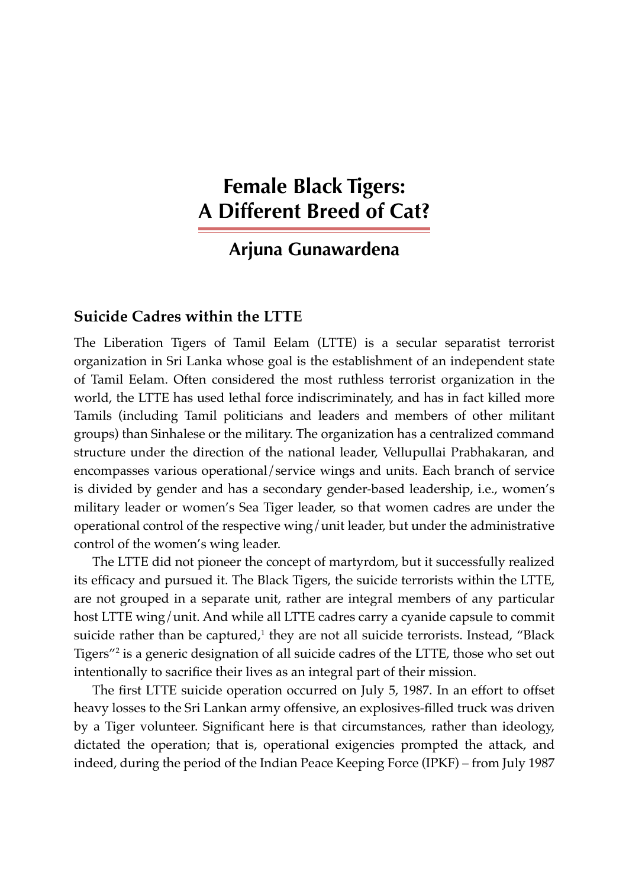# Female Black Tigers: A Different Breed of Cat?

## Arjuna Gunawardena

### Suicide Cadres within the LTTE

The Liberation Tigers of Tamil Eelam (LTTE) is a secular separatist terrorist organization in Sri Lanka whose goal is the establishment of an independent state of Tamil Eelam. Often considered the most ruthless terrorist organization in the world, the LTTE has used lethal force indiscriminately, and has in fact killed more Tamils (including Tamil politicians and leaders and members of other militant groups) than Sinhalese or the military. The organization has a centralized command structure under the direction of the national leader, Vellupullai Prabhakaran, and encompasses various operational/service wings and units. Each branch of service is divided by gender and has a secondary gender-based leadership, i.e., women's military leader or women's Sea Tiger leader, so that women cadres are under the operational control of the respective wing/unit leader, but under the administrative control of the women's wing leader.

The LTTE did not pioneer the concept of martyrdom, but it successfully realized its efficacy and pursued it. The Black Tigers, the suicide terrorists within the LTTE, are not grouped in a separate unit, rather are integral members of any particular host LTTE wing/unit. And while all LTTE cadres carry a cyanide capsule to commit suicide rather than be captured,[1] they are not all suicide terrorists. Instead, "Black Tigers"[2] is a generic designation of all suicide cadres of the LTTE, those who set out intentionally to sacrifice their lives as an integral part of their mission.

The first LTTE suicide operation occurred on July 5, 1987. In an effort to offset heavy losses to the Sri Lankan army offensive, an explosives-filled truck was driven by a Tiger volunteer. Significant here is that circumstances, rather than ideology, dictated the operation; that is, operational exigencies prompted the attack, and indeed, during the period of the Indian Peace Keeping Force (IPKF) – from July 1987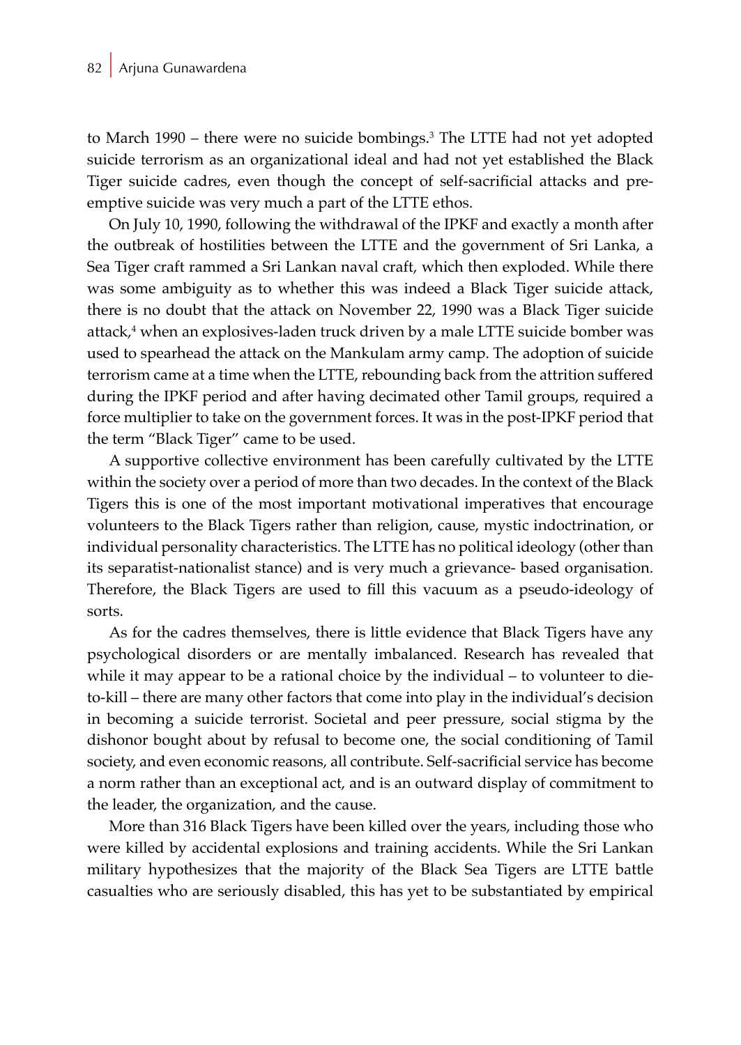to March 1990 – there were no suicide bombings.[3] The LTTE had not yet adopted suicide terrorism as an organizational ideal and had not yet established the Black Tiger suicide cadres, even though the concept of self-sacrificial attacks and pre-emptive suicide was very much a part of the LTTE ethos.

On July 10, 1990, following the withdrawal of the IPKF and exactly a month after the outbreak of hostilities between the LTTE and the government of Sri Lanka, a Sea Tiger craft rammed a Sri Lankan naval craft, which then exploded. While there was some ambiguity as to whether this was indeed a Black Tiger suicide attack, there is no doubt that the attack on November 22, 1990 was a Black Tiger suicide attack,[4] when an explosives-laden truck driven by a male LTTE suicide bomber was used to spearhead the attack on the Mankulam army camp. The adoption of suicide terrorism came at a time when the LTTE, rebounding back from the attrition suffered during the IPKF period and after having decimated other Tamil groups, required a force multiplier to take on the government forces. It was in the post-IPKF period that the term "Black Tiger" came to be used.

A supportive collective environment has been carefully cultivated by the LTTE within the society over a period of more than two decades. In the context of the Black Tigers this is one of the most important motivational imperatives that encourage volunteers to the Black Tigers rather than religion, cause, mystic indoctrination, or individual personality characteristics. The LTTE has no political ideology (other than its separatist-nationalist stance) and is very much a grievance- based organisation. Therefore, the Black Tigers are used to fill this vacuum as a pseudo-ideology of sorts.

As for the cadres themselves, there is little evidence that Black Tigers have any psychological disorders or are mentally imbalanced. Research has revealed that while it may appear to be a rational choice by the individual – to volunteer to die-to-kill – there are many other factors that come into play in the individual's decision in becoming a suicide terrorist. Societal and peer pressure, social stigma by the dishonor bought about by refusal to become one, the social conditioning of Tamil society, and even economic reasons, all contribute. Self-sacrificial service has become a norm rather than an exceptional act, and is an outward display of commitment to the leader, the organization, and the cause.

More than 316 Black Tigers have been killed over the years, including those who were killed by accidental explosions and training accidents. While the Sri Lankan military hypothesizes that the majority of the Black Sea Tigers are LTTE battle casualties who are seriously disabled, this has yet to be substantiated by empirical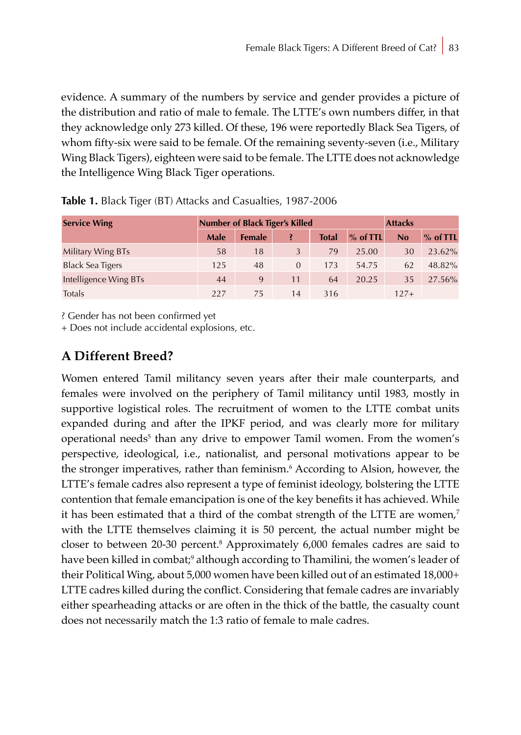evidence. A summary of the numbers by service and gender provides a picture of the distribution and ratio of male to female. The LTTE's own numbers differ, in that they acknowledge only 273 killed. Of these, 196 were reportedly Black Sea Tigers, of whom fifty-six were said to be female. Of the remaining seventy-seven (i.e., Military Wing Black Tigers), eighteen were said to be female. The LTTE does not acknowledge the Intelligence Wing Black Tiger operations.

**Table 1.** Black Tiger (BT) Attacks and Casualties, 1987-2006

| Service Wing | Number of Black Tiger's Killed | | | | | Attacks | |
|---|---|---|---|---|---|---|---|
| | Male | Female | ? | Total | % of TTL | No | % of TTL |
| Military Wing BTs | 58 | 18 | 3 | 79 | 25.00 | 30 | 23.62% |
| Black Sea Tigers | 125 | 48 | 0 | 173 | 54.75 | 62 | 48.82% |
| Intelligence Wing BTs | 44 | 9 | 11 | 64 | 20.25 | 35 | 27.56% |
| Totals | 227 | 75 | 14 | 316 | | 127+ | |

? Gender has not been confirmed yet

+ Does not include accidental explosions, etc.

## A Different Breed?

Women entered Tamil militancy seven years after their male counterparts, and females were involved on the periphery of Tamil militancy until 1983, mostly in supportive logistical roles. The recruitment of women to the LTTE combat units expanded during and after the IPKF period, and was clearly more for military operational needs[5] than any drive to empower Tamil women. From the women's perspective, ideological, i.e., nationalist, and personal motivations appear to be the stronger imperatives, rather than feminism.[6] According to Alsion, however, the LTTE's female cadres also represent a type of feminist ideology, bolstering the LTTE contention that female emancipation is one of the key benefits it has achieved. While it has been estimated that a third of the combat strength of the LTTE are women,[7] with the LTTE themselves claiming it is 50 percent, the actual number might be closer to between 20-30 percent.[8] Approximately 6,000 females cadres are said to have been killed in combat;[9] although according to Thamilini, the women's leader of their Political Wing, about 5,000 women have been killed out of an estimated 18,000+ LTTE cadres killed during the conflict. Considering that female cadres are invariably either spearheading attacks or are often in the thick of the battle, the casualty count does not necessarily match the 1:3 ratio of female to male cadres.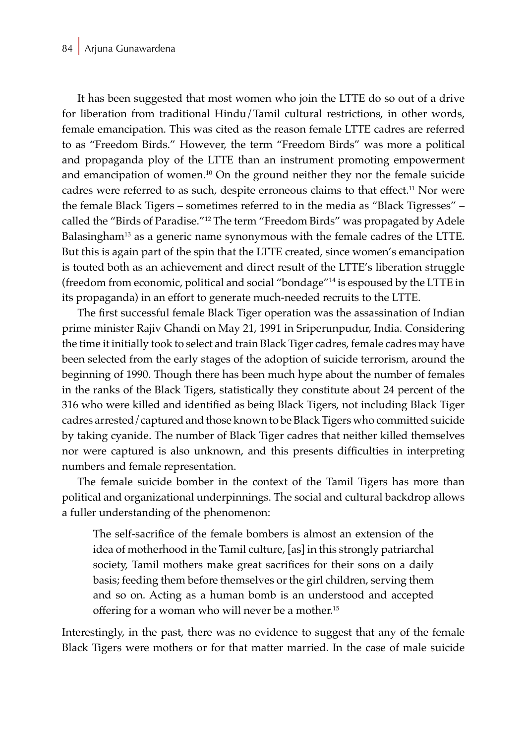It has been suggested that most women who join the LTTE do so out of a drive for liberation from traditional Hindu/Tamil cultural restrictions, in other words, female emancipation. This was cited as the reason female LTTE cadres are referred to as "Freedom Birds." However, the term "Freedom Birds" was more a political and propaganda ploy of the LTTE than an instrument promoting empowerment and emancipation of women.[10] On the ground neither they nor the female suicide cadres were referred to as such, despite erroneous claims to that effect.[11] Nor were the female Black Tigers – sometimes referred to in the media as "Black Tigresses" – called the "Birds of Paradise."[12] The term "Freedom Birds" was propagated by Adele Balasingham[13] as a generic name synonymous with the female cadres of the LTTE. But this is again part of the spin that the LTTE created, since women's emancipation is touted both as an achievement and direct result of the LTTE's liberation struggle (freedom from economic, political and social "bondage"[14] is espoused by the LTTE in its propaganda) in an effort to generate much-needed recruits to the LTTE.

The first successful female Black Tiger operation was the assassination of Indian prime minister Rajiv Ghandi on May 21, 1991 in Sriperunpudur, India. Considering the time it initially took to select and train Black Tiger cadres, female cadres may have been selected from the early stages of the adoption of suicide terrorism, around the beginning of 1990. Though there has been much hype about the number of females in the ranks of the Black Tigers, statistically they constitute about 24 percent of the 316 who were killed and identified as being Black Tigers, not including Black Tiger cadres arrested/captured and those known to be Black Tigers who committed suicide by taking cyanide. The number of Black Tiger cadres that neither killed themselves nor were captured is also unknown, and this presents difficulties in interpreting numbers and female representation.

The female suicide bomber in the context of the Tamil Tigers has more than political and organizational underpinnings. The social and cultural backdrop allows a fuller understanding of the phenomenon:

> The self-sacrifice of the female bombers is almost an extension of the idea of motherhood in the Tamil culture, [as] in this strongly patriarchal society, Tamil mothers make great sacrifices for their sons on a daily basis; feeding them before themselves or the girl children, serving them and so on. Acting as a human bomb is an understood and accepted offering for a woman who will never be a mother.[15]

Interestingly, in the past, there was no evidence to suggest that any of the female Black Tigers were mothers or for that matter married. In the case of male suicide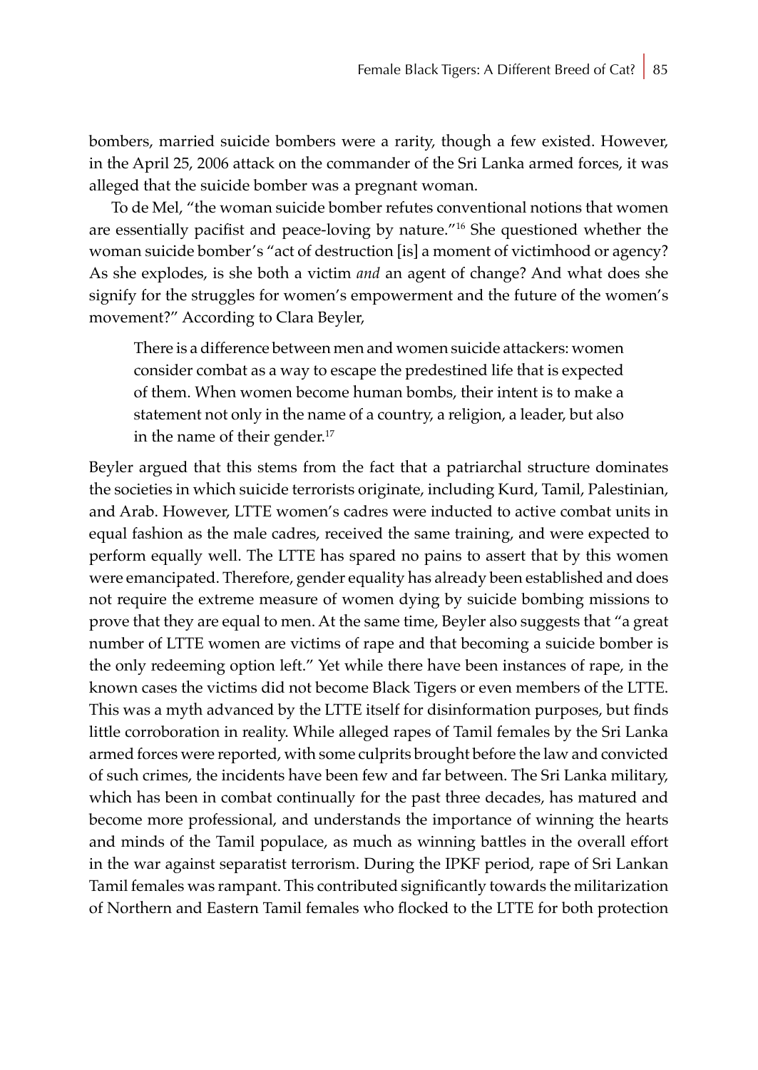bombers, married suicide bombers were a rarity, though a few existed. However, in the April 25, 2006 attack on the commander of the Sri Lanka armed forces, it was alleged that the suicide bomber was a pregnant woman.

To de Mel, "the woman suicide bomber refutes conventional notions that women are essentially pacifist and peace-loving by nature."[16] She questioned whether the woman suicide bomber's "act of destruction [is] a moment of victimhood or agency? As she explodes, is she both a victim *and* an agent of change? And what does she signify for the struggles for women's empowerment and the future of the women's movement?" According to Clara Beyler,

> There is a difference between men and women suicide attackers: women consider combat as a way to escape the predestined life that is expected of them. When women become human bombs, their intent is to make a statement not only in the name of a country, a religion, a leader, but also in the name of their gender.[17]

Beyler argued that this stems from the fact that a patriarchal structure dominates the societies in which suicide terrorists originate, including Kurd, Tamil, Palestinian, and Arab. However, LTTE women's cadres were inducted to active combat units in equal fashion as the male cadres, received the same training, and were expected to perform equally well. The LTTE has spared no pains to assert that by this women were emancipated. Therefore, gender equality has already been established and does not require the extreme measure of women dying by suicide bombing missions to prove that they are equal to men. At the same time, Beyler also suggests that "a great number of LTTE women are victims of rape and that becoming a suicide bomber is the only redeeming option left." Yet while there have been instances of rape, in the known cases the victims did not become Black Tigers or even members of the LTTE. This was a myth advanced by the LTTE itself for disinformation purposes, but finds little corroboration in reality. While alleged rapes of Tamil females by the Sri Lanka armed forces were reported, with some culprits brought before the law and convicted of such crimes, the incidents have been few and far between. The Sri Lanka military, which has been in combat continually for the past three decades, has matured and become more professional, and understands the importance of winning the hearts and minds of the Tamil populace, as much as winning battles in the overall effort in the war against separatist terrorism. During the IPKF period, rape of Sri Lankan Tamil females was rampant. This contributed significantly towards the militarization of Northern and Eastern Tamil females who flocked to the LTTE for both protection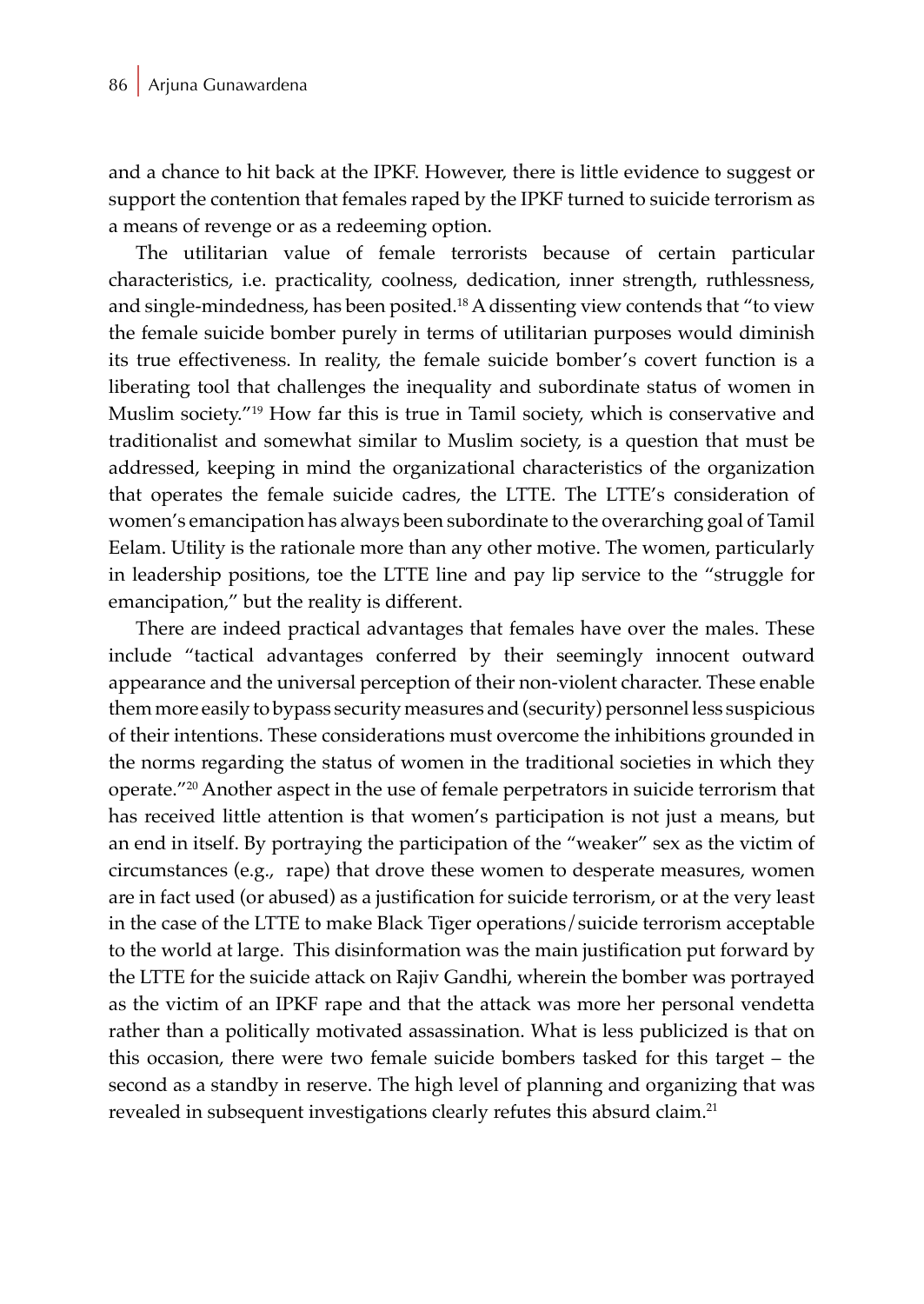and a chance to hit back at the IPKF. However, there is little evidence to suggest or support the contention that females raped by the IPKF turned to suicide terrorism as a means of revenge or as a redeeming option.

The utilitarian value of female terrorists because of certain particular characteristics, i.e. practicality, coolness, dedication, inner strength, ruthlessness, and single-mindedness, has been posited.[18] A dissenting view contends that "to view the female suicide bomber purely in terms of utilitarian purposes would diminish its true effectiveness. In reality, the female suicide bomber's covert function is a liberating tool that challenges the inequality and subordinate status of women in Muslim society."[19] How far this is true in Tamil society, which is conservative and traditionalist and somewhat similar to Muslim society, is a question that must be addressed, keeping in mind the organizational characteristics of the organization that operates the female suicide cadres, the LTTE. The LTTE's consideration of women's emancipation has always been subordinate to the overarching goal of Tamil Eelam. Utility is the rationale more than any other motive. The women, particularly in leadership positions, toe the LTTE line and pay lip service to the "struggle for emancipation," but the reality is different.

There are indeed practical advantages that females have over the males. These include "tactical advantages conferred by their seemingly innocent outward appearance and the universal perception of their non-violent character. These enable them more easily to bypass security measures and (security) personnel less suspicious of their intentions. These considerations must overcome the inhibitions grounded in the norms regarding the status of women in the traditional societies in which they operate."[20] Another aspect in the use of female perpetrators in suicide terrorism that has received little attention is that women's participation is not just a means, but an end in itself. By portraying the participation of the "weaker" sex as the victim of circumstances (e.g., rape) that drove these women to desperate measures, women are in fact used (or abused) as a justification for suicide terrorism, or at the very least in the case of the LTTE to make Black Tiger operations/suicide terrorism acceptable to the world at large. This disinformation was the main justification put forward by the LTTE for the suicide attack on Rajiv Gandhi, wherein the bomber was portrayed as the victim of an IPKF rape and that the attack was more her personal vendetta rather than a politically motivated assassination. What is less publicized is that on this occasion, there were two female suicide bombers tasked for this target – the second as a standby in reserve. The high level of planning and organizing that was revealed in subsequent investigations clearly refutes this absurd claim.[21]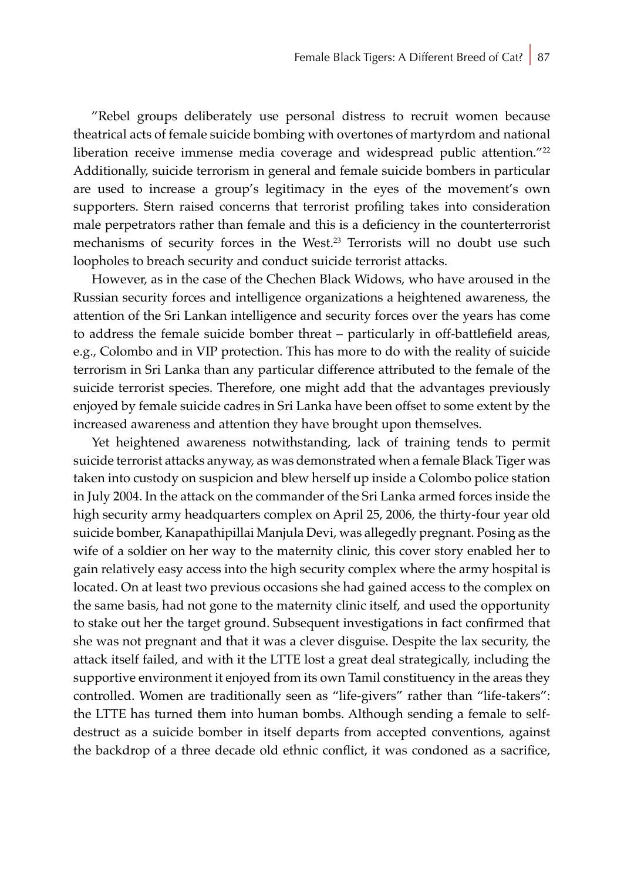"Rebel groups deliberately use personal distress to recruit women because theatrical acts of female suicide bombing with overtones of martyrdom and national liberation receive immense media coverage and widespread public attention."[22] Additionally, suicide terrorism in general and female suicide bombers in particular are used to increase a group's legitimacy in the eyes of the movement's own supporters. Stern raised concerns that terrorist profiling takes into consideration male perpetrators rather than female and this is a deficiency in the counterterrorist mechanisms of security forces in the West.[23] Terrorists will no doubt use such loopholes to breach security and conduct suicide terrorist attacks.

However, as in the case of the Chechen Black Widows, who have aroused in the Russian security forces and intelligence organizations a heightened awareness, the attention of the Sri Lankan intelligence and security forces over the years has come to address the female suicide bomber threat – particularly in off-battlefield areas, e.g., Colombo and in VIP protection. This has more to do with the reality of suicide terrorism in Sri Lanka than any particular difference attributed to the female of the suicide terrorist species. Therefore, one might add that the advantages previously enjoyed by female suicide cadres in Sri Lanka have been offset to some extent by the increased awareness and attention they have brought upon themselves.

Yet heightened awareness notwithstanding, lack of training tends to permit suicide terrorist attacks anyway, as was demonstrated when a female Black Tiger was taken into custody on suspicion and blew herself up inside a Colombo police station in July 2004. In the attack on the commander of the Sri Lanka armed forces inside the high security army headquarters complex on April 25, 2006, the thirty-four year old suicide bomber, Kanapathipillai Manjula Devi, was allegedly pregnant. Posing as the wife of a soldier on her way to the maternity clinic, this cover story enabled her to gain relatively easy access into the high security complex where the army hospital is located. On at least two previous occasions she had gained access to the complex on the same basis, had not gone to the maternity clinic itself, and used the opportunity to stake out her the target ground. Subsequent investigations in fact confirmed that she was not pregnant and that it was a clever disguise. Despite the lax security, the attack itself failed, and with it the LTTE lost a great deal strategically, including the supportive environment it enjoyed from its own Tamil constituency in the areas they controlled. Women are traditionally seen as "life-givers" rather than "life-takers": the LTTE has turned them into human bombs. Although sending a female to self-destruct as a suicide bomber in itself departs from accepted conventions, against the backdrop of a three decade old ethnic conflict, it was condoned as a sacrifice,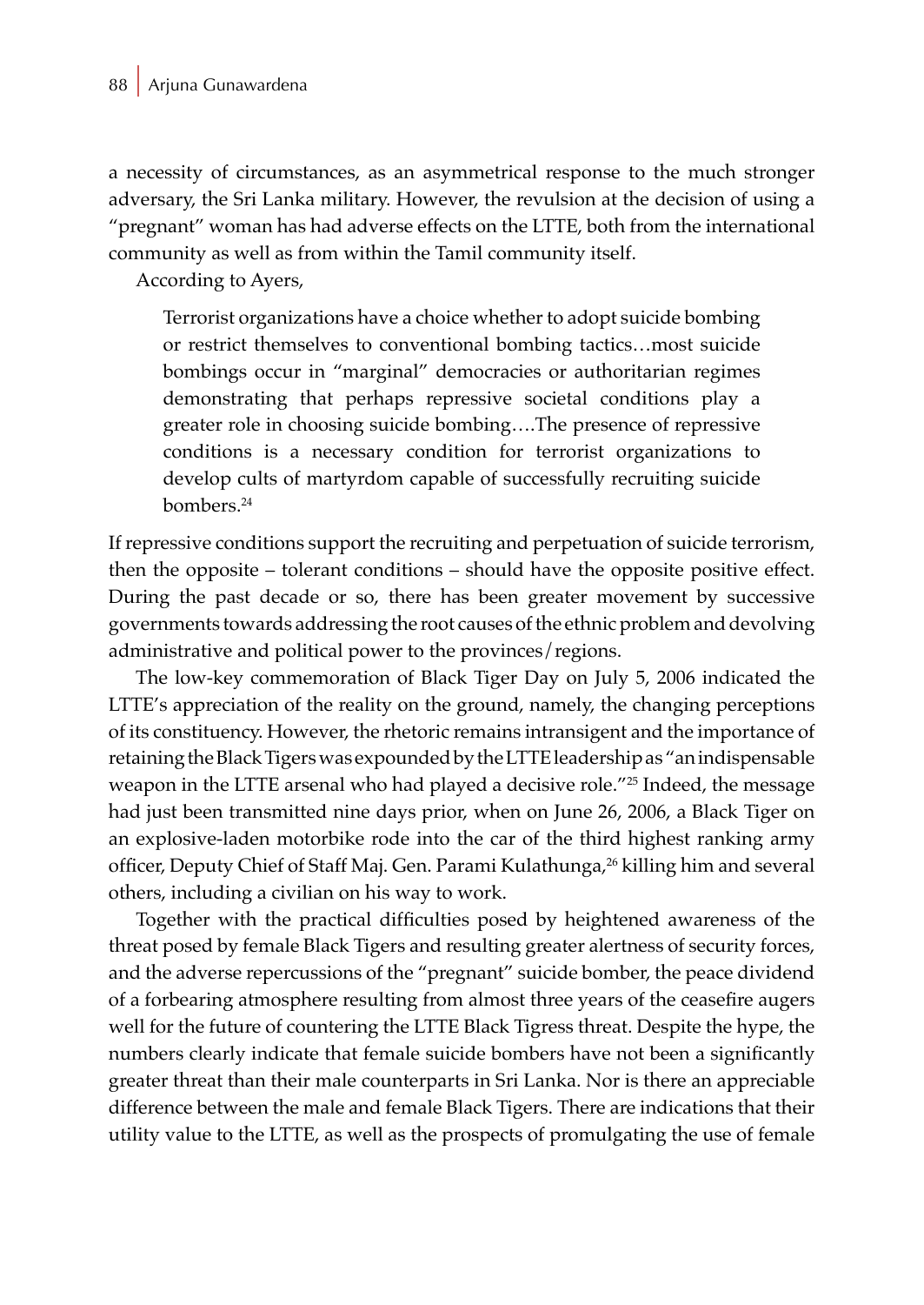a necessity of circumstances, as an asymmetrical response to the much stronger adversary, the Sri Lanka military. However, the revulsion at the decision of using a "pregnant" woman has had adverse effects on the LTTE, both from the international community as well as from within the Tamil community itself.

According to Ayers,

> Terrorist organizations have a choice whether to adopt suicide bombing or restrict themselves to conventional bombing tactics…most suicide bombings occur in "marginal" democracies or authoritarian regimes demonstrating that perhaps repressive societal conditions play a greater role in choosing suicide bombing….The presence of repressive conditions is a necessary condition for terrorist organizations to develop cults of martyrdom capable of successfully recruiting suicide bombers.[24]

If repressive conditions support the recruiting and perpetuation of suicide terrorism, then the opposite – tolerant conditions – should have the opposite positive effect. During the past decade or so, there has been greater movement by successive governments towards addressing the root causes of the ethnic problem and devolving administrative and political power to the provinces/regions.

The low-key commemoration of Black Tiger Day on July 5, 2006 indicated the LTTE's appreciation of the reality on the ground, namely, the changing perceptions of its constituency. However, the rhetoric remains intransigent and the importance of retaining the Black Tigers was expounded by the LTTE leadership as "an indispensable weapon in the LTTE arsenal who had played a decisive role."[25] Indeed, the message had just been transmitted nine days prior, when on June 26, 2006, a Black Tiger on an explosive-laden motorbike rode into the car of the third highest ranking army officer, Deputy Chief of Staff Maj. Gen. Parami Kulathunga,[26] killing him and several others, including a civilian on his way to work.

Together with the practical difficulties posed by heightened awareness of the threat posed by female Black Tigers and resulting greater alertness of security forces, and the adverse repercussions of the "pregnant" suicide bomber, the peace dividend of a forbearing atmosphere resulting from almost three years of the ceasefire augers well for the future of countering the LTTE Black Tigress threat. Despite the hype, the numbers clearly indicate that female suicide bombers have not been a significantly greater threat than their male counterparts in Sri Lanka. Nor is there an appreciable difference between the male and female Black Tigers. There are indications that their utility value to the LTTE, as well as the prospects of promulgating the use of female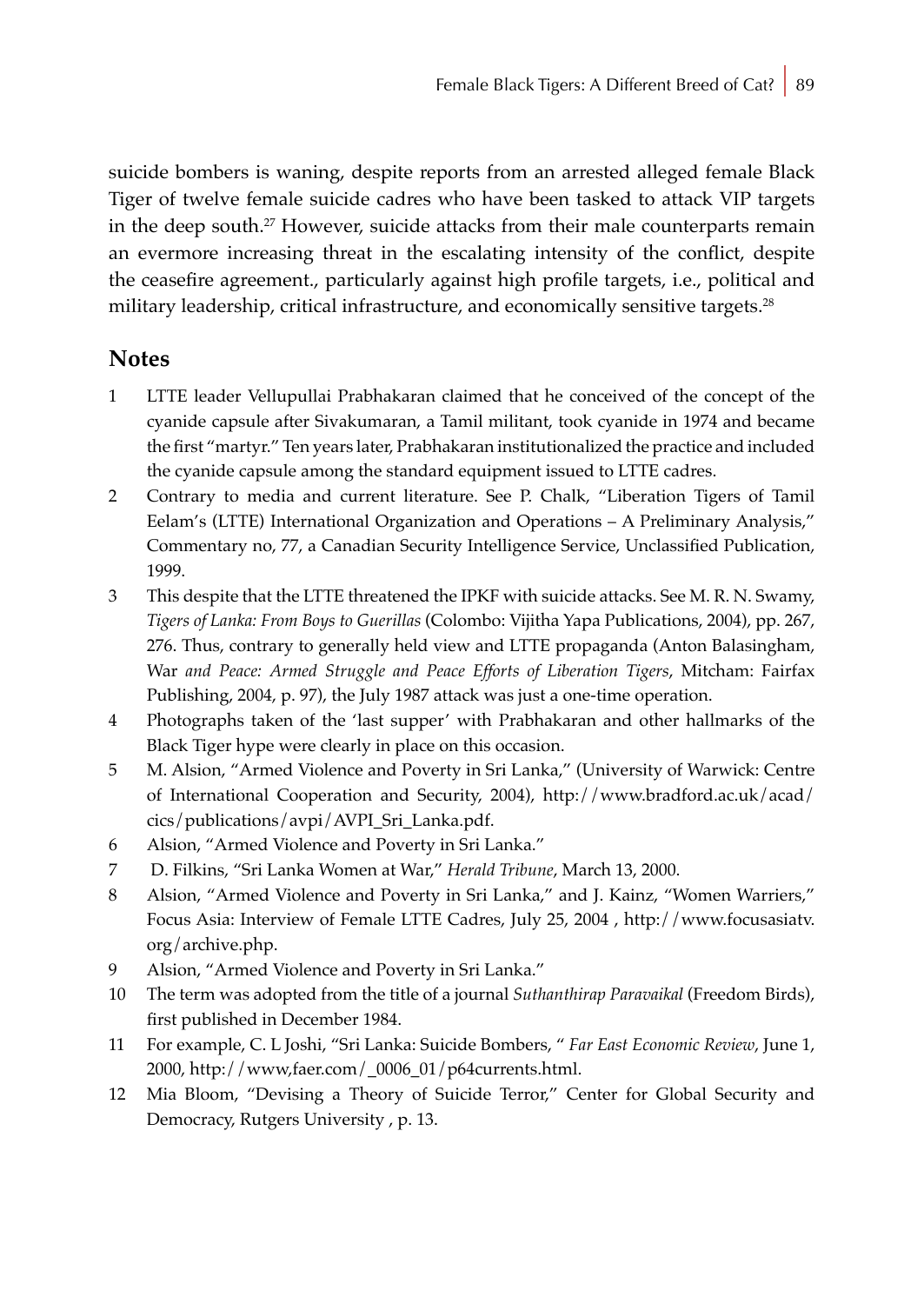suicide bombers is waning, despite reports from an arrested alleged female Black Tiger of twelve female suicide cadres who have been tasked to attack VIP targets in the deep south.[27] However, suicide attacks from their male counterparts remain an evermore increasing threat in the escalating intensity of the conflict, despite the ceasefire agreement., particularly against high profile targets, i.e., political and military leadership, critical infrastructure, and economically sensitive targets.[28]

## Notes

1. LTTE leader Vellupullai Prabhakaran claimed that he conceived of the concept of the cyanide capsule after Sivakumaran, a Tamil militant, took cyanide in 1974 and became the first "martyr." Ten years later, Prabhakaran institutionalized the practice and included the cyanide capsule among the standard equipment issued to LTTE cadres.
2. Contrary to media and current literature. See P. Chalk, "Liberation Tigers of Tamil Eelam's (LTTE) International Organization and Operations – A Preliminary Analysis," Commentary no, 77, a Canadian Security Intelligence Service, Unclassified Publication, 1999.
3. This despite that the LTTE threatened the IPKF with suicide attacks. See M. R. N. Swamy, *Tigers of Lanka: From Boys to Guerillas* (Colombo: Vijitha Yapa Publications, 2004), pp. 267, 276. Thus, contrary to generally held view and LTTE propaganda (Anton Balasingham, War *and Peace: Armed Struggle and Peace Efforts of Liberation Tigers*, Mitcham: Fairfax Publishing, 2004, p. 97), the July 1987 attack was just a one-time operation.
4. Photographs taken of the 'last supper' with Prabhakaran and other hallmarks of the Black Tiger hype were clearly in place on this occasion.
5. M. Alsion, "Armed Violence and Poverty in Sri Lanka," (University of Warwick: Centre of International Cooperation and Security, 2004), http://www.bradford.ac.uk/acad/cics/publications/avpi/AVPI_Sri_Lanka.pdf.
6. Alsion, "Armed Violence and Poverty in Sri Lanka."
7. D. Filkins, "Sri Lanka Women at War," *Herald Tribune*, March 13, 2000.
8. Alsion, "Armed Violence and Poverty in Sri Lanka," and J. Kainz, "Women Warriers," Focus Asia: Interview of Female LTTE Cadres, July 25, 2004 , http://www.focusasiatv.org/archive.php.
9. Alsion, "Armed Violence and Poverty in Sri Lanka."
10. The term was adopted from the title of a journal *Suthanthirap Paravaikal* (Freedom Birds), first published in December 1984.
11. For example, C. L Joshi, "Sri Lanka: Suicide Bombers, " *Far East Economic Review*, June 1, 2000, http://www,faer.com/_0006_01/p64currents.html.
12. Mia Bloom, "Devising a Theory of Suicide Terror," Center for Global Security and Democracy, Rutgers University , p. 13.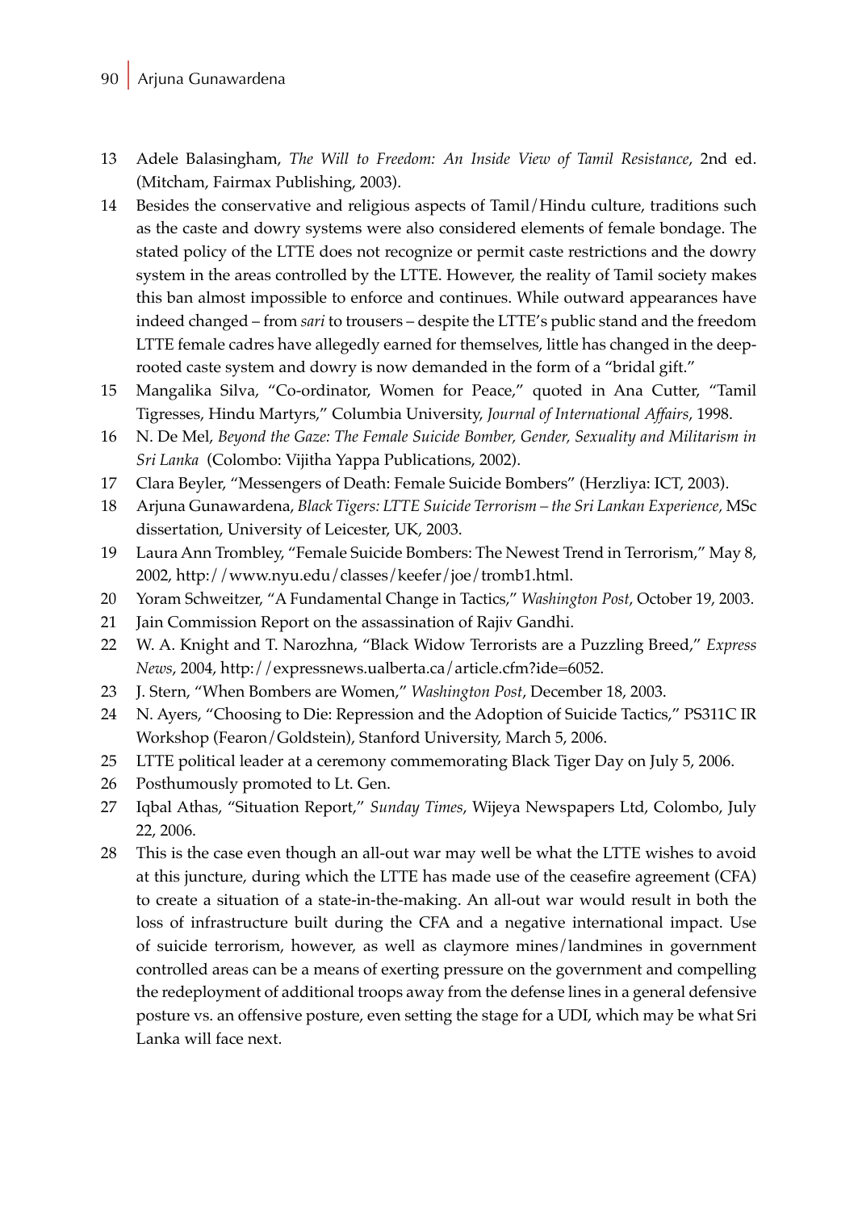13 Adele Balasingham, *The Will to Freedom: An Inside View of Tamil Resistance*, 2nd ed. (Mitcham, Fairmax Publishing, 2003).

14 Besides the conservative and religious aspects of Tamil/Hindu culture, traditions such as the caste and dowry systems were also considered elements of female bondage. The stated policy of the LTTE does not recognize or permit caste restrictions and the dowry system in the areas controlled by the LTTE. However, the reality of Tamil society makes this ban almost impossible to enforce and continues. While outward appearances have indeed changed – from *sari* to trousers – despite the LTTE's public stand and the freedom LTTE female cadres have allegedly earned for themselves, little has changed in the deep-rooted caste system and dowry is now demanded in the form of a "bridal gift."

15 Mangalika Silva, "Co-ordinator, Women for Peace," quoted in Ana Cutter, "Tamil Tigresses, Hindu Martyrs," Columbia University, *Journal of International Affairs*, 1998.

16 N. De Mel, *Beyond the Gaze: The Female Suicide Bomber, Gender, Sexuality and Militarism in Sri Lanka* (Colombo: Vijitha Yappa Publications, 2002).

17 Clara Beyler, "Messengers of Death: Female Suicide Bombers" (Herzliya: ICT, 2003).

18 Arjuna Gunawardena, *Black Tigers: LTTE Suicide Terrorism – the Sri Lankan Experience,* MSc dissertation, University of Leicester, UK, 2003.

19 Laura Ann Trombley, "Female Suicide Bombers: The Newest Trend in Terrorism," May 8, 2002, http://www.nyu.edu/classes/keefer/joe/tromb1.html.

20 Yoram Schweitzer, "A Fundamental Change in Tactics," *Washington Post*, October 19, 2003.

21 Jain Commission Report on the assassination of Rajiv Gandhi.

22 W. A. Knight and T. Narozhna, "Black Widow Terrorists are a Puzzling Breed," *Express News*, 2004, http://expressnews.ualberta.ca/article.cfm?ide=6052.

23 J. Stern, "When Bombers are Women," *Washington Post*, December 18, 2003.

24 N. Ayers, "Choosing to Die: Repression and the Adoption of Suicide Tactics," PS311C IR Workshop (Fearon/Goldstein), Stanford University, March 5, 2006.

25 LTTE political leader at a ceremony commemorating Black Tiger Day on July 5, 2006.

26 Posthumously promoted to Lt. Gen.

27 Iqbal Athas, "Situation Report," *Sunday Times*, Wijeya Newspapers Ltd, Colombo, July 22, 2006.

28 This is the case even though an all-out war may well be what the LTTE wishes to avoid at this juncture, during which the LTTE has made use of the ceasefire agreement (CFA) to create a situation of a state-in-the-making. An all-out war would result in both the loss of infrastructure built during the CFA and a negative international impact. Use of suicide terrorism, however, as well as claymore mines/landmines in government controlled areas can be a means of exerting pressure on the government and compelling the redeployment of additional troops away from the defense lines in a general defensive posture vs. an offensive posture, even setting the stage for a UDI, which may be what Sri Lanka will face next.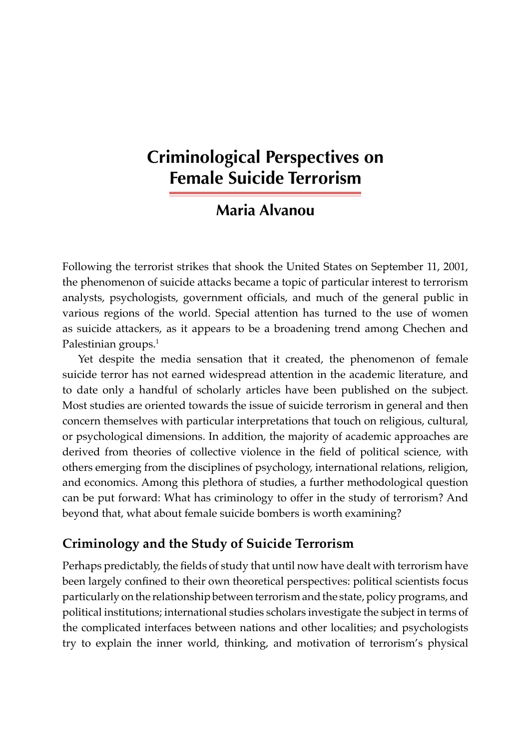# Criminological Perspectives on Female Suicide Terrorism

## Maria Alvanou

Following the terrorist strikes that shook the United States on September 11, 2001, the phenomenon of suicide attacks became a topic of particular interest to terrorism analysts, psychologists, government officials, and much of the general public in various regions of the world. Special attention has turned to the use of women as suicide attackers, as it appears to be a broadening trend among Chechen and Palestinian groups.[1]

Yet despite the media sensation that it created, the phenomenon of female suicide terror has not earned widespread attention in the academic literature, and to date only a handful of scholarly articles have been published on the subject. Most studies are oriented towards the issue of suicide terrorism in general and then concern themselves with particular interpretations that touch on religious, cultural, or psychological dimensions. In addition, the majority of academic approaches are derived from theories of collective violence in the field of political science, with others emerging from the disciplines of psychology, international relations, religion, and economics. Among this plethora of studies, a further methodological question can be put forward: What has criminology to offer in the study of terrorism? And beyond that, what about female suicide bombers is worth examining?

### Criminology and the Study of Suicide Terrorism

Perhaps predictably, the fields of study that until now have dealt with terrorism have been largely confined to their own theoretical perspectives: political scientists focus particularly on the relationship between terrorism and the state, policy programs, and political institutions; international studies scholars investigate the subject in terms of the complicated interfaces between nations and other localities; and psychologists try to explain the inner world, thinking, and motivation of terrorism's physical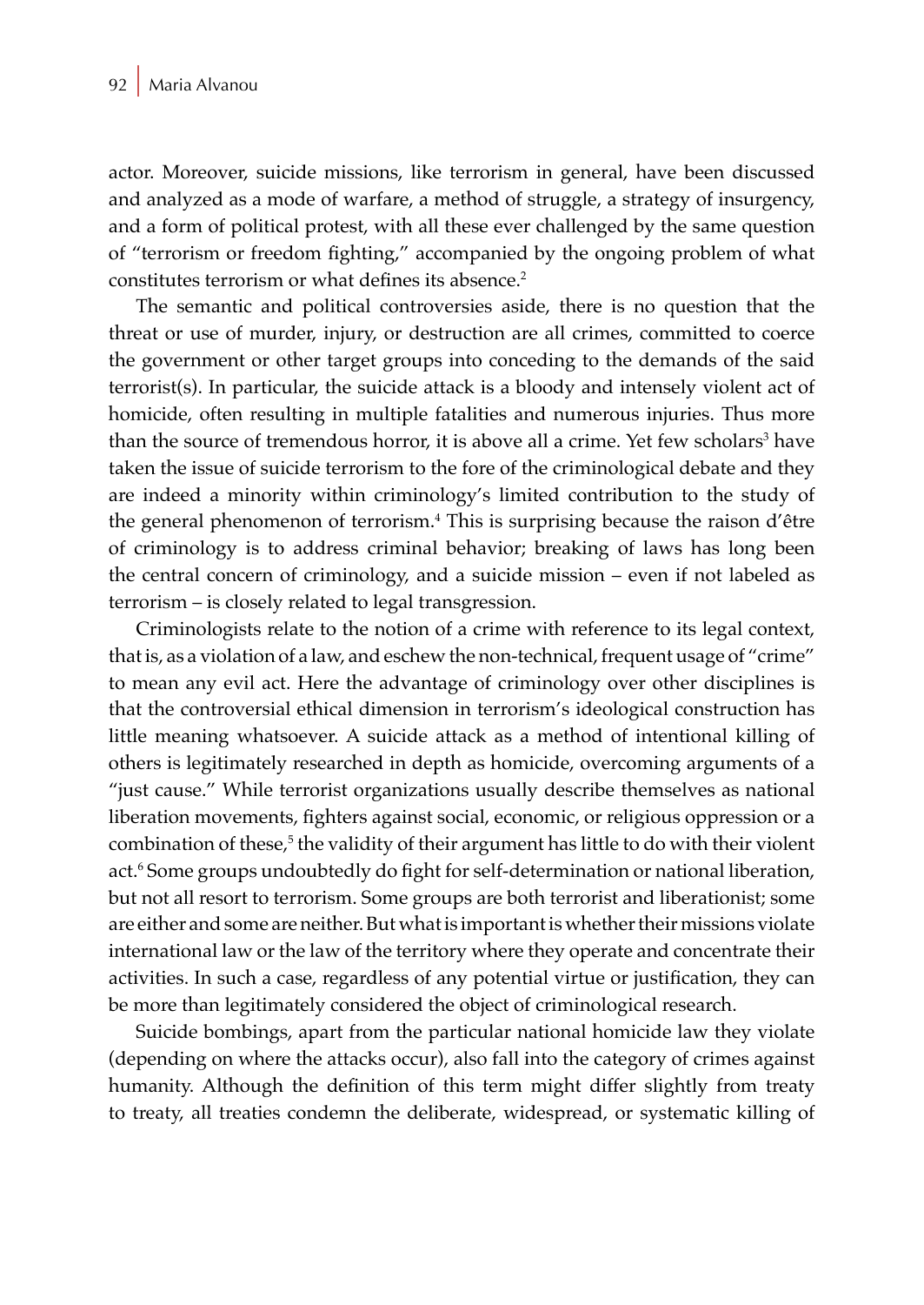actor. Moreover, suicide missions, like terrorism in general, have been discussed and analyzed as a mode of warfare, a method of struggle, a strategy of insurgency, and a form of political protest, with all these ever challenged by the same question of "terrorism or freedom fighting," accompanied by the ongoing problem of what constitutes terrorism or what defines its absence.[2]

The semantic and political controversies aside, there is no question that the threat or use of murder, injury, or destruction are all crimes, committed to coerce the government or other target groups into conceding to the demands of the said terrorist(s). In particular, the suicide attack is a bloody and intensely violent act of homicide, often resulting in multiple fatalities and numerous injuries. Thus more than the source of tremendous horror, it is above all a crime. Yet few scholars[3] have taken the issue of suicide terrorism to the fore of the criminological debate and they are indeed a minority within criminology's limited contribution to the study of the general phenomenon of terrorism.[4] This is surprising because the raison d'être of criminology is to address criminal behavior; breaking of laws has long been the central concern of criminology, and a suicide mission – even if not labeled as terrorism – is closely related to legal transgression.

Criminologists relate to the notion of a crime with reference to its legal context, that is, as a violation of a law, and eschew the non-technical, frequent usage of "crime" to mean any evil act. Here the advantage of criminology over other disciplines is that the controversial ethical dimension in terrorism's ideological construction has little meaning whatsoever. A suicide attack as a method of intentional killing of others is legitimately researched in depth as homicide, overcoming arguments of a "just cause." While terrorist organizations usually describe themselves as national liberation movements, fighters against social, economic, or religious oppression or a combination of these,[5] the validity of their argument has little to do with their violent act.[6] Some groups undoubtedly do fight for self-determination or national liberation, but not all resort to terrorism. Some groups are both terrorist and liberationist; some are either and some are neither. But what is important is whether their missions violate international law or the law of the territory where they operate and concentrate their activities. In such a case, regardless of any potential virtue or justification, they can be more than legitimately considered the object of criminological research.

Suicide bombings, apart from the particular national homicide law they violate (depending on where the attacks occur), also fall into the category of crimes against humanity. Although the definition of this term might differ slightly from treaty to treaty, all treaties condemn the deliberate, widespread, or systematic killing of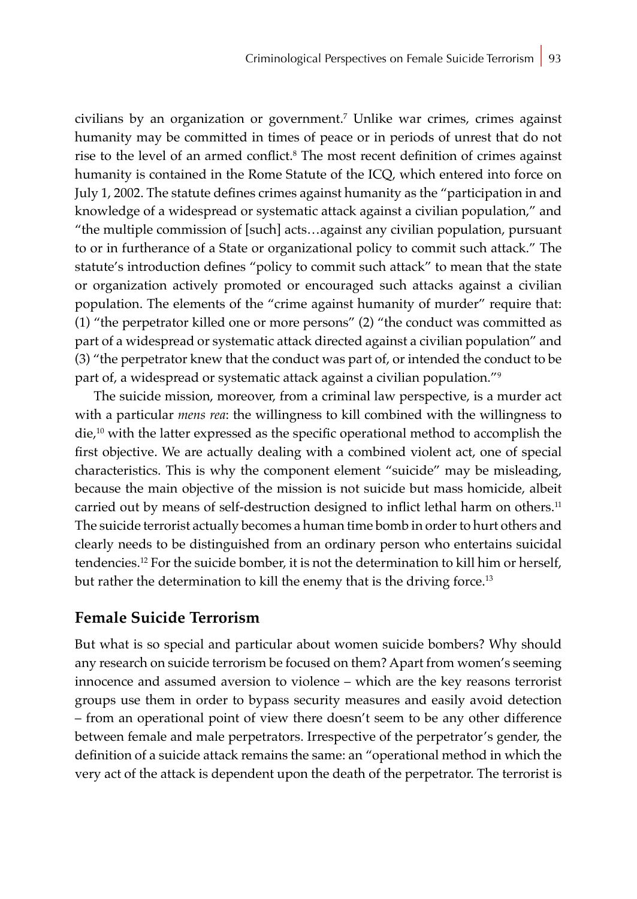civilians by an organization or government.[7] Unlike war crimes, crimes against humanity may be committed in times of peace or in periods of unrest that do not rise to the level of an armed conflict.[8] The most recent definition of crimes against humanity is contained in the Rome Statute of the ICQ, which entered into force on July 1, 2002. The statute defines crimes against humanity as the "participation in and knowledge of a widespread or systematic attack against a civilian population," and "the multiple commission of [such] acts…against any civilian population, pursuant to or in furtherance of a State or organizational policy to commit such attack." The statute's introduction defines "policy to commit such attack" to mean that the state or organization actively promoted or encouraged such attacks against a civilian population. The elements of the "crime against humanity of murder" require that: (1) "the perpetrator killed one or more persons" (2) "the conduct was committed as part of a widespread or systematic attack directed against a civilian population" and (3) "the perpetrator knew that the conduct was part of, or intended the conduct to be part of, a widespread or systematic attack against a civilian population."[9]

The suicide mission, moreover, from a criminal law perspective, is a murder act with a particular *mens rea*: the willingness to kill combined with the willingness to die,[10] with the latter expressed as the specific operational method to accomplish the first objective. We are actually dealing with a combined violent act, one of special characteristics. This is why the component element "suicide" may be misleading, because the main objective of the mission is not suicide but mass homicide, albeit carried out by means of self-destruction designed to inflict lethal harm on others.[11] The suicide terrorist actually becomes a human time bomb in order to hurt others and clearly needs to be distinguished from an ordinary person who entertains suicidal tendencies.[12] For the suicide bomber, it is not the determination to kill him or herself, but rather the determination to kill the enemy that is the driving force.[13]

## Female Suicide Terrorism

But what is so special and particular about women suicide bombers? Why should any research on suicide terrorism be focused on them? Apart from women's seeming innocence and assumed aversion to violence – which are the key reasons terrorist groups use them in order to bypass security measures and easily avoid detection – from an operational point of view there doesn't seem to be any other difference between female and male perpetrators. Irrespective of the perpetrator's gender, the definition of a suicide attack remains the same: an "operational method in which the very act of the attack is dependent upon the death of the perpetrator. The terrorist is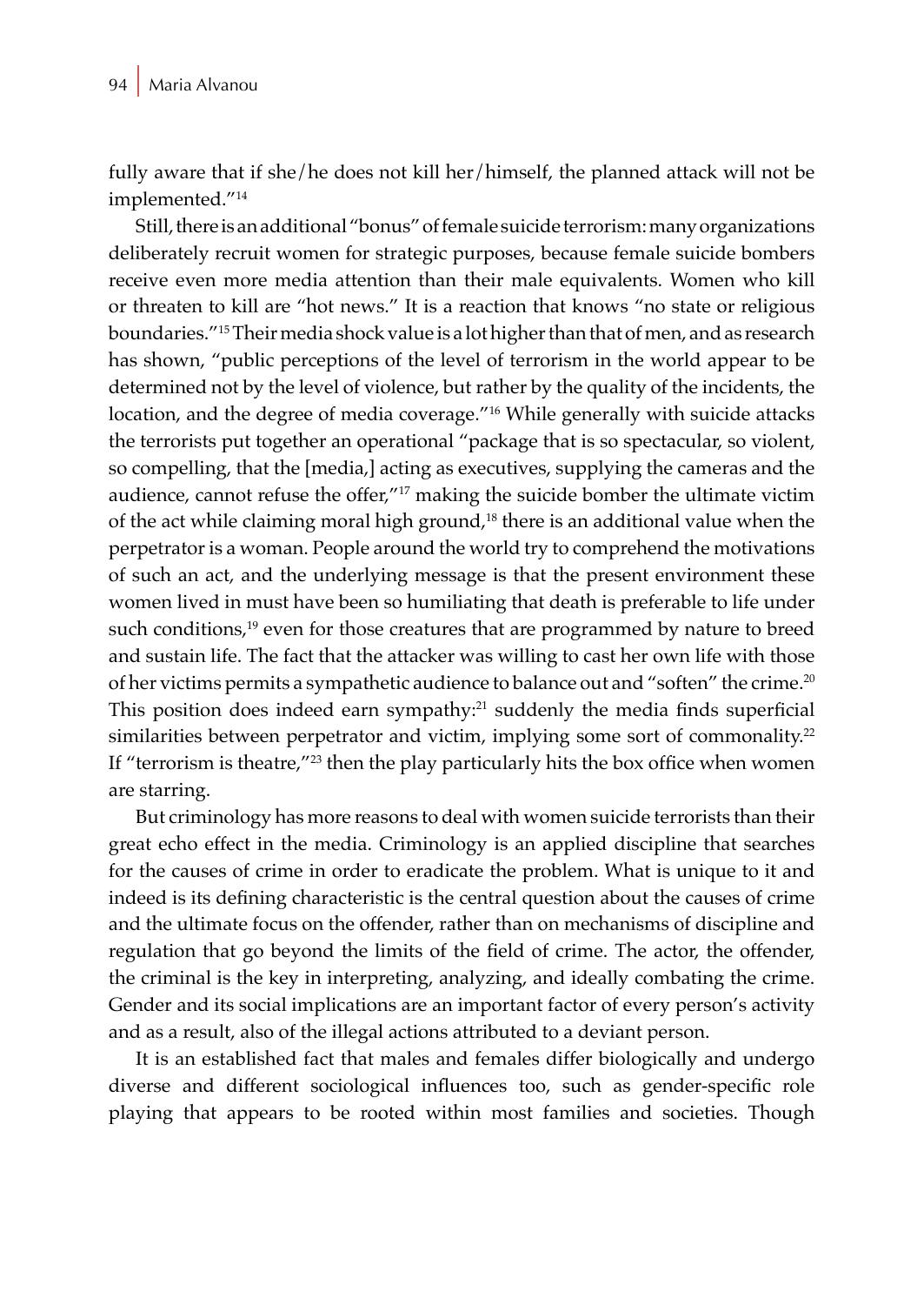fully aware that if she/he does not kill her/himself, the planned attack will not be implemented."[14]

Still, there is an additional "bonus" of female suicide terrorism: many organizations deliberately recruit women for strategic purposes, because female suicide bombers receive even more media attention than their male equivalents. Women who kill or threaten to kill are "hot news." It is a reaction that knows "no state or religious boundaries."[15] Their media shock value is a lot higher than that of men, and as research has shown, "public perceptions of the level of terrorism in the world appear to be determined not by the level of violence, but rather by the quality of the incidents, the location, and the degree of media coverage."[16] While generally with suicide attacks the terrorists put together an operational "package that is so spectacular, so violent, so compelling, that the [media,] acting as executives, supplying the cameras and the audience, cannot refuse the offer,"[17] making the suicide bomber the ultimate victim of the act while claiming moral high ground,[18] there is an additional value when the perpetrator is a woman. People around the world try to comprehend the motivations of such an act, and the underlying message is that the present environment these women lived in must have been so humiliating that death is preferable to life under such conditions,[19] even for those creatures that are programmed by nature to breed and sustain life. The fact that the attacker was willing to cast her own life with those of her victims permits a sympathetic audience to balance out and "soften" the crime.[20] This position does indeed earn sympathy:[21] suddenly the media finds superficial similarities between perpetrator and victim, implying some sort of commonality.[22] If "terrorism is theatre,"[23] then the play particularly hits the box office when women are starring.

But criminology has more reasons to deal with women suicide terrorists than their great echo effect in the media. Criminology is an applied discipline that searches for the causes of crime in order to eradicate the problem. What is unique to it and indeed is its defining characteristic is the central question about the causes of crime and the ultimate focus on the offender, rather than on mechanisms of discipline and regulation that go beyond the limits of the field of crime. The actor, the offender, the criminal is the key in interpreting, analyzing, and ideally combating the crime. Gender and its social implications are an important factor of every person's activity and as a result, also of the illegal actions attributed to a deviant person.

It is an established fact that males and females differ biologically and undergo diverse and different sociological influences too, such as gender-specific role playing that appears to be rooted within most families and societies. Though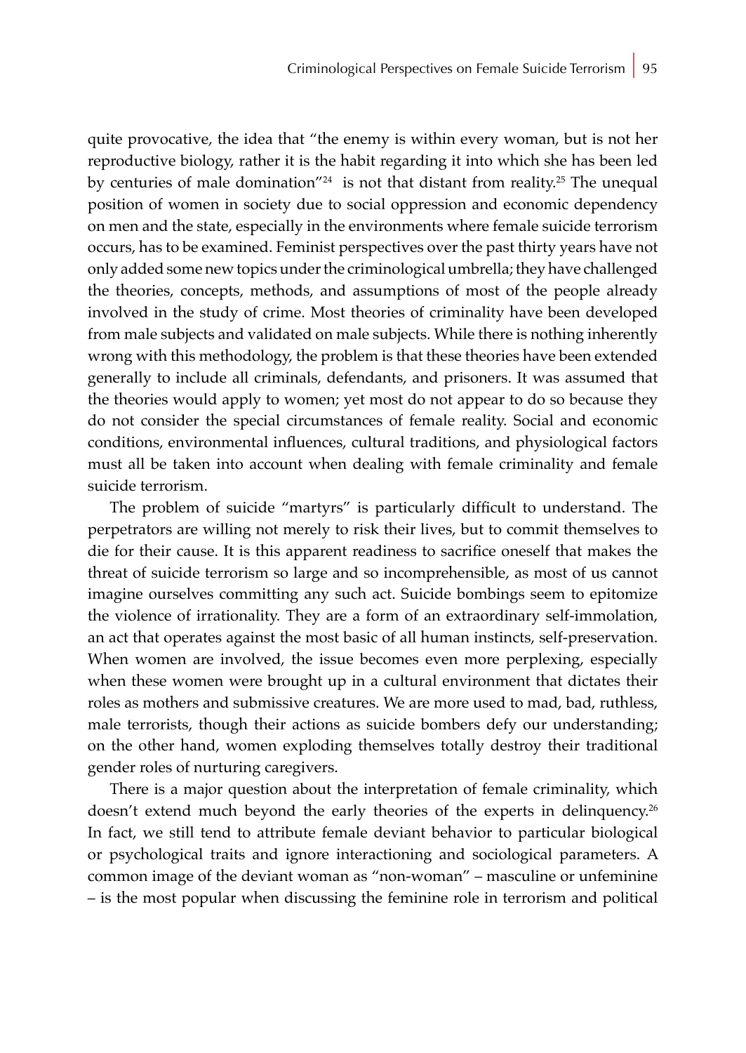quite provocative, the idea that "the enemy is within every woman, but is not her reproductive biology, rather it is the habit regarding it into which she has been led by centuries of male domination"[24] is not that distant from reality.[25] The unequal position of women in society due to social oppression and economic dependency on men and the state, especially in the environments where female suicide terrorism occurs, has to be examined. Feminist perspectives over the past thirty years have not only added some new topics under the criminological umbrella; they have challenged the theories, concepts, methods, and assumptions of most of the people already involved in the study of crime. Most theories of criminality have been developed from male subjects and validated on male subjects. While there is nothing inherently wrong with this methodology, the problem is that these theories have been extended generally to include all criminals, defendants, and prisoners. It was assumed that the theories would apply to women; yet most do not appear to do so because they do not consider the special circumstances of female reality. Social and economic conditions, environmental influences, cultural traditions, and physiological factors must all be taken into account when dealing with female criminality and female suicide terrorism.

The problem of suicide "martyrs" is particularly difficult to understand. The perpetrators are willing not merely to risk their lives, but to commit themselves to die for their cause. It is this apparent readiness to sacrifice oneself that makes the threat of suicide terrorism so large and so incomprehensible, as most of us cannot imagine ourselves committing any such act. Suicide bombings seem to epitomize the violence of irrationality. They are a form of an extraordinary self-immolation, an act that operates against the most basic of all human instincts, self-preservation. When women are involved, the issue becomes even more perplexing, especially when these women were brought up in a cultural environment that dictates their roles as mothers and submissive creatures. We are more used to mad, bad, ruthless, male terrorists, though their actions as suicide bombers defy our understanding; on the other hand, women exploding themselves totally destroy their traditional gender roles of nurturing caregivers.

There is a major question about the interpretation of female criminality, which doesn't extend much beyond the early theories of the experts in delinquency.[26] In fact, we still tend to attribute female deviant behavior to particular biological or psychological traits and ignore interactioning and sociological parameters. A common image of the deviant woman as "non-woman" – masculine or unfeminine – is the most popular when discussing the feminine role in terrorism and political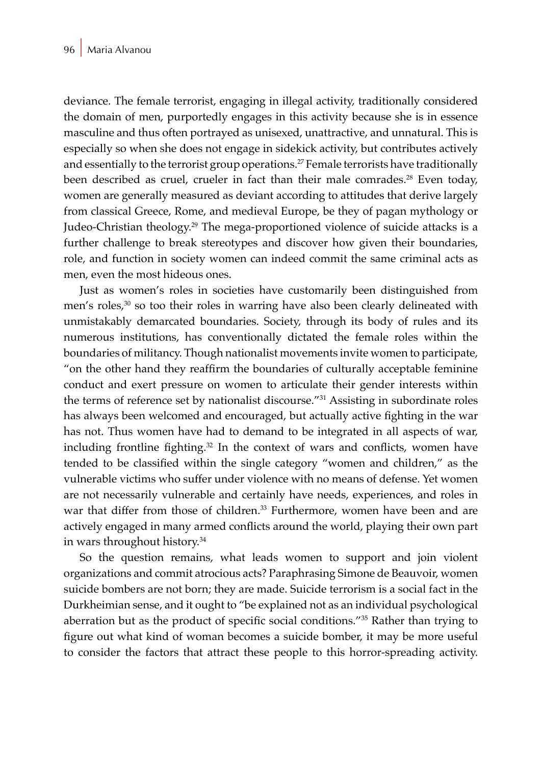deviance. The female terrorist, engaging in illegal activity, traditionally considered the domain of men, purportedly engages in this activity because she is in essence masculine and thus often portrayed as unisexed, unattractive, and unnatural. This is especially so when she does not engage in sidekick activity, but contributes actively and essentially to the terrorist group operations.[27] Female terrorists have traditionally been described as cruel, crueler in fact than their male comrades.[28] Even today, women are generally measured as deviant according to attitudes that derive largely from classical Greece, Rome, and medieval Europe, be they of pagan mythology or Judeo-Christian theology.[29] The mega-proportioned violence of suicide attacks is a further challenge to break stereotypes and discover how given their boundaries, role, and function in society women can indeed commit the same criminal acts as men, even the most hideous ones.

Just as women's roles in societies have customarily been distinguished from men's roles,[30] so too their roles in warring have also been clearly delineated with unmistakably demarcated boundaries. Society, through its body of rules and its numerous institutions, has conventionally dictated the female roles within the boundaries of militancy. Though nationalist movements invite women to participate, "on the other hand they reaffirm the boundaries of culturally acceptable feminine conduct and exert pressure on women to articulate their gender interests within the terms of reference set by nationalist discourse."[31] Assisting in subordinate roles has always been welcomed and encouraged, but actually active fighting in the war has not. Thus women have had to demand to be integrated in all aspects of war, including frontline fighting.[32] In the context of wars and conflicts, women have tended to be classified within the single category "women and children," as the vulnerable victims who suffer under violence with no means of defense. Yet women are not necessarily vulnerable and certainly have needs, experiences, and roles in war that differ from those of children.[33] Furthermore, women have been and are actively engaged in many armed conflicts around the world, playing their own part in wars throughout history.[34]

So the question remains, what leads women to support and join violent organizations and commit atrocious acts? Paraphrasing Simone de Beauvoir, women suicide bombers are not born; they are made. Suicide terrorism is a social fact in the Durkheimian sense, and it ought to "be explained not as an individual psychological aberration but as the product of specific social conditions."[35] Rather than trying to figure out what kind of woman becomes a suicide bomber, it may be more useful to consider the factors that attract these people to this horror-spreading activity.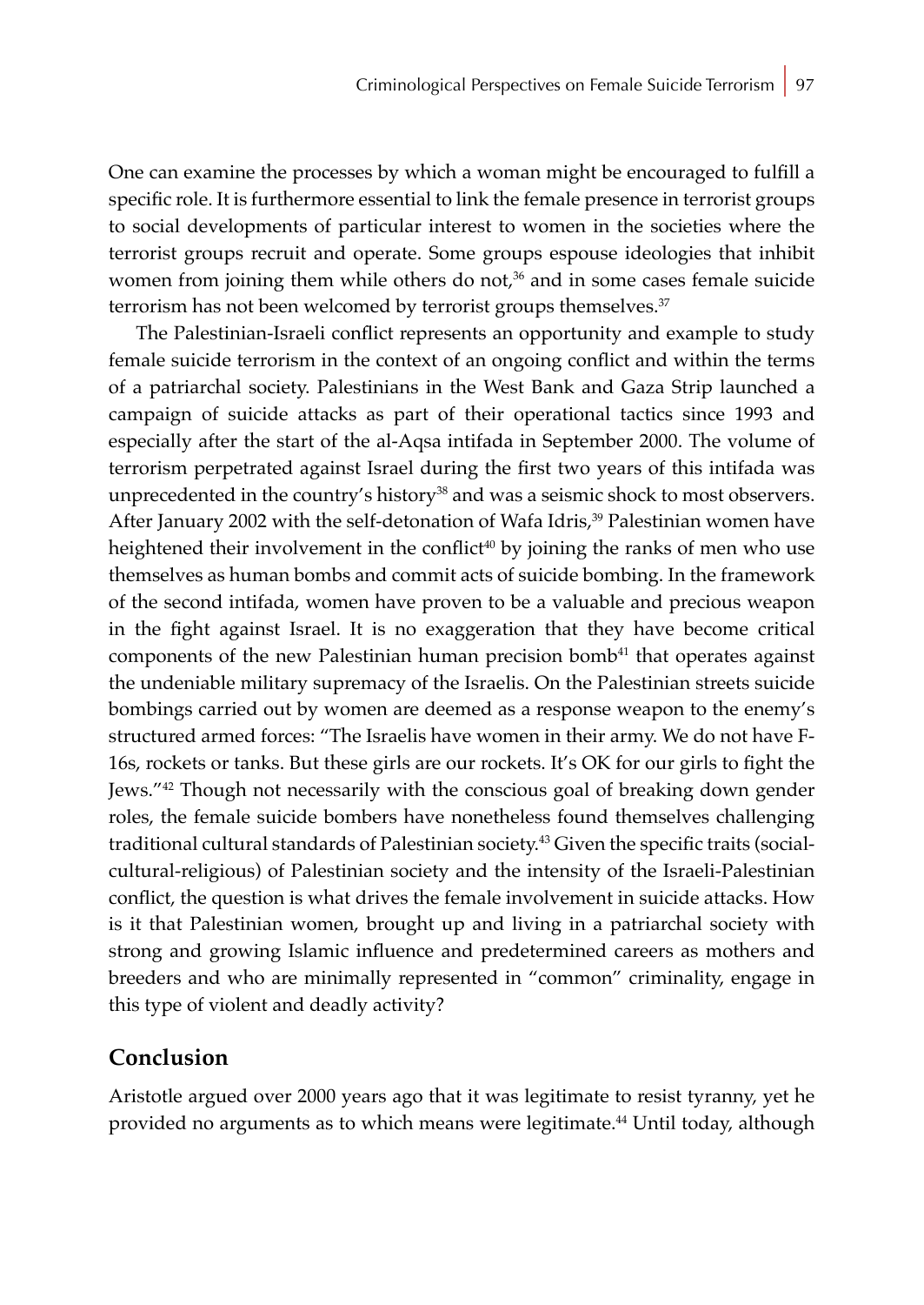One can examine the processes by which a woman might be encouraged to fulfill a specific role. It is furthermore essential to link the female presence in terrorist groups to social developments of particular interest to women in the societies where the terrorist groups recruit and operate. Some groups espouse ideologies that inhibit women from joining them while others do not,[36] and in some cases female suicide terrorism has not been welcomed by terrorist groups themselves.[37]

The Palestinian-Israeli conflict represents an opportunity and example to study female suicide terrorism in the context of an ongoing conflict and within the terms of a patriarchal society. Palestinians in the West Bank and Gaza Strip launched a campaign of suicide attacks as part of their operational tactics since 1993 and especially after the start of the al-Aqsa intifada in September 2000. The volume of terrorism perpetrated against Israel during the first two years of this intifada was unprecedented in the country's history[38] and was a seismic shock to most observers. After January 2002 with the self-detonation of Wafa Idris,[39] Palestinian women have heightened their involvement in the conflict[40] by joining the ranks of men who use themselves as human bombs and commit acts of suicide bombing. In the framework of the second intifada, women have proven to be a valuable and precious weapon in the fight against Israel. It is no exaggeration that they have become critical components of the new Palestinian human precision bomb[41] that operates against the undeniable military supremacy of the Israelis. On the Palestinian streets suicide bombings carried out by women are deemed as a response weapon to the enemy's structured armed forces: "The Israelis have women in their army. We do not have F-16s, rockets or tanks. But these girls are our rockets. It's OK for our girls to fight the Jews."[42] Though not necessarily with the conscious goal of breaking down gender roles, the female suicide bombers have nonetheless found themselves challenging traditional cultural standards of Palestinian society.[43] Given the specific traits (social-cultural-religious) of Palestinian society and the intensity of the Israeli-Palestinian conflict, the question is what drives the female involvement in suicide attacks. How is it that Palestinian women, brought up and living in a patriarchal society with strong and growing Islamic influence and predetermined careers as mothers and breeders and who are minimally represented in "common" criminality, engage in this type of violent and deadly activity?

## Conclusion

Aristotle argued over 2000 years ago that it was legitimate to resist tyranny, yet he provided no arguments as to which means were legitimate.[44] Until today, although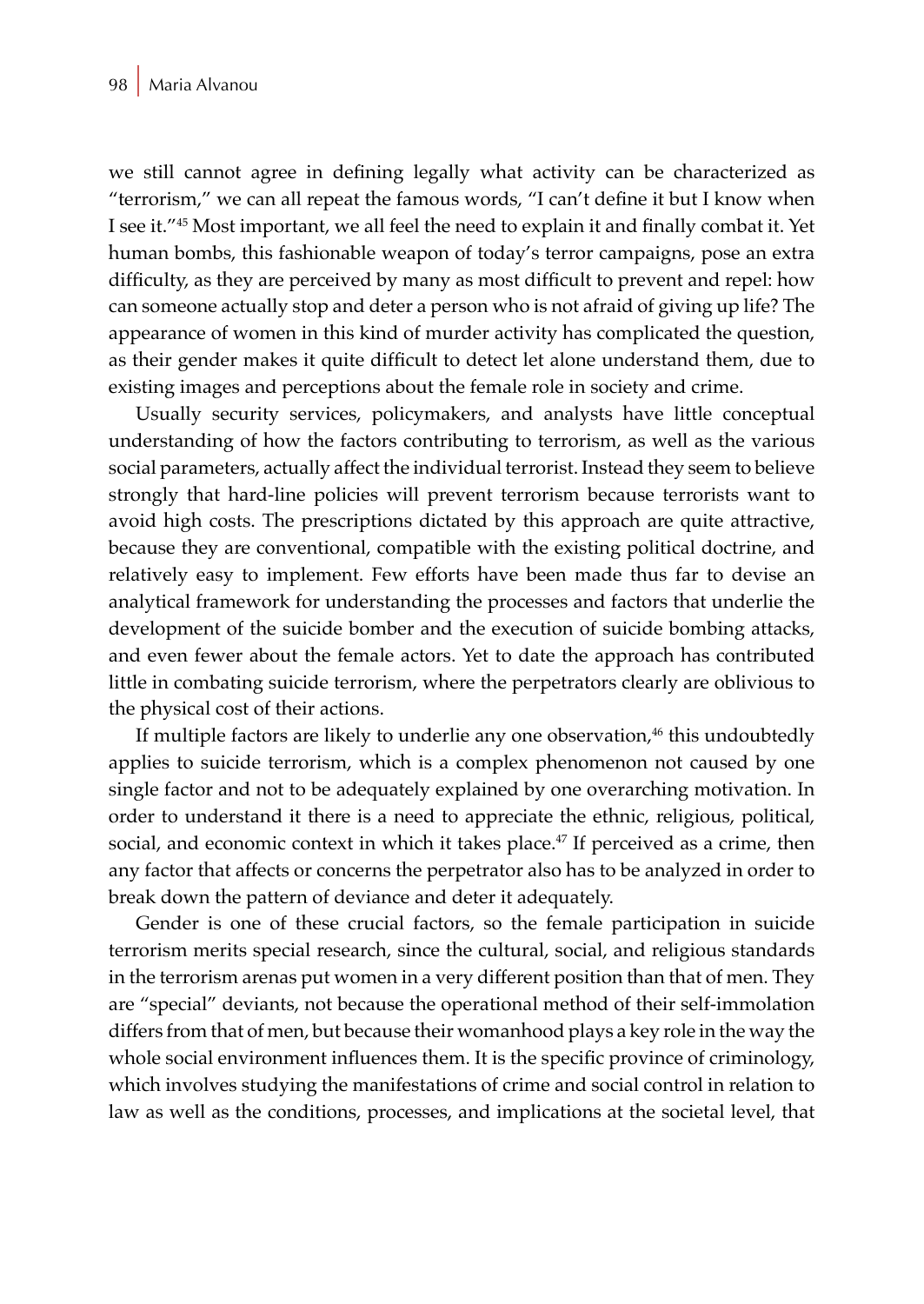we still cannot agree in defining legally what activity can be characterized as "terrorism," we can all repeat the famous words, "I can't define it but I know when I see it."[45] Most important, we all feel the need to explain it and finally combat it. Yet human bombs, this fashionable weapon of today's terror campaigns, pose an extra difficulty, as they are perceived by many as most difficult to prevent and repel: how can someone actually stop and deter a person who is not afraid of giving up life? The appearance of women in this kind of murder activity has complicated the question, as their gender makes it quite difficult to detect let alone understand them, due to existing images and perceptions about the female role in society and crime.

Usually security services, policymakers, and analysts have little conceptual understanding of how the factors contributing to terrorism, as well as the various social parameters, actually affect the individual terrorist. Instead they seem to believe strongly that hard-line policies will prevent terrorism because terrorists want to avoid high costs. The prescriptions dictated by this approach are quite attractive, because they are conventional, compatible with the existing political doctrine, and relatively easy to implement. Few efforts have been made thus far to devise an analytical framework for understanding the processes and factors that underlie the development of the suicide bomber and the execution of suicide bombing attacks, and even fewer about the female actors. Yet to date the approach has contributed little in combating suicide terrorism, where the perpetrators clearly are oblivious to the physical cost of their actions.

If multiple factors are likely to underlie any one observation,[46] this undoubtedly applies to suicide terrorism, which is a complex phenomenon not caused by one single factor and not to be adequately explained by one overarching motivation. In order to understand it there is a need to appreciate the ethnic, religious, political, social, and economic context in which it takes place.[47] If perceived as a crime, then any factor that affects or concerns the perpetrator also has to be analyzed in order to break down the pattern of deviance and deter it adequately.

Gender is one of these crucial factors, so the female participation in suicide terrorism merits special research, since the cultural, social, and religious standards in the terrorism arenas put women in a very different position than that of men. They are "special" deviants, not because the operational method of their self-immolation differs from that of men, but because their womanhood plays a key role in the way the whole social environment influences them. It is the specific province of criminology, which involves studying the manifestations of crime and social control in relation to law as well as the conditions, processes, and implications at the societal level, that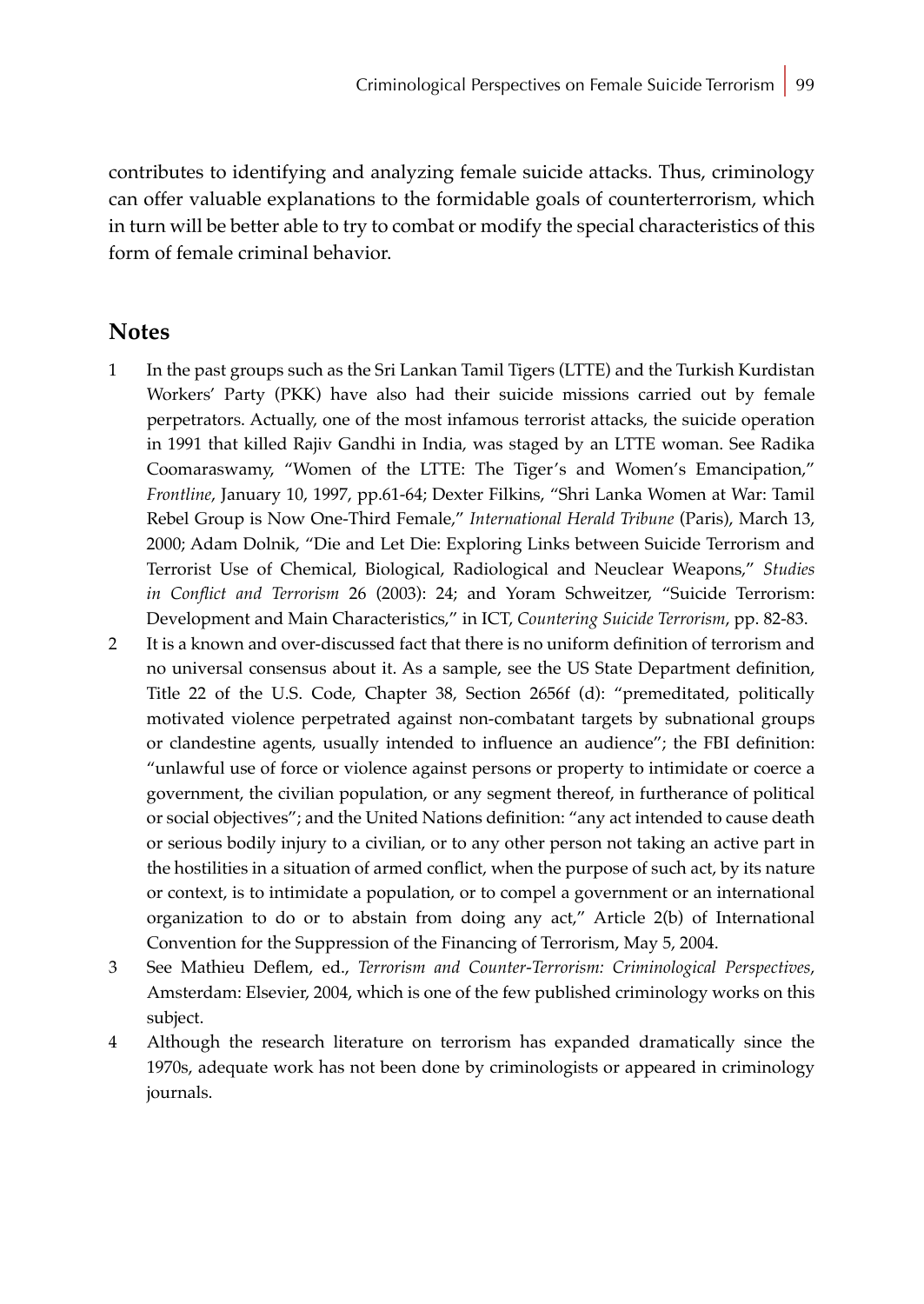contributes to identifying and analyzing female suicide attacks. Thus, criminology can offer valuable explanations to the formidable goals of counterterrorism, which in turn will be better able to try to combat or modify the special characteristics of this form of female criminal behavior.

## Notes

1. In the past groups such as the Sri Lankan Tamil Tigers (LTTE) and the Turkish Kurdistan Workers' Party (PKK) have also had their suicide missions carried out by female perpetrators. Actually, one of the most infamous terrorist attacks, the suicide operation in 1991 that killed Rajiv Gandhi in India, was staged by an LTTE woman. See Radika Coomaraswamy, "Women of the LTTE: The Tiger's and Women's Emancipation," *Frontline*, January 10, 1997, pp.61-64; Dexter Filkins, "Shri Lanka Women at War: Tamil Rebel Group is Now One-Third Female," *International Herald Tribune* (Paris), March 13, 2000; Adam Dolnik, "Die and Let Die: Exploring Links between Suicide Terrorism and Terrorist Use of Chemical, Biological, Radiological and Neuclear Weapons," *Studies in Conflict and Terrorism* 26 (2003): 24; and Yoram Schweitzer, "Suicide Terrorism: Development and Main Characteristics," in ICT, *Countering Suicide Terrorism*, pp. 82-83.
2. It is a known and over-discussed fact that there is no uniform definition of terrorism and no universal consensus about it. As a sample, see the US State Department definition, Title 22 of the U.S. Code, Chapter 38, Section 2656f (d): "premeditated, politically motivated violence perpetrated against non-combatant targets by subnational groups or clandestine agents, usually intended to influence an audience"; the FBI definition: "unlawful use of force or violence against persons or property to intimidate or coerce a government, the civilian population, or any segment thereof, in furtherance of political or social objectives"; and the United Nations definition: "any act intended to cause death or serious bodily injury to a civilian, or to any other person not taking an active part in the hostilities in a situation of armed conflict, when the purpose of such act, by its nature or context, is to intimidate a population, or to compel a government or an international organization to do or to abstain from doing any act," Article 2(b) of International Convention for the Suppression of the Financing of Terrorism, May 5, 2004.
3. See Mathieu Deflem, ed., *Terrorism and Counter-Terrorism: Criminological Perspectives*, Amsterdam: Elsevier, 2004, which is one of the few published criminology works on this subject.
4. Although the research literature on terrorism has expanded dramatically since the 1970s, adequate work has not been done by criminologists or appeared in criminology journals.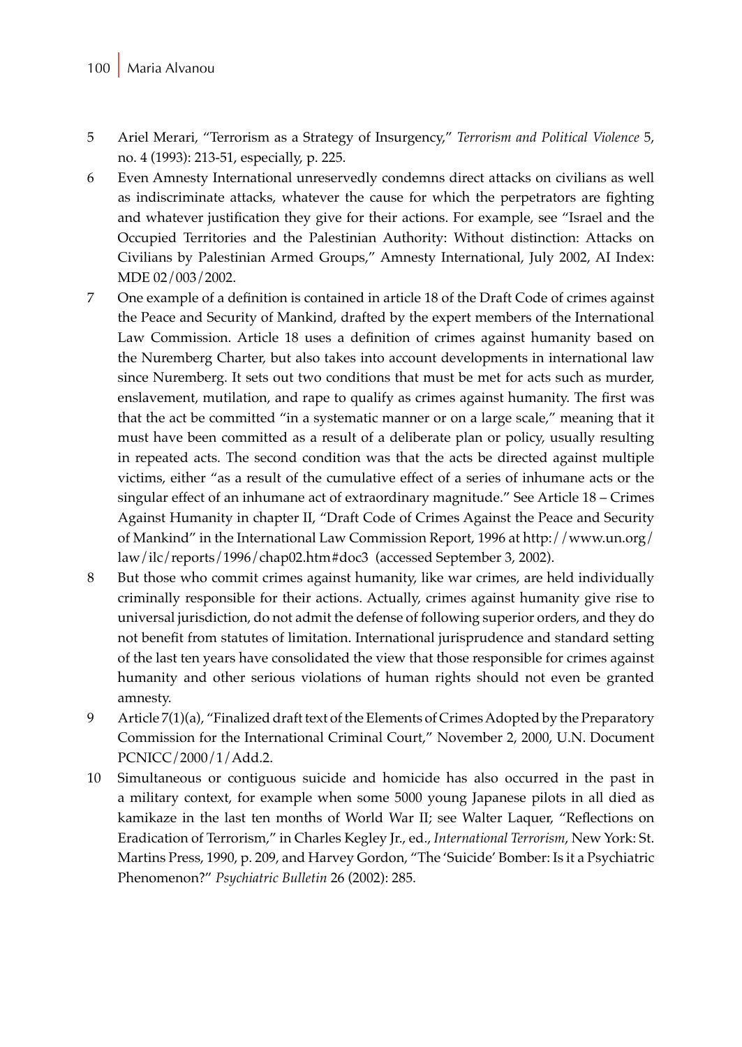5 Ariel Merari, "Terrorism as a Strategy of Insurgency," *Terrorism and Political Violence* 5, no. 4 (1993): 213-51, especially, p. 225.

6 Even Amnesty International unreservedly condemns direct attacks on civilians as well as indiscriminate attacks, whatever the cause for which the perpetrators are fighting and whatever justification they give for their actions. For example, see "Israel and the Occupied Territories and the Palestinian Authority: Without distinction: Attacks on Civilians by Palestinian Armed Groups," Amnesty International, July 2002, AI Index: MDE 02/003/2002.

7 One example of a definition is contained in article 18 of the Draft Code of crimes against the Peace and Security of Mankind, drafted by the expert members of the International Law Commission. Article 18 uses a definition of crimes against humanity based on the Nuremberg Charter, but also takes into account developments in international law since Nuremberg. It sets out two conditions that must be met for acts such as murder, enslavement, mutilation, and rape to qualify as crimes against humanity. The first was that the act be committed "in a systematic manner or on a large scale," meaning that it must have been committed as a result of a deliberate plan or policy, usually resulting in repeated acts. The second condition was that the acts be directed against multiple victims, either "as a result of the cumulative effect of a series of inhumane acts or the singular effect of an inhumane act of extraordinary magnitude." See Article 18 – Crimes Against Humanity in chapter II, "Draft Code of Crimes Against the Peace and Security of Mankind" in the International Law Commission Report, 1996 at http://www.un.org/law/ilc/reports/1996/chap02.htm#doc3 (accessed September 3, 2002).

8 But those who commit crimes against humanity, like war crimes, are held individually criminally responsible for their actions. Actually, crimes against humanity give rise to universal jurisdiction, do not admit the defense of following superior orders, and they do not benefit from statutes of limitation. International jurisprudence and standard setting of the last ten years have consolidated the view that those responsible for crimes against humanity and other serious violations of human rights should not even be granted amnesty.

9 Article 7(1)(a), "Finalized draft text of the Elements of Crimes Adopted by the Preparatory Commission for the International Criminal Court," November 2, 2000, U.N. Document PCNICC/2000/1/Add.2.

10 Simultaneous or contiguous suicide and homicide has also occurred in the past in a military context, for example when some 5000 young Japanese pilots in all died as kamikaze in the last ten months of World War II; see Walter Laquer, "Reflections on Eradication of Terrorism," in Charles Kegley Jr., ed., *International Terrorism*, New York: St. Martins Press, 1990, p. 209, and Harvey Gordon, "The 'Suicide' Bomber: Is it a Psychiatric Phenomenon?" *Psychiatric Bulletin* 26 (2002): 285.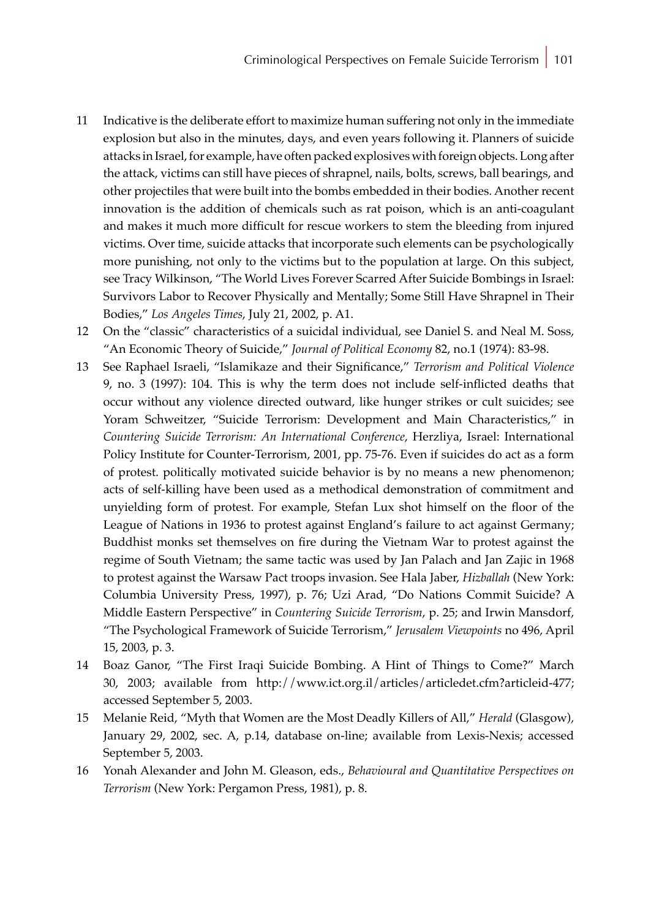11 Indicative is the deliberate effort to maximize human suffering not only in the immediate explosion but also in the minutes, days, and even years following it. Planners of suicide attacks in Israel, for example, have often packed explosives with foreign objects. Long after the attack, victims can still have pieces of shrapnel, nails, bolts, screws, ball bearings, and other projectiles that were built into the bombs embedded in their bodies. Another recent innovation is the addition of chemicals such as rat poison, which is an anti-coagulant and makes it much more difficult for rescue workers to stem the bleeding from injured victims. Over time, suicide attacks that incorporate such elements can be psychologically more punishing, not only to the victims but to the population at large. On this subject, see Tracy Wilkinson, "The World Lives Forever Scarred After Suicide Bombings in Israel: Survivors Labor to Recover Physically and Mentally; Some Still Have Shrapnel in Their Bodies," *Los Angeles Times*, July 21, 2002, p. A1.

12 On the "classic" characteristics of a suicidal individual, see Daniel S. and Neal M. Soss, "An Economic Theory of Suicide," *Journal of Political Economy* 82, no.1 (1974): 83-98.

13 See Raphael Israeli, "Islamikaze and their Significance," *Terrorism and Political Violence* 9, no. 3 (1997): 104. This is why the term does not include self-inflicted deaths that occur without any violence directed outward, like hunger strikes or cult suicides; see Yoram Schweitzer, "Suicide Terrorism: Development and Main Characteristics," in *Countering Suicide Terrorism: An International Conference*, Herzliya, Israel: International Policy Institute for Counter-Terrorism, 2001, pp. 75-76. Even if suicides do act as a form of protest. politically motivated suicide behavior is by no means a new phenomenon; acts of self-killing have been used as a methodical demonstration of commitment and unyielding form of protest. For example, Stefan Lux shot himself on the floor of the League of Nations in 1936 to protest against England's failure to act against Germany; Buddhist monks set themselves on fire during the Vietnam War to protest against the regime of South Vietnam; the same tactic was used by Jan Palach and Jan Zajic in 1968 to protest against the Warsaw Pact troops invasion. See Hala Jaber, *Hizballah* (New York: Columbia University Press, 1997), p. 76; Uzi Arad, "Do Nations Commit Suicide? A Middle Eastern Perspective" in *Countering Suicide Terrorism*, p. 25; and Irwin Mansdorf, "The Psychological Framework of Suicide Terrorism," *Jerusalem Viewpoints* no 496, April 15, 2003, p. 3.

14 Boaz Ganor, "The First Iraqi Suicide Bombing. A Hint of Things to Come?" March 30, 2003; available from http://www.ict.org.il/articles/articledet.cfm?articleid-477; accessed September 5, 2003.

15 Melanie Reid, "Myth that Women are the Most Deadly Killers of All," *Herald* (Glasgow), January 29, 2002, sec. A, p.14, database on-line; available from Lexis-Nexis; accessed September 5, 2003.

16 Yonah Alexander and John M. Gleason, eds., *Behavioural and Quantitative Perspectives on Terrorism* (New York: Pergamon Press, 1981), p. 8.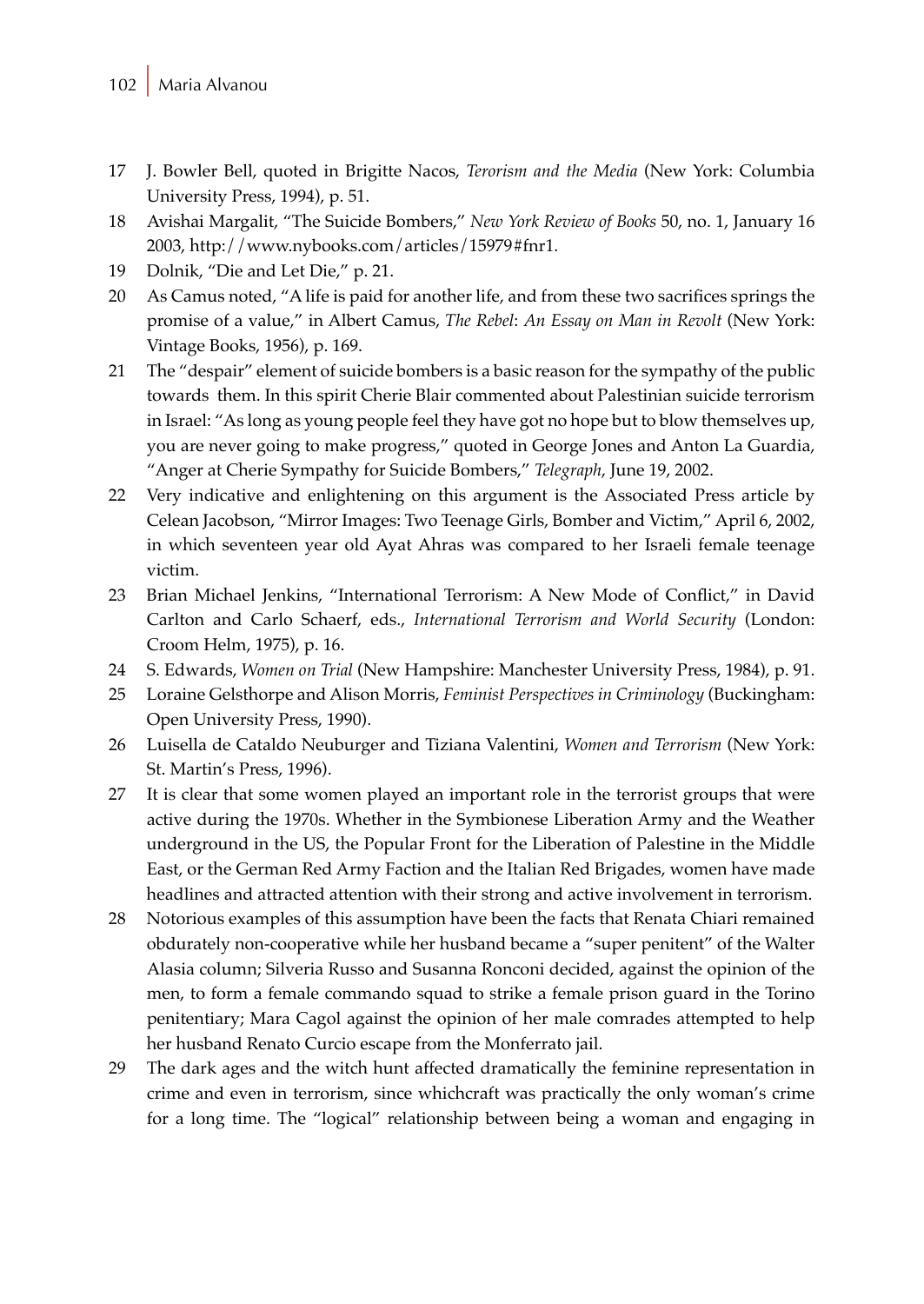17 J. Bowler Bell, quoted in Brigitte Nacos, *Terorism and the Media* (New York: Columbia University Press, 1994), p. 51.

18 Avishai Margalit, "The Suicide Bombers," *New York Review of Books* 50, no. 1, January 16 2003, http://www.nybooks.com/articles/15979#fnr1.

19 Dolnik, "Die and Let Die," p. 21.

20 As Camus noted, "A life is paid for another life, and from these two sacrifices springs the promise of a value," in Albert Camus, *The Rebel*: *An Essay on Man in Revolt* (New York: Vintage Books, 1956), p. 169.

21 The "despair" element of suicide bombers is a basic reason for the sympathy of the public towards them. In this spirit Cherie Blair commented about Palestinian suicide terrorism in Israel: "As long as young people feel they have got no hope but to blow themselves up, you are never going to make progress," quoted in George Jones and Anton La Guardia, "Anger at Cherie Sympathy for Suicide Bombers," *Telegraph*, June 19, 2002.

22 Very indicative and enlightening on this argument is the Associated Press article by Celean Jacobson, "Mirror Images: Two Teenage Girls, Bomber and Victim," April 6, 2002, in which seventeen year old Ayat Ahras was compared to her Israeli female teenage victim.

23 Brian Michael Jenkins, "International Terrorism: A New Mode of Conflict," in David Carlton and Carlo Schaerf, eds., *International Terrorism and World Security* (London: Croom Helm, 1975), p. 16.

24 S. Edwards, *Women on Trial* (New Hampshire: Manchester University Press, 1984), p. 91.

25 Loraine Gelsthorpe and Alison Morris, *Feminist Perspectives in Criminology* (Buckingham: Open University Press, 1990).

26 Luisella de Cataldo Neuburger and Tiziana Valentini, *Women and Terrorism* (New York: St. Martin's Press, 1996).

27 It is clear that some women played an important role in the terrorist groups that were active during the 1970s. Whether in the Symbionese Liberation Army and the Weather underground in the US, the Popular Front for the Liberation of Palestine in the Middle East, or the German Red Army Faction and the Italian Red Brigades, women have made headlines and attracted attention with their strong and active involvement in terrorism.

28 Notorious examples of this assumption have been the facts that Renata Chiari remained obdurately non-cooperative while her husband became a "super penitent" of the Walter Alasia column; Silveria Russo and Susanna Ronconi decided, against the opinion of the men, to form a female commando squad to strike a female prison guard in the Torino penitentiary; Mara Cagol against the opinion of her male comrades attempted to help her husband Renato Curcio escape from the Monferrato jail.

29 The dark ages and the witch hunt affected dramatically the feminine representation in crime and even in terrorism, since whichcraft was practically the only woman's crime for a long time. The "logical" relationship between being a woman and engaging in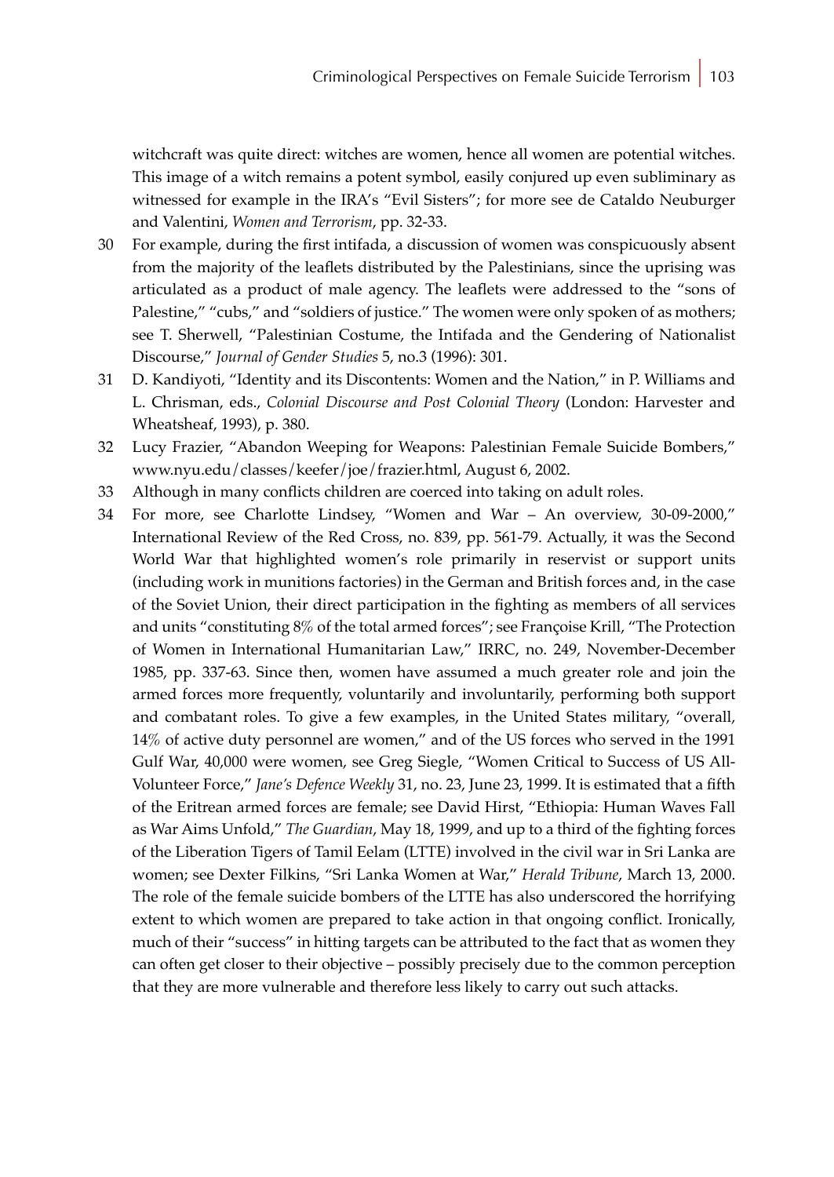witchcraft was quite direct: witches are women, hence all women are potential witches. This image of a witch remains a potent symbol, easily conjured up even subliminary as witnessed for example in the IRA's "Evil Sisters"; for more see de Cataldo Neuburger and Valentini, *Women and Terrorism*, pp. 32-33.

30 For example, during the first intifada, a discussion of women was conspicuously absent from the majority of the leaflets distributed by the Palestinians, since the uprising was articulated as a product of male agency. The leaflets were addressed to the "sons of Palestine," "cubs," and "soldiers of justice." The women were only spoken of as mothers; see T. Sherwell, "Palestinian Costume, the Intifada and the Gendering of Nationalist Discourse," *Journal of Gender Studies* 5, no.3 (1996): 301.

31 D. Kandiyoti, "Identity and its Discontents: Women and the Nation," in P. Williams and L. Chrisman, eds., *Colonial Discourse and Post Colonial Theory* (London: Harvester and Wheatsheaf, 1993), p. 380.

32 Lucy Frazier, "Abandon Weeping for Weapons: Palestinian Female Suicide Bombers," www.nyu.edu/classes/keefer/joe/frazier.html, August 6, 2002.

33 Although in many conflicts children are coerced into taking on adult roles.

34 For more, see Charlotte Lindsey, "Women and War – An overview, 30-09-2000," International Review of the Red Cross, no. 839, pp. 561-79. Actually, it was the Second World War that highlighted women's role primarily in reservist or support units (including work in munitions factories) in the German and British forces and, in the case of the Soviet Union, their direct participation in the fighting as members of all services and units "constituting 8% of the total armed forces"; see Françoise Krill, "The Protection of Women in International Humanitarian Law," IRRC, no. 249, November-December 1985, pp. 337-63. Since then, women have assumed a much greater role and join the armed forces more frequently, voluntarily and involuntarily, performing both support and combatant roles. To give a few examples, in the United States military, "overall, 14% of active duty personnel are women," and of the US forces who served in the 1991 Gulf War, 40,000 were women, see Greg Siegle, "Women Critical to Success of US All-Volunteer Force," *Jane's Defence Weekly* 31, no. 23, June 23, 1999. It is estimated that a fifth of the Eritrean armed forces are female; see David Hirst, "Ethiopia: Human Waves Fall as War Aims Unfold," *The Guardian*, May 18, 1999, and up to a third of the fighting forces of the Liberation Tigers of Tamil Eelam (LTTE) involved in the civil war in Sri Lanka are women; see Dexter Filkins, "Sri Lanka Women at War," *Herald Tribune*, March 13, 2000. The role of the female suicide bombers of the LTTE has also underscored the horrifying extent to which women are prepared to take action in that ongoing conflict. Ironically, much of their "success" in hitting targets can be attributed to the fact that as women they can often get closer to their objective – possibly precisely due to the common perception that they are more vulnerable and therefore less likely to carry out such attacks.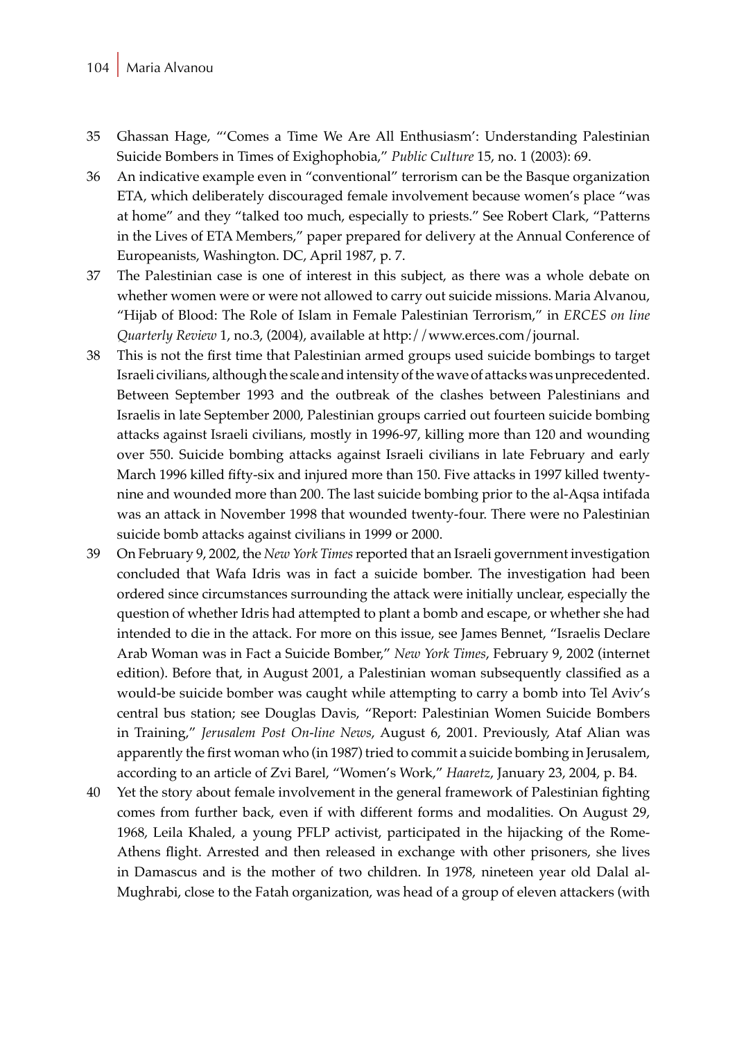35 Ghassan Hage, "'Comes a Time We Are All Enthusiasm': Understanding Palestinian Suicide Bombers in Times of Exighophobia," *Public Culture* 15, no. 1 (2003): 69.

36 An indicative example even in "conventional" terrorism can be the Basque organization ETA, which deliberately discouraged female involvement because women's place "was at home" and they "talked too much, especially to priests." See Robert Clark, "Patterns in the Lives of ETA Members," paper prepared for delivery at the Annual Conference of Europeanists, Washington. DC, April 1987, p. 7.

37 The Palestinian case is one of interest in this subject, as there was a whole debate on whether women were or were not allowed to carry out suicide missions. Maria Alvanou, "Hijab of Blood: The Role of Islam in Female Palestinian Terrorism," in *ERCES on line Quarterly Review* 1, no.3, (2004), available at http://www.erces.com/journal.

38 This is not the first time that Palestinian armed groups used suicide bombings to target Israeli civilians, although the scale and intensity of the wave of attacks was unprecedented. Between September 1993 and the outbreak of the clashes between Palestinians and Israelis in late September 2000, Palestinian groups carried out fourteen suicide bombing attacks against Israeli civilians, mostly in 1996-97, killing more than 120 and wounding over 550. Suicide bombing attacks against Israeli civilians in late February and early March 1996 killed fifty-six and injured more than 150. Five attacks in 1997 killed twenty-nine and wounded more than 200. The last suicide bombing prior to the al-Aqsa intifada was an attack in November 1998 that wounded twenty-four. There were no Palestinian suicide bomb attacks against civilians in 1999 or 2000.

39 On February 9, 2002, the *New York Times* reported that an Israeli government investigation concluded that Wafa Idris was in fact a suicide bomber. The investigation had been ordered since circumstances surrounding the attack were initially unclear, especially the question of whether Idris had attempted to plant a bomb and escape, or whether she had intended to die in the attack. For more on this issue, see James Bennet, "Israelis Declare Arab Woman was in Fact a Suicide Bomber," *New York Times*, February 9, 2002 (internet edition). Before that, in August 2001, a Palestinian woman subsequently classified as a would-be suicide bomber was caught while attempting to carry a bomb into Tel Aviv's central bus station; see Douglas Davis, "Report: Palestinian Women Suicide Bombers in Training," *Jerusalem Post On-line News*, August 6, 2001. Previously, Ataf Alian was apparently the first woman who (in 1987) tried to commit a suicide bombing in Jerusalem, according to an article of Zvi Barel, "Women's Work," *Haaretz*, January 23, 2004, p. B4.

40 Yet the story about female involvement in the general framework of Palestinian fighting comes from further back, even if with different forms and modalities. On August 29, 1968, Leila Khaled, a young PFLP activist, participated in the hijacking of the Rome-Athens flight. Arrested and then released in exchange with other prisoners, she lives in Damascus and is the mother of two children. In 1978, nineteen year old Dalal al-Mughrabi, close to the Fatah organization, was head of a group of eleven attackers (with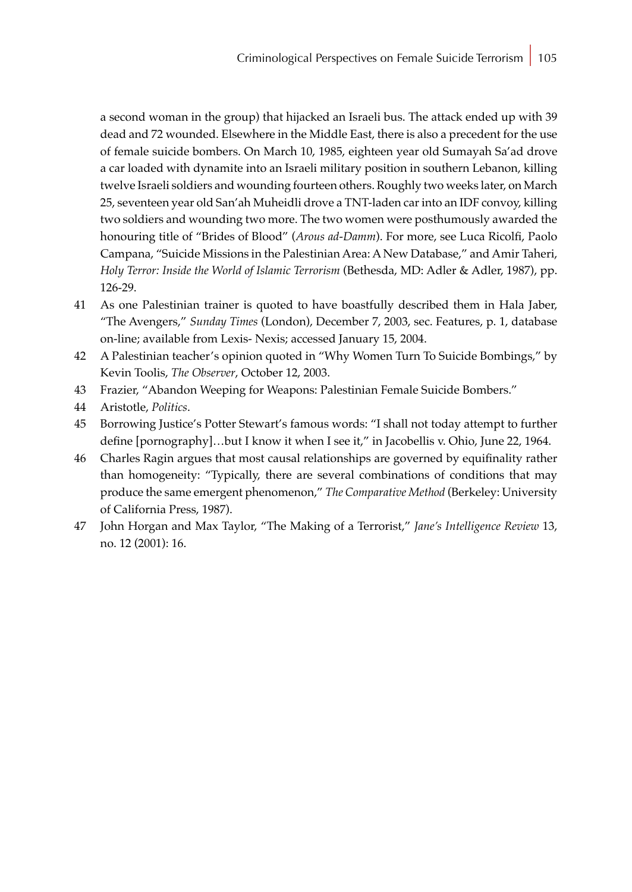a second woman in the group) that hijacked an Israeli bus. The attack ended up with 39 dead and 72 wounded. Elsewhere in the Middle East, there is also a precedent for the use of female suicide bombers. On March 10, 1985, eighteen year old Sumayah Sa'ad drove a car loaded with dynamite into an Israeli military position in southern Lebanon, killing twelve Israeli soldiers and wounding fourteen others. Roughly two weeks later, on March 25, seventeen year old San'ah Muheidli drove a TNT-laden car into an IDF convoy, killing two soldiers and wounding two more. The two women were posthumously awarded the honouring title of "Brides of Blood" (*Arous ad-Damm*). For more, see Luca Ricolfi, Paolo Campana, "Suicide Missions in the Palestinian Area: A New Database," and Amir Taheri, *Holy Terror: Inside the World of Islamic Terrorism* (Bethesda, MD: Adler & Adler, 1987), pp. 126-29.

41 As one Palestinian trainer is quoted to have boastfully described them in Hala Jaber, "The Avengers," *Sunday Times* (London), December 7, 2003, sec. Features, p. 1, database on-line; available from Lexis- Nexis; accessed January 15, 2004.

42 A Palestinian teacher's opinion quoted in "Why Women Turn To Suicide Bombings," by Kevin Toolis, *The Observer*, October 12, 2003.

43 Frazier, "Abandon Weeping for Weapons: Palestinian Female Suicide Bombers."

44 Aristotle, *Politics*.

45 Borrowing Justice's Potter Stewart's famous words: "I shall not today attempt to further define [pornography]…but I know it when I see it," in Jacobellis v. Ohio, June 22, 1964.

46 Charles Ragin argues that most causal relationships are governed by equifinality rather than homogeneity: "Typically, there are several combinations of conditions that may produce the same emergent phenomenon," *The Comparative Method* (Berkeley: University of California Press, 1987).

47 John Horgan and Max Taylor, "The Making of a Terrorist," *Jane's Intelligence Review* 13, no. 12 (2001): 16.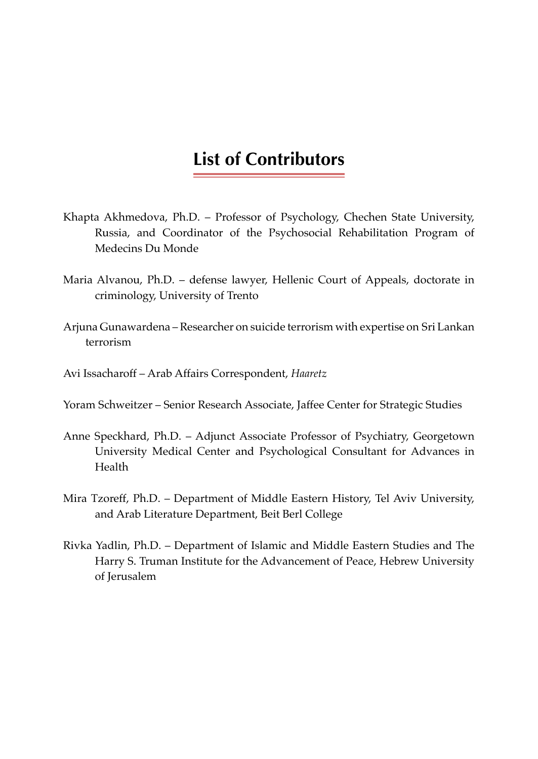# List of Contributors

Khapta Akhmedova, Ph.D. – Professor of Psychology, Chechen State University, Russia, and Coordinator of the Psychosocial Rehabilitation Program of Medecins Du Monde

Maria Alvanou, Ph.D. – defense lawyer, Hellenic Court of Appeals, doctorate in criminology, University of Trento

Arjuna Gunawardena – Researcher on suicide terrorism with expertise on Sri Lankan terrorism

Avi Issacharoff – Arab Affairs Correspondent, *Haaretz*

Yoram Schweitzer – Senior Research Associate, Jaffee Center for Strategic Studies

Anne Speckhard, Ph.D. – Adjunct Associate Professor of Psychiatry, Georgetown University Medical Center and Psychological Consultant for Advances in Health

Mira Tzoreff, Ph.D. – Department of Middle Eastern History, Tel Aviv University, and Arab Literature Department, Beit Berl College

Rivka Yadlin, Ph.D. – Department of Islamic and Middle Eastern Studies and The Harry S. Truman Institute for the Advancement of Peace, Hebrew University of Jerusalem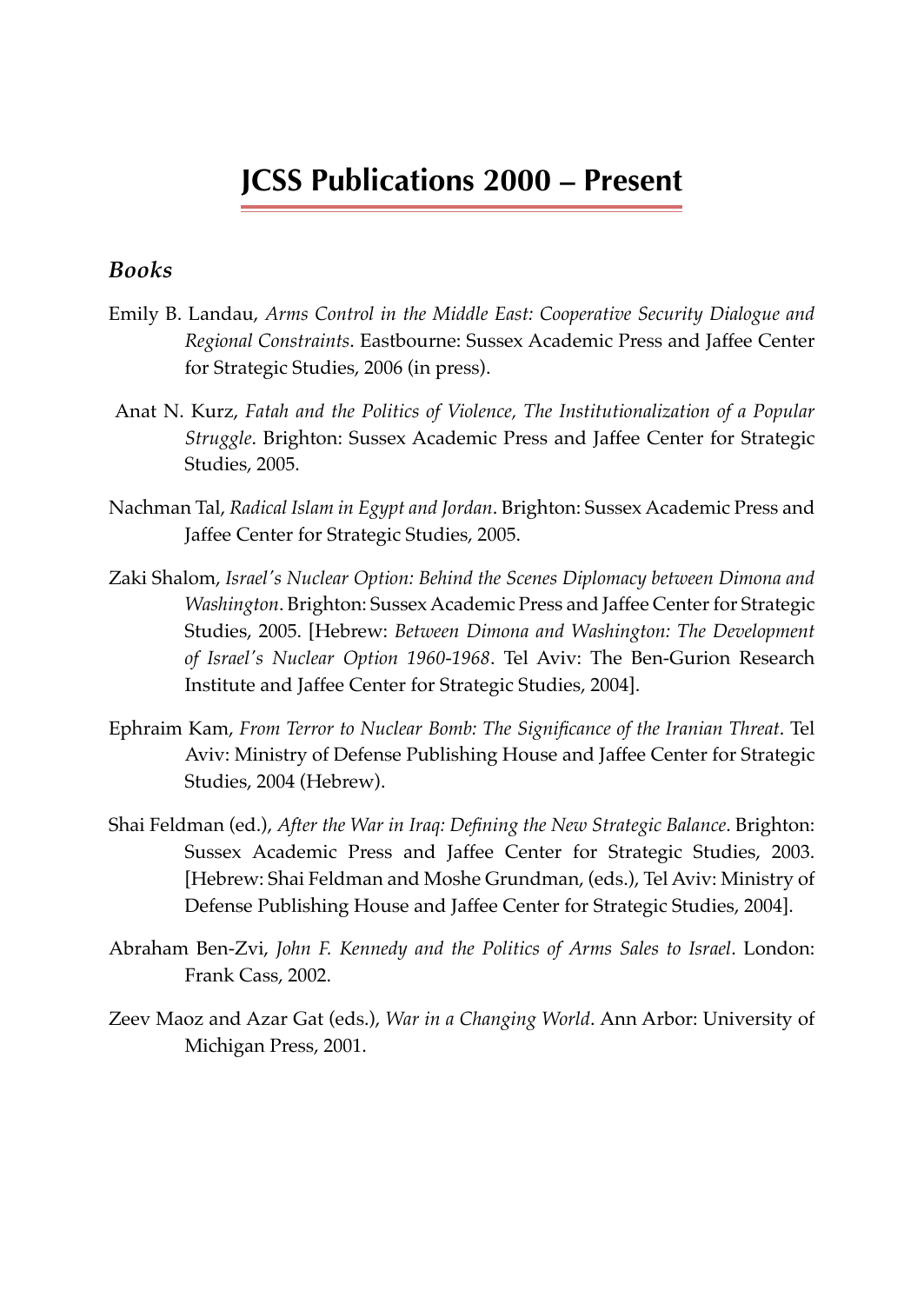# JCSS Publications 2000 – Present

## *Books*

Emily B. Landau, *Arms Control in the Middle East: Cooperative Security Dialogue and Regional Constraints*. Eastbourne: Sussex Academic Press and Jaffee Center for Strategic Studies, 2006 (in press).

Anat N. Kurz, *Fatah and the Politics of Violence, The Institutionalization of a Popular Struggle*. Brighton: Sussex Academic Press and Jaffee Center for Strategic Studies, 2005.

Nachman Tal, *Radical Islam in Egypt and Jordan*. Brighton: Sussex Academic Press and Jaffee Center for Strategic Studies, 2005.

Zaki Shalom, *Israel's Nuclear Option: Behind the Scenes Diplomacy between Dimona and Washington*. Brighton: Sussex Academic Press and Jaffee Center for Strategic Studies, 2005. [Hebrew: *Between Dimona and Washington: The Development of Israel's Nuclear Option 1960-1968*. Tel Aviv: The Ben-Gurion Research Institute and Jaffee Center for Strategic Studies, 2004].

Ephraim Kam, *From Terror to Nuclear Bomb: The Significance of the Iranian Threat*. Tel Aviv: Ministry of Defense Publishing House and Jaffee Center for Strategic Studies, 2004 (Hebrew).

Shai Feldman (ed.), *After the War in Iraq: Defining the New Strategic Balance*. Brighton: Sussex Academic Press and Jaffee Center for Strategic Studies, 2003. [Hebrew: Shai Feldman and Moshe Grundman, (eds.), Tel Aviv: Ministry of Defense Publishing House and Jaffee Center for Strategic Studies, 2004].

Abraham Ben-Zvi, *John F. Kennedy and the Politics of Arms Sales to Israel*. London: Frank Cass, 2002.

Zeev Maoz and Azar Gat (eds.), *War in a Changing World*. Ann Arbor: University of Michigan Press, 2001.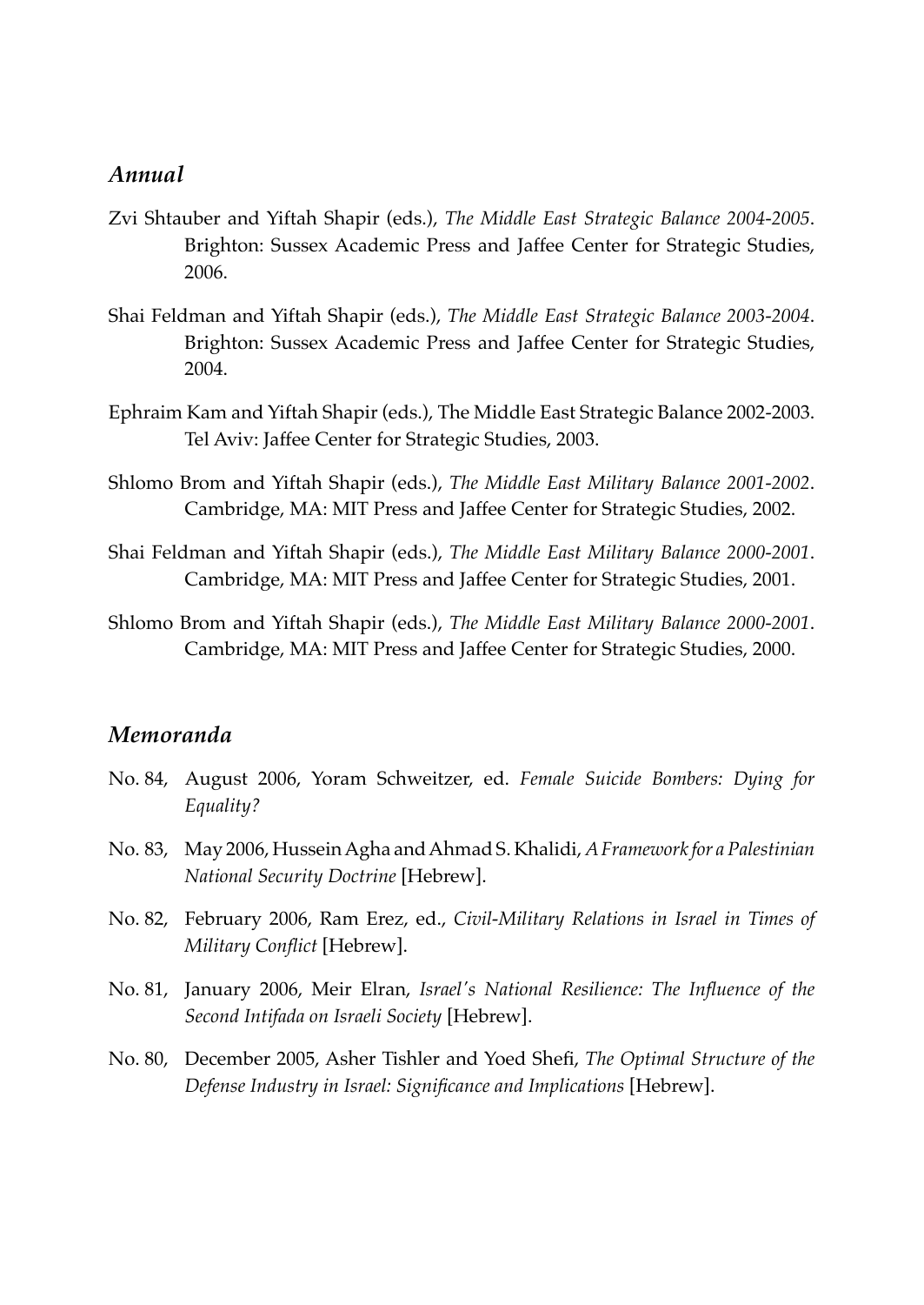## *Annual*

Zvi Shtauber and Yiftah Shapir (eds.), *The Middle East Strategic Balance 2004-2005*. Brighton: Sussex Academic Press and Jaffee Center for Strategic Studies, 2006.

Shai Feldman and Yiftah Shapir (eds.), *The Middle East Strategic Balance 2003-2004*. Brighton: Sussex Academic Press and Jaffee Center for Strategic Studies, 2004.

Ephraim Kam and Yiftah Shapir (eds.), The Middle East Strategic Balance 2002-2003. Tel Aviv: Jaffee Center for Strategic Studies, 2003.

Shlomo Brom and Yiftah Shapir (eds.), *The Middle East Military Balance 2001-2002*. Cambridge, MA: MIT Press and Jaffee Center for Strategic Studies, 2002.

Shai Feldman and Yiftah Shapir (eds.), *The Middle East Military Balance 2000-2001*. Cambridge, MA: MIT Press and Jaffee Center for Strategic Studies, 2001.

Shlomo Brom and Yiftah Shapir (eds.), *The Middle East Military Balance 2000-2001*. Cambridge, MA: MIT Press and Jaffee Center for Strategic Studies, 2000.

## *Memoranda*

No. 84, August 2006, Yoram Schweitzer, ed. *Female Suicide Bombers: Dying for Equality?*

No. 83, May 2006, Hussein Agha and Ahmad S. Khalidi, *A Framework for a Palestinian National Security Doctrine* [Hebrew].

No. 82, February 2006, Ram Erez, ed., *Civil-Military Relations in Israel in Times of Military Conflict* [Hebrew].

No. 81, January 2006, Meir Elran, *Israel's National Resilience: The Influence of the Second Intifada on Israeli Society* [Hebrew].

No. 80, December 2005, Asher Tishler and Yoed Shefi, *The Optimal Structure of the Defense Industry in Israel: Significance and Implications* [Hebrew].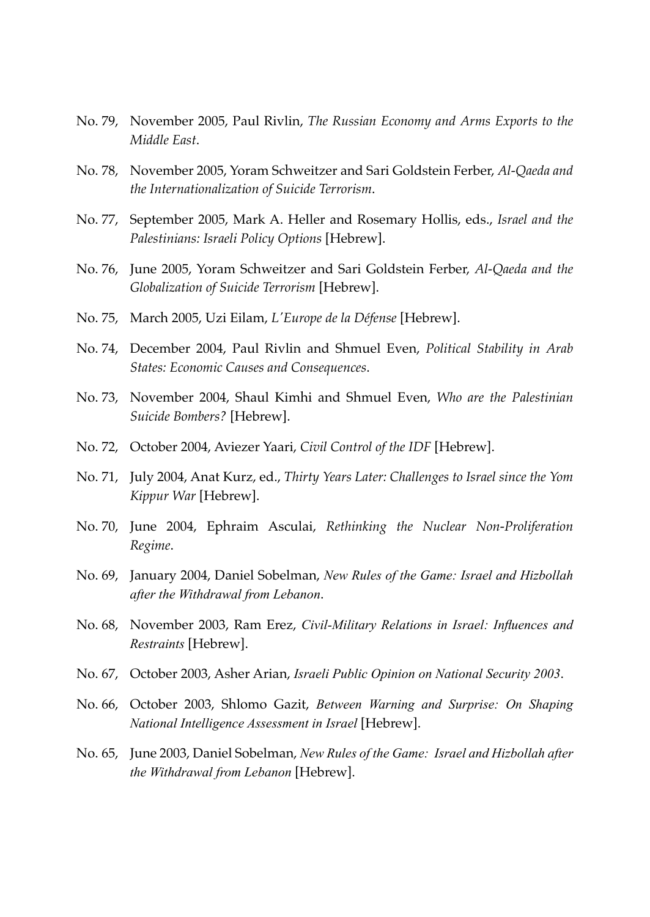No. 79, November 2005, Paul Rivlin, *The Russian Economy and Arms Exports to the Middle East*.

No. 78, November 2005, Yoram Schweitzer and Sari Goldstein Ferber, *Al-Qaeda and the Internationalization of Suicide Terrorism*.

No. 77, September 2005, Mark A. Heller and Rosemary Hollis, eds., *Israel and the Palestinians: Israeli Policy Options* [Hebrew].

No. 76, June 2005, Yoram Schweitzer and Sari Goldstein Ferber, *Al-Qaeda and the Globalization of Suicide Terrorism* [Hebrew].

No. 75, March 2005, Uzi Eilam, *L'Europe de la Défense* [Hebrew].

No. 74, December 2004, Paul Rivlin and Shmuel Even, *Political Stability in Arab States: Economic Causes and Consequences*.

No. 73, November 2004, Shaul Kimhi and Shmuel Even, *Who are the Palestinian Suicide Bombers?* [Hebrew].

No. 72, October 2004, Aviezer Yaari, *Civil Control of the IDF* [Hebrew].

No. 71, July 2004, Anat Kurz, ed., *Thirty Years Later: Challenges to Israel since the Yom Kippur War* [Hebrew].

No. 70, June 2004, Ephraim Asculai, *Rethinking the Nuclear Non-Proliferation Regime*.

No. 69, January 2004, Daniel Sobelman, *New Rules of the Game: Israel and Hizbollah after the Withdrawal from Lebanon*.

No. 68, November 2003, Ram Erez, *Civil-Military Relations in Israel: Influences and Restraints* [Hebrew].

No. 67, October 2003, Asher Arian, *Israeli Public Opinion on National Security 2003*.

No. 66, October 2003, Shlomo Gazit, *Between Warning and Surprise: On Shaping National Intelligence Assessment in Israel* [Hebrew].

No. 65, June 2003, Daniel Sobelman, *New Rules of the Game: Israel and Hizbollah after the Withdrawal from Lebanon* [Hebrew].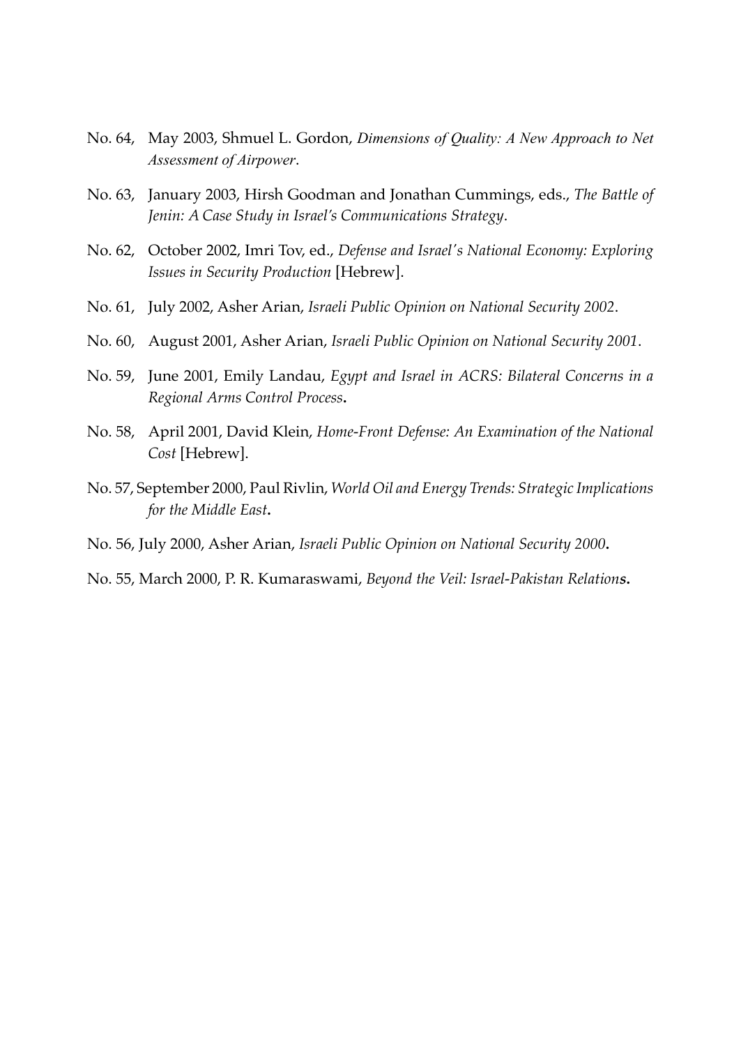No. 64, May 2003, Shmuel L. Gordon, *Dimensions of Quality: A New Approach to Net Assessment of Airpower*.

No. 63, January 2003, Hirsh Goodman and Jonathan Cummings, eds., *The Battle of Jenin: A Case Study in Israel's Communications Strategy*.

No. 62, October 2002, Imri Tov, ed., *Defense and Israel's National Economy: Exploring Issues in Security Production* [Hebrew].

No. 61, July 2002, Asher Arian, *Israeli Public Opinion on National Security 2002*.

No. 60, August 2001, Asher Arian, *Israeli Public Opinion on National Security 2001*.

No. 59, June 2001, Emily Landau, *Egypt and Israel in ACRS: Bilateral Concerns in a Regional Arms Control Process***.**

No. 58, April 2001, David Klein, *Home-Front Defense: An Examination of the National Cost* [Hebrew].

No. 57, September 2000, Paul Rivlin, *World Oil and Energy Trends: Strategic Implications for the Middle East***.**

No. 56, July 2000, Asher Arian, *Israeli Public Opinion on National Security 2000***.**

No. 55, March 2000, P. R. Kumaraswami, *Beyond the Veil: Israel-Pakistan Relations***.**